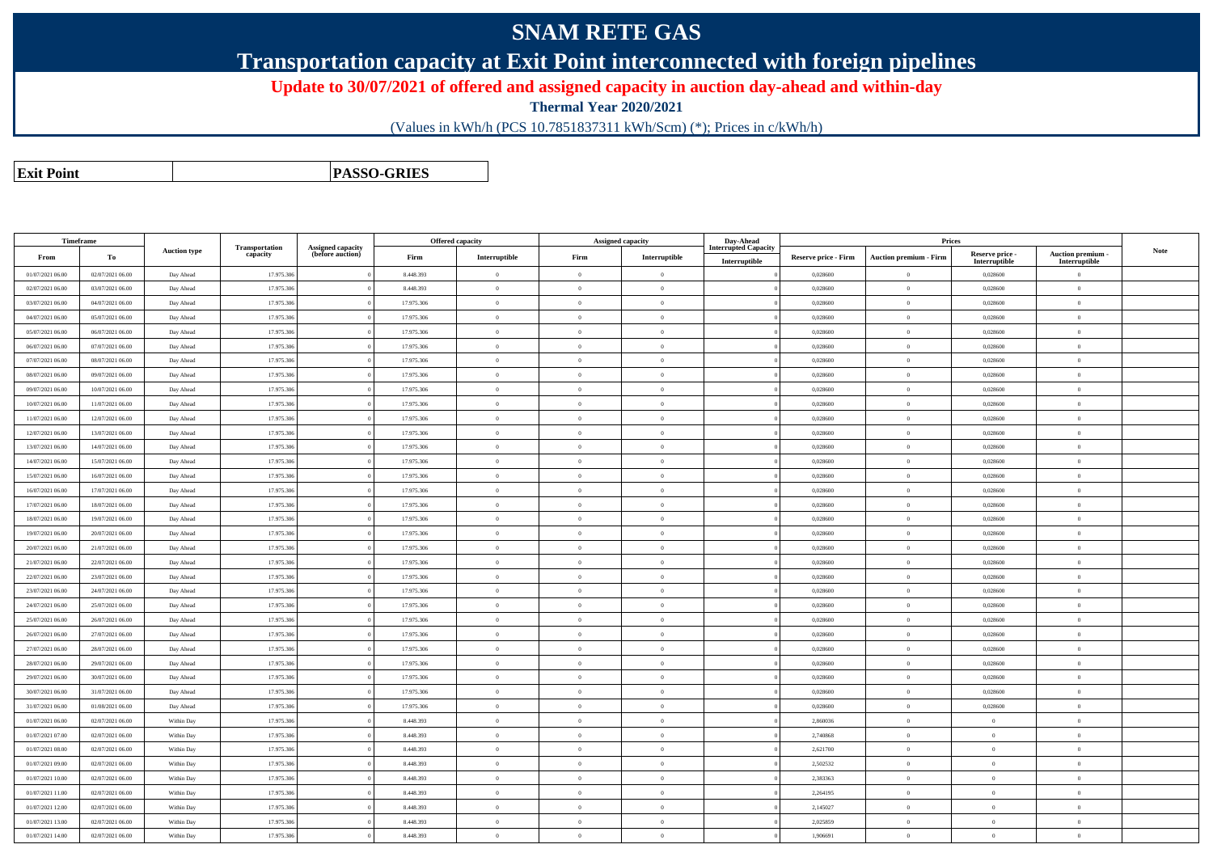# SNAM RETE GAS

## Transportation capacity at Exit Point interconnected with foreign pipelines

**Update to 30/07/2021 of offered and assigned capacity in auction day-ahead and within-day**

**Thermal Year 2020/2021**

(Values in kWh/h (PCS 10.7851837311 kWh/Scm) (*); Prices in c/kWh/h)

| **Exit Point** | **PASSO-GRIES** |
|---|---|

| Timeframe | | Auction type | Transportation capacity | Assigned capacity (before auction) | Offered capacity | | Assigned capacity | | Day-Ahead Interrupted Capacity | Prices | | | | Note |
|---|---|---|---|---|---|---|---|---|---|---|---|---|---|---|
| From | To | | | | Firm | Interruptible | Firm | Interruptible | Interruptible | Reserve price - Firm | Auction premium - Firm | Reserve price - Interruptible | Auction premium - Interruptible | |
| 01/07/2021 06.00 | 02/07/2021 06.00 | Day Ahead | 17.975.306 | 0 | 8.448.393 | 0 | 0 | 0 | 0 | 0,028600 | 0 | 0,028600 | 0 | |
| 02/07/2021 06.00 | 03/07/2021 06.00 | Day Ahead | 17.975.306 | 0 | 8.448.393 | 0 | 0 | 0 | 0 | 0,028600 | 0 | 0,028600 | 0 | |
| 03/07/2021 06.00 | 04/07/2021 06.00 | Day Ahead | 17.975.306 | 0 | 17.975.306 | 0 | 0 | 0 | 0 | 0,028600 | 0 | 0,028600 | 0 | |
| 04/07/2021 06.00 | 05/07/2021 06.00 | Day Ahead | 17.975.306 | 0 | 17.975.306 | 0 | 0 | 0 | 0 | 0,028600 | 0 | 0,028600 | 0 | |
| 05/07/2021 06.00 | 06/07/2021 06.00 | Day Ahead | 17.975.306 | 0 | 17.975.306 | 0 | 0 | 0 | 0 | 0,028600 | 0 | 0,028600 | 0 | |
| 06/07/2021 06.00 | 07/07/2021 06.00 | Day Ahead | 17.975.306 | 0 | 17.975.306 | 0 | 0 | 0 | 0 | 0,028600 | 0 | 0,028600 | 0 | |
| 07/07/2021 06.00 | 08/07/2021 06.00 | Day Ahead | 17.975.306 | 0 | 17.975.306 | 0 | 0 | 0 | 0 | 0,028600 | 0 | 0,028600 | 0 | |
| 08/07/2021 06.00 | 09/07/2021 06.00 | Day Ahead | 17.975.306 | 0 | 17.975.306 | 0 | 0 | 0 | 0 | 0,028600 | 0 | 0,028600 | 0 | |
| 09/07/2021 06.00 | 10/07/2021 06.00 | Day Ahead | 17.975.306 | 0 | 17.975.306 | 0 | 0 | 0 | 0 | 0,028600 | 0 | 0,028600 | 0 | |
| 10/07/2021 06.00 | 11/07/2021 06.00 | Day Ahead | 17.975.306 | 0 | 17.975.306 | 0 | 0 | 0 | 0 | 0,028600 | 0 | 0,028600 | 0 | |
| 11/07/2021 06.00 | 12/07/2021 06.00 | Day Ahead | 17.975.306 | 0 | 17.975.306 | 0 | 0 | 0 | 0 | 0,028600 | 0 | 0,028600 | 0 | |
| 12/07/2021 06.00 | 13/07/2021 06.00 | Day Ahead | 17.975.306 | 0 | 17.975.306 | 0 | 0 | 0 | 0 | 0,028600 | 0 | 0,028600 | 0 | |
| 13/07/2021 06.00 | 14/07/2021 06.00 | Day Ahead | 17.975.306 | 0 | 17.975.306 | 0 | 0 | 0 | 0 | 0,028600 | 0 | 0,028600 | 0 | |
| 14/07/2021 06.00 | 15/07/2021 06.00 | Day Ahead | 17.975.306 | 0 | 17.975.306 | 0 | 0 | 0 | 0 | 0,028600 | 0 | 0,028600 | 0 | |
| 15/07/2021 06.00 | 16/07/2021 06.00 | Day Ahead | 17.975.306 | 0 | 17.975.306 | 0 | 0 | 0 | 0 | 0,028600 | 0 | 0,028600 | 0 | |
| 16/07/2021 06.00 | 17/07/2021 06.00 | Day Ahead | 17.975.306 | 0 | 17.975.306 | 0 | 0 | 0 | 0 | 0,028600 | 0 | 0,028600 | 0 | |
| 17/07/2021 06.00 | 18/07/2021 06.00 | Day Ahead | 17.975.306 | 0 | 17.975.306 | 0 | 0 | 0 | 0 | 0,028600 | 0 | 0,028600 | 0 | |
| 18/07/2021 06.00 | 19/07/2021 06.00 | Day Ahead | 17.975.306 | 0 | 17.975.306 | 0 | 0 | 0 | 0 | 0,028600 | 0 | 0,028600 | 0 | |
| 19/07/2021 06.00 | 20/07/2021 06.00 | Day Ahead | 17.975.306 | 0 | 17.975.306 | 0 | 0 | 0 | 0 | 0,028600 | 0 | 0,028600 | 0 | |
| 20/07/2021 06.00 | 21/07/2021 06.00 | Day Ahead | 17.975.306 | 0 | 17.975.306 | 0 | 0 | 0 | 0 | 0,028600 | 0 | 0,028600 | 0 | |
| 21/07/2021 06.00 | 22/07/2021 06.00 | Day Ahead | 17.975.306 | 0 | 17.975.306 | 0 | 0 | 0 | 0 | 0,028600 | 0 | 0,028600 | 0 | |
| 22/07/2021 06.00 | 23/07/2021 06.00 | Day Ahead | 17.975.306 | 0 | 17.975.306 | 0 | 0 | 0 | 0 | 0,028600 | 0 | 0,028600 | 0 | |
| 23/07/2021 06.00 | 24/07/2021 06.00 | Day Ahead | 17.975.306 | 0 | 17.975.306 | 0 | 0 | 0 | 0 | 0,028600 | 0 | 0,028600 | 0 | |
| 24/07/2021 06.00 | 25/07/2021 06.00 | Day Ahead | 17.975.306 | 0 | 17.975.306 | 0 | 0 | 0 | 0 | 0,028600 | 0 | 0,028600 | 0 | |
| 25/07/2021 06.00 | 26/07/2021 06.00 | Day Ahead | 17.975.306 | 0 | 17.975.306 | 0 | 0 | 0 | 0 | 0,028600 | 0 | 0,028600 | 0 | |
| 26/07/2021 06.00 | 27/07/2021 06.00 | Day Ahead | 17.975.306 | 0 | 17.975.306 | 0 | 0 | 0 | 0 | 0,028600 | 0 | 0,028600 | 0 | |
| 27/07/2021 06.00 | 28/07/2021 06.00 | Day Ahead | 17.975.306 | 0 | 17.975.306 | 0 | 0 | 0 | 0 | 0,028600 | 0 | 0,028600 | 0 | |
| 28/07/2021 06.00 | 29/07/2021 06.00 | Day Ahead | 17.975.306 | 0 | 17.975.306 | 0 | 0 | 0 | 0 | 0,028600 | 0 | 0,028600 | 0 | |
| 29/07/2021 06.00 | 30/07/2021 06.00 | Day Ahead | 17.975.306 | 0 | 17.975.306 | 0 | 0 | 0 | 0 | 0,028600 | 0 | 0,028600 | 0 | |
| 30/07/2021 06.00 | 31/07/2021 06.00 | Day Ahead | 17.975.306 | 0 | 17.975.306 | 0 | 0 | 0 | 0 | 0,028600 | 0 | 0,028600 | 0 | |
| 31/07/2021 06.00 | 01/08/2021 06.00 | Day Ahead | 17.975.306 | 0 | 17.975.306 | 0 | 0 | 0 | 0 | 0,028600 | 0 | 0,028600 | 0 | |
| 01/07/2021 06.00 | 02/07/2021 06.00 | Within Day | 17.975.306 | 0 | 8.448.393 | 0 | 0 | 0 | 0 | 2,860036 | 0 | 0 | 0 | |
| 01/07/2021 07.00 | 02/07/2021 06.00 | Within Day | 17.975.306 | 0 | 8.448.393 | 0 | 0 | 0 | 0 | 2,740868 | 0 | 0 | 0 | |
| 01/07/2021 08.00 | 02/07/2021 06.00 | Within Day | 17.975.306 | 0 | 8.448.393 | 0 | 0 | 0 | 0 | 2,621700 | 0 | 0 | 0 | |
| 01/07/2021 09.00 | 02/07/2021 06.00 | Within Day | 17.975.306 | 0 | 8.448.393 | 0 | 0 | 0 | 0 | 2,502532 | 0 | 0 | 0 | |
| 01/07/2021 10.00 | 02/07/2021 06.00 | Within Day | 17.975.306 | 0 | 8.448.393 | 0 | 0 | 0 | 0 | 2,383363 | 0 | 0 | 0 | |
| 01/07/2021 11.00 | 02/07/2021 06.00 | Within Day | 17.975.306 | 0 | 8.448.393 | 0 | 0 | 0 | 0 | 2,264195 | 0 | 0 | 0 | |
| 01/07/2021 12.00 | 02/07/2021 06.00 | Within Day | 17.975.306 | 0 | 8.448.393 | 0 | 0 | 0 | 0 | 2,145027 | 0 | 0 | 0 | |
| 01/07/2021 13.00 | 02/07/2021 06.00 | Within Day | 17.975.306 | 0 | 8.448.393 | 0 | 0 | 0 | 0 | 2,025859 | 0 | 0 | 0 | |
| 01/07/2021 14.00 | 02/07/2021 06.00 | Within Day | 17.975.306 | 0 | 8.448.393 | 0 | 0 | 0 | 0 | 1,906691 | 0 | 0 | 0 | |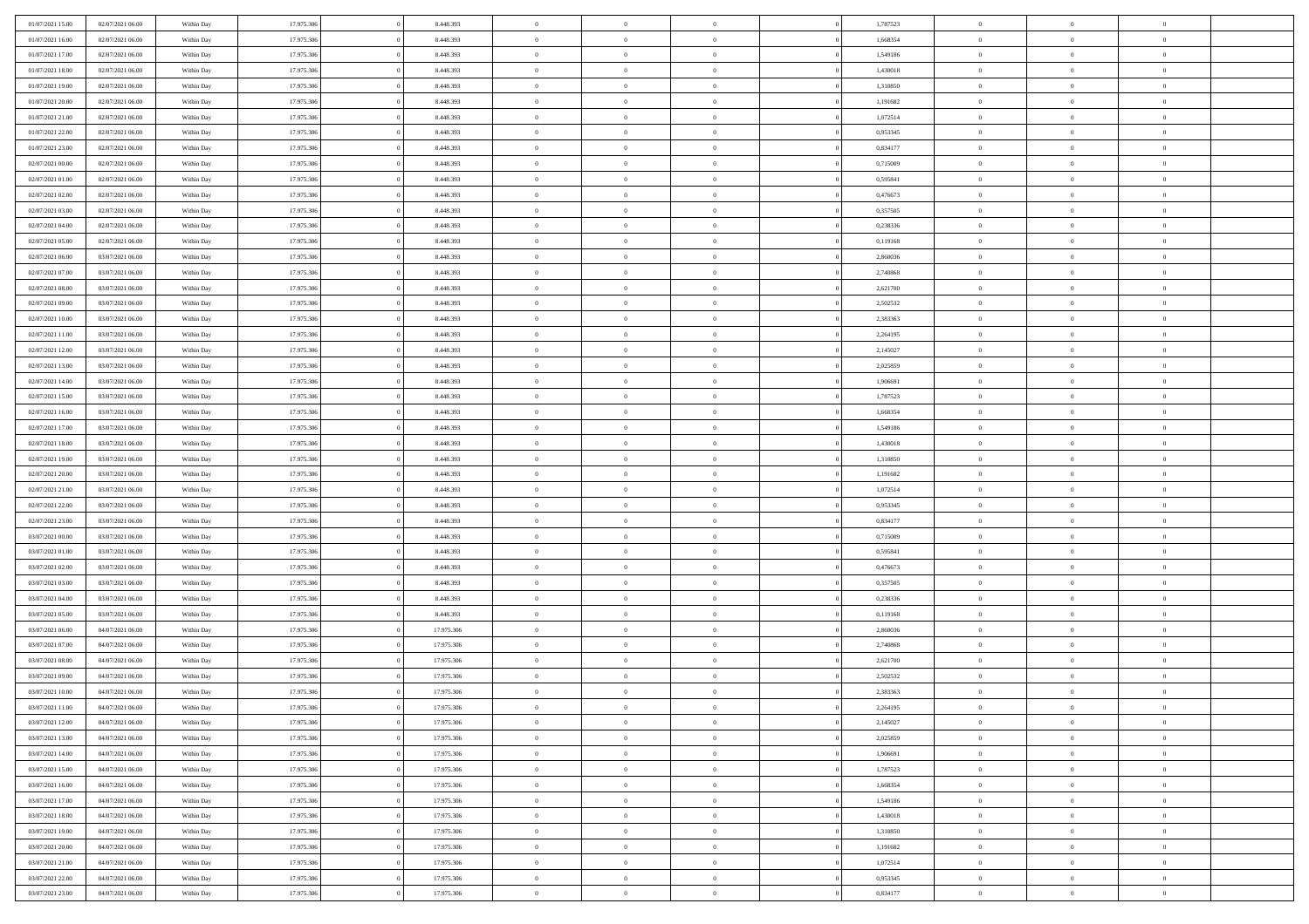| | | | | | | | | | | | | | | | |
|---|---|---|---|---|---|---|---|---|---|---|---|---|---|---|---|
| 01/07/2021 15.00 | 02/07/2021 06.00 | Within Day | 17.975.306 | 0 | 8.448.393 | 0 | 0 | 0 | | 0 | 1,787523 | 0 | 0 | 0 | |
| 01/07/2021 16.00 | 02/07/2021 06.00 | Within Day | 17.975.306 | 0 | 8.448.393 | 0 | 0 | 0 | | 0 | 1,668354 | 0 | 0 | 0 | |
| 01/07/2021 17.00 | 02/07/2021 06.00 | Within Day | 17.975.306 | 0 | 8.448.393 | 0 | 0 | 0 | | 0 | 1,549186 | 0 | 0 | 0 | |
| 01/07/2021 18.00 | 02/07/2021 06.00 | Within Day | 17.975.306 | 0 | 8.448.393 | 0 | 0 | 0 | | 0 | 1,430018 | 0 | 0 | 0 | |
| 01/07/2021 19.00 | 02/07/2021 06.00 | Within Day | 17.975.306 | 0 | 8.448.393 | 0 | 0 | 0 | | 0 | 1,310850 | 0 | 0 | 0 | |
| 01/07/2021 20.00 | 02/07/2021 06.00 | Within Day | 17.975.306 | 0 | 8.448.393 | 0 | 0 | 0 | | 0 | 1,191682 | 0 | 0 | 0 | |
| 01/07/2021 21.00 | 02/07/2021 06.00 | Within Day | 17.975.306 | 0 | 8.448.393 | 0 | 0 | 0 | | 0 | 1,072514 | 0 | 0 | 0 | |
| 01/07/2021 22.00 | 02/07/2021 06.00 | Within Day | 17.975.306 | 0 | 8.448.393 | 0 | 0 | 0 | | 0 | 0,953345 | 0 | 0 | 0 | |
| 01/07/2021 23.00 | 02/07/2021 06.00 | Within Day | 17.975.306 | 0 | 8.448.393 | 0 | 0 | 0 | | 0 | 0,834177 | 0 | 0 | 0 | |
| 02/07/2021 00.00 | 02/07/2021 06.00 | Within Day | 17.975.306 | 0 | 8.448.393 | 0 | 0 | 0 | | 0 | 0,715009 | 0 | 0 | 0 | |
| 02/07/2021 01.00 | 02/07/2021 06.00 | Within Day | 17.975.306 | 0 | 8.448.393 | 0 | 0 | 0 | | 0 | 0,595841 | 0 | 0 | 0 | |
| 02/07/2021 02.00 | 02/07/2021 06.00 | Within Day | 17.975.306 | 0 | 8.448.393 | 0 | 0 | 0 | | 0 | 0,476673 | 0 | 0 | 0 | |
| 02/07/2021 03.00 | 02/07/2021 06.00 | Within Day | 17.975.306 | 0 | 8.448.393 | 0 | 0 | 0 | | 0 | 0,357505 | 0 | 0 | 0 | |
| 02/07/2021 04.00 | 02/07/2021 06.00 | Within Day | 17.975.306 | 0 | 8.448.393 | 0 | 0 | 0 | | 0 | 0,238336 | 0 | 0 | 0 | |
| 02/07/2021 05.00 | 02/07/2021 06.00 | Within Day | 17.975.306 | 0 | 8.448.393 | 0 | 0 | 0 | | 0 | 0,119168 | 0 | 0 | 0 | |
| 02/07/2021 06.00 | 03/07/2021 06.00 | Within Day | 17.975.306 | 0 | 8.448.393 | 0 | 0 | 0 | | 0 | 2,860036 | 0 | 0 | 0 | |
| 02/07/2021 07.00 | 03/07/2021 06.00 | Within Day | 17.975.306 | 0 | 8.448.393 | 0 | 0 | 0 | | 0 | 2,740868 | 0 | 0 | 0 | |
| 02/07/2021 08.00 | 03/07/2021 06.00 | Within Day | 17.975.306 | 0 | 8.448.393 | 0 | 0 | 0 | | 0 | 2,621700 | 0 | 0 | 0 | |
| 02/07/2021 09.00 | 03/07/2021 06.00 | Within Day | 17.975.306 | 0 | 8.448.393 | 0 | 0 | 0 | | 0 | 2,502532 | 0 | 0 | 0 | |
| 02/07/2021 10.00 | 03/07/2021 06.00 | Within Day | 17.975.306 | 0 | 8.448.393 | 0 | 0 | 0 | | 0 | 2,383363 | 0 | 0 | 0 | |
| 02/07/2021 11.00 | 03/07/2021 06.00 | Within Day | 17.975.306 | 0 | 8.448.393 | 0 | 0 | 0 | | 0 | 2,264195 | 0 | 0 | 0 | |
| 02/07/2021 12.00 | 03/07/2021 06.00 | Within Day | 17.975.306 | 0 | 8.448.393 | 0 | 0 | 0 | | 0 | 2,145027 | 0 | 0 | 0 | |
| 02/07/2021 13.00 | 03/07/2021 06.00 | Within Day | 17.975.306 | 0 | 8.448.393 | 0 | 0 | 0 | | 0 | 2,025859 | 0 | 0 | 0 | |
| 02/07/2021 14.00 | 03/07/2021 06.00 | Within Day | 17.975.306 | 0 | 8.448.393 | 0 | 0 | 0 | | 0 | 1,906691 | 0 | 0 | 0 | |
| 02/07/2021 15.00 | 03/07/2021 06.00 | Within Day | 17.975.306 | 0 | 8.448.393 | 0 | 0 | 0 | | 0 | 1,787523 | 0 | 0 | 0 | |
| 02/07/2021 16.00 | 03/07/2021 06.00 | Within Day | 17.975.306 | 0 | 8.448.393 | 0 | 0 | 0 | | 0 | 1,668354 | 0 | 0 | 0 | |
| 02/07/2021 17.00 | 03/07/2021 06.00 | Within Day | 17.975.306 | 0 | 8.448.393 | 0 | 0 | 0 | | 0 | 1,549186 | 0 | 0 | 0 | |
| 02/07/2021 18.00 | 03/07/2021 06.00 | Within Day | 17.975.306 | 0 | 8.448.393 | 0 | 0 | 0 | | 0 | 1,430018 | 0 | 0 | 0 | |
| 02/07/2021 19.00 | 03/07/2021 06.00 | Within Day | 17.975.306 | 0 | 8.448.393 | 0 | 0 | 0 | | 0 | 1,310850 | 0 | 0 | 0 | |
| 02/07/2021 20.00 | 03/07/2021 06.00 | Within Day | 17.975.306 | 0 | 8.448.393 | 0 | 0 | 0 | | 0 | 1,191682 | 0 | 0 | 0 | |
| 02/07/2021 21.00 | 03/07/2021 06.00 | Within Day | 17.975.306 | 0 | 8.448.393 | 0 | 0 | 0 | | 0 | 1,072514 | 0 | 0 | 0 | |
| 02/07/2021 22.00 | 03/07/2021 06.00 | Within Day | 17.975.306 | 0 | 8.448.393 | 0 | 0 | 0 | | 0 | 0,953345 | 0 | 0 | 0 | |
| 02/07/2021 23.00 | 03/07/2021 06.00 | Within Day | 17.975.306 | 0 | 8.448.393 | 0 | 0 | 0 | | 0 | 0,834177 | 0 | 0 | 0 | |
| 03/07/2021 00.00 | 03/07/2021 06.00 | Within Day | 17.975.306 | 0 | 8.448.393 | 0 | 0 | 0 | | 0 | 0,715009 | 0 | 0 | 0 | |
| 03/07/2021 01.00 | 03/07/2021 06.00 | Within Day | 17.975.306 | 0 | 8.448.393 | 0 | 0 | 0 | | 0 | 0,595841 | 0 | 0 | 0 | |
| 03/07/2021 02.00 | 03/07/2021 06.00 | Within Day | 17.975.306 | 0 | 8.448.393 | 0 | 0 | 0 | | 0 | 0,476673 | 0 | 0 | 0 | |
| 03/07/2021 03.00 | 03/07/2021 06.00 | Within Day | 17.975.306 | 0 | 8.448.393 | 0 | 0 | 0 | | 0 | 0,357505 | 0 | 0 | 0 | |
| 03/07/2021 04.00 | 03/07/2021 06.00 | Within Day | 17.975.306 | 0 | 8.448.393 | 0 | 0 | 0 | | 0 | 0,238336 | 0 | 0 | 0 | |
| 03/07/2021 05.00 | 03/07/2021 06.00 | Within Day | 17.975.306 | 0 | 8.448.393 | 0 | 0 | 0 | | 0 | 0,119168 | 0 | 0 | 0 | |
| 03/07/2021 06.00 | 04/07/2021 06.00 | Within Day | 17.975.306 | 0 | 17.975.306 | 0 | 0 | 0 | | 0 | 2,860036 | 0 | 0 | 0 | |
| 03/07/2021 07.00 | 04/07/2021 06.00 | Within Day | 17.975.306 | 0 | 17.975.306 | 0 | 0 | 0 | | 0 | 2,740868 | 0 | 0 | 0 | |
| 03/07/2021 08.00 | 04/07/2021 06.00 | Within Day | 17.975.306 | 0 | 17.975.306 | 0 | 0 | 0 | | 0 | 2,621700 | 0 | 0 | 0 | |
| 03/07/2021 09.00 | 04/07/2021 06.00 | Within Day | 17.975.306 | 0 | 17.975.306 | 0 | 0 | 0 | | 0 | 2,502532 | 0 | 0 | 0 | |
| 03/07/2021 10.00 | 04/07/2021 06.00 | Within Day | 17.975.306 | 0 | 17.975.306 | 0 | 0 | 0 | | 0 | 2,383363 | 0 | 0 | 0 | |
| 03/07/2021 11.00 | 04/07/2021 06.00 | Within Day | 17.975.306 | 0 | 17.975.306 | 0 | 0 | 0 | | 0 | 2,264195 | 0 | 0 | 0 | |
| 03/07/2021 12.00 | 04/07/2021 06.00 | Within Day | 17.975.306 | 0 | 17.975.306 | 0 | 0 | 0 | | 0 | 2,145027 | 0 | 0 | 0 | |
| 03/07/2021 13.00 | 04/07/2021 06.00 | Within Day | 17.975.306 | 0 | 17.975.306 | 0 | 0 | 0 | | 0 | 2,025859 | 0 | 0 | 0 | |
| 03/07/2021 14.00 | 04/07/2021 06.00 | Within Day | 17.975.306 | 0 | 17.975.306 | 0 | 0 | 0 | | 0 | 1,906691 | 0 | 0 | 0 | |
| 03/07/2021 15.00 | 04/07/2021 06.00 | Within Day | 17.975.306 | 0 | 17.975.306 | 0 | 0 | 0 | | 0 | 1,787523 | 0 | 0 | 0 | |
| 03/07/2021 16.00 | 04/07/2021 06.00 | Within Day | 17.975.306 | 0 | 17.975.306 | 0 | 0 | 0 | | 0 | 1,668354 | 0 | 0 | 0 | |
| 03/07/2021 17.00 | 04/07/2021 06.00 | Within Day | 17.975.306 | 0 | 17.975.306 | 0 | 0 | 0 | | 0 | 1,549186 | 0 | 0 | 0 | |
| 03/07/2021 18.00 | 04/07/2021 06.00 | Within Day | 17.975.306 | 0 | 17.975.306 | 0 | 0 | 0 | | 0 | 1,430018 | 0 | 0 | 0 | |
| 03/07/2021 19.00 | 04/07/2021 06.00 | Within Day | 17.975.306 | 0 | 17.975.306 | 0 | 0 | 0 | | 0 | 1,310850 | 0 | 0 | 0 | |
| 03/07/2021 20.00 | 04/07/2021 06.00 | Within Day | 17.975.306 | 0 | 17.975.306 | 0 | 0 | 0 | | 0 | 1,191682 | 0 | 0 | 0 | |
| 03/07/2021 21.00 | 04/07/2021 06.00 | Within Day | 17.975.306 | 0 | 17.975.306 | 0 | 0 | 0 | | 0 | 1,072514 | 0 | 0 | 0 | |
| 03/07/2021 22.00 | 04/07/2021 06.00 | Within Day | 17.975.306 | 0 | 17.975.306 | 0 | 0 | 0 | | 0 | 0,953345 | 0 | 0 | 0 | |
| 03/07/2021 23.00 | 04/07/2021 06.00 | Within Day | 17.975.306 | 0 | 17.975.306 | 0 | 0 | 0 | | 0 | 0,834177 | 0 | 0 | 0 | |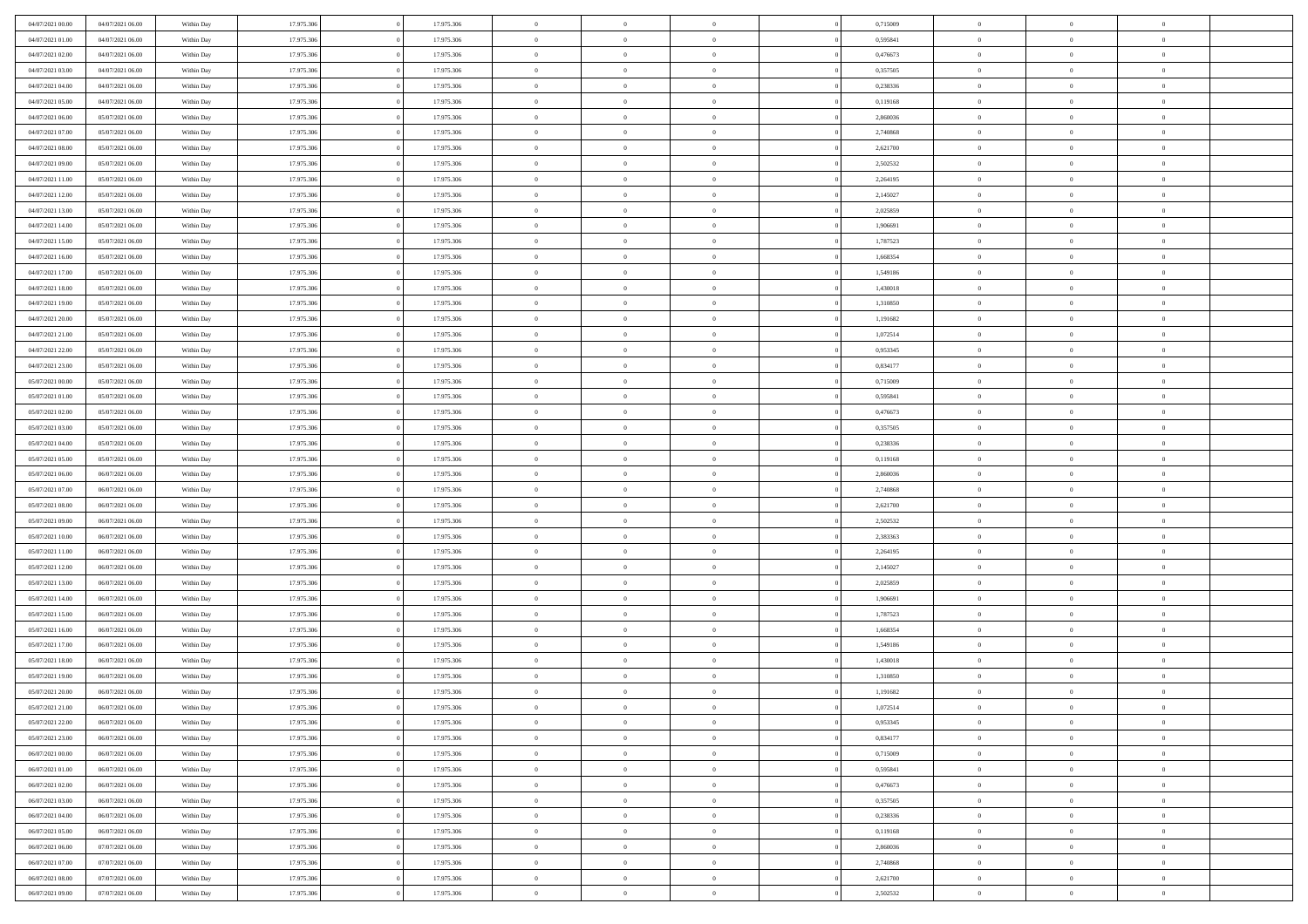| | | | | | | | | | | | | | | |
|---|---|---|---|---|---|---|---|---|---|---|---|---|---|---|
| 04/07/2021 00.00 | 04/07/2021 06.00 | Within Day | 17.975.306 | 0 | 17.975.306 | 0 | 0 | 0 | | 0 | 0,715009 | 0 | 0 | 0 |
| 04/07/2021 01.00 | 04/07/2021 06.00 | Within Day | 17.975.306 | 0 | 17.975.306 | 0 | 0 | 0 | | 0 | 0,595841 | 0 | 0 | 0 |
| 04/07/2021 02.00 | 04/07/2021 06.00 | Within Day | 17.975.306 | 0 | 17.975.306 | 0 | 0 | 0 | | 0 | 0,476673 | 0 | 0 | 0 |
| 04/07/2021 03.00 | 04/07/2021 06.00 | Within Day | 17.975.306 | 0 | 17.975.306 | 0 | 0 | 0 | | 0 | 0,357505 | 0 | 0 | 0 |
| 04/07/2021 04.00 | 04/07/2021 06.00 | Within Day | 17.975.306 | 0 | 17.975.306 | 0 | 0 | 0 | | 0 | 0,238336 | 0 | 0 | 0 |
| 04/07/2021 05.00 | 04/07/2021 06.00 | Within Day | 17.975.306 | 0 | 17.975.306 | 0 | 0 | 0 | | 0 | 0,119168 | 0 | 0 | 0 |
| 04/07/2021 06.00 | 05/07/2021 06.00 | Within Day | 17.975.306 | 0 | 17.975.306 | 0 | 0 | 0 | | 0 | 2,860036 | 0 | 0 | 0 |
| 04/07/2021 07.00 | 05/07/2021 06.00 | Within Day | 17.975.306 | 0 | 17.975.306 | 0 | 0 | 0 | | 0 | 2,740868 | 0 | 0 | 0 |
| 04/07/2021 08.00 | 05/07/2021 06.00 | Within Day | 17.975.306 | 0 | 17.975.306 | 0 | 0 | 0 | | 0 | 2,621700 | 0 | 0 | 0 |
| 04/07/2021 09.00 | 05/07/2021 06.00 | Within Day | 17.975.306 | 0 | 17.975.306 | 0 | 0 | 0 | | 0 | 2,502532 | 0 | 0 | 0 |
| 04/07/2021 11.00 | 05/07/2021 06.00 | Within Day | 17.975.306 | 0 | 17.975.306 | 0 | 0 | 0 | | 0 | 2,264195 | 0 | 0 | 0 |
| 04/07/2021 12.00 | 05/07/2021 06.00 | Within Day | 17.975.306 | 0 | 17.975.306 | 0 | 0 | 0 | | 0 | 2,145027 | 0 | 0 | 0 |
| 04/07/2021 13.00 | 05/07/2021 06.00 | Within Day | 17.975.306 | 0 | 17.975.306 | 0 | 0 | 0 | | 0 | 2,025859 | 0 | 0 | 0 |
| 04/07/2021 14.00 | 05/07/2021 06.00 | Within Day | 17.975.306 | 0 | 17.975.306 | 0 | 0 | 0 | | 0 | 1,906691 | 0 | 0 | 0 |
| 04/07/2021 15.00 | 05/07/2021 06.00 | Within Day | 17.975.306 | 0 | 17.975.306 | 0 | 0 | 0 | | 0 | 1,787523 | 0 | 0 | 0 |
| 04/07/2021 16.00 | 05/07/2021 06.00 | Within Day | 17.975.306 | 0 | 17.975.306 | 0 | 0 | 0 | | 0 | 1,668354 | 0 | 0 | 0 |
| 04/07/2021 17.00 | 05/07/2021 06.00 | Within Day | 17.975.306 | 0 | 17.975.306 | 0 | 0 | 0 | | 0 | 1,549186 | 0 | 0 | 0 |
| 04/07/2021 18.00 | 05/07/2021 06.00 | Within Day | 17.975.306 | 0 | 17.975.306 | 0 | 0 | 0 | | 0 | 1,430018 | 0 | 0 | 0 |
| 04/07/2021 19.00 | 05/07/2021 06.00 | Within Day | 17.975.306 | 0 | 17.975.306 | 0 | 0 | 0 | | 0 | 1,310850 | 0 | 0 | 0 |
| 04/07/2021 20.00 | 05/07/2021 06.00 | Within Day | 17.975.306 | 0 | 17.975.306 | 0 | 0 | 0 | | 0 | 1,191682 | 0 | 0 | 0 |
| 04/07/2021 21.00 | 05/07/2021 06.00 | Within Day | 17.975.306 | 0 | 17.975.306 | 0 | 0 | 0 | | 0 | 1,072514 | 0 | 0 | 0 |
| 04/07/2021 22.00 | 05/07/2021 06.00 | Within Day | 17.975.306 | 0 | 17.975.306 | 0 | 0 | 0 | | 0 | 0,953345 | 0 | 0 | 0 |
| 04/07/2021 23.00 | 05/07/2021 06.00 | Within Day | 17.975.306 | 0 | 17.975.306 | 0 | 0 | 0 | | 0 | 0,834177 | 0 | 0 | 0 |
| 05/07/2021 00.00 | 05/07/2021 06.00 | Within Day | 17.975.306 | 0 | 17.975.306 | 0 | 0 | 0 | | 0 | 0,715009 | 0 | 0 | 0 |
| 05/07/2021 01.00 | 05/07/2021 06.00 | Within Day | 17.975.306 | 0 | 17.975.306 | 0 | 0 | 0 | | 0 | 0,595841 | 0 | 0 | 0 |
| 05/07/2021 02.00 | 05/07/2021 06.00 | Within Day | 17.975.306 | 0 | 17.975.306 | 0 | 0 | 0 | | 0 | 0,476673 | 0 | 0 | 0 |
| 05/07/2021 03.00 | 05/07/2021 06.00 | Within Day | 17.975.306 | 0 | 17.975.306 | 0 | 0 | 0 | | 0 | 0,357505 | 0 | 0 | 0 |
| 05/07/2021 04.00 | 05/07/2021 06.00 | Within Day | 17.975.306 | 0 | 17.975.306 | 0 | 0 | 0 | | 0 | 0,238336 | 0 | 0 | 0 |
| 05/07/2021 05.00 | 05/07/2021 06.00 | Within Day | 17.975.306 | 0 | 17.975.306 | 0 | 0 | 0 | | 0 | 0,119168 | 0 | 0 | 0 |
| 05/07/2021 06.00 | 06/07/2021 06.00 | Within Day | 17.975.306 | 0 | 17.975.306 | 0 | 0 | 0 | | 0 | 2,860036 | 0 | 0 | 0 |
| 05/07/2021 07.00 | 06/07/2021 06.00 | Within Day | 17.975.306 | 0 | 17.975.306 | 0 | 0 | 0 | | 0 | 2,740868 | 0 | 0 | 0 |
| 05/07/2021 08.00 | 06/07/2021 06.00 | Within Day | 17.975.306 | 0 | 17.975.306 | 0 | 0 | 0 | | 0 | 2,621700 | 0 | 0 | 0 |
| 05/07/2021 09.00 | 06/07/2021 06.00 | Within Day | 17.975.306 | 0 | 17.975.306 | 0 | 0 | 0 | | 0 | 2,502532 | 0 | 0 | 0 |
| 05/07/2021 10.00 | 06/07/2021 06.00 | Within Day | 17.975.306 | 0 | 17.975.306 | 0 | 0 | 0 | | 0 | 2,383363 | 0 | 0 | 0 |
| 05/07/2021 11.00 | 06/07/2021 06.00 | Within Day | 17.975.306 | 0 | 17.975.306 | 0 | 0 | 0 | | 0 | 2,264195 | 0 | 0 | 0 |
| 05/07/2021 12.00 | 06/07/2021 06.00 | Within Day | 17.975.306 | 0 | 17.975.306 | 0 | 0 | 0 | | 0 | 2,145027 | 0 | 0 | 0 |
| 05/07/2021 13.00 | 06/07/2021 06.00 | Within Day | 17.975.306 | 0 | 17.975.306 | 0 | 0 | 0 | | 0 | 2,025859 | 0 | 0 | 0 |
| 05/07/2021 14.00 | 06/07/2021 06.00 | Within Day | 17.975.306 | 0 | 17.975.306 | 0 | 0 | 0 | | 0 | 1,906691 | 0 | 0 | 0 |
| 05/07/2021 15.00 | 06/07/2021 06.00 | Within Day | 17.975.306 | 0 | 17.975.306 | 0 | 0 | 0 | | 0 | 1,787523 | 0 | 0 | 0 |
| 05/07/2021 16.00 | 06/07/2021 06.00 | Within Day | 17.975.306 | 0 | 17.975.306 | 0 | 0 | 0 | | 0 | 1,668354 | 0 | 0 | 0 |
| 05/07/2021 17.00 | 06/07/2021 06.00 | Within Day | 17.975.306 | 0 | 17.975.306 | 0 | 0 | 0 | | 0 | 1,549186 | 0 | 0 | 0 |
| 05/07/2021 18.00 | 06/07/2021 06.00 | Within Day | 17.975.306 | 0 | 17.975.306 | 0 | 0 | 0 | | 0 | 1,430018 | 0 | 0 | 0 |
| 05/07/2021 19.00 | 06/07/2021 06.00 | Within Day | 17.975.306 | 0 | 17.975.306 | 0 | 0 | 0 | | 0 | 1,310850 | 0 | 0 | 0 |
| 05/07/2021 20.00 | 06/07/2021 06.00 | Within Day | 17.975.306 | 0 | 17.975.306 | 0 | 0 | 0 | | 0 | 1,191682 | 0 | 0 | 0 |
| 05/07/2021 21.00 | 06/07/2021 06.00 | Within Day | 17.975.306 | 0 | 17.975.306 | 0 | 0 | 0 | | 0 | 1,072514 | 0 | 0 | 0 |
| 05/07/2021 22.00 | 06/07/2021 06.00 | Within Day | 17.975.306 | 0 | 17.975.306 | 0 | 0 | 0 | | 0 | 0,953345 | 0 | 0 | 0 |
| 05/07/2021 23.00 | 06/07/2021 06.00 | Within Day | 17.975.306 | 0 | 17.975.306 | 0 | 0 | 0 | | 0 | 0,834177 | 0 | 0 | 0 |
| 06/07/2021 00.00 | 06/07/2021 06.00 | Within Day | 17.975.306 | 0 | 17.975.306 | 0 | 0 | 0 | | 0 | 0,715009 | 0 | 0 | 0 |
| 06/07/2021 01.00 | 06/07/2021 06.00 | Within Day | 17.975.306 | 0 | 17.975.306 | 0 | 0 | 0 | | 0 | 0,595841 | 0 | 0 | 0 |
| 06/07/2021 02.00 | 06/07/2021 06.00 | Within Day | 17.975.306 | 0 | 17.975.306 | 0 | 0 | 0 | | 0 | 0,476673 | 0 | 0 | 0 |
| 06/07/2021 03.00 | 06/07/2021 06.00 | Within Day | 17.975.306 | 0 | 17.975.306 | 0 | 0 | 0 | | 0 | 0,357505 | 0 | 0 | 0 |
| 06/07/2021 04.00 | 06/07/2021 06.00 | Within Day | 17.975.306 | 0 | 17.975.306 | 0 | 0 | 0 | | 0 | 0,238336 | 0 | 0 | 0 |
| 06/07/2021 05.00 | 06/07/2021 06.00 | Within Day | 17.975.306 | 0 | 17.975.306 | 0 | 0 | 0 | | 0 | 0,119168 | 0 | 0 | 0 |
| 06/07/2021 06.00 | 07/07/2021 06.00 | Within Day | 17.975.306 | 0 | 17.975.306 | 0 | 0 | 0 | | 0 | 2,860036 | 0 | 0 | 0 |
| 06/07/2021 07.00 | 07/07/2021 06.00 | Within Day | 17.975.306 | 0 | 17.975.306 | 0 | 0 | 0 | | 0 | 2,740868 | 0 | 0 | 0 |
| 06/07/2021 08.00 | 07/07/2021 06.00 | Within Day | 17.975.306 | 0 | 17.975.306 | 0 | 0 | 0 | | 0 | 2,621700 | 0 | 0 | 0 |
| 06/07/2021 09.00 | 07/07/2021 06.00 | Within Day | 17.975.306 | 0 | 17.975.306 | 0 | 0 | 0 | | 0 | 2,502532 | 0 | 0 | 0 |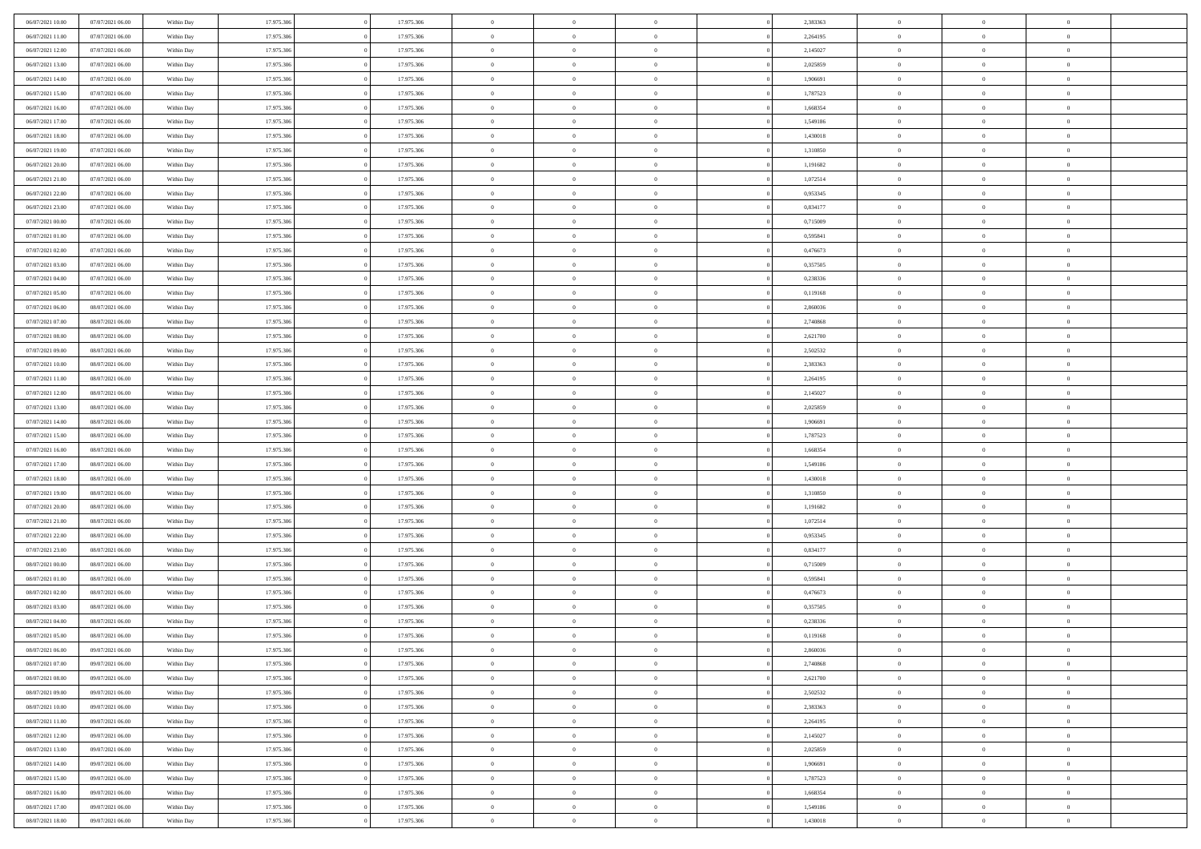| | | | | | | | | | | | | | | | |
|---|---|---|---|---|---|---|---|---|---|---|---|---|---|---|---|
| 06/07/2021 10:00 | 07/07/2021 06:00 | Within Day | 17.975.306 | 0 | 17.975.306 | 0 | 0 | 0 | | 0 | 2,383363 | 0 | 0 | 0 | |
| 06/07/2021 11:00 | 07/07/2021 06:00 | Within Day | 17.975.306 | 0 | 17.975.306 | 0 | 0 | 0 | | 0 | 2,264195 | 0 | 0 | 0 | |
| 06/07/2021 12:00 | 07/07/2021 06:00 | Within Day | 17.975.306 | 0 | 17.975.306 | 0 | 0 | 0 | | 0 | 2,145027 | 0 | 0 | 0 | |
| 06/07/2021 13:00 | 07/07/2021 06:00 | Within Day | 17.975.306 | 0 | 17.975.306 | 0 | 0 | 0 | | 0 | 2,025859 | 0 | 0 | 0 | |
| 06/07/2021 14:00 | 07/07/2021 06:00 | Within Day | 17.975.306 | 0 | 17.975.306 | 0 | 0 | 0 | | 0 | 1,906691 | 0 | 0 | 0 | |
| 06/07/2021 15:00 | 07/07/2021 06:00 | Within Day | 17.975.306 | 0 | 17.975.306 | 0 | 0 | 0 | | 0 | 1,787523 | 0 | 0 | 0 | |
| 06/07/2021 16:00 | 07/07/2021 06:00 | Within Day | 17.975.306 | 0 | 17.975.306 | 0 | 0 | 0 | | 0 | 1,668354 | 0 | 0 | 0 | |
| 06/07/2021 17:00 | 07/07/2021 06:00 | Within Day | 17.975.306 | 0 | 17.975.306 | 0 | 0 | 0 | | 0 | 1,549186 | 0 | 0 | 0 | |
| 06/07/2021 18:00 | 07/07/2021 06:00 | Within Day | 17.975.306 | 0 | 17.975.306 | 0 | 0 | 0 | | 0 | 1,430018 | 0 | 0 | 0 | |
| 06/07/2021 19:00 | 07/07/2021 06:00 | Within Day | 17.975.306 | 0 | 17.975.306 | 0 | 0 | 0 | | 0 | 1,310850 | 0 | 0 | 0 | |
| 06/07/2021 20:00 | 07/07/2021 06:00 | Within Day | 17.975.306 | 0 | 17.975.306 | 0 | 0 | 0 | | 0 | 1,191682 | 0 | 0 | 0 | |
| 06/07/2021 21:00 | 07/07/2021 06:00 | Within Day | 17.975.306 | 0 | 17.975.306 | 0 | 0 | 0 | | 0 | 1,072514 | 0 | 0 | 0 | |
| 06/07/2021 22:00 | 07/07/2021 06:00 | Within Day | 17.975.306 | 0 | 17.975.306 | 0 | 0 | 0 | | 0 | 0,953345 | 0 | 0 | 0 | |
| 06/07/2021 23:00 | 07/07/2021 06:00 | Within Day | 17.975.306 | 0 | 17.975.306 | 0 | 0 | 0 | | 0 | 0,834177 | 0 | 0 | 0 | |
| 07/07/2021 00:00 | 07/07/2021 06:00 | Within Day | 17.975.306 | 0 | 17.975.306 | 0 | 0 | 0 | | 0 | 0,715009 | 0 | 0 | 0 | |
| 07/07/2021 01:00 | 07/07/2021 06:00 | Within Day | 17.975.306 | 0 | 17.975.306 | 0 | 0 | 0 | | 0 | 0,595841 | 0 | 0 | 0 | |
| 07/07/2021 02:00 | 07/07/2021 06:00 | Within Day | 17.975.306 | 0 | 17.975.306 | 0 | 0 | 0 | | 0 | 0,476673 | 0 | 0 | 0 | |
| 07/07/2021 03:00 | 07/07/2021 06:00 | Within Day | 17.975.306 | 0 | 17.975.306 | 0 | 0 | 0 | | 0 | 0,357505 | 0 | 0 | 0 | |
| 07/07/2021 04:00 | 07/07/2021 06:00 | Within Day | 17.975.306 | 0 | 17.975.306 | 0 | 0 | 0 | | 0 | 0,238336 | 0 | 0 | 0 | |
| 07/07/2021 05:00 | 07/07/2021 06:00 | Within Day | 17.975.306 | 0 | 17.975.306 | 0 | 0 | 0 | | 0 | 0,119168 | 0 | 0 | 0 | |
| 07/07/2021 06:00 | 08/07/2021 06:00 | Within Day | 17.975.306 | 0 | 17.975.306 | 0 | 0 | 0 | | 0 | 2,860036 | 0 | 0 | 0 | |
| 07/07/2021 07:00 | 08/07/2021 06:00 | Within Day | 17.975.306 | 0 | 17.975.306 | 0 | 0 | 0 | | 0 | 2,740868 | 0 | 0 | 0 | |
| 07/07/2021 08:00 | 08/07/2021 06:00 | Within Day | 17.975.306 | 0 | 17.975.306 | 0 | 0 | 0 | | 0 | 2,621700 | 0 | 0 | 0 | |
| 07/07/2021 09:00 | 08/07/2021 06:00 | Within Day | 17.975.306 | 0 | 17.975.306 | 0 | 0 | 0 | | 0 | 2,502532 | 0 | 0 | 0 | |
| 07/07/2021 10:00 | 08/07/2021 06:00 | Within Day | 17.975.306 | 0 | 17.975.306 | 0 | 0 | 0 | | 0 | 2,383363 | 0 | 0 | 0 | |
| 07/07/2021 11:00 | 08/07/2021 06:00 | Within Day | 17.975.306 | 0 | 17.975.306 | 0 | 0 | 0 | | 0 | 2,264195 | 0 | 0 | 0 | |
| 07/07/2021 12:00 | 08/07/2021 06:00 | Within Day | 17.975.306 | 0 | 17.975.306 | 0 | 0 | 0 | | 0 | 2,145027 | 0 | 0 | 0 | |
| 07/07/2021 13:00 | 08/07/2021 06:00 | Within Day | 17.975.306 | 0 | 17.975.306 | 0 | 0 | 0 | | 0 | 2,025859 | 0 | 0 | 0 | |
| 07/07/2021 14:00 | 08/07/2021 06:00 | Within Day | 17.975.306 | 0 | 17.975.306 | 0 | 0 | 0 | | 0 | 1,906691 | 0 | 0 | 0 | |
| 07/07/2021 15:00 | 08/07/2021 06:00 | Within Day | 17.975.306 | 0 | 17.975.306 | 0 | 0 | 0 | | 0 | 1,787523 | 0 | 0 | 0 | |
| 07/07/2021 16:00 | 08/07/2021 06:00 | Within Day | 17.975.306 | 0 | 17.975.306 | 0 | 0 | 0 | | 0 | 1,668354 | 0 | 0 | 0 | |
| 07/07/2021 17:00 | 08/07/2021 06:00 | Within Day | 17.975.306 | 0 | 17.975.306 | 0 | 0 | 0 | | 0 | 1,549186 | 0 | 0 | 0 | |
| 07/07/2021 18:00 | 08/07/2021 06:00 | Within Day | 17.975.306 | 0 | 17.975.306 | 0 | 0 | 0 | | 0 | 1,430018 | 0 | 0 | 0 | |
| 07/07/2021 19:00 | 08/07/2021 06:00 | Within Day | 17.975.306 | 0 | 17.975.306 | 0 | 0 | 0 | | 0 | 1,310850 | 0 | 0 | 0 | |
| 07/07/2021 20:00 | 08/07/2021 06:00 | Within Day | 17.975.306 | 0 | 17.975.306 | 0 | 0 | 0 | | 0 | 1,191682 | 0 | 0 | 0 | |
| 07/07/2021 21:00 | 08/07/2021 06:00 | Within Day | 17.975.306 | 0 | 17.975.306 | 0 | 0 | 0 | | 0 | 1,072514 | 0 | 0 | 0 | |
| 07/07/2021 22:00 | 08/07/2021 06:00 | Within Day | 17.975.306 | 0 | 17.975.306 | 0 | 0 | 0 | | 0 | 0,953345 | 0 | 0 | 0 | |
| 07/07/2021 23:00 | 08/07/2021 06:00 | Within Day | 17.975.306 | 0 | 17.975.306 | 0 | 0 | 0 | | 0 | 0,834177 | 0 | 0 | 0 | |
| 08/07/2021 00:00 | 08/07/2021 06:00 | Within Day | 17.975.306 | 0 | 17.975.306 | 0 | 0 | 0 | | 0 | 0,715009 | 0 | 0 | 0 | |
| 08/07/2021 01:00 | 08/07/2021 06:00 | Within Day | 17.975.306 | 0 | 17.975.306 | 0 | 0 | 0 | | 0 | 0,595841 | 0 | 0 | 0 | |
| 08/07/2021 02:00 | 08/07/2021 06:00 | Within Day | 17.975.306 | 0 | 17.975.306 | 0 | 0 | 0 | | 0 | 0,476673 | 0 | 0 | 0 | |
| 08/07/2021 03:00 | 08/07/2021 06:00 | Within Day | 17.975.306 | 0 | 17.975.306 | 0 | 0 | 0 | | 0 | 0,357505 | 0 | 0 | 0 | |
| 08/07/2021 04:00 | 08/07/2021 06:00 | Within Day | 17.975.306 | 0 | 17.975.306 | 0 | 0 | 0 | | 0 | 0,238336 | 0 | 0 | 0 | |
| 08/07/2021 05:00 | 08/07/2021 06:00 | Within Day | 17.975.306 | 0 | 17.975.306 | 0 | 0 | 0 | | 0 | 0,119168 | 0 | 0 | 0 | |
| 08/07/2021 06:00 | 09/07/2021 06:00 | Within Day | 17.975.306 | 0 | 17.975.306 | 0 | 0 | 0 | | 0 | 2,860036 | 0 | 0 | 0 | |
| 08/07/2021 07:00 | 09/07/2021 06:00 | Within Day | 17.975.306 | 0 | 17.975.306 | 0 | 0 | 0 | | 0 | 2,740868 | 0 | 0 | 0 | |
| 08/07/2021 08:00 | 09/07/2021 06:00 | Within Day | 17.975.306 | 0 | 17.975.306 | 0 | 0 | 0 | | 0 | 2,621700 | 0 | 0 | 0 | |
| 08/07/2021 09:00 | 09/07/2021 06:00 | Within Day | 17.975.306 | 0 | 17.975.306 | 0 | 0 | 0 | | 0 | 2,502532 | 0 | 0 | 0 | |
| 08/07/2021 10:00 | 09/07/2021 06:00 | Within Day | 17.975.306 | 0 | 17.975.306 | 0 | 0 | 0 | | 0 | 2,383363 | 0 | 0 | 0 | |
| 08/07/2021 11:00 | 09/07/2021 06:00 | Within Day | 17.975.306 | 0 | 17.975.306 | 0 | 0 | 0 | | 0 | 2,264195 | 0 | 0 | 0 | |
| 08/07/2021 12:00 | 09/07/2021 06:00 | Within Day | 17.975.306 | 0 | 17.975.306 | 0 | 0 | 0 | | 0 | 2,145027 | 0 | 0 | 0 | |
| 08/07/2021 13:00 | 09/07/2021 06:00 | Within Day | 17.975.306 | 0 | 17.975.306 | 0 | 0 | 0 | | 0 | 2,025859 | 0 | 0 | 0 | |
| 08/07/2021 14:00 | 09/07/2021 06:00 | Within Day | 17.975.306 | 0 | 17.975.306 | 0 | 0 | 0 | | 0 | 1,906691 | 0 | 0 | 0 | |
| 08/07/2021 15:00 | 09/07/2021 06:00 | Within Day | 17.975.306 | 0 | 17.975.306 | 0 | 0 | 0 | | 0 | 1,787523 | 0 | 0 | 0 | |
| 08/07/2021 16:00 | 09/07/2021 06:00 | Within Day | 17.975.306 | 0 | 17.975.306 | 0 | 0 | 0 | | 0 | 1,668354 | 0 | 0 | 0 | |
| 08/07/2021 17:00 | 09/07/2021 06:00 | Within Day | 17.975.306 | 0 | 17.975.306 | 0 | 0 | 0 | | 0 | 1,549186 | 0 | 0 | 0 | |
| 08/07/2021 18:00 | 09/07/2021 06:00 | Within Day | 17.975.306 | 0 | 17.975.306 | 0 | 0 | 0 | | 0 | 1,430018 | 0 | 0 | 0 | |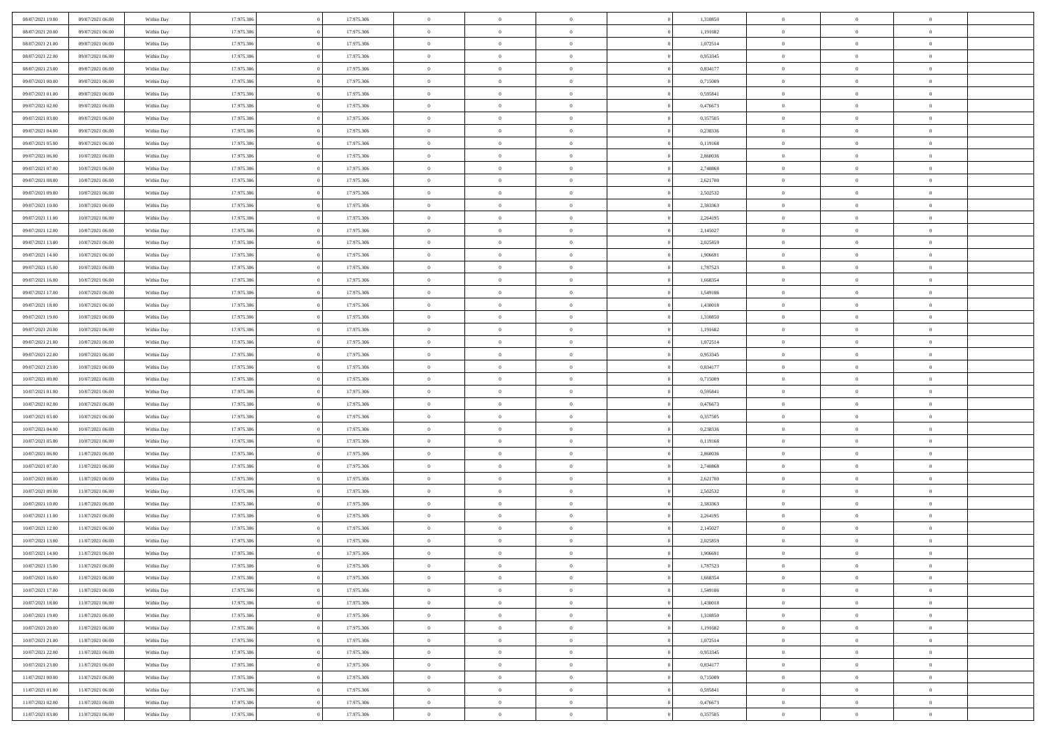| | | | | | | | | | | | | | | |
|---|---|---|---|---|---|---|---|---|---|---|---|---|---|---|
| 08/07/2021 19:00 | 09/07/2021 06:00 | Within Day | 17.975.306 | 0 | 17.975.306 | 0 | 0 | 0 | 0 | 1,310850 | 0 | 0 | 0 | |
| 08/07/2021 20:00 | 09/07/2021 06:00 | Within Day | 17.975.306 | 0 | 17.975.306 | 0 | 0 | 0 | 0 | 1,191682 | 0 | 0 | 0 | |
| 08/07/2021 21:00 | 09/07/2021 06:00 | Within Day | 17.975.306 | 0 | 17.975.306 | 0 | 0 | 0 | 0 | 1,072514 | 0 | 0 | 0 | |
| 08/07/2021 22:00 | 09/07/2021 06:00 | Within Day | 17.975.306 | 0 | 17.975.306 | 0 | 0 | 0 | 0 | 0,953345 | 0 | 0 | 0 | |
| 08/07/2021 23:00 | 09/07/2021 06:00 | Within Day | 17.975.306 | 0 | 17.975.306 | 0 | 0 | 0 | 0 | 0,834177 | 0 | 0 | 0 | |
| 09/07/2021 00:00 | 09/07/2021 06:00 | Within Day | 17.975.306 | 0 | 17.975.306 | 0 | 0 | 0 | 0 | 0,715009 | 0 | 0 | 0 | |
| 09/07/2021 01:00 | 09/07/2021 06:00 | Within Day | 17.975.306 | 0 | 17.975.306 | 0 | 0 | 0 | 0 | 0,595841 | 0 | 0 | 0 | |
| 09/07/2021 02:00 | 09/07/2021 06:00 | Within Day | 17.975.306 | 0 | 17.975.306 | 0 | 0 | 0 | 0 | 0,476673 | 0 | 0 | 0 | |
| 09/07/2021 03:00 | 09/07/2021 06:00 | Within Day | 17.975.306 | 0 | 17.975.306 | 0 | 0 | 0 | 0 | 0,357505 | 0 | 0 | 0 | |
| 09/07/2021 04:00 | 09/07/2021 06:00 | Within Day | 17.975.306 | 0 | 17.975.306 | 0 | 0 | 0 | 0 | 0,238336 | 0 | 0 | 0 | |
| 09/07/2021 05:00 | 09/07/2021 06:00 | Within Day | 17.975.306 | 0 | 17.975.306 | 0 | 0 | 0 | 0 | 0,119168 | 0 | 0 | 0 | |
| 09/07/2021 06:00 | 10/07/2021 06:00 | Within Day | 17.975.306 | 0 | 17.975.306 | 0 | 0 | 0 | 0 | 2,860036 | 0 | 0 | 0 | |
| 09/07/2021 07:00 | 10/07/2021 06:00 | Within Day | 17.975.306 | 0 | 17.975.306 | 0 | 0 | 0 | 0 | 2,740868 | 0 | 0 | 0 | |
| 09/07/2021 08:00 | 10/07/2021 06:00 | Within Day | 17.975.306 | 0 | 17.975.306 | 0 | 0 | 0 | 0 | 2,621700 | 0 | 0 | 0 | |
| 09/07/2021 09:00 | 10/07/2021 06:00 | Within Day | 17.975.306 | 0 | 17.975.306 | 0 | 0 | 0 | 0 | 2,502532 | 0 | 0 | 0 | |
| 09/07/2021 10:00 | 10/07/2021 06:00 | Within Day | 17.975.306 | 0 | 17.975.306 | 0 | 0 | 0 | 0 | 2,383363 | 0 | 0 | 0 | |
| 09/07/2021 11:00 | 10/07/2021 06:00 | Within Day | 17.975.306 | 0 | 17.975.306 | 0 | 0 | 0 | 0 | 2,264195 | 0 | 0 | 0 | |
| 09/07/2021 12:00 | 10/07/2021 06:00 | Within Day | 17.975.306 | 0 | 17.975.306 | 0 | 0 | 0 | 0 | 2,145027 | 0 | 0 | 0 | |
| 09/07/2021 13:00 | 10/07/2021 06:00 | Within Day | 17.975.306 | 0 | 17.975.306 | 0 | 0 | 0 | 0 | 2,025859 | 0 | 0 | 0 | |
| 09/07/2021 14:00 | 10/07/2021 06:00 | Within Day | 17.975.306 | 0 | 17.975.306 | 0 | 0 | 0 | 0 | 1,906691 | 0 | 0 | 0 | |
| 09/07/2021 15:00 | 10/07/2021 06:00 | Within Day | 17.975.306 | 0 | 17.975.306 | 0 | 0 | 0 | 0 | 1,787523 | 0 | 0 | 0 | |
| 09/07/2021 16:00 | 10/07/2021 06:00 | Within Day | 17.975.306 | 0 | 17.975.306 | 0 | 0 | 0 | 0 | 1,668354 | 0 | 0 | 0 | |
| 09/07/2021 17:00 | 10/07/2021 06:00 | Within Day | 17.975.306 | 0 | 17.975.306 | 0 | 0 | 0 | 0 | 1,549186 | 0 | 0 | 0 | |
| 09/07/2021 18:00 | 10/07/2021 06:00 | Within Day | 17.975.306 | 0 | 17.975.306 | 0 | 0 | 0 | 0 | 1,430018 | 0 | 0 | 0 | |
| 09/07/2021 19:00 | 10/07/2021 06:00 | Within Day | 17.975.306 | 0 | 17.975.306 | 0 | 0 | 0 | 0 | 1,310850 | 0 | 0 | 0 | |
| 09/07/2021 20:00 | 10/07/2021 06:00 | Within Day | 17.975.306 | 0 | 17.975.306 | 0 | 0 | 0 | 0 | 1,191682 | 0 | 0 | 0 | |
| 09/07/2021 21:00 | 10/07/2021 06:00 | Within Day | 17.975.306 | 0 | 17.975.306 | 0 | 0 | 0 | 0 | 1,072514 | 0 | 0 | 0 | |
| 09/07/2021 22:00 | 10/07/2021 06:00 | Within Day | 17.975.306 | 0 | 17.975.306 | 0 | 0 | 0 | 0 | 0,953345 | 0 | 0 | 0 | |
| 09/07/2021 23:00 | 10/07/2021 06:00 | Within Day | 17.975.306 | 0 | 17.975.306 | 0 | 0 | 0 | 0 | 0,834177 | 0 | 0 | 0 | |
| 10/07/2021 00:00 | 10/07/2021 06:00 | Within Day | 17.975.306 | 0 | 17.975.306 | 0 | 0 | 0 | 0 | 0,715009 | 0 | 0 | 0 | |
| 10/07/2021 01:00 | 10/07/2021 06:00 | Within Day | 17.975.306 | 0 | 17.975.306 | 0 | 0 | 0 | 0 | 0,595841 | 0 | 0 | 0 | |
| 10/07/2021 02:00 | 10/07/2021 06:00 | Within Day | 17.975.306 | 0 | 17.975.306 | 0 | 0 | 0 | 0 | 0,476673 | 0 | 0 | 0 | |
| 10/07/2021 03:00 | 10/07/2021 06:00 | Within Day | 17.975.306 | 0 | 17.975.306 | 0 | 0 | 0 | 0 | 0,357505 | 0 | 0 | 0 | |
| 10/07/2021 04:00 | 10/07/2021 06:00 | Within Day | 17.975.306 | 0 | 17.975.306 | 0 | 0 | 0 | 0 | 0,238336 | 0 | 0 | 0 | |
| 10/07/2021 05:00 | 10/07/2021 06:00 | Within Day | 17.975.306 | 0 | 17.975.306 | 0 | 0 | 0 | 0 | 0,119168 | 0 | 0 | 0 | |
| 10/07/2021 06:00 | 11/07/2021 06:00 | Within Day | 17.975.306 | 0 | 17.975.306 | 0 | 0 | 0 | 0 | 2,860036 | 0 | 0 | 0 | |
| 10/07/2021 07:00 | 11/07/2021 06:00 | Within Day | 17.975.306 | 0 | 17.975.306 | 0 | 0 | 0 | 0 | 2,740868 | 0 | 0 | 0 | |
| 10/07/2021 08:00 | 11/07/2021 06:00 | Within Day | 17.975.306 | 0 | 17.975.306 | 0 | 0 | 0 | 0 | 2,621700 | 0 | 0 | 0 | |
| 10/07/2021 09:00 | 11/07/2021 06:00 | Within Day | 17.975.306 | 0 | 17.975.306 | 0 | 0 | 0 | 0 | 2,502532 | 0 | 0 | 0 | |
| 10/07/2021 10:00 | 11/07/2021 06:00 | Within Day | 17.975.306 | 0 | 17.975.306 | 0 | 0 | 0 | 0 | 2,383363 | 0 | 0 | 0 | |
| 10/07/2021 11:00 | 11/07/2021 06:00 | Within Day | 17.975.306 | 0 | 17.975.306 | 0 | 0 | 0 | 0 | 2,264195 | 0 | 0 | 0 | |
| 10/07/2021 12:00 | 11/07/2021 06:00 | Within Day | 17.975.306 | 0 | 17.975.306 | 0 | 0 | 0 | 0 | 2,145027 | 0 | 0 | 0 | |
| 10/07/2021 13:00 | 11/07/2021 06:00 | Within Day | 17.975.306 | 0 | 17.975.306 | 0 | 0 | 0 | 0 | 2,025859 | 0 | 0 | 0 | |
| 10/07/2021 14:00 | 11/07/2021 06:00 | Within Day | 17.975.306 | 0 | 17.975.306 | 0 | 0 | 0 | 0 | 1,906691 | 0 | 0 | 0 | |
| 10/07/2021 15:00 | 11/07/2021 06:00 | Within Day | 17.975.306 | 0 | 17.975.306 | 0 | 0 | 0 | 0 | 1,787523 | 0 | 0 | 0 | |
| 10/07/2021 16:00 | 11/07/2021 06:00 | Within Day | 17.975.306 | 0 | 17.975.306 | 0 | 0 | 0 | 0 | 1,668354 | 0 | 0 | 0 | |
| 10/07/2021 17:00 | 11/07/2021 06:00 | Within Day | 17.975.306 | 0 | 17.975.306 | 0 | 0 | 0 | 0 | 1,549186 | 0 | 0 | 0 | |
| 10/07/2021 18:00 | 11/07/2021 06:00 | Within Day | 17.975.306 | 0 | 17.975.306 | 0 | 0 | 0 | 0 | 1,430018 | 0 | 0 | 0 | |
| 10/07/2021 19:00 | 11/07/2021 06:00 | Within Day | 17.975.306 | 0 | 17.975.306 | 0 | 0 | 0 | 0 | 1,310850 | 0 | 0 | 0 | |
| 10/07/2021 20:00 | 11/07/2021 06:00 | Within Day | 17.975.306 | 0 | 17.975.306 | 0 | 0 | 0 | 0 | 1,191682 | 0 | 0 | 0 | |
| 10/07/2021 21:00 | 11/07/2021 06:00 | Within Day | 17.975.306 | 0 | 17.975.306 | 0 | 0 | 0 | 0 | 1,072514 | 0 | 0 | 0 | |
| 10/07/2021 22:00 | 11/07/2021 06:00 | Within Day | 17.975.306 | 0 | 17.975.306 | 0 | 0 | 0 | 0 | 0,953345 | 0 | 0 | 0 | |
| 10/07/2021 23:00 | 11/07/2021 06:00 | Within Day | 17.975.306 | 0 | 17.975.306 | 0 | 0 | 0 | 0 | 0,834177 | 0 | 0 | 0 | |
| 11/07/2021 00:00 | 11/07/2021 06:00 | Within Day | 17.975.306 | 0 | 17.975.306 | 0 | 0 | 0 | 0 | 0,715009 | 0 | 0 | 0 | |
| 11/07/2021 01:00 | 11/07/2021 06:00 | Within Day | 17.975.306 | 0 | 17.975.306 | 0 | 0 | 0 | 0 | 0,595841 | 0 | 0 | 0 | |
| 11/07/2021 02:00 | 11/07/2021 06:00 | Within Day | 17.975.306 | 0 | 17.975.306 | 0 | 0 | 0 | 0 | 0,476673 | 0 | 0 | 0 | |
| 11/07/2021 03:00 | 11/07/2021 06:00 | Within Day | 17.975.306 | 0 | 17.975.306 | 0 | 0 | 0 | 0 | 0,357505 | 0 | 0 | 0 | |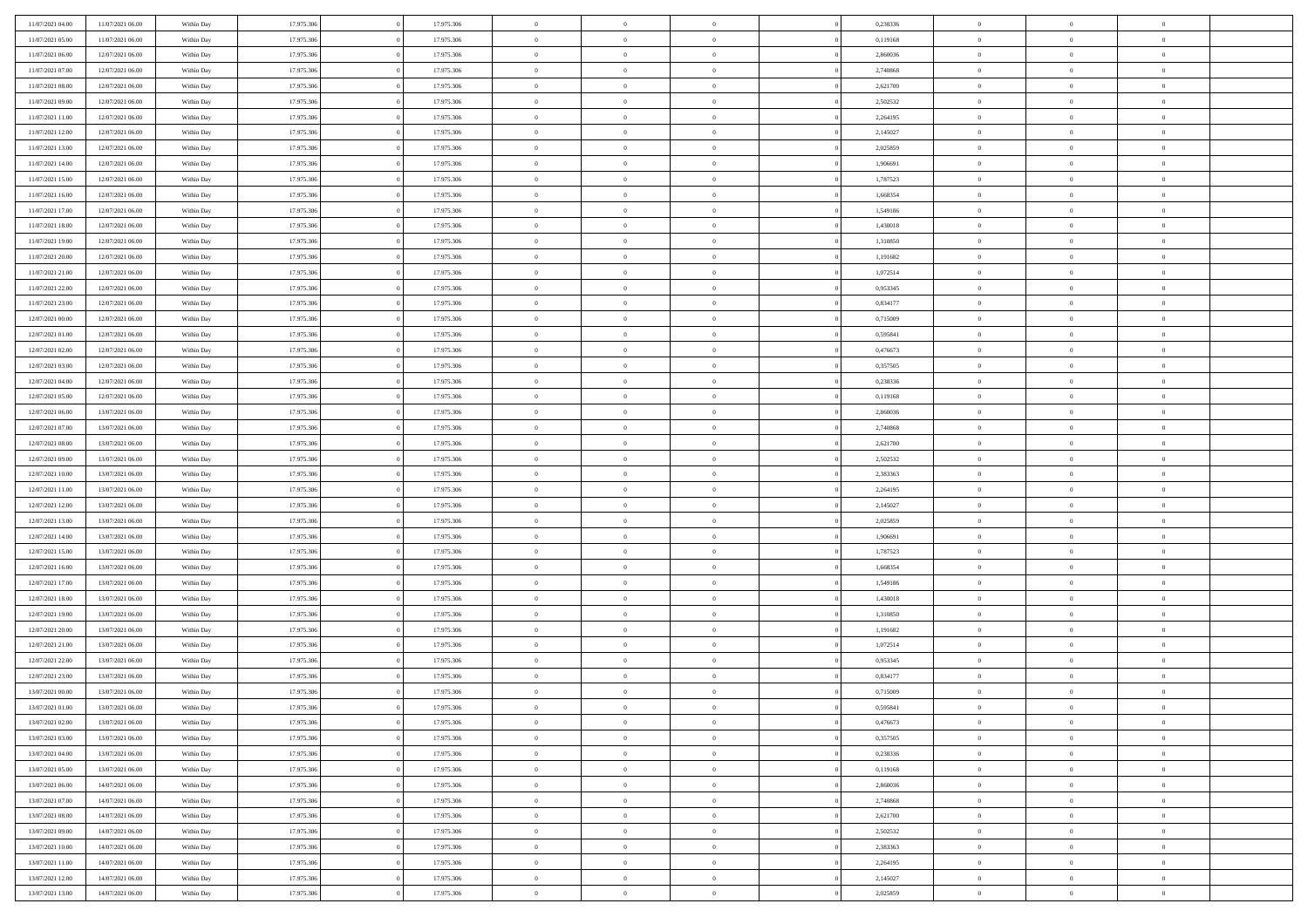| | | | | | | | | | | | | | | |
|---|---|---|---|---|---|---|---|---|---|---|---|---|---|---|
| 11/07/2021 04:00 | 11/07/2021 06:00 | Within Day | 17.975.306 | 0 | 17.975.306 | 0 | 0 | 0 | | 0 | 0,238336 | 0 | 0 | 0 |
| 11/07/2021 05:00 | 11/07/2021 06:00 | Within Day | 17.975.306 | 0 | 17.975.306 | 0 | 0 | 0 | | 0 | 0,119168 | 0 | 0 | 0 |
| 11/07/2021 06:00 | 12/07/2021 06:00 | Within Day | 17.975.306 | 0 | 17.975.306 | 0 | 0 | 0 | | 0 | 2,860036 | 0 | 0 | 0 |
| 11/07/2021 07:00 | 12/07/2021 06:00 | Within Day | 17.975.306 | 0 | 17.975.306 | 0 | 0 | 0 | | 0 | 2,740868 | 0 | 0 | 0 |
| 11/07/2021 08:00 | 12/07/2021 06:00 | Within Day | 17.975.306 | 0 | 17.975.306 | 0 | 0 | 0 | | 0 | 2,621700 | 0 | 0 | 0 |
| 11/07/2021 09:00 | 12/07/2021 06:00 | Within Day | 17.975.306 | 0 | 17.975.306 | 0 | 0 | 0 | | 0 | 2,502532 | 0 | 0 | 0 |
| 11/07/2021 11:00 | 12/07/2021 06:00 | Within Day | 17.975.306 | 0 | 17.975.306 | 0 | 0 | 0 | | 0 | 2,264195 | 0 | 0 | 0 |
| 11/07/2021 12:00 | 12/07/2021 06:00 | Within Day | 17.975.306 | 0 | 17.975.306 | 0 | 0 | 0 | | 0 | 2,145027 | 0 | 0 | 0 |
| 11/07/2021 13:00 | 12/07/2021 06:00 | Within Day | 17.975.306 | 0 | 17.975.306 | 0 | 0 | 0 | | 0 | 2,025859 | 0 | 0 | 0 |
| 11/07/2021 14:00 | 12/07/2021 06:00 | Within Day | 17.975.306 | 0 | 17.975.306 | 0 | 0 | 0 | | 0 | 1,906691 | 0 | 0 | 0 |
| 11/07/2021 15:00 | 12/07/2021 06:00 | Within Day | 17.975.306 | 0 | 17.975.306 | 0 | 0 | 0 | | 0 | 1,787523 | 0 | 0 | 0 |
| 11/07/2021 16:00 | 12/07/2021 06:00 | Within Day | 17.975.306 | 0 | 17.975.306 | 0 | 0 | 0 | | 0 | 1,668354 | 0 | 0 | 0 |
| 11/07/2021 17:00 | 12/07/2021 06:00 | Within Day | 17.975.306 | 0 | 17.975.306 | 0 | 0 | 0 | | 0 | 1,549186 | 0 | 0 | 0 |
| 11/07/2021 18:00 | 12/07/2021 06:00 | Within Day | 17.975.306 | 0 | 17.975.306 | 0 | 0 | 0 | | 0 | 1,430018 | 0 | 0 | 0 |
| 11/07/2021 19:00 | 12/07/2021 06:00 | Within Day | 17.975.306 | 0 | 17.975.306 | 0 | 0 | 0 | | 0 | 1,310850 | 0 | 0 | 0 |
| 11/07/2021 20:00 | 12/07/2021 06:00 | Within Day | 17.975.306 | 0 | 17.975.306 | 0 | 0 | 0 | | 0 | 1,191682 | 0 | 0 | 0 |
| 11/07/2021 21:00 | 12/07/2021 06:00 | Within Day | 17.975.306 | 0 | 17.975.306 | 0 | 0 | 0 | | 0 | 1,072514 | 0 | 0 | 0 |
| 11/07/2021 22:00 | 12/07/2021 06:00 | Within Day | 17.975.306 | 0 | 17.975.306 | 0 | 0 | 0 | | 0 | 0,953345 | 0 | 0 | 0 |
| 11/07/2021 23:00 | 12/07/2021 06:00 | Within Day | 17.975.306 | 0 | 17.975.306 | 0 | 0 | 0 | | 0 | 0,834177 | 0 | 0 | 0 |
| 12/07/2021 00:00 | 12/07/2021 06:00 | Within Day | 17.975.306 | 0 | 17.975.306 | 0 | 0 | 0 | | 0 | 0,715009 | 0 | 0 | 0 |
| 12/07/2021 01:00 | 12/07/2021 06:00 | Within Day | 17.975.306 | 0 | 17.975.306 | 0 | 0 | 0 | | 0 | 0,595841 | 0 | 0 | 0 |
| 12/07/2021 02:00 | 12/07/2021 06:00 | Within Day | 17.975.306 | 0 | 17.975.306 | 0 | 0 | 0 | | 0 | 0,476673 | 0 | 0 | 0 |
| 12/07/2021 03:00 | 12/07/2021 06:00 | Within Day | 17.975.306 | 0 | 17.975.306 | 0 | 0 | 0 | | 0 | 0,357505 | 0 | 0 | 0 |
| 12/07/2021 04:00 | 12/07/2021 06:00 | Within Day | 17.975.306 | 0 | 17.975.306 | 0 | 0 | 0 | | 0 | 0,238336 | 0 | 0 | 0 |
| 12/07/2021 05:00 | 12/07/2021 06:00 | Within Day | 17.975.306 | 0 | 17.975.306 | 0 | 0 | 0 | | 0 | 0,119168 | 0 | 0 | 0 |
| 12/07/2021 06:00 | 13/07/2021 06:00 | Within Day | 17.975.306 | 0 | 17.975.306 | 0 | 0 | 0 | | 0 | 2,860036 | 0 | 0 | 0 |
| 12/07/2021 07:00 | 13/07/2021 06:00 | Within Day | 17.975.306 | 0 | 17.975.306 | 0 | 0 | 0 | | 0 | 2,740868 | 0 | 0 | 0 |
| 12/07/2021 08:00 | 13/07/2021 06:00 | Within Day | 17.975.306 | 0 | 17.975.306 | 0 | 0 | 0 | | 0 | 2,621700 | 0 | 0 | 0 |
| 12/07/2021 09:00 | 13/07/2021 06:00 | Within Day | 17.975.306 | 0 | 17.975.306 | 0 | 0 | 0 | | 0 | 2,502532 | 0 | 0 | 0 |
| 12/07/2021 10:00 | 13/07/2021 06:00 | Within Day | 17.975.306 | 0 | 17.975.306 | 0 | 0 | 0 | | 0 | 2,383363 | 0 | 0 | 0 |
| 12/07/2021 11:00 | 13/07/2021 06:00 | Within Day | 17.975.306 | 0 | 17.975.306 | 0 | 0 | 0 | | 0 | 2,264195 | 0 | 0 | 0 |
| 12/07/2021 12:00 | 13/07/2021 06:00 | Within Day | 17.975.306 | 0 | 17.975.306 | 0 | 0 | 0 | | 0 | 2,145027 | 0 | 0 | 0 |
| 12/07/2021 13:00 | 13/07/2021 06:00 | Within Day | 17.975.306 | 0 | 17.975.306 | 0 | 0 | 0 | | 0 | 2,025859 | 0 | 0 | 0 |
| 12/07/2021 14:00 | 13/07/2021 06:00 | Within Day | 17.975.306 | 0 | 17.975.306 | 0 | 0 | 0 | | 0 | 1,906691 | 0 | 0 | 0 |
| 12/07/2021 15:00 | 13/07/2021 06:00 | Within Day | 17.975.306 | 0 | 17.975.306 | 0 | 0 | 0 | | 0 | 1,787523 | 0 | 0 | 0 |
| 12/07/2021 16:00 | 13/07/2021 06:00 | Within Day | 17.975.306 | 0 | 17.975.306 | 0 | 0 | 0 | | 0 | 1,668354 | 0 | 0 | 0 |
| 12/07/2021 17:00 | 13/07/2021 06:00 | Within Day | 17.975.306 | 0 | 17.975.306 | 0 | 0 | 0 | | 0 | 1,549186 | 0 | 0 | 0 |
| 12/07/2021 18:00 | 13/07/2021 06:00 | Within Day | 17.975.306 | 0 | 17.975.306 | 0 | 0 | 0 | | 0 | 1,430018 | 0 | 0 | 0 |
| 12/07/2021 19:00 | 13/07/2021 06:00 | Within Day | 17.975.306 | 0 | 17.975.306 | 0 | 0 | 0 | | 0 | 1,310850 | 0 | 0 | 0 |
| 12/07/2021 20:00 | 13/07/2021 06:00 | Within Day | 17.975.306 | 0 | 17.975.306 | 0 | 0 | 0 | | 0 | 1,191682 | 0 | 0 | 0 |
| 12/07/2021 21:00 | 13/07/2021 06:00 | Within Day | 17.975.306 | 0 | 17.975.306 | 0 | 0 | 0 | | 0 | 1,072514 | 0 | 0 | 0 |
| 12/07/2021 22:00 | 13/07/2021 06:00 | Within Day | 17.975.306 | 0 | 17.975.306 | 0 | 0 | 0 | | 0 | 0,953345 | 0 | 0 | 0 |
| 12/07/2021 23:00 | 13/07/2021 06:00 | Within Day | 17.975.306 | 0 | 17.975.306 | 0 | 0 | 0 | | 0 | 0,834177 | 0 | 0 | 0 |
| 13/07/2021 00:00 | 13/07/2021 06:00 | Within Day | 17.975.306 | 0 | 17.975.306 | 0 | 0 | 0 | | 0 | 0,715009 | 0 | 0 | 0 |
| 13/07/2021 01:00 | 13/07/2021 06:00 | Within Day | 17.975.306 | 0 | 17.975.306 | 0 | 0 | 0 | | 0 | 0,595841 | 0 | 0 | 0 |
| 13/07/2021 02:00 | 13/07/2021 06:00 | Within Day | 17.975.306 | 0 | 17.975.306 | 0 | 0 | 0 | | 0 | 0,476673 | 0 | 0 | 0 |
| 13/07/2021 03:00 | 13/07/2021 06:00 | Within Day | 17.975.306 | 0 | 17.975.306 | 0 | 0 | 0 | | 0 | 0,357505 | 0 | 0 | 0 |
| 13/07/2021 04:00 | 13/07/2021 06:00 | Within Day | 17.975.306 | 0 | 17.975.306 | 0 | 0 | 0 | | 0 | 0,238336 | 0 | 0 | 0 |
| 13/07/2021 05:00 | 13/07/2021 06:00 | Within Day | 17.975.306 | 0 | 17.975.306 | 0 | 0 | 0 | | 0 | 0,119168 | 0 | 0 | 0 |
| 13/07/2021 06:00 | 14/07/2021 06:00 | Within Day | 17.975.306 | 0 | 17.975.306 | 0 | 0 | 0 | | 0 | 2,860036 | 0 | 0 | 0 |
| 13/07/2021 07:00 | 14/07/2021 06:00 | Within Day | 17.975.306 | 0 | 17.975.306 | 0 | 0 | 0 | | 0 | 2,740868 | 0 | 0 | 0 |
| 13/07/2021 08:00 | 14/07/2021 06:00 | Within Day | 17.975.306 | 0 | 17.975.306 | 0 | 0 | 0 | | 0 | 2,621700 | 0 | 0 | 0 |
| 13/07/2021 09:00 | 14/07/2021 06:00 | Within Day | 17.975.306 | 0 | 17.975.306 | 0 | 0 | 0 | | 0 | 2,502532 | 0 | 0 | 0 |
| 13/07/2021 10:00 | 14/07/2021 06:00 | Within Day | 17.975.306 | 0 | 17.975.306 | 0 | 0 | 0 | | 0 | 2,383363 | 0 | 0 | 0 |
| 13/07/2021 11:00 | 14/07/2021 06:00 | Within Day | 17.975.306 | 0 | 17.975.306 | 0 | 0 | 0 | | 0 | 2,264195 | 0 | 0 | 0 |
| 13/07/2021 12:00 | 14/07/2021 06:00 | Within Day | 17.975.306 | 0 | 17.975.306 | 0 | 0 | 0 | | 0 | 2,145027 | 0 | 0 | 0 |
| 13/07/2021 13:00 | 14/07/2021 06:00 | Within Day | 17.975.306 | 0 | 17.975.306 | 0 | 0 | 0 | | 0 | 2,025859 | 0 | 0 | 0 |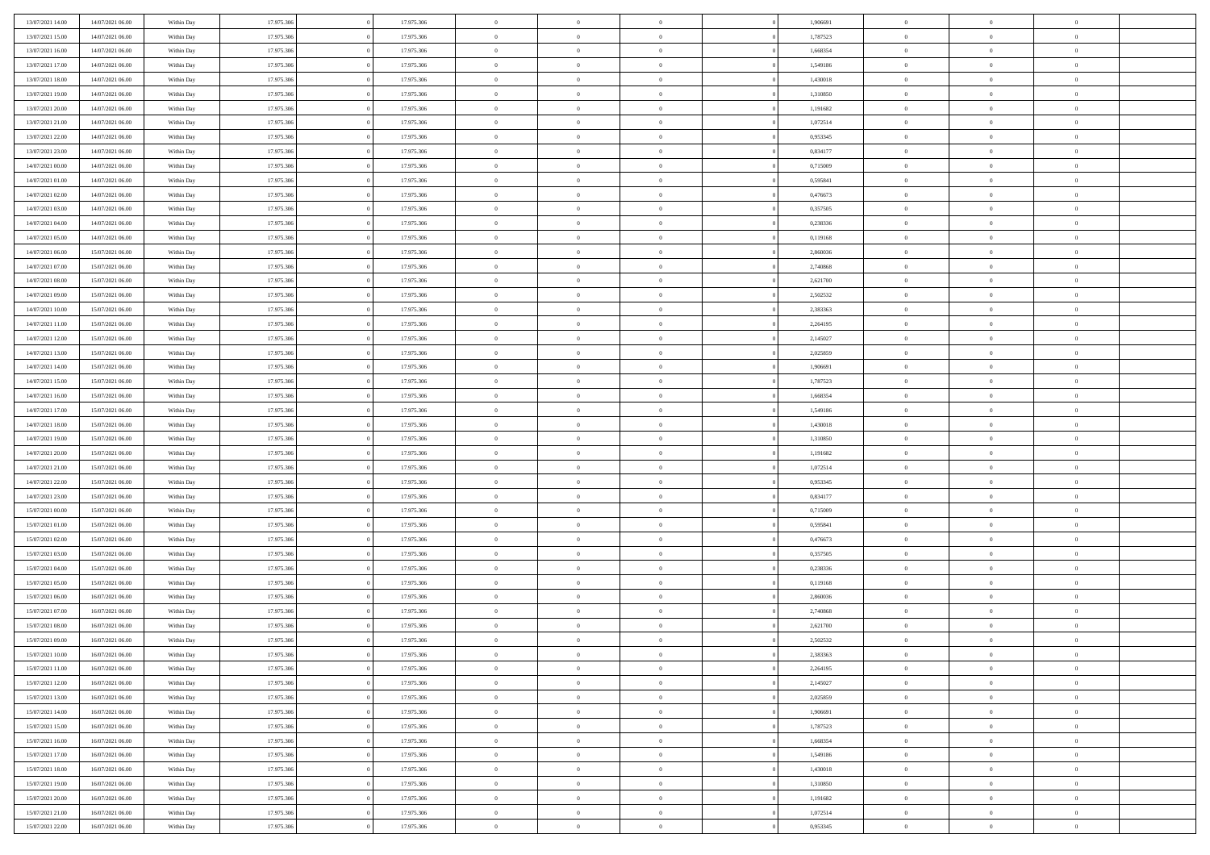| | | | | | | | | | | | | | | | |
|---|---|---|---|---|---|---|---|---|---|---|---|---|---|---|---|
| 13/07/2021 14:00 | 14/07/2021 06:00 | Within Day | 17.975.306 | 0 | 17.975.306 | 0 | 0 | 0 | | 0 | 1,906691 | 0 | 0 | 0 | |
| 13/07/2021 15:00 | 14/07/2021 06:00 | Within Day | 17.975.306 | 0 | 17.975.306 | 0 | 0 | 0 | | 0 | 1,787523 | 0 | 0 | 0 | |
| 13/07/2021 16:00 | 14/07/2021 06:00 | Within Day | 17.975.306 | 0 | 17.975.306 | 0 | 0 | 0 | | 0 | 1,668354 | 0 | 0 | 0 | |
| 13/07/2021 17:00 | 14/07/2021 06:00 | Within Day | 17.975.306 | 0 | 17.975.306 | 0 | 0 | 0 | | 0 | 1,549186 | 0 | 0 | 0 | |
| 13/07/2021 18:00 | 14/07/2021 06:00 | Within Day | 17.975.306 | 0 | 17.975.306 | 0 | 0 | 0 | | 0 | 1,430018 | 0 | 0 | 0 | |
| 13/07/2021 19:00 | 14/07/2021 06:00 | Within Day | 17.975.306 | 0 | 17.975.306 | 0 | 0 | 0 | | 0 | 1,310850 | 0 | 0 | 0 | |
| 13/07/2021 20:00 | 14/07/2021 06:00 | Within Day | 17.975.306 | 0 | 17.975.306 | 0 | 0 | 0 | | 0 | 1,191682 | 0 | 0 | 0 | |
| 13/07/2021 21:00 | 14/07/2021 06:00 | Within Day | 17.975.306 | 0 | 17.975.306 | 0 | 0 | 0 | | 0 | 1,072514 | 0 | 0 | 0 | |
| 13/07/2021 22:00 | 14/07/2021 06:00 | Within Day | 17.975.306 | 0 | 17.975.306 | 0 | 0 | 0 | | 0 | 0,953345 | 0 | 0 | 0 | |
| 13/07/2021 23:00 | 14/07/2021 06:00 | Within Day | 17.975.306 | 0 | 17.975.306 | 0 | 0 | 0 | | 0 | 0,834177 | 0 | 0 | 0 | |
| 14/07/2021 00:00 | 14/07/2021 06:00 | Within Day | 17.975.306 | 0 | 17.975.306 | 0 | 0 | 0 | | 0 | 0,715009 | 0 | 0 | 0 | |
| 14/07/2021 01:00 | 14/07/2021 06:00 | Within Day | 17.975.306 | 0 | 17.975.306 | 0 | 0 | 0 | | 0 | 0,595841 | 0 | 0 | 0 | |
| 14/07/2021 02:00 | 14/07/2021 06:00 | Within Day | 17.975.306 | 0 | 17.975.306 | 0 | 0 | 0 | | 0 | 0,476673 | 0 | 0 | 0 | |
| 14/07/2021 03:00 | 14/07/2021 06:00 | Within Day | 17.975.306 | 0 | 17.975.306 | 0 | 0 | 0 | | 0 | 0,357505 | 0 | 0 | 0 | |
| 14/07/2021 04:00 | 14/07/2021 06:00 | Within Day | 17.975.306 | 0 | 17.975.306 | 0 | 0 | 0 | | 0 | 0,238336 | 0 | 0 | 0 | |
| 14/07/2021 05:00 | 14/07/2021 06:00 | Within Day | 17.975.306 | 0 | 17.975.306 | 0 | 0 | 0 | | 0 | 0,119168 | 0 | 0 | 0 | |
| 14/07/2021 06:00 | 15/07/2021 06:00 | Within Day | 17.975.306 | 0 | 17.975.306 | 0 | 0 | 0 | | 0 | 2,860036 | 0 | 0 | 0 | |
| 14/07/2021 07:00 | 15/07/2021 06:00 | Within Day | 17.975.306 | 0 | 17.975.306 | 0 | 0 | 0 | | 0 | 2,740868 | 0 | 0 | 0 | |
| 14/07/2021 08:00 | 15/07/2021 06:00 | Within Day | 17.975.306 | 0 | 17.975.306 | 0 | 0 | 0 | | 0 | 2,621700 | 0 | 0 | 0 | |
| 14/07/2021 09:00 | 15/07/2021 06:00 | Within Day | 17.975.306 | 0 | 17.975.306 | 0 | 0 | 0 | | 0 | 2,502532 | 0 | 0 | 0 | |
| 14/07/2021 10:00 | 15/07/2021 06:00 | Within Day | 17.975.306 | 0 | 17.975.306 | 0 | 0 | 0 | | 0 | 2,383363 | 0 | 0 | 0 | |
| 14/07/2021 11:00 | 15/07/2021 06:00 | Within Day | 17.975.306 | 0 | 17.975.306 | 0 | 0 | 0 | | 0 | 2,264195 | 0 | 0 | 0 | |
| 14/07/2021 12:00 | 15/07/2021 06:00 | Within Day | 17.975.306 | 0 | 17.975.306 | 0 | 0 | 0 | | 0 | 2,145027 | 0 | 0 | 0 | |
| 14/07/2021 13:00 | 15/07/2021 06:00 | Within Day | 17.975.306 | 0 | 17.975.306 | 0 | 0 | 0 | | 0 | 2,025859 | 0 | 0 | 0 | |
| 14/07/2021 14:00 | 15/07/2021 06:00 | Within Day | 17.975.306 | 0 | 17.975.306 | 0 | 0 | 0 | | 0 | 1,906691 | 0 | 0 | 0 | |
| 14/07/2021 15:00 | 15/07/2021 06:00 | Within Day | 17.975.306 | 0 | 17.975.306 | 0 | 0 | 0 | | 0 | 1,787523 | 0 | 0 | 0 | |
| 14/07/2021 16:00 | 15/07/2021 06:00 | Within Day | 17.975.306 | 0 | 17.975.306 | 0 | 0 | 0 | | 0 | 1,668354 | 0 | 0 | 0 | |
| 14/07/2021 17:00 | 15/07/2021 06:00 | Within Day | 17.975.306 | 0 | 17.975.306 | 0 | 0 | 0 | | 0 | 1,549186 | 0 | 0 | 0 | |
| 14/07/2021 18:00 | 15/07/2021 06:00 | Within Day | 17.975.306 | 0 | 17.975.306 | 0 | 0 | 0 | | 0 | 1,430018 | 0 | 0 | 0 | |
| 14/07/2021 19:00 | 15/07/2021 06:00 | Within Day | 17.975.306 | 0 | 17.975.306 | 0 | 0 | 0 | | 0 | 1,310850 | 0 | 0 | 0 | |
| 14/07/2021 20:00 | 15/07/2021 06:00 | Within Day | 17.975.306 | 0 | 17.975.306 | 0 | 0 | 0 | | 0 | 1,191682 | 0 | 0 | 0 | |
| 14/07/2021 21:00 | 15/07/2021 06:00 | Within Day | 17.975.306 | 0 | 17.975.306 | 0 | 0 | 0 | | 0 | 1,072514 | 0 | 0 | 0 | |
| 14/07/2021 22:00 | 15/07/2021 06:00 | Within Day | 17.975.306 | 0 | 17.975.306 | 0 | 0 | 0 | | 0 | 0,953345 | 0 | 0 | 0 | |
| 14/07/2021 23:00 | 15/07/2021 06:00 | Within Day | 17.975.306 | 0 | 17.975.306 | 0 | 0 | 0 | | 0 | 0,834177 | 0 | 0 | 0 | |
| 15/07/2021 00:00 | 15/07/2021 06:00 | Within Day | 17.975.306 | 0 | 17.975.306 | 0 | 0 | 0 | | 0 | 0,715009 | 0 | 0 | 0 | |
| 15/07/2021 01:00 | 15/07/2021 06:00 | Within Day | 17.975.306 | 0 | 17.975.306 | 0 | 0 | 0 | | 0 | 0,595841 | 0 | 0 | 0 | |
| 15/07/2021 02:00 | 15/07/2021 06:00 | Within Day | 17.975.306 | 0 | 17.975.306 | 0 | 0 | 0 | | 0 | 0,476673 | 0 | 0 | 0 | |
| 15/07/2021 03:00 | 15/07/2021 06:00 | Within Day | 17.975.306 | 0 | 17.975.306 | 0 | 0 | 0 | | 0 | 0,357505 | 0 | 0 | 0 | |
| 15/07/2021 04:00 | 15/07/2021 06:00 | Within Day | 17.975.306 | 0 | 17.975.306 | 0 | 0 | 0 | | 0 | 0,238336 | 0 | 0 | 0 | |
| 15/07/2021 05:00 | 15/07/2021 06:00 | Within Day | 17.975.306 | 0 | 17.975.306 | 0 | 0 | 0 | | 0 | 0,119168 | 0 | 0 | 0 | |
| 15/07/2021 06:00 | 16/07/2021 06:00 | Within Day | 17.975.306 | 0 | 17.975.306 | 0 | 0 | 0 | | 0 | 2,860036 | 0 | 0 | 0 | |
| 15/07/2021 07:00 | 16/07/2021 06:00 | Within Day | 17.975.306 | 0 | 17.975.306 | 0 | 0 | 0 | | 0 | 2,740868 | 0 | 0 | 0 | |
| 15/07/2021 08:00 | 16/07/2021 06:00 | Within Day | 17.975.306 | 0 | 17.975.306 | 0 | 0 | 0 | | 0 | 2,621700 | 0 | 0 | 0 | |
| 15/07/2021 09:00 | 16/07/2021 06:00 | Within Day | 17.975.306 | 0 | 17.975.306 | 0 | 0 | 0 | | 0 | 2,502532 | 0 | 0 | 0 | |
| 15/07/2021 10:00 | 16/07/2021 06:00 | Within Day | 17.975.306 | 0 | 17.975.306 | 0 | 0 | 0 | | 0 | 2,383363 | 0 | 0 | 0 | |
| 15/07/2021 11:00 | 16/07/2021 06:00 | Within Day | 17.975.306 | 0 | 17.975.306 | 0 | 0 | 0 | | 0 | 2,264195 | 0 | 0 | 0 | |
| 15/07/2021 12:00 | 16/07/2021 06:00 | Within Day | 17.975.306 | 0 | 17.975.306 | 0 | 0 | 0 | | 0 | 2,145027 | 0 | 0 | 0 | |
| 15/07/2021 13:00 | 16/07/2021 06:00 | Within Day | 17.975.306 | 0 | 17.975.306 | 0 | 0 | 0 | | 0 | 2,025859 | 0 | 0 | 0 | |
| 15/07/2021 14:00 | 16/07/2021 06:00 | Within Day | 17.975.306 | 0 | 17.975.306 | 0 | 0 | 0 | | 0 | 1,906691 | 0 | 0 | 0 | |
| 15/07/2021 15:00 | 16/07/2021 06:00 | Within Day | 17.975.306 | 0 | 17.975.306 | 0 | 0 | 0 | | 0 | 1,787523 | 0 | 0 | 0 | |
| 15/07/2021 16:00 | 16/07/2021 06:00 | Within Day | 17.975.306 | 0 | 17.975.306 | 0 | 0 | 0 | | 0 | 1,668354 | 0 | 0 | 0 | |
| 15/07/2021 17:00 | 16/07/2021 06:00 | Within Day | 17.975.306 | 0 | 17.975.306 | 0 | 0 | 0 | | 0 | 1,549186 | 0 | 0 | 0 | |
| 15/07/2021 18:00 | 16/07/2021 06:00 | Within Day | 17.975.306 | 0 | 17.975.306 | 0 | 0 | 0 | | 0 | 1,430018 | 0 | 0 | 0 | |
| 15/07/2021 19:00 | 16/07/2021 06:00 | Within Day | 17.975.306 | 0 | 17.975.306 | 0 | 0 | 0 | | 0 | 1,310850 | 0 | 0 | 0 | |
| 15/07/2021 20:00 | 16/07/2021 06:00 | Within Day | 17.975.306 | 0 | 17.975.306 | 0 | 0 | 0 | | 0 | 1,191682 | 0 | 0 | 0 | |
| 15/07/2021 21:00 | 16/07/2021 06:00 | Within Day | 17.975.306 | 0 | 17.975.306 | 0 | 0 | 0 | | 0 | 1,072514 | 0 | 0 | 0 | |
| 15/07/2021 22:00 | 16/07/2021 06:00 | Within Day | 17.975.306 | 0 | 17.975.306 | 0 | 0 | 0 | | 0 | 0,953345 | 0 | 0 | 0 | |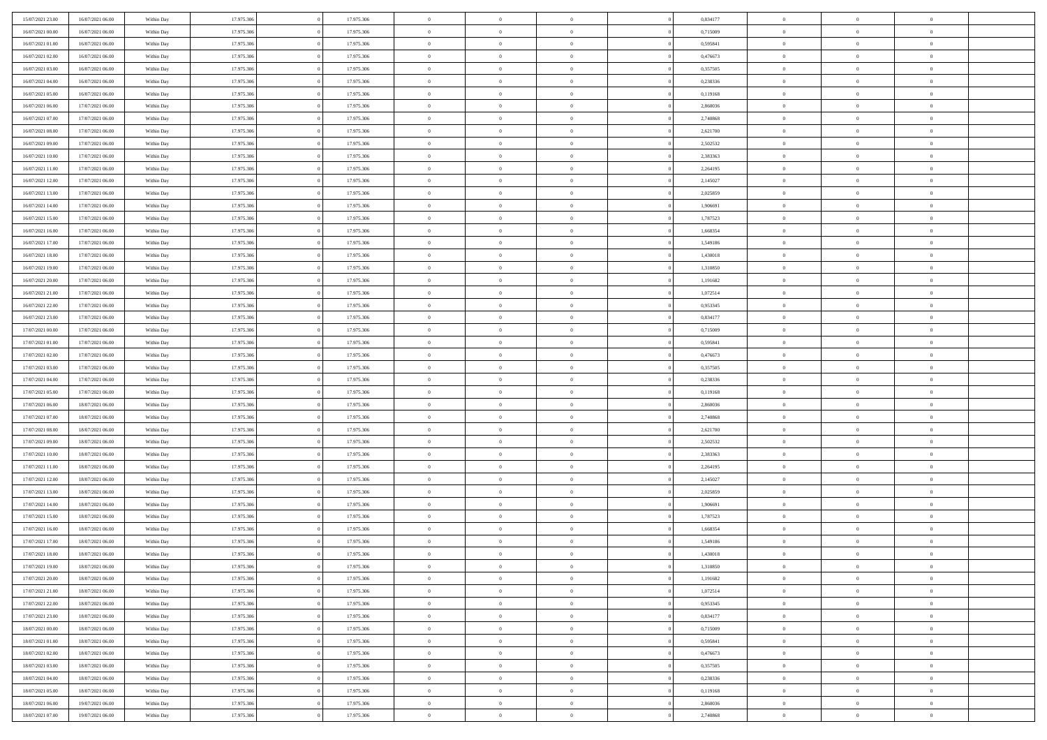| | | | | | | | | | | | | | | |
|---|---|---|---|---|---|---|---|---|---|---|---|---|---|---|
| 15/07/2021 23:00 | 16/07/2021 06:00 | Within Day | 17.975.306 | 0 | 17.975.306 | 0 | 0 | 0 | 0 | 0,834177 | 0 | 0 | 0 | |
| 16/07/2021 00:00 | 16/07/2021 06:00 | Within Day | 17.975.306 | 0 | 17.975.306 | 0 | 0 | 0 | 0 | 0,715009 | 0 | 0 | 0 | |
| 16/07/2021 01:00 | 16/07/2021 06:00 | Within Day | 17.975.306 | 0 | 17.975.306 | 0 | 0 | 0 | 0 | 0,595841 | 0 | 0 | 0 | |
| 16/07/2021 02:00 | 16/07/2021 06:00 | Within Day | 17.975.306 | 0 | 17.975.306 | 0 | 0 | 0 | 0 | 0,476673 | 0 | 0 | 0 | |
| 16/07/2021 03:00 | 16/07/2021 06:00 | Within Day | 17.975.306 | 0 | 17.975.306 | 0 | 0 | 0 | 0 | 0,357505 | 0 | 0 | 0 | |
| 16/07/2021 04:00 | 16/07/2021 06:00 | Within Day | 17.975.306 | 0 | 17.975.306 | 0 | 0 | 0 | 0 | 0,238336 | 0 | 0 | 0 | |
| 16/07/2021 05:00 | 16/07/2021 06:00 | Within Day | 17.975.306 | 0 | 17.975.306 | 0 | 0 | 0 | 0 | 0,119168 | 0 | 0 | 0 | |
| 16/07/2021 06:00 | 17/07/2021 06:00 | Within Day | 17.975.306 | 0 | 17.975.306 | 0 | 0 | 0 | 0 | 2,860036 | 0 | 0 | 0 | |
| 16/07/2021 07:00 | 17/07/2021 06:00 | Within Day | 17.975.306 | 0 | 17.975.306 | 0 | 0 | 0 | 0 | 2,740868 | 0 | 0 | 0 | |
| 16/07/2021 08:00 | 17/07/2021 06:00 | Within Day | 17.975.306 | 0 | 17.975.306 | 0 | 0 | 0 | 0 | 2,621700 | 0 | 0 | 0 | |
| 16/07/2021 09:00 | 17/07/2021 06:00 | Within Day | 17.975.306 | 0 | 17.975.306 | 0 | 0 | 0 | 0 | 2,502532 | 0 | 0 | 0 | |
| 16/07/2021 10:00 | 17/07/2021 06:00 | Within Day | 17.975.306 | 0 | 17.975.306 | 0 | 0 | 0 | 0 | 2,383363 | 0 | 0 | 0 | |
| 16/07/2021 11:00 | 17/07/2021 06:00 | Within Day | 17.975.306 | 0 | 17.975.306 | 0 | 0 | 0 | 0 | 2,264195 | 0 | 0 | 0 | |
| 16/07/2021 12:00 | 17/07/2021 06:00 | Within Day | 17.975.306 | 0 | 17.975.306 | 0 | 0 | 0 | 0 | 2,145027 | 0 | 0 | 0 | |
| 16/07/2021 13:00 | 17/07/2021 06:00 | Within Day | 17.975.306 | 0 | 17.975.306 | 0 | 0 | 0 | 0 | 2,025859 | 0 | 0 | 0 | |
| 16/07/2021 14:00 | 17/07/2021 06:00 | Within Day | 17.975.306 | 0 | 17.975.306 | 0 | 0 | 0 | 0 | 1,906691 | 0 | 0 | 0 | |
| 16/07/2021 15:00 | 17/07/2021 06:00 | Within Day | 17.975.306 | 0 | 17.975.306 | 0 | 0 | 0 | 0 | 1,787523 | 0 | 0 | 0 | |
| 16/07/2021 16:00 | 17/07/2021 06:00 | Within Day | 17.975.306 | 0 | 17.975.306 | 0 | 0 | 0 | 0 | 1,668354 | 0 | 0 | 0 | |
| 16/07/2021 17:00 | 17/07/2021 06:00 | Within Day | 17.975.306 | 0 | 17.975.306 | 0 | 0 | 0 | 0 | 1,549186 | 0 | 0 | 0 | |
| 16/07/2021 18:00 | 17/07/2021 06:00 | Within Day | 17.975.306 | 0 | 17.975.306 | 0 | 0 | 0 | 0 | 1,430018 | 0 | 0 | 0 | |
| 16/07/2021 19:00 | 17/07/2021 06:00 | Within Day | 17.975.306 | 0 | 17.975.306 | 0 | 0 | 0 | 0 | 1,310850 | 0 | 0 | 0 | |
| 16/07/2021 20:00 | 17/07/2021 06:00 | Within Day | 17.975.306 | 0 | 17.975.306 | 0 | 0 | 0 | 0 | 1,191682 | 0 | 0 | 0 | |
| 16/07/2021 21:00 | 17/07/2021 06:00 | Within Day | 17.975.306 | 0 | 17.975.306 | 0 | 0 | 0 | 0 | 1,072514 | 0 | 0 | 0 | |
| 16/07/2021 22:00 | 17/07/2021 06:00 | Within Day | 17.975.306 | 0 | 17.975.306 | 0 | 0 | 0 | 0 | 0,953345 | 0 | 0 | 0 | |
| 16/07/2021 23:00 | 17/07/2021 06:00 | Within Day | 17.975.306 | 0 | 17.975.306 | 0 | 0 | 0 | 0 | 0,834177 | 0 | 0 | 0 | |
| 17/07/2021 00:00 | 17/07/2021 06:00 | Within Day | 17.975.306 | 0 | 17.975.306 | 0 | 0 | 0 | 0 | 0,715009 | 0 | 0 | 0 | |
| 17/07/2021 01:00 | 17/07/2021 06:00 | Within Day | 17.975.306 | 0 | 17.975.306 | 0 | 0 | 0 | 0 | 0,595841 | 0 | 0 | 0 | |
| 17/07/2021 02:00 | 17/07/2021 06:00 | Within Day | 17.975.306 | 0 | 17.975.306 | 0 | 0 | 0 | 0 | 0,476673 | 0 | 0 | 0 | |
| 17/07/2021 03:00 | 17/07/2021 06:00 | Within Day | 17.975.306 | 0 | 17.975.306 | 0 | 0 | 0 | 0 | 0,357505 | 0 | 0 | 0 | |
| 17/07/2021 04:00 | 17/07/2021 06:00 | Within Day | 17.975.306 | 0 | 17.975.306 | 0 | 0 | 0 | 0 | 0,238336 | 0 | 0 | 0 | |
| 17/07/2021 05:00 | 17/07/2021 06:00 | Within Day | 17.975.306 | 0 | 17.975.306 | 0 | 0 | 0 | 0 | 0,119168 | 0 | 0 | 0 | |
| 17/07/2021 06:00 | 18/07/2021 06:00 | Within Day | 17.975.306 | 0 | 17.975.306 | 0 | 0 | 0 | 0 | 2,860036 | 0 | 0 | 0 | |
| 17/07/2021 07:00 | 18/07/2021 06:00 | Within Day | 17.975.306 | 0 | 17.975.306 | 0 | 0 | 0 | 0 | 2,740868 | 0 | 0 | 0 | |
| 17/07/2021 08:00 | 18/07/2021 06:00 | Within Day | 17.975.306 | 0 | 17.975.306 | 0 | 0 | 0 | 0 | 2,621700 | 0 | 0 | 0 | |
| 17/07/2021 09:00 | 18/07/2021 06:00 | Within Day | 17.975.306 | 0 | 17.975.306 | 0 | 0 | 0 | 0 | 2,502532 | 0 | 0 | 0 | |
| 17/07/2021 10:00 | 18/07/2021 06:00 | Within Day | 17.975.306 | 0 | 17.975.306 | 0 | 0 | 0 | 0 | 2,383363 | 0 | 0 | 0 | |
| 17/07/2021 11:00 | 18/07/2021 06:00 | Within Day | 17.975.306 | 0 | 17.975.306 | 0 | 0 | 0 | 0 | 2,264195 | 0 | 0 | 0 | |
| 17/07/2021 12:00 | 18/07/2021 06:00 | Within Day | 17.975.306 | 0 | 17.975.306 | 0 | 0 | 0 | 0 | 2,145027 | 0 | 0 | 0 | |
| 17/07/2021 13:00 | 18/07/2021 06:00 | Within Day | 17.975.306 | 0 | 17.975.306 | 0 | 0 | 0 | 0 | 2,025859 | 0 | 0 | 0 | |
| 17/07/2021 14:00 | 18/07/2021 06:00 | Within Day | 17.975.306 | 0 | 17.975.306 | 0 | 0 | 0 | 0 | 1,906691 | 0 | 0 | 0 | |
| 17/07/2021 15:00 | 18/07/2021 06:00 | Within Day | 17.975.306 | 0 | 17.975.306 | 0 | 0 | 0 | 0 | 1,787523 | 0 | 0 | 0 | |
| 17/07/2021 16:00 | 18/07/2021 06:00 | Within Day | 17.975.306 | 0 | 17.975.306 | 0 | 0 | 0 | 0 | 1,668354 | 0 | 0 | 0 | |
| 17/07/2021 17:00 | 18/07/2021 06:00 | Within Day | 17.975.306 | 0 | 17.975.306 | 0 | 0 | 0 | 0 | 1,549186 | 0 | 0 | 0 | |
| 17/07/2021 18:00 | 18/07/2021 06:00 | Within Day | 17.975.306 | 0 | 17.975.306 | 0 | 0 | 0 | 0 | 1,430018 | 0 | 0 | 0 | |
| 17/07/2021 19:00 | 18/07/2021 06:00 | Within Day | 17.975.306 | 0 | 17.975.306 | 0 | 0 | 0 | 0 | 1,310850 | 0 | 0 | 0 | |
| 17/07/2021 20:00 | 18/07/2021 06:00 | Within Day | 17.975.306 | 0 | 17.975.306 | 0 | 0 | 0 | 0 | 1,191682 | 0 | 0 | 0 | |
| 17/07/2021 21:00 | 18/07/2021 06:00 | Within Day | 17.975.306 | 0 | 17.975.306 | 0 | 0 | 0 | 0 | 1,072514 | 0 | 0 | 0 | |
| 17/07/2021 22:00 | 18/07/2021 06:00 | Within Day | 17.975.306 | 0 | 17.975.306 | 0 | 0 | 0 | 0 | 0,953345 | 0 | 0 | 0 | |
| 17/07/2021 23:00 | 18/07/2021 06:00 | Within Day | 17.975.306 | 0 | 17.975.306 | 0 | 0 | 0 | 0 | 0,834177 | 0 | 0 | 0 | |
| 18/07/2021 00:00 | 18/07/2021 06:00 | Within Day | 17.975.306 | 0 | 17.975.306 | 0 | 0 | 0 | 0 | 0,715009 | 0 | 0 | 0 | |
| 18/07/2021 01:00 | 18/07/2021 06:00 | Within Day | 17.975.306 | 0 | 17.975.306 | 0 | 0 | 0 | 0 | 0,595841 | 0 | 0 | 0 | |
| 18/07/2021 02:00 | 18/07/2021 06:00 | Within Day | 17.975.306 | 0 | 17.975.306 | 0 | 0 | 0 | 0 | 0,476673 | 0 | 0 | 0 | |
| 18/07/2021 03:00 | 18/07/2021 06:00 | Within Day | 17.975.306 | 0 | 17.975.306 | 0 | 0 | 0 | 0 | 0,357505 | 0 | 0 | 0 | |
| 18/07/2021 04:00 | 18/07/2021 06:00 | Within Day | 17.975.306 | 0 | 17.975.306 | 0 | 0 | 0 | 0 | 0,238336 | 0 | 0 | 0 | |
| 18/07/2021 05:00 | 18/07/2021 06:00 | Within Day | 17.975.306 | 0 | 17.975.306 | 0 | 0 | 0 | 0 | 0,119168 | 0 | 0 | 0 | |
| 18/07/2021 06:00 | 19/07/2021 06:00 | Within Day | 17.975.306 | 0 | 17.975.306 | 0 | 0 | 0 | 0 | 2,860036 | 0 | 0 | 0 | |
| 18/07/2021 07:00 | 19/07/2021 06:00 | Within Day | 17.975.306 | 0 | 17.975.306 | 0 | 0 | 0 | 0 | 2,740868 | 0 | 0 | 0 | |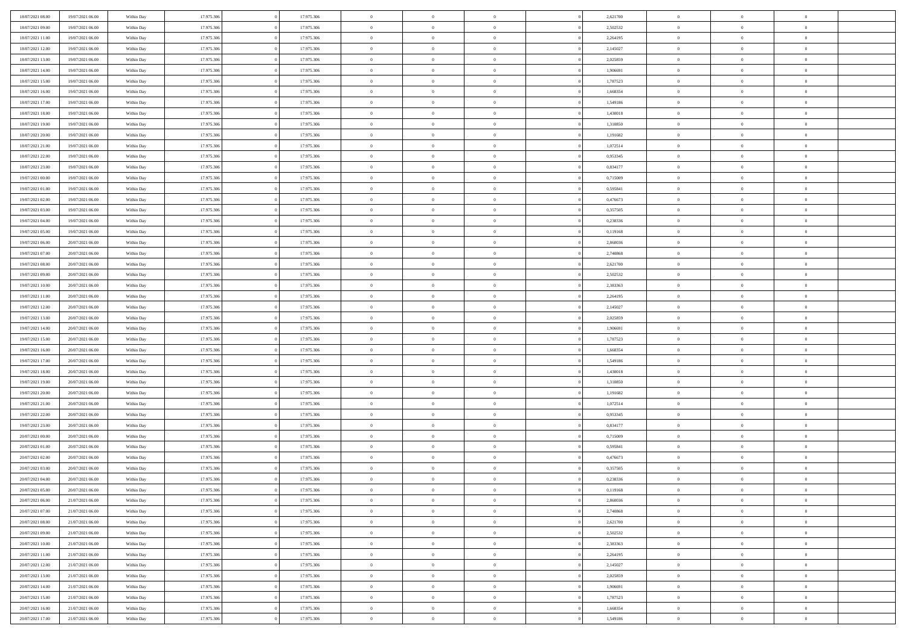| | | | | | | | | | | | | | | |
|---|---|---|---|---|---|---|---|---|---|---|---|---|---|---|
| 18/07/2021 08:00 | 19/07/2021 06:00 | Within Day | 17.975.306 | 0 | 17.975.306 | 0 | 0 | 0 | | 0 | 2,621700 | 0 | 0 | 0 |
| 18/07/2021 09:00 | 19/07/2021 06:00 | Within Day | 17.975.306 | 0 | 17.975.306 | 0 | 0 | 0 | | 0 | 2,502532 | 0 | 0 | 0 |
| 18/07/2021 11:00 | 19/07/2021 06:00 | Within Day | 17.975.306 | 0 | 17.975.306 | 0 | 0 | 0 | | 0 | 2,264195 | 0 | 0 | 0 |
| 18/07/2021 12:00 | 19/07/2021 06:00 | Within Day | 17.975.306 | 0 | 17.975.306 | 0 | 0 | 0 | | 0 | 2,145027 | 0 | 0 | 0 |
| 18/07/2021 13:00 | 19/07/2021 06:00 | Within Day | 17.975.306 | 0 | 17.975.306 | 0 | 0 | 0 | | 0 | 2,025859 | 0 | 0 | 0 |
| 18/07/2021 14:00 | 19/07/2021 06:00 | Within Day | 17.975.306 | 0 | 17.975.306 | 0 | 0 | 0 | | 0 | 1,906691 | 0 | 0 | 0 |
| 18/07/2021 15:00 | 19/07/2021 06:00 | Within Day | 17.975.306 | 0 | 17.975.306 | 0 | 0 | 0 | | 0 | 1,787523 | 0 | 0 | 0 |
| 18/07/2021 16:00 | 19/07/2021 06:00 | Within Day | 17.975.306 | 0 | 17.975.306 | 0 | 0 | 0 | | 0 | 1,668354 | 0 | 0 | 0 |
| 18/07/2021 17:00 | 19/07/2021 06:00 | Within Day | 17.975.306 | 0 | 17.975.306 | 0 | 0 | 0 | | 0 | 1,549186 | 0 | 0 | 0 |
| 18/07/2021 18:00 | 19/07/2021 06:00 | Within Day | 17.975.306 | 0 | 17.975.306 | 0 | 0 | 0 | | 0 | 1,430018 | 0 | 0 | 0 |
| 18/07/2021 19:00 | 19/07/2021 06:00 | Within Day | 17.975.306 | 0 | 17.975.306 | 0 | 0 | 0 | | 0 | 1,310850 | 0 | 0 | 0 |
| 18/07/2021 20:00 | 19/07/2021 06:00 | Within Day | 17.975.306 | 0 | 17.975.306 | 0 | 0 | 0 | | 0 | 1,191682 | 0 | 0 | 0 |
| 18/07/2021 21:00 | 19/07/2021 06:00 | Within Day | 17.975.306 | 0 | 17.975.306 | 0 | 0 | 0 | | 0 | 1,072514 | 0 | 0 | 0 |
| 18/07/2021 22:00 | 19/07/2021 06:00 | Within Day | 17.975.306 | 0 | 17.975.306 | 0 | 0 | 0 | | 0 | 0,953345 | 0 | 0 | 0 |
| 18/07/2021 23:00 | 19/07/2021 06:00 | Within Day | 17.975.306 | 0 | 17.975.306 | 0 | 0 | 0 | | 0 | 0,834177 | 0 | 0 | 0 |
| 19/07/2021 00:00 | 19/07/2021 06:00 | Within Day | 17.975.306 | 0 | 17.975.306 | 0 | 0 | 0 | | 0 | 0,715009 | 0 | 0 | 0 |
| 19/07/2021 01:00 | 19/07/2021 06:00 | Within Day | 17.975.306 | 0 | 17.975.306 | 0 | 0 | 0 | | 0 | 0,595841 | 0 | 0 | 0 |
| 19/07/2021 02:00 | 19/07/2021 06:00 | Within Day | 17.975.306 | 0 | 17.975.306 | 0 | 0 | 0 | | 0 | 0,476673 | 0 | 0 | 0 |
| 19/07/2021 03:00 | 19/07/2021 06:00 | Within Day | 17.975.306 | 0 | 17.975.306 | 0 | 0 | 0 | | 0 | 0,357505 | 0 | 0 | 0 |
| 19/07/2021 04:00 | 19/07/2021 06:00 | Within Day | 17.975.306 | 0 | 17.975.306 | 0 | 0 | 0 | | 0 | 0,238336 | 0 | 0 | 0 |
| 19/07/2021 05:00 | 19/07/2021 06:00 | Within Day | 17.975.306 | 0 | 17.975.306 | 0 | 0 | 0 | | 0 | 0,119168 | 0 | 0 | 0 |
| 19/07/2021 06:00 | 20/07/2021 06:00 | Within Day | 17.975.306 | 0 | 17.975.306 | 0 | 0 | 0 | | 0 | 2,860036 | 0 | 0 | 0 |
| 19/07/2021 07:00 | 20/07/2021 06:00 | Within Day | 17.975.306 | 0 | 17.975.306 | 0 | 0 | 0 | | 0 | 2,740868 | 0 | 0 | 0 |
| 19/07/2021 08:00 | 20/07/2021 06:00 | Within Day | 17.975.306 | 0 | 17.975.306 | 0 | 0 | 0 | | 0 | 2,621700 | 0 | 0 | 0 |
| 19/07/2021 09:00 | 20/07/2021 06:00 | Within Day | 17.975.306 | 0 | 17.975.306 | 0 | 0 | 0 | | 0 | 2,502532 | 0 | 0 | 0 |
| 19/07/2021 10:00 | 20/07/2021 06:00 | Within Day | 17.975.306 | 0 | 17.975.306 | 0 | 0 | 0 | | 0 | 2,383363 | 0 | 0 | 0 |
| 19/07/2021 11:00 | 20/07/2021 06:00 | Within Day | 17.975.306 | 0 | 17.975.306 | 0 | 0 | 0 | | 0 | 2,264195 | 0 | 0 | 0 |
| 19/07/2021 12:00 | 20/07/2021 06:00 | Within Day | 17.975.306 | 0 | 17.975.306 | 0 | 0 | 0 | | 0 | 2,145027 | 0 | 0 | 0 |
| 19/07/2021 13:00 | 20/07/2021 06:00 | Within Day | 17.975.306 | 0 | 17.975.306 | 0 | 0 | 0 | | 0 | 2,025859 | 0 | 0 | 0 |
| 19/07/2021 14:00 | 20/07/2021 06:00 | Within Day | 17.975.306 | 0 | 17.975.306 | 0 | 0 | 0 | | 0 | 1,906691 | 0 | 0 | 0 |
| 19/07/2021 15:00 | 20/07/2021 06:00 | Within Day | 17.975.306 | 0 | 17.975.306 | 0 | 0 | 0 | | 0 | 1,787523 | 0 | 0 | 0 |
| 19/07/2021 16:00 | 20/07/2021 06:00 | Within Day | 17.975.306 | 0 | 17.975.306 | 0 | 0 | 0 | | 0 | 1,668354 | 0 | 0 | 0 |
| 19/07/2021 17:00 | 20/07/2021 06:00 | Within Day | 17.975.306 | 0 | 17.975.306 | 0 | 0 | 0 | | 0 | 1,549186 | 0 | 0 | 0 |
| 19/07/2021 18:00 | 20/07/2021 06:00 | Within Day | 17.975.306 | 0 | 17.975.306 | 0 | 0 | 0 | | 0 | 1,430018 | 0 | 0 | 0 |
| 19/07/2021 19:00 | 20/07/2021 06:00 | Within Day | 17.975.306 | 0 | 17.975.306 | 0 | 0 | 0 | | 0 | 1,310850 | 0 | 0 | 0 |
| 19/07/2021 20:00 | 20/07/2021 06:00 | Within Day | 17.975.306 | 0 | 17.975.306 | 0 | 0 | 0 | | 0 | 1,191682 | 0 | 0 | 0 |
| 19/07/2021 21:00 | 20/07/2021 06:00 | Within Day | 17.975.306 | 0 | 17.975.306 | 0 | 0 | 0 | | 0 | 1,072514 | 0 | 0 | 0 |
| 19/07/2021 22:00 | 20/07/2021 06:00 | Within Day | 17.975.306 | 0 | 17.975.306 | 0 | 0 | 0 | | 0 | 0,953345 | 0 | 0 | 0 |
| 19/07/2021 23:00 | 20/07/2021 06:00 | Within Day | 17.975.306 | 0 | 17.975.306 | 0 | 0 | 0 | | 0 | 0,834177 | 0 | 0 | 0 |
| 20/07/2021 00:00 | 20/07/2021 06:00 | Within Day | 17.975.306 | 0 | 17.975.306 | 0 | 0 | 0 | | 0 | 0,715009 | 0 | 0 | 0 |
| 20/07/2021 01:00 | 20/07/2021 06:00 | Within Day | 17.975.306 | 0 | 17.975.306 | 0 | 0 | 0 | | 0 | 0,595841 | 0 | 0 | 0 |
| 20/07/2021 02:00 | 20/07/2021 06:00 | Within Day | 17.975.306 | 0 | 17.975.306 | 0 | 0 | 0 | | 0 | 0,476673 | 0 | 0 | 0 |
| 20/07/2021 03:00 | 20/07/2021 06:00 | Within Day | 17.975.306 | 0 | 17.975.306 | 0 | 0 | 0 | | 0 | 0,357505 | 0 | 0 | 0 |
| 20/07/2021 04:00 | 20/07/2021 06:00 | Within Day | 17.975.306 | 0 | 17.975.306 | 0 | 0 | 0 | | 0 | 0,238336 | 0 | 0 | 0 |
| 20/07/2021 05:00 | 20/07/2021 06:00 | Within Day | 17.975.306 | 0 | 17.975.306 | 0 | 0 | 0 | | 0 | 0,119168 | 0 | 0 | 0 |
| 20/07/2021 06:00 | 21/07/2021 06:00 | Within Day | 17.975.306 | 0 | 17.975.306 | 0 | 0 | 0 | | 0 | 2,860036 | 0 | 0 | 0 |
| 20/07/2021 07:00 | 21/07/2021 06:00 | Within Day | 17.975.306 | 0 | 17.975.306 | 0 | 0 | 0 | | 0 | 2,740868 | 0 | 0 | 0 |
| 20/07/2021 08:00 | 21/07/2021 06:00 | Within Day | 17.975.306 | 0 | 17.975.306 | 0 | 0 | 0 | | 0 | 2,621700 | 0 | 0 | 0 |
| 20/07/2021 09:00 | 21/07/2021 06:00 | Within Day | 17.975.306 | 0 | 17.975.306 | 0 | 0 | 0 | | 0 | 2,502532 | 0 | 0 | 0 |
| 20/07/2021 10:00 | 21/07/2021 06:00 | Within Day | 17.975.306 | 0 | 17.975.306 | 0 | 0 | 0 | | 0 | 2,383363 | 0 | 0 | 0 |
| 20/07/2021 11:00 | 21/07/2021 06:00 | Within Day | 17.975.306 | 0 | 17.975.306 | 0 | 0 | 0 | | 0 | 2,264195 | 0 | 0 | 0 |
| 20/07/2021 12:00 | 21/07/2021 06:00 | Within Day | 17.975.306 | 0 | 17.975.306 | 0 | 0 | 0 | | 0 | 2,145027 | 0 | 0 | 0 |
| 20/07/2021 13:00 | 21/07/2021 06:00 | Within Day | 17.975.306 | 0 | 17.975.306 | 0 | 0 | 0 | | 0 | 2,025859 | 0 | 0 | 0 |
| 20/07/2021 14:00 | 21/07/2021 06:00 | Within Day | 17.975.306 | 0 | 17.975.306 | 0 | 0 | 0 | | 0 | 1,906691 | 0 | 0 | 0 |
| 20/07/2021 15:00 | 21/07/2021 06:00 | Within Day | 17.975.306 | 0 | 17.975.306 | 0 | 0 | 0 | | 0 | 1,787523 | 0 | 0 | 0 |
| 20/07/2021 16:00 | 21/07/2021 06:00 | Within Day | 17.975.306 | 0 | 17.975.306 | 0 | 0 | 0 | | 0 | 1,668354 | 0 | 0 | 0 |
| 20/07/2021 17:00 | 21/07/2021 06:00 | Within Day | 17.975.306 | 0 | 17.975.306 | 0 | 0 | 0 | | 0 | 1,549186 | 0 | 0 | 0 |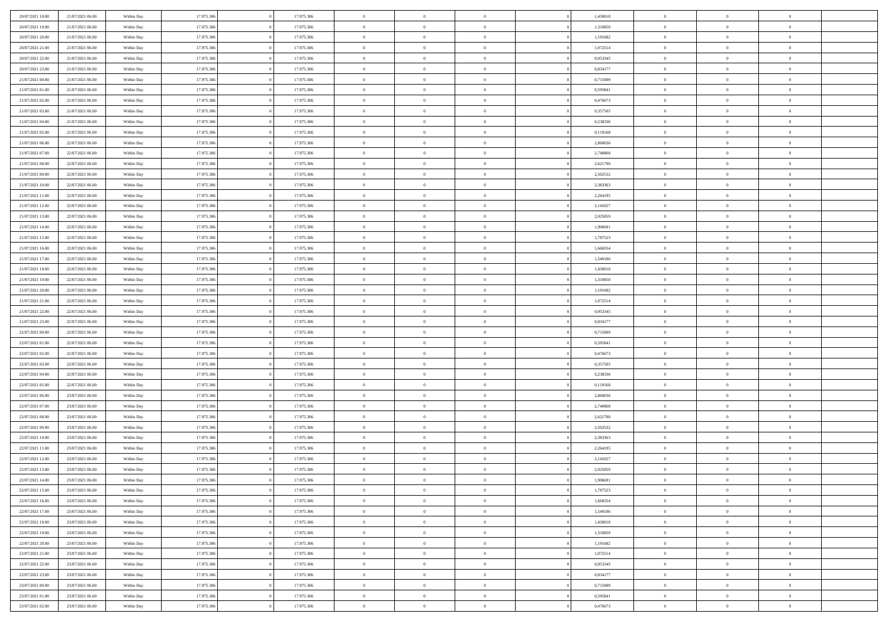| | | | | | | | | | | | | | | |
|---|---|---|---|---|---|---|---|---|---|---|---|---|---|---|
| 20/07/2021 18:00 | 21/07/2021 06:00 | Within Day | 17.975.306 | 0 | 17.975.306 | 0 | 0 | 0 | 0 | 1,430018 | 0 | 0 | 0 | |
| 20/07/2021 19:00 | 21/07/2021 06:00 | Within Day | 17.975.306 | 0 | 17.975.306 | 0 | 0 | 0 | 0 | 1,310850 | 0 | 0 | 0 | |
| 20/07/2021 20:00 | 21/07/2021 06:00 | Within Day | 17.975.306 | 0 | 17.975.306 | 0 | 0 | 0 | 0 | 1,191682 | 0 | 0 | 0 | |
| 20/07/2021 21:00 | 21/07/2021 06:00 | Within Day | 17.975.306 | 0 | 17.975.306 | 0 | 0 | 0 | 0 | 1,072514 | 0 | 0 | 0 | |
| 20/07/2021 22:00 | 21/07/2021 06:00 | Within Day | 17.975.306 | 0 | 17.975.306 | 0 | 0 | 0 | 0 | 0,953345 | 0 | 0 | 0 | |
| 20/07/2021 23:00 | 21/07/2021 06:00 | Within Day | 17.975.306 | 0 | 17.975.306 | 0 | 0 | 0 | 0 | 0,834177 | 0 | 0 | 0 | |
| 21/07/2021 00:00 | 21/07/2021 06:00 | Within Day | 17.975.306 | 0 | 17.975.306 | 0 | 0 | 0 | 0 | 0,715009 | 0 | 0 | 0 | |
| 21/07/2021 01:00 | 21/07/2021 06:00 | Within Day | 17.975.306 | 0 | 17.975.306 | 0 | 0 | 0 | 0 | 0,595841 | 0 | 0 | 0 | |
| 21/07/2021 02:00 | 21/07/2021 06:00 | Within Day | 17.975.306 | 0 | 17.975.306 | 0 | 0 | 0 | 0 | 0,476673 | 0 | 0 | 0 | |
| 21/07/2021 03:00 | 21/07/2021 06:00 | Within Day | 17.975.306 | 0 | 17.975.306 | 0 | 0 | 0 | 0 | 0,357505 | 0 | 0 | 0 | |
| 21/07/2021 04:00 | 21/07/2021 06:00 | Within Day | 17.975.306 | 0 | 17.975.306 | 0 | 0 | 0 | 0 | 0,238336 | 0 | 0 | 0 | |
| 21/07/2021 05:00 | 21/07/2021 06:00 | Within Day | 17.975.306 | 0 | 17.975.306 | 0 | 0 | 0 | 0 | 0,119168 | 0 | 0 | 0 | |
| 21/07/2021 06:00 | 22/07/2021 06:00 | Within Day | 17.975.306 | 0 | 17.975.306 | 0 | 0 | 0 | 0 | 2,860036 | 0 | 0 | 0 | |
| 21/07/2021 07:00 | 22/07/2021 06:00 | Within Day | 17.975.306 | 0 | 17.975.306 | 0 | 0 | 0 | 0 | 2,740868 | 0 | 0 | 0 | |
| 21/07/2021 08:00 | 22/07/2021 06:00 | Within Day | 17.975.306 | 0 | 17.975.306 | 0 | 0 | 0 | 0 | 2,621700 | 0 | 0 | 0 | |
| 21/07/2021 09:00 | 22/07/2021 06:00 | Within Day | 17.975.306 | 0 | 17.975.306 | 0 | 0 | 0 | 0 | 2,502532 | 0 | 0 | 0 | |
| 21/07/2021 10:00 | 22/07/2021 06:00 | Within Day | 17.975.306 | 0 | 17.975.306 | 0 | 0 | 0 | 0 | 2,383363 | 0 | 0 | 0 | |
| 21/07/2021 11:00 | 22/07/2021 06:00 | Within Day | 17.975.306 | 0 | 17.975.306 | 0 | 0 | 0 | 0 | 2,264195 | 0 | 0 | 0 | |
| 21/07/2021 12:00 | 22/07/2021 06:00 | Within Day | 17.975.306 | 0 | 17.975.306 | 0 | 0 | 0 | 0 | 2,145027 | 0 | 0 | 0 | |
| 21/07/2021 13:00 | 22/07/2021 06:00 | Within Day | 17.975.306 | 0 | 17.975.306 | 0 | 0 | 0 | 0 | 2,025859 | 0 | 0 | 0 | |
| 21/07/2021 14:00 | 22/07/2021 06:00 | Within Day | 17.975.306 | 0 | 17.975.306 | 0 | 0 | 0 | 0 | 1,906691 | 0 | 0 | 0 | |
| 21/07/2021 15:00 | 22/07/2021 06:00 | Within Day | 17.975.306 | 0 | 17.975.306 | 0 | 0 | 0 | 0 | 1,787523 | 0 | 0 | 0 | |
| 21/07/2021 16:00 | 22/07/2021 06:00 | Within Day | 17.975.306 | 0 | 17.975.306 | 0 | 0 | 0 | 0 | 1,668354 | 0 | 0 | 0 | |
| 21/07/2021 17:00 | 22/07/2021 06:00 | Within Day | 17.975.306 | 0 | 17.975.306 | 0 | 0 | 0 | 0 | 1,549186 | 0 | 0 | 0 | |
| 21/07/2021 18:00 | 22/07/2021 06:00 | Within Day | 17.975.306 | 0 | 17.975.306 | 0 | 0 | 0 | 0 | 1,430018 | 0 | 0 | 0 | |
| 21/07/2021 19:00 | 22/07/2021 06:00 | Within Day | 17.975.306 | 0 | 17.975.306 | 0 | 0 | 0 | 0 | 1,310850 | 0 | 0 | 0 | |
| 21/07/2021 20:00 | 22/07/2021 06:00 | Within Day | 17.975.306 | 0 | 17.975.306 | 0 | 0 | 0 | 0 | 1,191682 | 0 | 0 | 0 | |
| 21/07/2021 21:00 | 22/07/2021 06:00 | Within Day | 17.975.306 | 0 | 17.975.306 | 0 | 0 | 0 | 0 | 1,072514 | 0 | 0 | 0 | |
| 21/07/2021 22:00 | 22/07/2021 06:00 | Within Day | 17.975.306 | 0 | 17.975.306 | 0 | 0 | 0 | 0 | 0,953345 | 0 | 0 | 0 | |
| 21/07/2021 23:00 | 22/07/2021 06:00 | Within Day | 17.975.306 | 0 | 17.975.306 | 0 | 0 | 0 | 0 | 0,834177 | 0 | 0 | 0 | |
| 22/07/2021 00:00 | 22/07/2021 06:00 | Within Day | 17.975.306 | 0 | 17.975.306 | 0 | 0 | 0 | 0 | 0,715009 | 0 | 0 | 0 | |
| 22/07/2021 01:00 | 22/07/2021 06:00 | Within Day | 17.975.306 | 0 | 17.975.306 | 0 | 0 | 0 | 0 | 0,595841 | 0 | 0 | 0 | |
| 22/07/2021 02:00 | 22/07/2021 06:00 | Within Day | 17.975.306 | 0 | 17.975.306 | 0 | 0 | 0 | 0 | 0,476673 | 0 | 0 | 0 | |
| 22/07/2021 03:00 | 22/07/2021 06:00 | Within Day | 17.975.306 | 0 | 17.975.306 | 0 | 0 | 0 | 0 | 0,357505 | 0 | 0 | 0 | |
| 22/07/2021 04:00 | 22/07/2021 06:00 | Within Day | 17.975.306 | 0 | 17.975.306 | 0 | 0 | 0 | 0 | 0,238336 | 0 | 0 | 0 | |
| 22/07/2021 05:00 | 22/07/2021 06:00 | Within Day | 17.975.306 | 0 | 17.975.306 | 0 | 0 | 0 | 0 | 0,119168 | 0 | 0 | 0 | |
| 22/07/2021 06:00 | 23/07/2021 06:00 | Within Day | 17.975.306 | 0 | 17.975.306 | 0 | 0 | 0 | 0 | 2,860036 | 0 | 0 | 0 | |
| 22/07/2021 07:00 | 23/07/2021 06:00 | Within Day | 17.975.306 | 0 | 17.975.306 | 0 | 0 | 0 | 0 | 2,740868 | 0 | 0 | 0 | |
| 22/07/2021 08:00 | 23/07/2021 06:00 | Within Day | 17.975.306 | 0 | 17.975.306 | 0 | 0 | 0 | 0 | 2,621700 | 0 | 0 | 0 | |
| 22/07/2021 09:00 | 23/07/2021 06:00 | Within Day | 17.975.306 | 0 | 17.975.306 | 0 | 0 | 0 | 0 | 2,502532 | 0 | 0 | 0 | |
| 22/07/2021 10:00 | 23/07/2021 06:00 | Within Day | 17.975.306 | 0 | 17.975.306 | 0 | 0 | 0 | 0 | 2,383363 | 0 | 0 | 0 | |
| 22/07/2021 11:00 | 23/07/2021 06:00 | Within Day | 17.975.306 | 0 | 17.975.306 | 0 | 0 | 0 | 0 | 2,264195 | 0 | 0 | 0 | |
| 22/07/2021 12:00 | 23/07/2021 06:00 | Within Day | 17.975.306 | 0 | 17.975.306 | 0 | 0 | 0 | 0 | 2,145027 | 0 | 0 | 0 | |
| 22/07/2021 13:00 | 23/07/2021 06:00 | Within Day | 17.975.306 | 0 | 17.975.306 | 0 | 0 | 0 | 0 | 2,025859 | 0 | 0 | 0 | |
| 22/07/2021 14:00 | 23/07/2021 06:00 | Within Day | 17.975.306 | 0 | 17.975.306 | 0 | 0 | 0 | 0 | 1,906691 | 0 | 0 | 0 | |
| 22/07/2021 15:00 | 23/07/2021 06:00 | Within Day | 17.975.306 | 0 | 17.975.306 | 0 | 0 | 0 | 0 | 1,787523 | 0 | 0 | 0 | |
| 22/07/2021 16:00 | 23/07/2021 06:00 | Within Day | 17.975.306 | 0 | 17.975.306 | 0 | 0 | 0 | 0 | 1,668354 | 0 | 0 | 0 | |
| 22/07/2021 17:00 | 23/07/2021 06:00 | Within Day | 17.975.306 | 0 | 17.975.306 | 0 | 0 | 0 | 0 | 1,549186 | 0 | 0 | 0 | |
| 22/07/2021 18:00 | 23/07/2021 06:00 | Within Day | 17.975.306 | 0 | 17.975.306 | 0 | 0 | 0 | 0 | 1,430018 | 0 | 0 | 0 | |
| 22/07/2021 19:00 | 23/07/2021 06:00 | Within Day | 17.975.306 | 0 | 17.975.306 | 0 | 0 | 0 | 0 | 1,310850 | 0 | 0 | 0 | |
| 22/07/2021 20:00 | 23/07/2021 06:00 | Within Day | 17.975.306 | 0 | 17.975.306 | 0 | 0 | 0 | 0 | 1,191682 | 0 | 0 | 0 | |
| 22/07/2021 21:00 | 23/07/2021 06:00 | Within Day | 17.975.306 | 0 | 17.975.306 | 0 | 0 | 0 | 0 | 1,072514 | 0 | 0 | 0 | |
| 22/07/2021 22:00 | 23/07/2021 06:00 | Within Day | 17.975.306 | 0 | 17.975.306 | 0 | 0 | 0 | 0 | 0,953345 | 0 | 0 | 0 | |
| 22/07/2021 23:00 | 23/07/2021 06:00 | Within Day | 17.975.306 | 0 | 17.975.306 | 0 | 0 | 0 | 0 | 0,834177 | 0 | 0 | 0 | |
| 23/07/2021 00:00 | 23/07/2021 06:00 | Within Day | 17.975.306 | 0 | 17.975.306 | 0 | 0 | 0 | 0 | 0,715009 | 0 | 0 | 0 | |
| 23/07/2021 01:00 | 23/07/2021 06:00 | Within Day | 17.975.306 | 0 | 17.975.306 | 0 | 0 | 0 | 0 | 0,595841 | 0 | 0 | 0 | |
| 23/07/2021 02:00 | 23/07/2021 06:00 | Within Day | 17.975.306 | 0 | 17.975.306 | 0 | 0 | 0 | 0 | 0,476673 | 0 | 0 | 0 | |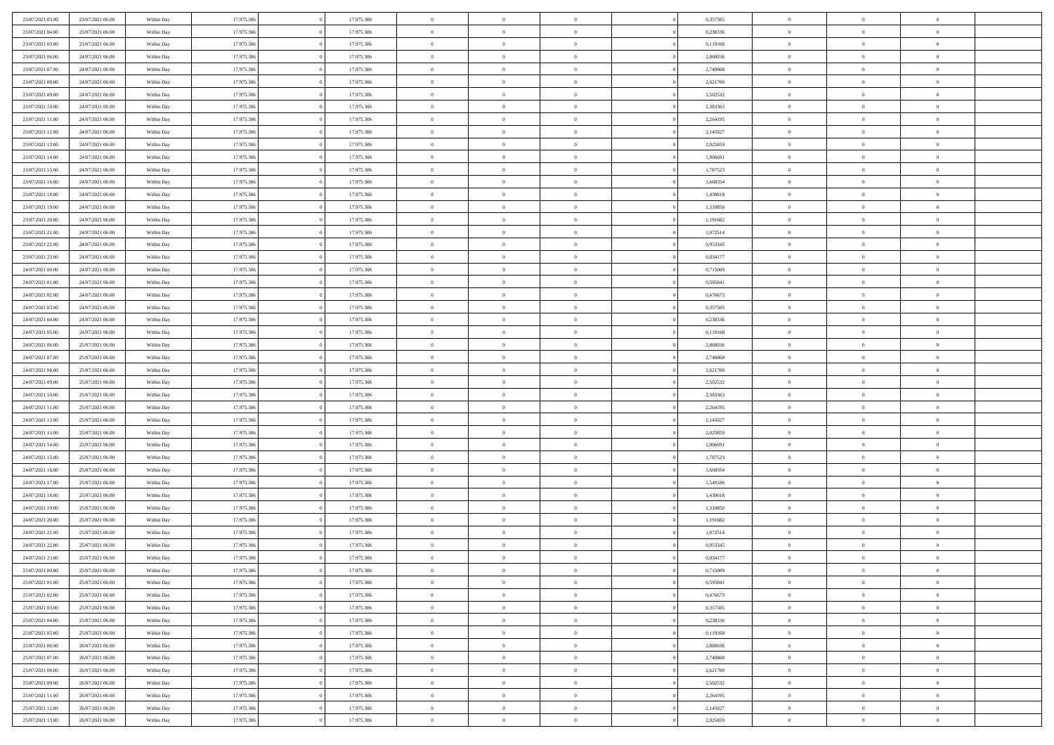| | | | | | | | | | | | | | | |
|---|---|---|---|---|---|---|---|---|---|---|---|---|---|---|
| 23/07/2021 03:00 | 23/07/2021 06:00 | Within Day | 17.975.306 | 0 | 17.975.306 | 0 | 0 | 0 | | 0 | 0,357505 | 0 | 0 | 0 |
| 23/07/2021 04:00 | 23/07/2021 06:00 | Within Day | 17.975.306 | 0 | 17.975.306 | 0 | 0 | 0 | | 0 | 0,238336 | 0 | 0 | 0 |
| 23/07/2021 05:00 | 23/07/2021 06:00 | Within Day | 17.975.306 | 0 | 17.975.306 | 0 | 0 | 0 | | 0 | 0,119168 | 0 | 0 | 0 |
| 23/07/2021 06:00 | 24/07/2021 06:00 | Within Day | 17.975.306 | 0 | 17.975.306 | 0 | 0 | 0 | | 0 | 2,860036 | 0 | 0 | 0 |
| 23/07/2021 07:00 | 24/07/2021 06:00 | Within Day | 17.975.306 | 0 | 17.975.306 | 0 | 0 | 0 | | 0 | 2,740868 | 0 | 0 | 0 |
| 23/07/2021 08:00 | 24/07/2021 06:00 | Within Day | 17.975.306 | 0 | 17.975.306 | 0 | 0 | 0 | | 0 | 2,621700 | 0 | 0 | 0 |
| 23/07/2021 09:00 | 24/07/2021 06:00 | Within Day | 17.975.306 | 0 | 17.975.306 | 0 | 0 | 0 | | 0 | 2,502532 | 0 | 0 | 0 |
| 23/07/2021 10:00 | 24/07/2021 06:00 | Within Day | 17.975.306 | 0 | 17.975.306 | 0 | 0 | 0 | | 0 | 2,383363 | 0 | 0 | 0 |
| 23/07/2021 11:00 | 24/07/2021 06:00 | Within Day | 17.975.306 | 0 | 17.975.306 | 0 | 0 | 0 | | 0 | 2,264195 | 0 | 0 | 0 |
| 23/07/2021 12:00 | 24/07/2021 06:00 | Within Day | 17.975.306 | 0 | 17.975.306 | 0 | 0 | 0 | | 0 | 2,145027 | 0 | 0 | 0 |
| 23/07/2021 13:00 | 24/07/2021 06:00 | Within Day | 17.975.306 | 0 | 17.975.306 | 0 | 0 | 0 | | 0 | 2,025859 | 0 | 0 | 0 |
| 23/07/2021 14:00 | 24/07/2021 06:00 | Within Day | 17.975.306 | 0 | 17.975.306 | 0 | 0 | 0 | | 0 | 1,906691 | 0 | 0 | 0 |
| 23/07/2021 15:00 | 24/07/2021 06:00 | Within Day | 17.975.306 | 0 | 17.975.306 | 0 | 0 | 0 | | 0 | 1,787523 | 0 | 0 | 0 |
| 23/07/2021 16:00 | 24/07/2021 06:00 | Within Day | 17.975.306 | 0 | 17.975.306 | 0 | 0 | 0 | | 0 | 1,668354 | 0 | 0 | 0 |
| 23/07/2021 18:00 | 24/07/2021 06:00 | Within Day | 17.975.306 | 0 | 17.975.306 | 0 | 0 | 0 | | 0 | 1,430018 | 0 | 0 | 0 |
| 23/07/2021 19:00 | 24/07/2021 06:00 | Within Day | 17.975.306 | 0 | 17.975.306 | 0 | 0 | 0 | | 0 | 1,310850 | 0 | 0 | 0 |
| 23/07/2021 20:00 | 24/07/2021 06:00 | Within Day | 17.975.306 | 0 | 17.975.306 | 0 | 0 | 0 | | 0 | 1,191682 | 0 | 0 | 0 |
| 23/07/2021 21:00 | 24/07/2021 06:00 | Within Day | 17.975.306 | 0 | 17.975.306 | 0 | 0 | 0 | | 0 | 1,072514 | 0 | 0 | 0 |
| 23/07/2021 22:00 | 24/07/2021 06:00 | Within Day | 17.975.306 | 0 | 17.975.306 | 0 | 0 | 0 | | 0 | 0,953345 | 0 | 0 | 0 |
| 23/07/2021 23:00 | 24/07/2021 06:00 | Within Day | 17.975.306 | 0 | 17.975.306 | 0 | 0 | 0 | | 0 | 0,834177 | 0 | 0 | 0 |
| 24/07/2021 00:00 | 24/07/2021 06:00 | Within Day | 17.975.306 | 0 | 17.975.306 | 0 | 0 | 0 | | 0 | 0,715009 | 0 | 0 | 0 |
| 24/07/2021 01:00 | 24/07/2021 06:00 | Within Day | 17.975.306 | 0 | 17.975.306 | 0 | 0 | 0 | | 0 | 0,595841 | 0 | 0 | 0 |
| 24/07/2021 02:00 | 24/07/2021 06:00 | Within Day | 17.975.306 | 0 | 17.975.306 | 0 | 0 | 0 | | 0 | 0,476673 | 0 | 0 | 0 |
| 24/07/2021 03:00 | 24/07/2021 06:00 | Within Day | 17.975.306 | 0 | 17.975.306 | 0 | 0 | 0 | | 0 | 0,357505 | 0 | 0 | 0 |
| 24/07/2021 04:00 | 24/07/2021 06:00 | Within Day | 17.975.306 | 0 | 17.975.306 | 0 | 0 | 0 | | 0 | 0,238336 | 0 | 0 | 0 |
| 24/07/2021 05:00 | 24/07/2021 06:00 | Within Day | 17.975.306 | 0 | 17.975.306 | 0 | 0 | 0 | | 0 | 0,119168 | 0 | 0 | 0 |
| 24/07/2021 06:00 | 25/07/2021 06:00 | Within Day | 17.975.306 | 0 | 17.975.306 | 0 | 0 | 0 | | 0 | 2,860036 | 0 | 0 | 0 |
| 24/07/2021 07:00 | 25/07/2021 06:00 | Within Day | 17.975.306 | 0 | 17.975.306 | 0 | 0 | 0 | | 0 | 2,740868 | 0 | 0 | 0 |
| 24/07/2021 08:00 | 25/07/2021 06:00 | Within Day | 17.975.306 | 0 | 17.975.306 | 0 | 0 | 0 | | 0 | 2,621700 | 0 | 0 | 0 |
| 24/07/2021 09:00 | 25/07/2021 06:00 | Within Day | 17.975.306 | 0 | 17.975.306 | 0 | 0 | 0 | | 0 | 2,502532 | 0 | 0 | 0 |
| 24/07/2021 10:00 | 25/07/2021 06:00 | Within Day | 17.975.306 | 0 | 17.975.306 | 0 | 0 | 0 | | 0 | 2,383363 | 0 | 0 | 0 |
| 24/07/2021 11:00 | 25/07/2021 06:00 | Within Day | 17.975.306 | 0 | 17.975.306 | 0 | 0 | 0 | | 0 | 2,264195 | 0 | 0 | 0 |
| 24/07/2021 12:00 | 25/07/2021 06:00 | Within Day | 17.975.306 | 0 | 17.975.306 | 0 | 0 | 0 | | 0 | 2,145027 | 0 | 0 | 0 |
| 24/07/2021 13:00 | 25/07/2021 06:00 | Within Day | 17.975.306 | 0 | 17.975.306 | 0 | 0 | 0 | | 0 | 2,025859 | 0 | 0 | 0 |
| 24/07/2021 14:00 | 25/07/2021 06:00 | Within Day | 17.975.306 | 0 | 17.975.306 | 0 | 0 | 0 | | 0 | 1,906691 | 0 | 0 | 0 |
| 24/07/2021 15:00 | 25/07/2021 06:00 | Within Day | 17.975.306 | 0 | 17.975.306 | 0 | 0 | 0 | | 0 | 1,787523 | 0 | 0 | 0 |
| 24/07/2021 16:00 | 25/07/2021 06:00 | Within Day | 17.975.306 | 0 | 17.975.306 | 0 | 0 | 0 | | 0 | 1,668354 | 0 | 0 | 0 |
| 24/07/2021 17:00 | 25/07/2021 06:00 | Within Day | 17.975.306 | 0 | 17.975.306 | 0 | 0 | 0 | | 0 | 1,549186 | 0 | 0 | 0 |
| 24/07/2021 18:00 | 25/07/2021 06:00 | Within Day | 17.975.306 | 0 | 17.975.306 | 0 | 0 | 0 | | 0 | 1,430018 | 0 | 0 | 0 |
| 24/07/2021 19:00 | 25/07/2021 06:00 | Within Day | 17.975.306 | 0 | 17.975.306 | 0 | 0 | 0 | | 0 | 1,310850 | 0 | 0 | 0 |
| 24/07/2021 20:00 | 25/07/2021 06:00 | Within Day | 17.975.306 | 0 | 17.975.306 | 0 | 0 | 0 | | 0 | 1,191682 | 0 | 0 | 0 |
| 24/07/2021 21:00 | 25/07/2021 06:00 | Within Day | 17.975.306 | 0 | 17.975.306 | 0 | 0 | 0 | | 0 | 1,072514 | 0 | 0 | 0 |
| 24/07/2021 22:00 | 25/07/2021 06:00 | Within Day | 17.975.306 | 0 | 17.975.306 | 0 | 0 | 0 | | 0 | 0,953345 | 0 | 0 | 0 |
| 24/07/2021 23:00 | 25/07/2021 06:00 | Within Day | 17.975.306 | 0 | 17.975.306 | 0 | 0 | 0 | | 0 | 0,834177 | 0 | 0 | 0 |
| 25/07/2021 00:00 | 25/07/2021 06:00 | Within Day | 17.975.306 | 0 | 17.975.306 | 0 | 0 | 0 | | 0 | 0,715009 | 0 | 0 | 0 |
| 25/07/2021 01:00 | 25/07/2021 06:00 | Within Day | 17.975.306 | 0 | 17.975.306 | 0 | 0 | 0 | | 0 | 0,595841 | 0 | 0 | 0 |
| 25/07/2021 02:00 | 25/07/2021 06:00 | Within Day | 17.975.306 | 0 | 17.975.306 | 0 | 0 | 0 | | 0 | 0,476673 | 0 | 0 | 0 |
| 25/07/2021 03:00 | 25/07/2021 06:00 | Within Day | 17.975.306 | 0 | 17.975.306 | 0 | 0 | 0 | | 0 | 0,357505 | 0 | 0 | 0 |
| 25/07/2021 04:00 | 25/07/2021 06:00 | Within Day | 17.975.306 | 0 | 17.975.306 | 0 | 0 | 0 | | 0 | 0,238336 | 0 | 0 | 0 |
| 25/07/2021 05:00 | 25/07/2021 06:00 | Within Day | 17.975.306 | 0 | 17.975.306 | 0 | 0 | 0 | | 0 | 0,119168 | 0 | 0 | 0 |
| 25/07/2021 06:00 | 26/07/2021 06:00 | Within Day | 17.975.306 | 0 | 17.975.306 | 0 | 0 | 0 | | 0 | 2,860036 | 0 | 0 | 0 |
| 25/07/2021 07:00 | 26/07/2021 06:00 | Within Day | 17.975.306 | 0 | 17.975.306 | 0 | 0 | 0 | | 0 | 2,740868 | 0 | 0 | 0 |
| 25/07/2021 08:00 | 26/07/2021 06:00 | Within Day | 17.975.306 | 0 | 17.975.306 | 0 | 0 | 0 | | 0 | 2,621700 | 0 | 0 | 0 |
| 25/07/2021 09:00 | 26/07/2021 06:00 | Within Day | 17.975.306 | 0 | 17.975.306 | 0 | 0 | 0 | | 0 | 2,502532 | 0 | 0 | 0 |
| 25/07/2021 11:00 | 26/07/2021 06:00 | Within Day | 17.975.306 | 0 | 17.975.306 | 0 | 0 | 0 | | 0 | 2,264195 | 0 | 0 | 0 |
| 25/07/2021 12:00 | 26/07/2021 06:00 | Within Day | 17.975.306 | 0 | 17.975.306 | 0 | 0 | 0 | | 0 | 2,145027 | 0 | 0 | 0 |
| 25/07/2021 13:00 | 26/07/2021 06:00 | Within Day | 17.975.306 | 0 | 17.975.306 | 0 | 0 | 0 | | 0 | 2,025859 | 0 | 0 | 0 |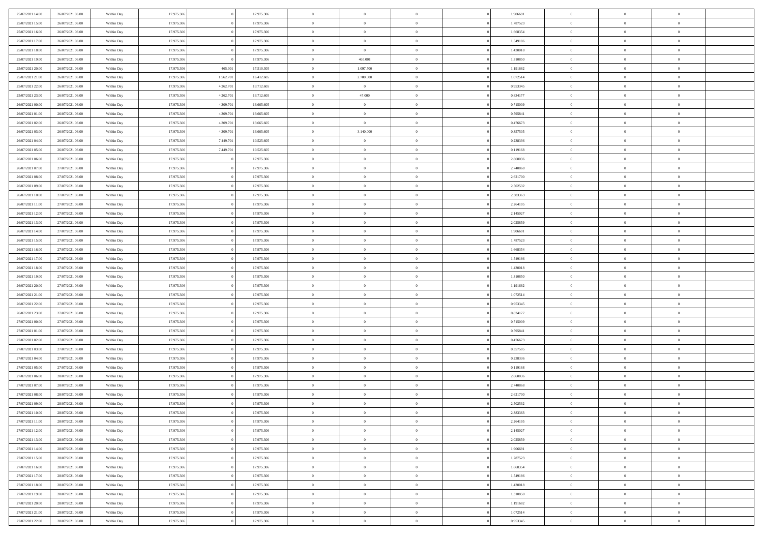| | | | | | | | | | | | | | | |
|---|---|---|---|---|---|---|---|---|---|---|---|---|---|---|
| 25/07/2021 14:00 | 26/07/2021 06:00 | Within Day | 17.975.306 | 0 | 17.975.306 | 0 | 0 | 0 | | 1,906691 | 0 | 0 | 0 | |
| 25/07/2021 15:00 | 26/07/2021 06:00 | Within Day | 17.975.306 | 0 | 17.975.306 | 0 | 0 | 0 | | 1,787523 | 0 | 0 | 0 | |
| 25/07/2021 16:00 | 26/07/2021 06:00 | Within Day | 17.975.306 | 0 | 17.975.306 | 0 | 0 | 0 | | 1,668354 | 0 | 0 | 0 | |
| 25/07/2021 17:00 | 26/07/2021 06:00 | Within Day | 17.975.306 | 0 | 17.975.306 | 0 | 0 | 0 | | 1,549186 | 0 | 0 | 0 | |
| 25/07/2021 18:00 | 26/07/2021 06:00 | Within Day | 17.975.306 | 0 | 17.975.306 | 0 | 0 | 0 | | 1,430018 | 0 | 0 | 0 | |
| 25/07/2021 19:00 | 26/07/2021 06:00 | Within Day | 17.975.306 | 0 | 17.975.306 | 0 | 465.001 | 0 | | 1,310850 | 0 | 0 | 0 | |
| 25/07/2021 20:00 | 26/07/2021 06:00 | Within Day | 17.975.306 | 465.001 | 17.510.305 | 0 | 1.097.700 | 0 | | 1,191682 | 0 | 0 | 0 | |
| 25/07/2021 21:00 | 26/07/2021 06:00 | Within Day | 17.975.306 | 1.562.701 | 16.412.605 | 0 | 2.700.000 | 0 | | 1,072514 | 0 | 0 | 0 | |
| 25/07/2021 22:00 | 26/07/2021 06:00 | Within Day | 17.975.306 | 4.262.701 | 13.712.605 | 0 | 0 | 0 | | 0,953345 | 0 | 0 | 0 | |
| 25/07/2021 23:00 | 26/07/2021 06:00 | Within Day | 17.975.306 | 4.262.701 | 13.712.605 | 0 | 47.000 | 0 | | 0,834177 | 0 | 0 | 0 | |
| 26/07/2021 00:00 | 26/07/2021 06:00 | Within Day | 17.975.306 | 4.309.701 | 13.665.605 | 0 | 0 | 0 | | 0,715009 | 0 | 0 | 0 | |
| 26/07/2021 01:00 | 26/07/2021 06:00 | Within Day | 17.975.306 | 4.309.701 | 13.665.605 | 0 | 0 | 0 | | 0,595841 | 0 | 0 | 0 | |
| 26/07/2021 02:00 | 26/07/2021 06:00 | Within Day | 17.975.306 | 4.309.701 | 13.665.605 | 0 | 0 | 0 | | 0,476673 | 0 | 0 | 0 | |
| 26/07/2021 03:00 | 26/07/2021 06:00 | Within Day | 17.975.306 | 4.309.701 | 13.665.605 | 0 | 3.140.000 | 0 | | 0,357505 | 0 | 0 | 0 | |
| 26/07/2021 04:00 | 26/07/2021 06:00 | Within Day | 17.975.306 | 7.449.701 | 10.525.605 | 0 | 0 | 0 | | 0,238336 | 0 | 0 | 0 | |
| 26/07/2021 05:00 | 26/07/2021 06:00 | Within Day | 17.975.306 | 7.449.701 | 10.525.605 | 0 | 0 | 0 | | 0,119168 | 0 | 0 | 0 | |
| 26/07/2021 06:00 | 27/07/2021 06:00 | Within Day | 17.975.306 | 0 | 17.975.306 | 0 | 0 | 0 | | 2,860036 | 0 | 0 | 0 | |
| 26/07/2021 07:00 | 27/07/2021 06:00 | Within Day | 17.975.306 | 0 | 17.975.306 | 0 | 0 | 0 | | 2,740868 | 0 | 0 | 0 | |
| 26/07/2021 08:00 | 27/07/2021 06:00 | Within Day | 17.975.306 | 0 | 17.975.306 | 0 | 0 | 0 | | 2,621700 | 0 | 0 | 0 | |
| 26/07/2021 09:00 | 27/07/2021 06:00 | Within Day | 17.975.306 | 0 | 17.975.306 | 0 | 0 | 0 | | 2,502532 | 0 | 0 | 0 | |
| 26/07/2021 10:00 | 27/07/2021 06:00 | Within Day | 17.975.306 | 0 | 17.975.306 | 0 | 0 | 0 | | 2,383363 | 0 | 0 | 0 | |
| 26/07/2021 11:00 | 27/07/2021 06:00 | Within Day | 17.975.306 | 0 | 17.975.306 | 0 | 0 | 0 | | 2,264195 | 0 | 0 | 0 | |
| 26/07/2021 12:00 | 27/07/2021 06:00 | Within Day | 17.975.306 | 0 | 17.975.306 | 0 | 0 | 0 | | 2,145027 | 0 | 0 | 0 | |
| 26/07/2021 13:00 | 27/07/2021 06:00 | Within Day | 17.975.306 | 0 | 17.975.306 | 0 | 0 | 0 | | 2,025859 | 0 | 0 | 0 | |
| 26/07/2021 14:00 | 27/07/2021 06:00 | Within Day | 17.975.306 | 0 | 17.975.306 | 0 | 0 | 0 | | 1,906691 | 0 | 0 | 0 | |
| 26/07/2021 15:00 | 27/07/2021 06:00 | Within Day | 17.975.306 | 0 | 17.975.306 | 0 | 0 | 0 | | 1,787523 | 0 | 0 | 0 | |
| 26/07/2021 16:00 | 27/07/2021 06:00 | Within Day | 17.975.306 | 0 | 17.975.306 | 0 | 0 | 0 | | 1,668354 | 0 | 0 | 0 | |
| 26/07/2021 17:00 | 27/07/2021 06:00 | Within Day | 17.975.306 | 0 | 17.975.306 | 0 | 0 | 0 | | 1,549186 | 0 | 0 | 0 | |
| 26/07/2021 18:00 | 27/07/2021 06:00 | Within Day | 17.975.306 | 0 | 17.975.306 | 0 | 0 | 0 | | 1,430018 | 0 | 0 | 0 | |
| 26/07/2021 19:00 | 27/07/2021 06:00 | Within Day | 17.975.306 | 0 | 17.975.306 | 0 | 0 | 0 | | 1,310850 | 0 | 0 | 0 | |
| 26/07/2021 20:00 | 27/07/2021 06:00 | Within Day | 17.975.306 | 0 | 17.975.306 | 0 | 0 | 0 | | 1,191682 | 0 | 0 | 0 | |
| 26/07/2021 21:00 | 27/07/2021 06:00 | Within Day | 17.975.306 | 0 | 17.975.306 | 0 | 0 | 0 | | 1,072514 | 0 | 0 | 0 | |
| 26/07/2021 22:00 | 27/07/2021 06:00 | Within Day | 17.975.306 | 0 | 17.975.306 | 0 | 0 | 0 | | 0,953345 | 0 | 0 | 0 | |
| 26/07/2021 23:00 | 27/07/2021 06:00 | Within Day | 17.975.306 | 0 | 17.975.306 | 0 | 0 | 0 | | 0,834177 | 0 | 0 | 0 | |
| 27/07/2021 00:00 | 27/07/2021 06:00 | Within Day | 17.975.306 | 0 | 17.975.306 | 0 | 0 | 0 | | 0,715009 | 0 | 0 | 0 | |
| 27/07/2021 01:00 | 27/07/2021 06:00 | Within Day | 17.975.306 | 0 | 17.975.306 | 0 | 0 | 0 | | 0,595841 | 0 | 0 | 0 | |
| 27/07/2021 02:00 | 27/07/2021 06:00 | Within Day | 17.975.306 | 0 | 17.975.306 | 0 | 0 | 0 | | 0,476673 | 0 | 0 | 0 | |
| 27/07/2021 03:00 | 27/07/2021 06:00 | Within Day | 17.975.306 | 0 | 17.975.306 | 0 | 0 | 0 | | 0,357505 | 0 | 0 | 0 | |
| 27/07/2021 04:00 | 27/07/2021 06:00 | Within Day | 17.975.306 | 0 | 17.975.306 | 0 | 0 | 0 | | 0,238336 | 0 | 0 | 0 | |
| 27/07/2021 05:00 | 27/07/2021 06:00 | Within Day | 17.975.306 | 0 | 17.975.306 | 0 | 0 | 0 | | 0,119168 | 0 | 0 | 0 | |
| 27/07/2021 06:00 | 28/07/2021 06:00 | Within Day | 17.975.306 | 0 | 17.975.306 | 0 | 0 | 0 | | 2,860036 | 0 | 0 | 0 | |
| 27/07/2021 07:00 | 28/07/2021 06:00 | Within Day | 17.975.306 | 0 | 17.975.306 | 0 | 0 | 0 | | 2,740868 | 0 | 0 | 0 | |
| 27/07/2021 08:00 | 28/07/2021 06:00 | Within Day | 17.975.306 | 0 | 17.975.306 | 0 | 0 | 0 | | 2,621700 | 0 | 0 | 0 | |
| 27/07/2021 09:00 | 28/07/2021 06:00 | Within Day | 17.975.306 | 0 | 17.975.306 | 0 | 0 | 0 | | 2,502532 | 0 | 0 | 0 | |
| 27/07/2021 10:00 | 28/07/2021 06:00 | Within Day | 17.975.306 | 0 | 17.975.306 | 0 | 0 | 0 | | 2,383363 | 0 | 0 | 0 | |
| 27/07/2021 11:00 | 28/07/2021 06:00 | Within Day | 17.975.306 | 0 | 17.975.306 | 0 | 0 | 0 | | 2,264195 | 0 | 0 | 0 | |
| 27/07/2021 12:00 | 28/07/2021 06:00 | Within Day | 17.975.306 | 0 | 17.975.306 | 0 | 0 | 0 | | 2,145027 | 0 | 0 | 0 | |
| 27/07/2021 13:00 | 28/07/2021 06:00 | Within Day | 17.975.306 | 0 | 17.975.306 | 0 | 0 | 0 | | 2,025859 | 0 | 0 | 0 | |
| 27/07/2021 14:00 | 28/07/2021 06:00 | Within Day | 17.975.306 | 0 | 17.975.306 | 0 | 0 | 0 | | 1,906691 | 0 | 0 | 0 | |
| 27/07/2021 15:00 | 28/07/2021 06:00 | Within Day | 17.975.306 | 0 | 17.975.306 | 0 | 0 | 0 | | 1,787523 | 0 | 0 | 0 | |
| 27/07/2021 16:00 | 28/07/2021 06:00 | Within Day | 17.975.306 | 0 | 17.975.306 | 0 | 0 | 0 | | 1,668354 | 0 | 0 | 0 | |
| 27/07/2021 17:00 | 28/07/2021 06:00 | Within Day | 17.975.306 | 0 | 17.975.306 | 0 | 0 | 0 | | 1,549186 | 0 | 0 | 0 | |
| 27/07/2021 18:00 | 28/07/2021 06:00 | Within Day | 17.975.306 | 0 | 17.975.306 | 0 | 0 | 0 | | 1,430018 | 0 | 0 | 0 | |
| 27/07/2021 19:00 | 28/07/2021 06:00 | Within Day | 17.975.306 | 0 | 17.975.306 | 0 | 0 | 0 | | 1,310850 | 0 | 0 | 0 | |
| 27/07/2021 20:00 | 28/07/2021 06:00 | Within Day | 17.975.306 | 0 | 17.975.306 | 0 | 0 | 0 | | 1,191682 | 0 | 0 | 0 | |
| 27/07/2021 21:00 | 28/07/2021 06:00 | Within Day | 17.975.306 | 0 | 17.975.306 | 0 | 0 | 0 | | 1,072514 | 0 | 0 | 0 | |
| 27/07/2021 22:00 | 28/07/2021 06:00 | Within Day | 17.975.306 | 0 | 17.975.306 | 0 | 0 | 0 | | 0,953345 | 0 | 0 | 0 | |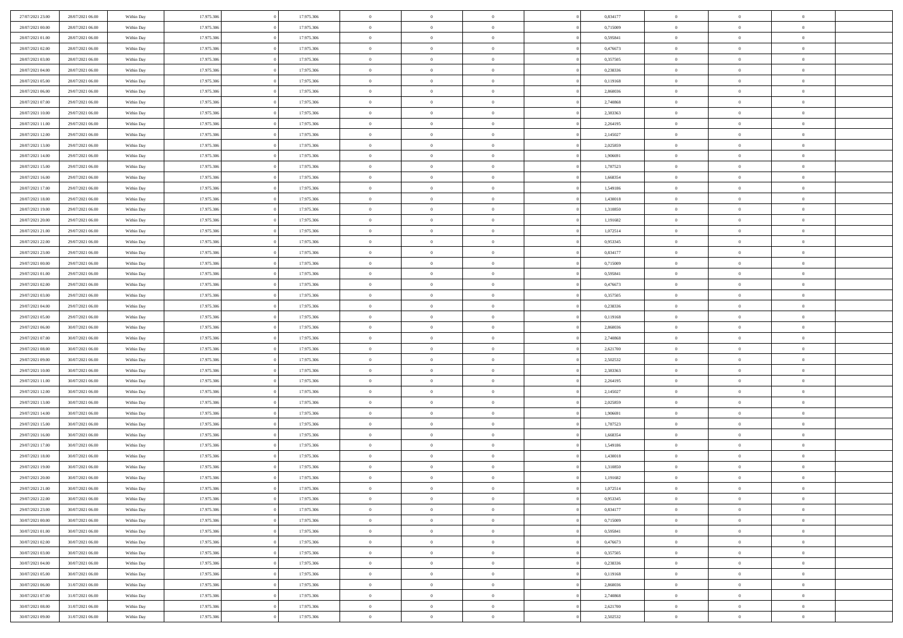| | | | | | | | | | | | | | | |
|---|---|---|---|---|---|---|---|---|---|---|---|---|---|---|
| 27/07/2021 23:00 | 28/07/2021 06:00 | Within Day | 17.975.306 | 0 | 17.975.306 | 0 | 0 | 0 | | 0,834177 | 0 | 0 | 0 | |
| 28/07/2021 00:00 | 28/07/2021 06:00 | Within Day | 17.975.306 | 0 | 17.975.306 | 0 | 0 | 0 | | 0,715009 | 0 | 0 | 0 | |
| 28/07/2021 01:00 | 28/07/2021 06:00 | Within Day | 17.975.306 | 0 | 17.975.306 | 0 | 0 | 0 | | 0,595841 | 0 | 0 | 0 | |
| 28/07/2021 02:00 | 28/07/2021 06:00 | Within Day | 17.975.306 | 0 | 17.975.306 | 0 | 0 | 0 | | 0,476673 | 0 | 0 | 0 | |
| 28/07/2021 03:00 | 28/07/2021 06:00 | Within Day | 17.975.306 | 0 | 17.975.306 | 0 | 0 | 0 | | 0,357505 | 0 | 0 | 0 | |
| 28/07/2021 04:00 | 28/07/2021 06:00 | Within Day | 17.975.306 | 0 | 17.975.306 | 0 | 0 | 0 | | 0,238336 | 0 | 0 | 0 | |
| 28/07/2021 05:00 | 28/07/2021 06:00 | Within Day | 17.975.306 | 0 | 17.975.306 | 0 | 0 | 0 | | 0,119168 | 0 | 0 | 0 | |
| 28/07/2021 06:00 | 29/07/2021 06:00 | Within Day | 17.975.306 | 0 | 17.975.306 | 0 | 0 | 0 | | 2,860036 | 0 | 0 | 0 | |
| 28/07/2021 07:00 | 29/07/2021 06:00 | Within Day | 17.975.306 | 0 | 17.975.306 | 0 | 0 | 0 | | 2,740868 | 0 | 0 | 0 | |
| 28/07/2021 10:00 | 29/07/2021 06:00 | Within Day | 17.975.306 | 0 | 17.975.306 | 0 | 0 | 0 | | 2,383363 | 0 | 0 | 0 | |
| 28/07/2021 11:00 | 29/07/2021 06:00 | Within Day | 17.975.306 | 0 | 17.975.306 | 0 | 0 | 0 | | 2,264195 | 0 | 0 | 0 | |
| 28/07/2021 12:00 | 29/07/2021 06:00 | Within Day | 17.975.306 | 0 | 17.975.306 | 0 | 0 | 0 | | 2,145027 | 0 | 0 | 0 | |
| 28/07/2021 13:00 | 29/07/2021 06:00 | Within Day | 17.975.306 | 0 | 17.975.306 | 0 | 0 | 0 | | 2,025859 | 0 | 0 | 0 | |
| 28/07/2021 14:00 | 29/07/2021 06:00 | Within Day | 17.975.306 | 0 | 17.975.306 | 0 | 0 | 0 | | 1,906691 | 0 | 0 | 0 | |
| 28/07/2021 15:00 | 29/07/2021 06:00 | Within Day | 17.975.306 | 0 | 17.975.306 | 0 | 0 | 0 | | 1,787523 | 0 | 0 | 0 | |
| 28/07/2021 16:00 | 29/07/2021 06:00 | Within Day | 17.975.306 | 0 | 17.975.306 | 0 | 0 | 0 | | 1,668354 | 0 | 0 | 0 | |
| 28/07/2021 17:00 | 29/07/2021 06:00 | Within Day | 17.975.306 | 0 | 17.975.306 | 0 | 0 | 0 | | 1,549186 | 0 | 0 | 0 | |
| 28/07/2021 18:00 | 29/07/2021 06:00 | Within Day | 17.975.306 | 0 | 17.975.306 | 0 | 0 | 0 | | 1,430018 | 0 | 0 | 0 | |
| 28/07/2021 19:00 | 29/07/2021 06:00 | Within Day | 17.975.306 | 0 | 17.975.306 | 0 | 0 | 0 | | 1,310850 | 0 | 0 | 0 | |
| 28/07/2021 20:00 | 29/07/2021 06:00 | Within Day | 17.975.306 | 0 | 17.975.306 | 0 | 0 | 0 | | 1,191682 | 0 | 0 | 0 | |
| 28/07/2021 21:00 | 29/07/2021 06:00 | Within Day | 17.975.306 | 0 | 17.975.306 | 0 | 0 | 0 | | 1,072514 | 0 | 0 | 0 | |
| 28/07/2021 22:00 | 29/07/2021 06:00 | Within Day | 17.975.306 | 0 | 17.975.306 | 0 | 0 | 0 | | 0,953345 | 0 | 0 | 0 | |
| 28/07/2021 23:00 | 29/07/2021 06:00 | Within Day | 17.975.306 | 0 | 17.975.306 | 0 | 0 | 0 | | 0,834177 | 0 | 0 | 0 | |
| 29/07/2021 00:00 | 29/07/2021 06:00 | Within Day | 17.975.306 | 0 | 17.975.306 | 0 | 0 | 0 | | 0,715009 | 0 | 0 | 0 | |
| 29/07/2021 01:00 | 29/07/2021 06:00 | Within Day | 17.975.306 | 0 | 17.975.306 | 0 | 0 | 0 | | 0,595841 | 0 | 0 | 0 | |
| 29/07/2021 02:00 | 29/07/2021 06:00 | Within Day | 17.975.306 | 0 | 17.975.306 | 0 | 0 | 0 | | 0,476673 | 0 | 0 | 0 | |
| 29/07/2021 03:00 | 29/07/2021 06:00 | Within Day | 17.975.306 | 0 | 17.975.306 | 0 | 0 | 0 | | 0,357505 | 0 | 0 | 0 | |
| 29/07/2021 04:00 | 29/07/2021 06:00 | Within Day | 17.975.306 | 0 | 17.975.306 | 0 | 0 | 0 | | 0,238336 | 0 | 0 | 0 | |
| 29/07/2021 05:00 | 29/07/2021 06:00 | Within Day | 17.975.306 | 0 | 17.975.306 | 0 | 0 | 0 | | 0,119168 | 0 | 0 | 0 | |
| 29/07/2021 06:00 | 30/07/2021 06:00 | Within Day | 17.975.306 | 0 | 17.975.306 | 0 | 0 | 0 | | 2,860036 | 0 | 0 | 0 | |
| 29/07/2021 07:00 | 30/07/2021 06:00 | Within Day | 17.975.306 | 0 | 17.975.306 | 0 | 0 | 0 | | 2,740868 | 0 | 0 | 0 | |
| 29/07/2021 08:00 | 30/07/2021 06:00 | Within Day | 17.975.306 | 0 | 17.975.306 | 0 | 0 | 0 | | 2,621700 | 0 | 0 | 0 | |
| 29/07/2021 09:00 | 30/07/2021 06:00 | Within Day | 17.975.306 | 0 | 17.975.306 | 0 | 0 | 0 | | 2,502532 | 0 | 0 | 0 | |
| 29/07/2021 10:00 | 30/07/2021 06:00 | Within Day | 17.975.306 | 0 | 17.975.306 | 0 | 0 | 0 | | 2,383363 | 0 | 0 | 0 | |
| 29/07/2021 11:00 | 30/07/2021 06:00 | Within Day | 17.975.306 | 0 | 17.975.306 | 0 | 0 | 0 | | 2,264195 | 0 | 0 | 0 | |
| 29/07/2021 12:00 | 30/07/2021 06:00 | Within Day | 17.975.306 | 0 | 17.975.306 | 0 | 0 | 0 | | 2,145027 | 0 | 0 | 0 | |
| 29/07/2021 13:00 | 30/07/2021 06:00 | Within Day | 17.975.306 | 0 | 17.975.306 | 0 | 0 | 0 | | 2,025859 | 0 | 0 | 0 | |
| 29/07/2021 14:00 | 30/07/2021 06:00 | Within Day | 17.975.306 | 0 | 17.975.306 | 0 | 0 | 0 | | 1,906691 | 0 | 0 | 0 | |
| 29/07/2021 15:00 | 30/07/2021 06:00 | Within Day | 17.975.306 | 0 | 17.975.306 | 0 | 0 | 0 | | 1,787523 | 0 | 0 | 0 | |
| 29/07/2021 16:00 | 30/07/2021 06:00 | Within Day | 17.975.306 | 0 | 17.975.306 | 0 | 0 | 0 | | 1,668354 | 0 | 0 | 0 | |
| 29/07/2021 17:00 | 30/07/2021 06:00 | Within Day | 17.975.306 | 0 | 17.975.306 | 0 | 0 | 0 | | 1,549186 | 0 | 0 | 0 | |
| 29/07/2021 18:00 | 30/07/2021 06:00 | Within Day | 17.975.306 | 0 | 17.975.306 | 0 | 0 | 0 | | 1,430018 | 0 | 0 | 0 | |
| 29/07/2021 19:00 | 30/07/2021 06:00 | Within Day | 17.975.306 | 0 | 17.975.306 | 0 | 0 | 0 | | 1,310850 | 0 | 0 | 0 | |
| 29/07/2021 20:00 | 30/07/2021 06:00 | Within Day | 17.975.306 | 0 | 17.975.306 | 0 | 0 | 0 | | 1,191682 | 0 | 0 | 0 | |
| 29/07/2021 21:00 | 30/07/2021 06:00 | Within Day | 17.975.306 | 0 | 17.975.306 | 0 | 0 | 0 | | 1,072514 | 0 | 0 | 0 | |
| 29/07/2021 22:00 | 30/07/2021 06:00 | Within Day | 17.975.306 | 0 | 17.975.306 | 0 | 0 | 0 | | 0,953345 | 0 | 0 | 0 | |
| 29/07/2021 23:00 | 30/07/2021 06:00 | Within Day | 17.975.306 | 0 | 17.975.306 | 0 | 0 | 0 | | 0,834177 | 0 | 0 | 0 | |
| 30/07/2021 00:00 | 30/07/2021 06:00 | Within Day | 17.975.306 | 0 | 17.975.306 | 0 | 0 | 0 | | 0,715009 | 0 | 0 | 0 | |
| 30/07/2021 01:00 | 30/07/2021 06:00 | Within Day | 17.975.306 | 0 | 17.975.306 | 0 | 0 | 0 | | 0,595841 | 0 | 0 | 0 | |
| 30/07/2021 02:00 | 30/07/2021 06:00 | Within Day | 17.975.306 | 0 | 17.975.306 | 0 | 0 | 0 | | 0,476673 | 0 | 0 | 0 | |
| 30/07/2021 03:00 | 30/07/2021 06:00 | Within Day | 17.975.306 | 0 | 17.975.306 | 0 | 0 | 0 | | 0,357505 | 0 | 0 | 0 | |
| 30/07/2021 04:00 | 30/07/2021 06:00 | Within Day | 17.975.306 | 0 | 17.975.306 | 0 | 0 | 0 | | 0,238336 | 0 | 0 | 0 | |
| 30/07/2021 05:00 | 30/07/2021 06:00 | Within Day | 17.975.306 | 0 | 17.975.306 | 0 | 0 | 0 | | 0,119168 | 0 | 0 | 0 | |
| 30/07/2021 06:00 | 31/07/2021 06:00 | Within Day | 17.975.306 | 0 | 17.975.306 | 0 | 0 | 0 | | 2,860036 | 0 | 0 | 0 | |
| 30/07/2021 07:00 | 31/07/2021 06:00 | Within Day | 17.975.306 | 0 | 17.975.306 | 0 | 0 | 0 | | 2,740868 | 0 | 0 | 0 | |
| 30/07/2021 08:00 | 31/07/2021 06:00 | Within Day | 17.975.306 | 0 | 17.975.306 | 0 | 0 | 0 | | 2,621700 | 0 | 0 | 0 | |
| 30/07/2021 09:00 | 31/07/2021 06:00 | Within Day | 17.975.306 | 0 | 17.975.306 | 0 | 0 | 0 | | 2,502532 | 0 | 0 | 0 | |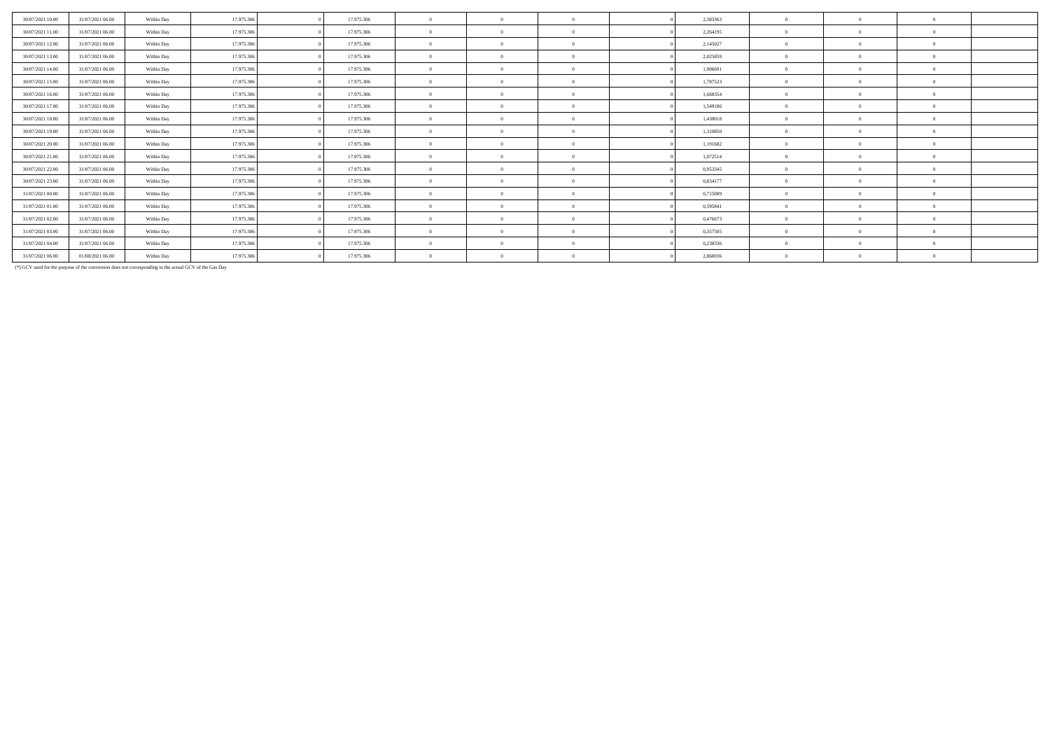| | | | | | | | | | | | | | | | |
|---|---|---|---|---|---|---|---|---|---|---|---|---|---|---|---|
| 30/07/2021 10.00 | 31/07/2021 06.00 | Within Day | 17.975.306 | 0 | 17.975.306 | 0 | 0 | 0 | 0 | 2,383363 | 0 | 0 | 0 | |
| 30/07/2021 11.00 | 31/07/2021 06.00 | Within Day | 17.975.306 | 0 | 17.975.306 | 0 | 0 | 0 | 0 | 2,264195 | 0 | 0 | 0 | |
| 30/07/2021 12.00 | 31/07/2021 06.00 | Within Day | 17.975.306 | 0 | 17.975.306 | 0 | 0 | 0 | 0 | 2,145027 | 0 | 0 | 0 | |
| 30/07/2021 13.00 | 31/07/2021 06.00 | Within Day | 17.975.306 | 0 | 17.975.306 | 0 | 0 | 0 | 0 | 2,025859 | 0 | 0 | 0 | |
| 30/07/2021 14.00 | 31/07/2021 06.00 | Within Day | 17.975.306 | 0 | 17.975.306 | 0 | 0 | 0 | 0 | 1,906691 | 0 | 0 | 0 | |
| 30/07/2021 15.00 | 31/07/2021 06.00 | Within Day | 17.975.306 | 0 | 17.975.306 | 0 | 0 | 0 | 0 | 1,787523 | 0 | 0 | 0 | |
| 30/07/2021 16.00 | 31/07/2021 06.00 | Within Day | 17.975.306 | 0 | 17.975.306 | 0 | 0 | 0 | 0 | 1,668354 | 0 | 0 | 0 | |
| 30/07/2021 17.00 | 31/07/2021 06.00 | Within Day | 17.975.306 | 0 | 17.975.306 | 0 | 0 | 0 | 0 | 1,549186 | 0 | 0 | 0 | |
| 30/07/2021 18.00 | 31/07/2021 06.00 | Within Day | 17.975.306 | 0 | 17.975.306 | 0 | 0 | 0 | 0 | 1,430018 | 0 | 0 | 0 | |
| 30/07/2021 19.00 | 31/07/2021 06.00 | Within Day | 17.975.306 | 0 | 17.975.306 | 0 | 0 | 0 | 0 | 1,310850 | 0 | 0 | 0 | |
| 30/07/2021 20.00 | 31/07/2021 06.00 | Within Day | 17.975.306 | 0 | 17.975.306 | 0 | 0 | 0 | 0 | 1,191682 | 0 | 0 | 0 | |
| 30/07/2021 21.00 | 31/07/2021 06.00 | Within Day | 17.975.306 | 0 | 17.975.306 | 0 | 0 | 0 | 0 | 1,072514 | 0 | 0 | 0 | |
| 30/07/2021 22.00 | 31/07/2021 06.00 | Within Day | 17.975.306 | 0 | 17.975.306 | 0 | 0 | 0 | 0 | 0,953345 | 0 | 0 | 0 | |
| 30/07/2021 23.00 | 31/07/2021 06.00 | Within Day | 17.975.306 | 0 | 17.975.306 | 0 | 0 | 0 | 0 | 0,834177 | 0 | 0 | 0 | |
| 31/07/2021 00.00 | 31/07/2021 06.00 | Within Day | 17.975.306 | 0 | 17.975.306 | 0 | 0 | 0 | 0 | 0,715009 | 0 | 0 | 0 | |
| 31/07/2021 01.00 | 31/07/2021 06.00 | Within Day | 17.975.306 | 0 | 17.975.306 | 0 | 0 | 0 | 0 | 0,595841 | 0 | 0 | 0 | |
| 31/07/2021 02.00 | 31/07/2021 06.00 | Within Day | 17.975.306 | 0 | 17.975.306 | 0 | 0 | 0 | 0 | 0,476673 | 0 | 0 | 0 | |
| 31/07/2021 03.00 | 31/07/2021 06.00 | Within Day | 17.975.306 | 0 | 17.975.306 | 0 | 0 | 0 | 0 | 0,357505 | 0 | 0 | 0 | |
| 31/07/2021 04.00 | 31/07/2021 06.00 | Within Day | 17.975.306 | 0 | 17.975.306 | 0 | 0 | 0 | 0 | 0,238336 | 0 | 0 | 0 | |
| 31/07/2021 06.00 | 01/08/2021 06.00 | Within Day | 17.975.306 | 0 | 17.975.306 | 0 | 0 | 0 | 0 | 2,860036 | 0 | 0 | 0 | |

(*) GCV used for the purpose of the conversion does not corresponding to the actual GCV of the Gas Day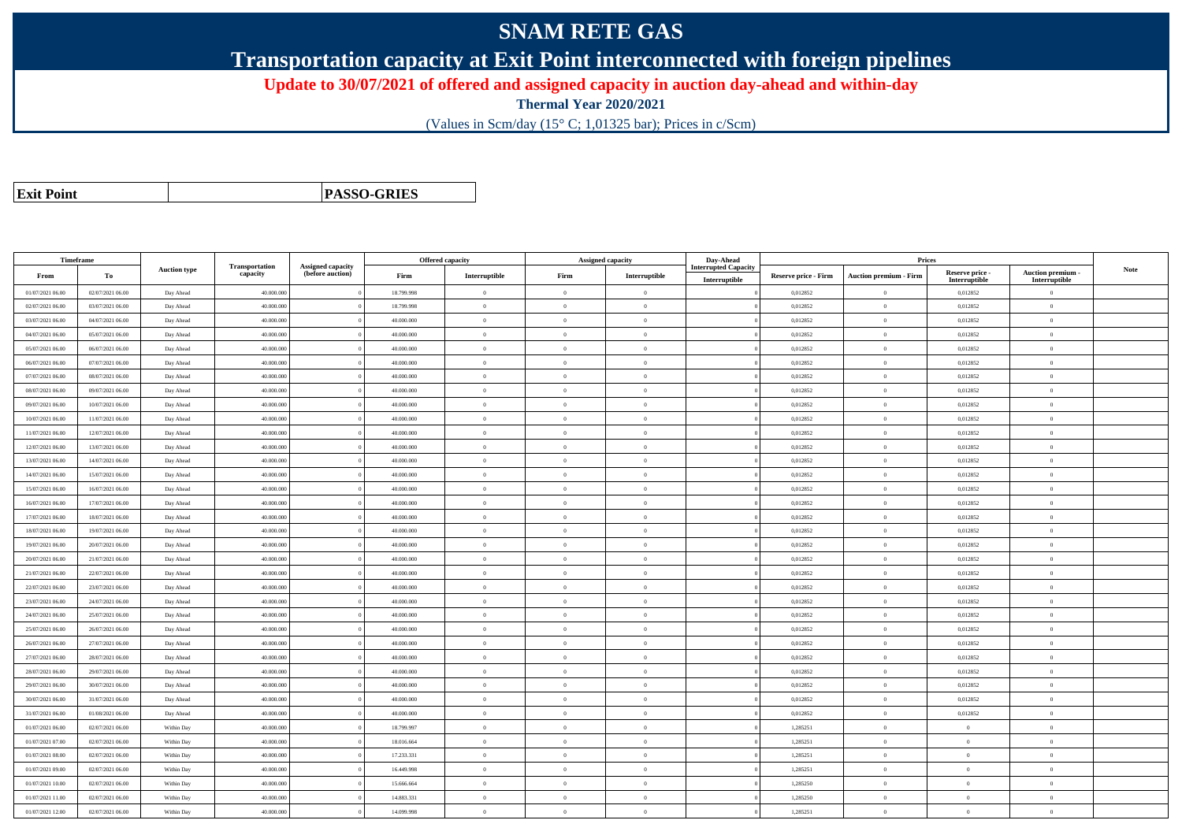# SNAM RETE GAS

## Transportation capacity at Exit Point interconnected with foreign pipelines

**Update to 30/07/2021 of offered and assigned capacity in auction day-ahead and within-day**

**Thermal Year 2020/2021**

(Values in Scm/day (15° C; 1,01325 bar); Prices in c/Scm)

| **Exit Point** | **PASSO-GRIES** |
|---|---|

| Timeframe | | Auction type | Transportation capacity | Assigned capacity (before auction) | Offered capacity | | Assigned capacity | | Day-Ahead Interrupted Capacity | Prices | | | | Note |
|---|---|---|---|---|---|---|---|---|---|---|---|---|---|---|
| From | To | | | | Firm | Interruptible | Firm | Interruptible | Interruptible | Reserve price - Firm | Auction premium - Firm | Reserve price - Interruptible | Auction premium - Interruptible | |
| 01/07/2021 06.00 | 02/07/2021 06.00 | Day Ahead | 40.000.000 | 0 | 18.799.998 | 0 | 0 | 0 | 0 | 0,012852 | 0 | 0,012852 | 0 | |
| 02/07/2021 06.00 | 03/07/2021 06.00 | Day Ahead | 40.000.000 | 0 | 18.799.998 | 0 | 0 | 0 | 0 | 0,012852 | 0 | 0,012852 | 0 | |
| 03/07/2021 06.00 | 04/07/2021 06.00 | Day Ahead | 40.000.000 | 0 | 40.000.000 | 0 | 0 | 0 | 0 | 0,012852 | 0 | 0,012852 | 0 | |
| 04/07/2021 06.00 | 05/07/2021 06.00 | Day Ahead | 40.000.000 | 0 | 40.000.000 | 0 | 0 | 0 | 0 | 0,012852 | 0 | 0,012852 | 0 | |
| 05/07/2021 06.00 | 06/07/2021 06.00 | Day Ahead | 40.000.000 | 0 | 40.000.000 | 0 | 0 | 0 | 0 | 0,012852 | 0 | 0,012852 | 0 | |
| 06/07/2021 06.00 | 07/07/2021 06.00 | Day Ahead | 40.000.000 | 0 | 40.000.000 | 0 | 0 | 0 | 0 | 0,012852 | 0 | 0,012852 | 0 | |
| 07/07/2021 06.00 | 08/07/2021 06.00 | Day Ahead | 40.000.000 | 0 | 40.000.000 | 0 | 0 | 0 | 0 | 0,012852 | 0 | 0,012852 | 0 | |
| 08/07/2021 06.00 | 09/07/2021 06.00 | Day Ahead | 40.000.000 | 0 | 40.000.000 | 0 | 0 | 0 | 0 | 0,012852 | 0 | 0,012852 | 0 | |
| 09/07/2021 06.00 | 10/07/2021 06.00 | Day Ahead | 40.000.000 | 0 | 40.000.000 | 0 | 0 | 0 | 0 | 0,012852 | 0 | 0,012852 | 0 | |
| 10/07/2021 06.00 | 11/07/2021 06.00 | Day Ahead | 40.000.000 | 0 | 40.000.000 | 0 | 0 | 0 | 0 | 0,012852 | 0 | 0,012852 | 0 | |
| 11/07/2021 06.00 | 12/07/2021 06.00 | Day Ahead | 40.000.000 | 0 | 40.000.000 | 0 | 0 | 0 | 0 | 0,012852 | 0 | 0,012852 | 0 | |
| 12/07/2021 06.00 | 13/07/2021 06.00 | Day Ahead | 40.000.000 | 0 | 40.000.000 | 0 | 0 | 0 | 0 | 0,012852 | 0 | 0,012852 | 0 | |
| 13/07/2021 06.00 | 14/07/2021 06.00 | Day Ahead | 40.000.000 | 0 | 40.000.000 | 0 | 0 | 0 | 0 | 0,012852 | 0 | 0,012852 | 0 | |
| 14/07/2021 06.00 | 15/07/2021 06.00 | Day Ahead | 40.000.000 | 0 | 40.000.000 | 0 | 0 | 0 | 0 | 0,012852 | 0 | 0,012852 | 0 | |
| 15/07/2021 06.00 | 16/07/2021 06.00 | Day Ahead | 40.000.000 | 0 | 40.000.000 | 0 | 0 | 0 | 0 | 0,012852 | 0 | 0,012852 | 0 | |
| 16/07/2021 06.00 | 17/07/2021 06.00 | Day Ahead | 40.000.000 | 0 | 40.000.000 | 0 | 0 | 0 | 0 | 0,012852 | 0 | 0,012852 | 0 | |
| 17/07/2021 06.00 | 18/07/2021 06.00 | Day Ahead | 40.000.000 | 0 | 40.000.000 | 0 | 0 | 0 | 0 | 0,012852 | 0 | 0,012852 | 0 | |
| 18/07/2021 06.00 | 19/07/2021 06.00 | Day Ahead | 40.000.000 | 0 | 40.000.000 | 0 | 0 | 0 | 0 | 0,012852 | 0 | 0,012852 | 0 | |
| 19/07/2021 06.00 | 20/07/2021 06.00 | Day Ahead | 40.000.000 | 0 | 40.000.000 | 0 | 0 | 0 | 0 | 0,012852 | 0 | 0,012852 | 0 | |
| 20/07/2021 06.00 | 21/07/2021 06.00 | Day Ahead | 40.000.000 | 0 | 40.000.000 | 0 | 0 | 0 | 0 | 0,012852 | 0 | 0,012852 | 0 | |
| 21/07/2021 06.00 | 22/07/2021 06.00 | Day Ahead | 40.000.000 | 0 | 40.000.000 | 0 | 0 | 0 | 0 | 0,012852 | 0 | 0,012852 | 0 | |
| 22/07/2021 06.00 | 23/07/2021 06.00 | Day Ahead | 40.000.000 | 0 | 40.000.000 | 0 | 0 | 0 | 0 | 0,012852 | 0 | 0,012852 | 0 | |
| 23/07/2021 06.00 | 24/07/2021 06.00 | Day Ahead | 40.000.000 | 0 | 40.000.000 | 0 | 0 | 0 | 0 | 0,012852 | 0 | 0,012852 | 0 | |
| 24/07/2021 06.00 | 25/07/2021 06.00 | Day Ahead | 40.000.000 | 0 | 40.000.000 | 0 | 0 | 0 | 0 | 0,012852 | 0 | 0,012852 | 0 | |
| 25/07/2021 06.00 | 26/07/2021 06.00 | Day Ahead | 40.000.000 | 0 | 40.000.000 | 0 | 0 | 0 | 0 | 0,012852 | 0 | 0,012852 | 0 | |
| 26/07/2021 06.00 | 27/07/2021 06.00 | Day Ahead | 40.000.000 | 0 | 40.000.000 | 0 | 0 | 0 | 0 | 0,012852 | 0 | 0,012852 | 0 | |
| 27/07/2021 06.00 | 28/07/2021 06.00 | Day Ahead | 40.000.000 | 0 | 40.000.000 | 0 | 0 | 0 | 0 | 0,012852 | 0 | 0,012852 | 0 | |
| 28/07/2021 06.00 | 29/07/2021 06.00 | Day Ahead | 40.000.000 | 0 | 40.000.000 | 0 | 0 | 0 | 0 | 0,012852 | 0 | 0,012852 | 0 | |
| 29/07/2021 06.00 | 30/07/2021 06.00 | Day Ahead | 40.000.000 | 0 | 40.000.000 | 0 | 0 | 0 | 0 | 0,012852 | 0 | 0,012852 | 0 | |
| 30/07/2021 06.00 | 31/07/2021 06.00 | Day Ahead | 40.000.000 | 0 | 40.000.000 | 0 | 0 | 0 | 0 | 0,012852 | 0 | 0,012852 | 0 | |
| 31/07/2021 06.00 | 01/08/2021 06.00 | Day Ahead | 40.000.000 | 0 | 40.000.000 | 0 | 0 | 0 | 0 | 0,012852 | 0 | 0,012852 | 0 | |
| 01/07/2021 06.00 | 02/07/2021 06.00 | Within Day | 40.000.000 | 0 | 18.799.997 | 0 | 0 | 0 | 0 | 1,285251 | 0 | 0 | 0 | |
| 01/07/2021 07.00 | 02/07/2021 06.00 | Within Day | 40.000.000 | 0 | 18.016.664 | 0 | 0 | 0 | 0 | 1,285251 | 0 | 0 | 0 | |
| 01/07/2021 08.00 | 02/07/2021 06.00 | Within Day | 40.000.000 | 0 | 17.233.331 | 0 | 0 | 0 | 0 | 1,285251 | 0 | 0 | 0 | |
| 01/07/2021 09.00 | 02/07/2021 06.00 | Within Day | 40.000.000 | 0 | 16.449.998 | 0 | 0 | 0 | 0 | 1,285251 | 0 | 0 | 0 | |
| 01/07/2021 10.00 | 02/07/2021 06.00 | Within Day | 40.000.000 | 0 | 15.666.664 | 0 | 0 | 0 | 0 | 1,285250 | 0 | 0 | 0 | |
| 01/07/2021 11.00 | 02/07/2021 06.00 | Within Day | 40.000.000 | 0 | 14.883.331 | 0 | 0 | 0 | 0 | 1,285250 | 0 | 0 | 0 | |
| 01/07/2021 12.00 | 02/07/2021 06.00 | Within Day | 40.000.000 | 0 | 14.099.998 | 0 | 0 | 0 | 0 | 1,285251 | 0 | 0 | 0 | |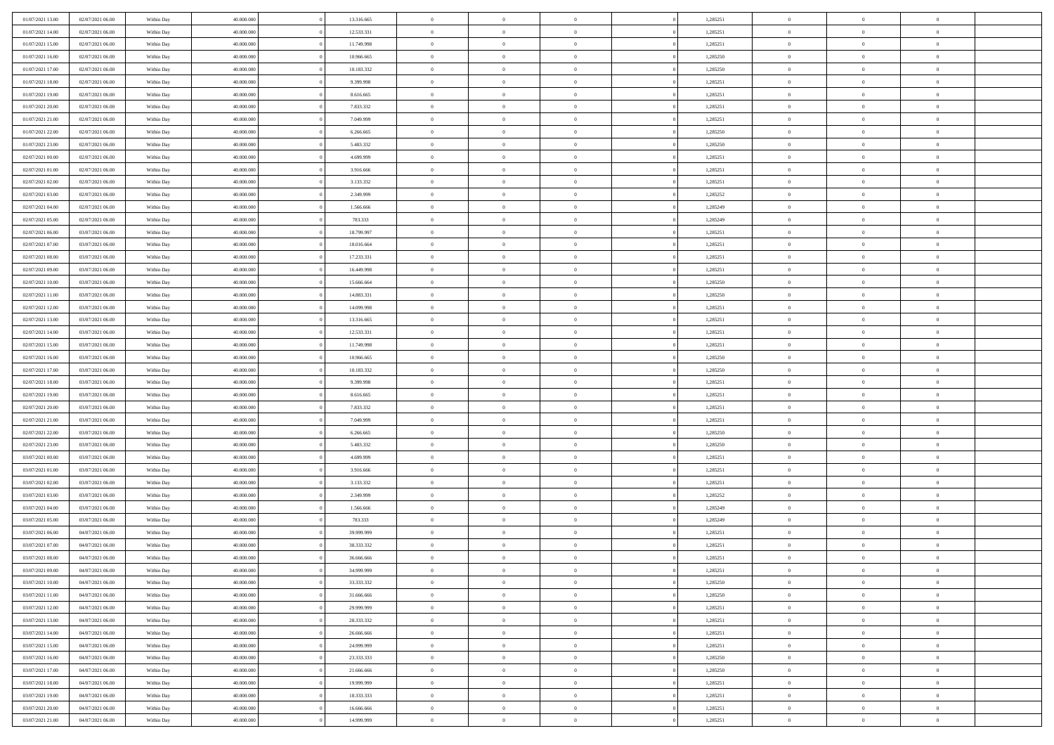| | | | | | | | | | | | | | | |
|---|---|---|---|---|---|---|---|---|---|---|---|---|---|---|
| 01/07/2021 13:00 | 02/07/2021 06:00 | Within Day | 40.000.000 | 0 | 13.316.665 | 0 | 0 | 0 | 0 | 1,285251 | 0 | 0 | 0 | |
| 01/07/2021 14:00 | 02/07/2021 06:00 | Within Day | 40.000.000 | 0 | 12.533.331 | 0 | 0 | 0 | 0 | 1,285251 | 0 | 0 | 0 | |
| 01/07/2021 15:00 | 02/07/2021 06:00 | Within Day | 40.000.000 | 0 | 11.749.998 | 0 | 0 | 0 | 0 | 1,285251 | 0 | 0 | 0 | |
| 01/07/2021 16:00 | 02/07/2021 06:00 | Within Day | 40.000.000 | 0 | 10.966.665 | 0 | 0 | 0 | 0 | 1,285250 | 0 | 0 | 0 | |
| 01/07/2021 17:00 | 02/07/2021 06:00 | Within Day | 40.000.000 | 0 | 10.183.332 | 0 | 0 | 0 | 0 | 1,285250 | 0 | 0 | 0 | |
| 01/07/2021 18:00 | 02/07/2021 06:00 | Within Day | 40.000.000 | 0 | 9.399.998 | 0 | 0 | 0 | 0 | 1,285251 | 0 | 0 | 0 | |
| 01/07/2021 19:00 | 02/07/2021 06:00 | Within Day | 40.000.000 | 0 | 8.616.665 | 0 | 0 | 0 | 0 | 1,285251 | 0 | 0 | 0 | |
| 01/07/2021 20:00 | 02/07/2021 06:00 | Within Day | 40.000.000 | 0 | 7.833.332 | 0 | 0 | 0 | 0 | 1,285251 | 0 | 0 | 0 | |
| 01/07/2021 21:00 | 02/07/2021 06:00 | Within Day | 40.000.000 | 0 | 7.049.999 | 0 | 0 | 0 | 0 | 1,285251 | 0 | 0 | 0 | |
| 01/07/2021 22:00 | 02/07/2021 06:00 | Within Day | 40.000.000 | 0 | 6.266.665 | 0 | 0 | 0 | 0 | 1,285250 | 0 | 0 | 0 | |
| 01/07/2021 23:00 | 02/07/2021 06:00 | Within Day | 40.000.000 | 0 | 5.483.332 | 0 | 0 | 0 | 0 | 1,285250 | 0 | 0 | 0 | |
| 02/07/2021 00:00 | 02/07/2021 06:00 | Within Day | 40.000.000 | 0 | 4.699.999 | 0 | 0 | 0 | 0 | 1,285251 | 0 | 0 | 0 | |
| 02/07/2021 01:00 | 02/07/2021 06:00 | Within Day | 40.000.000 | 0 | 3.916.666 | 0 | 0 | 0 | 0 | 1,285251 | 0 | 0 | 0 | |
| 02/07/2021 02:00 | 02/07/2021 06:00 | Within Day | 40.000.000 | 0 | 3.133.332 | 0 | 0 | 0 | 0 | 1,285251 | 0 | 0 | 0 | |
| 02/07/2021 03:00 | 02/07/2021 06:00 | Within Day | 40.000.000 | 0 | 2.349.999 | 0 | 0 | 0 | 0 | 1,285252 | 0 | 0 | 0 | |
| 02/07/2021 04:00 | 02/07/2021 06:00 | Within Day | 40.000.000 | 0 | 1.566.666 | 0 | 0 | 0 | 0 | 1,285249 | 0 | 0 | 0 | |
| 02/07/2021 05:00 | 02/07/2021 06:00 | Within Day | 40.000.000 | 0 | 783.333 | 0 | 0 | 0 | 0 | 1,285249 | 0 | 0 | 0 | |
| 02/07/2021 06:00 | 03/07/2021 06:00 | Within Day | 40.000.000 | 0 | 18.799.997 | 0 | 0 | 0 | 0 | 1,285251 | 0 | 0 | 0 | |
| 02/07/2021 07:00 | 03/07/2021 06:00 | Within Day | 40.000.000 | 0 | 18.016.664 | 0 | 0 | 0 | 0 | 1,285251 | 0 | 0 | 0 | |
| 02/07/2021 08:00 | 03/07/2021 06:00 | Within Day | 40.000.000 | 0 | 17.233.331 | 0 | 0 | 0 | 0 | 1,285251 | 0 | 0 | 0 | |
| 02/07/2021 09:00 | 03/07/2021 06:00 | Within Day | 40.000.000 | 0 | 16.449.998 | 0 | 0 | 0 | 0 | 1,285251 | 0 | 0 | 0 | |
| 02/07/2021 10:00 | 03/07/2021 06:00 | Within Day | 40.000.000 | 0 | 15.666.664 | 0 | 0 | 0 | 0 | 1,285250 | 0 | 0 | 0 | |
| 02/07/2021 11:00 | 03/07/2021 06:00 | Within Day | 40.000.000 | 0 | 14.883.331 | 0 | 0 | 0 | 0 | 1,285250 | 0 | 0 | 0 | |
| 02/07/2021 12:00 | 03/07/2021 06:00 | Within Day | 40.000.000 | 0 | 14.099.998 | 0 | 0 | 0 | 0 | 1,285251 | 0 | 0 | 0 | |
| 02/07/2021 13:00 | 03/07/2021 06:00 | Within Day | 40.000.000 | 0 | 13.316.665 | 0 | 0 | 0 | 0 | 1,285251 | 0 | 0 | 0 | |
| 02/07/2021 14:00 | 03/07/2021 06:00 | Within Day | 40.000.000 | 0 | 12.533.331 | 0 | 0 | 0 | 0 | 1,285251 | 0 | 0 | 0 | |
| 02/07/2021 15:00 | 03/07/2021 06:00 | Within Day | 40.000.000 | 0 | 11.749.998 | 0 | 0 | 0 | 0 | 1,285251 | 0 | 0 | 0 | |
| 02/07/2021 16:00 | 03/07/2021 06:00 | Within Day | 40.000.000 | 0 | 10.966.665 | 0 | 0 | 0 | 0 | 1,285250 | 0 | 0 | 0 | |
| 02/07/2021 17:00 | 03/07/2021 06:00 | Within Day | 40.000.000 | 0 | 10.183.332 | 0 | 0 | 0 | 0 | 1,285250 | 0 | 0 | 0 | |
| 02/07/2021 18:00 | 03/07/2021 06:00 | Within Day | 40.000.000 | 0 | 9.399.998 | 0 | 0 | 0 | 0 | 1,285251 | 0 | 0 | 0 | |
| 02/07/2021 19:00 | 03/07/2021 06:00 | Within Day | 40.000.000 | 0 | 8.616.665 | 0 | 0 | 0 | 0 | 1,285251 | 0 | 0 | 0 | |
| 02/07/2021 20:00 | 03/07/2021 06:00 | Within Day | 40.000.000 | 0 | 7.833.332 | 0 | 0 | 0 | 0 | 1,285251 | 0 | 0 | 0 | |
| 02/07/2021 21:00 | 03/07/2021 06:00 | Within Day | 40.000.000 | 0 | 7.049.999 | 0 | 0 | 0 | 0 | 1,285251 | 0 | 0 | 0 | |
| 02/07/2021 22:00 | 03/07/2021 06:00 | Within Day | 40.000.000 | 0 | 6.266.665 | 0 | 0 | 0 | 0 | 1,285250 | 0 | 0 | 0 | |
| 02/07/2021 23:00 | 03/07/2021 06:00 | Within Day | 40.000.000 | 0 | 5.483.332 | 0 | 0 | 0 | 0 | 1,285250 | 0 | 0 | 0 | |
| 03/07/2021 00:00 | 03/07/2021 06:00 | Within Day | 40.000.000 | 0 | 4.699.999 | 0 | 0 | 0 | 0 | 1,285251 | 0 | 0 | 0 | |
| 03/07/2021 01:00 | 03/07/2021 06:00 | Within Day | 40.000.000 | 0 | 3.916.666 | 0 | 0 | 0 | 0 | 1,285251 | 0 | 0 | 0 | |
| 03/07/2021 02:00 | 03/07/2021 06:00 | Within Day | 40.000.000 | 0 | 3.133.332 | 0 | 0 | 0 | 0 | 1,285251 | 0 | 0 | 0 | |
| 03/07/2021 03:00 | 03/07/2021 06:00 | Within Day | 40.000.000 | 0 | 2.349.999 | 0 | 0 | 0 | 0 | 1,285252 | 0 | 0 | 0 | |
| 03/07/2021 04:00 | 03/07/2021 06:00 | Within Day | 40.000.000 | 0 | 1.566.666 | 0 | 0 | 0 | 0 | 1,285249 | 0 | 0 | 0 | |
| 03/07/2021 05:00 | 03/07/2021 06:00 | Within Day | 40.000.000 | 0 | 783.333 | 0 | 0 | 0 | 0 | 1,285249 | 0 | 0 | 0 | |
| 03/07/2021 06:00 | 04/07/2021 06:00 | Within Day | 40.000.000 | 0 | 39.999.999 | 0 | 0 | 0 | 0 | 1,285251 | 0 | 0 | 0 | |
| 03/07/2021 07:00 | 04/07/2021 06:00 | Within Day | 40.000.000 | 0 | 38.333.332 | 0 | 0 | 0 | 0 | 1,285251 | 0 | 0 | 0 | |
| 03/07/2021 08:00 | 04/07/2021 06:00 | Within Day | 40.000.000 | 0 | 36.666.666 | 0 | 0 | 0 | 0 | 1,285251 | 0 | 0 | 0 | |
| 03/07/2021 09:00 | 04/07/2021 06:00 | Within Day | 40.000.000 | 0 | 34.999.999 | 0 | 0 | 0 | 0 | 1,285251 | 0 | 0 | 0 | |
| 03/07/2021 10:00 | 04/07/2021 06:00 | Within Day | 40.000.000 | 0 | 33.333.332 | 0 | 0 | 0 | 0 | 1,285250 | 0 | 0 | 0 | |
| 03/07/2021 11:00 | 04/07/2021 06:00 | Within Day | 40.000.000 | 0 | 31.666.666 | 0 | 0 | 0 | 0 | 1,285250 | 0 | 0 | 0 | |
| 03/07/2021 12:00 | 04/07/2021 06:00 | Within Day | 40.000.000 | 0 | 29.999.999 | 0 | 0 | 0 | 0 | 1,285251 | 0 | 0 | 0 | |
| 03/07/2021 13:00 | 04/07/2021 06:00 | Within Day | 40.000.000 | 0 | 28.333.332 | 0 | 0 | 0 | 0 | 1,285251 | 0 | 0 | 0 | |
| 03/07/2021 14:00 | 04/07/2021 06:00 | Within Day | 40.000.000 | 0 | 26.666.666 | 0 | 0 | 0 | 0 | 1,285251 | 0 | 0 | 0 | |
| 03/07/2021 15:00 | 04/07/2021 06:00 | Within Day | 40.000.000 | 0 | 24.999.999 | 0 | 0 | 0 | 0 | 1,285251 | 0 | 0 | 0 | |
| 03/07/2021 16:00 | 04/07/2021 06:00 | Within Day | 40.000.000 | 0 | 23.333.333 | 0 | 0 | 0 | 0 | 1,285250 | 0 | 0 | 0 | |
| 03/07/2021 17:00 | 04/07/2021 06:00 | Within Day | 40.000.000 | 0 | 21.666.666 | 0 | 0 | 0 | 0 | 1,285250 | 0 | 0 | 0 | |
| 03/07/2021 18:00 | 04/07/2021 06:00 | Within Day | 40.000.000 | 0 | 19.999.999 | 0 | 0 | 0 | 0 | 1,285251 | 0 | 0 | 0 | |
| 03/07/2021 19:00 | 04/07/2021 06:00 | Within Day | 40.000.000 | 0 | 18.333.333 | 0 | 0 | 0 | 0 | 1,285251 | 0 | 0 | 0 | |
| 03/07/2021 20:00 | 04/07/2021 06:00 | Within Day | 40.000.000 | 0 | 16.666.666 | 0 | 0 | 0 | 0 | 1,285251 | 0 | 0 | 0 | |
| 03/07/2021 21:00 | 04/07/2021 06:00 | Within Day | 40.000.000 | 0 | 14.999.999 | 0 | 0 | 0 | 0 | 1,285251 | 0 | 0 | 0 | |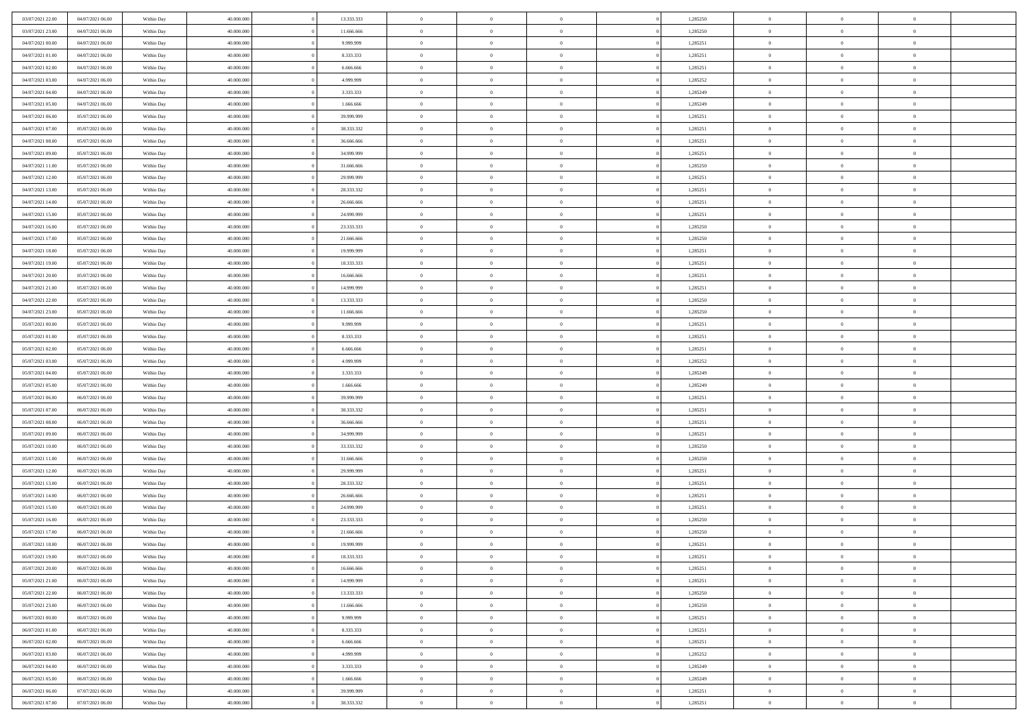| | | | | | | | | | | | | | | | |
|---|---|---|---|---|---|---|---|---|---|---|---|---|---|---|---|
| 03/07/2021 22:00 | 04/07/2021 06:00 | Within Day | 40.000.000 | 0 | 13.333.333 | 0 | 0 | 0 | | 0 | 1,285250 | 0 | 0 | 0 | |
| 03/07/2021 23:00 | 04/07/2021 06:00 | Within Day | 40.000.000 | 0 | 11.666.666 | 0 | 0 | 0 | | 0 | 1,285250 | 0 | 0 | 0 | |
| 04/07/2021 00:00 | 04/07/2021 06:00 | Within Day | 40.000.000 | 0 | 9.999.999 | 0 | 0 | 0 | | 0 | 1,285251 | 0 | 0 | 0 | |
| 04/07/2021 01:00 | 04/07/2021 06:00 | Within Day | 40.000.000 | 0 | 8.333.333 | 0 | 0 | 0 | | 0 | 1,285251 | 0 | 0 | 0 | |
| 04/07/2021 02:00 | 04/07/2021 06:00 | Within Day | 40.000.000 | 0 | 6.666.666 | 0 | 0 | 0 | | 0 | 1,285251 | 0 | 0 | 0 | |
| 04/07/2021 03:00 | 04/07/2021 06:00 | Within Day | 40.000.000 | 0 | 4.999.999 | 0 | 0 | 0 | | 0 | 1,285252 | 0 | 0 | 0 | |
| 04/07/2021 04:00 | 04/07/2021 06:00 | Within Day | 40.000.000 | 0 | 3.333.333 | 0 | 0 | 0 | | 0 | 1,285249 | 0 | 0 | 0 | |
| 04/07/2021 05:00 | 04/07/2021 06:00 | Within Day | 40.000.000 | 0 | 1.666.666 | 0 | 0 | 0 | | 0 | 1,285249 | 0 | 0 | 0 | |
| 04/07/2021 06:00 | 05/07/2021 06:00 | Within Day | 40.000.000 | 0 | 39.999.999 | 0 | 0 | 0 | | 0 | 1,285251 | 0 | 0 | 0 | |
| 04/07/2021 07:00 | 05/07/2021 06:00 | Within Day | 40.000.000 | 0 | 38.333.332 | 0 | 0 | 0 | | 0 | 1,285251 | 0 | 0 | 0 | |
| 04/07/2021 08:00 | 05/07/2021 06:00 | Within Day | 40.000.000 | 0 | 36.666.666 | 0 | 0 | 0 | | 0 | 1,285251 | 0 | 0 | 0 | |
| 04/07/2021 09:00 | 05/07/2021 06:00 | Within Day | 40.000.000 | 0 | 34.999.999 | 0 | 0 | 0 | | 0 | 1,285251 | 0 | 0 | 0 | |
| 04/07/2021 11:00 | 05/07/2021 06:00 | Within Day | 40.000.000 | 0 | 31.666.666 | 0 | 0 | 0 | | 0 | 1,285250 | 0 | 0 | 0 | |
| 04/07/2021 12:00 | 05/07/2021 06:00 | Within Day | 40.000.000 | 0 | 29.999.999 | 0 | 0 | 0 | | 0 | 1,285251 | 0 | 0 | 0 | |
| 04/07/2021 13:00 | 05/07/2021 06:00 | Within Day | 40.000.000 | 0 | 28.333.332 | 0 | 0 | 0 | | 0 | 1,285251 | 0 | 0 | 0 | |
| 04/07/2021 14:00 | 05/07/2021 06:00 | Within Day | 40.000.000 | 0 | 26.666.666 | 0 | 0 | 0 | | 0 | 1,285251 | 0 | 0 | 0 | |
| 04/07/2021 15:00 | 05/07/2021 06:00 | Within Day | 40.000.000 | 0 | 24.999.999 | 0 | 0 | 0 | | 0 | 1,285251 | 0 | 0 | 0 | |
| 04/07/2021 16:00 | 05/07/2021 06:00 | Within Day | 40.000.000 | 0 | 23.333.333 | 0 | 0 | 0 | | 0 | 1,285250 | 0 | 0 | 0 | |
| 04/07/2021 17:00 | 05/07/2021 06:00 | Within Day | 40.000.000 | 0 | 21.666.666 | 0 | 0 | 0 | | 0 | 1,285250 | 0 | 0 | 0 | |
| 04/07/2021 18:00 | 05/07/2021 06:00 | Within Day | 40.000.000 | 0 | 19.999.999 | 0 | 0 | 0 | | 0 | 1,285251 | 0 | 0 | 0 | |
| 04/07/2021 19:00 | 05/07/2021 06:00 | Within Day | 40.000.000 | 0 | 18.333.333 | 0 | 0 | 0 | | 0 | 1,285251 | 0 | 0 | 0 | |
| 04/07/2021 20:00 | 05/07/2021 06:00 | Within Day | 40.000.000 | 0 | 16.666.666 | 0 | 0 | 0 | | 0 | 1,285251 | 0 | 0 | 0 | |
| 04/07/2021 21:00 | 05/07/2021 06:00 | Within Day | 40.000.000 | 0 | 14.999.999 | 0 | 0 | 0 | | 0 | 1,285251 | 0 | 0 | 0 | |
| 04/07/2021 22:00 | 05/07/2021 06:00 | Within Day | 40.000.000 | 0 | 13.333.333 | 0 | 0 | 0 | | 0 | 1,285250 | 0 | 0 | 0 | |
| 04/07/2021 23:00 | 05/07/2021 06:00 | Within Day | 40.000.000 | 0 | 11.666.666 | 0 | 0 | 0 | | 0 | 1,285250 | 0 | 0 | 0 | |
| 05/07/2021 00:00 | 05/07/2021 06:00 | Within Day | 40.000.000 | 0 | 9.999.999 | 0 | 0 | 0 | | 0 | 1,285251 | 0 | 0 | 0 | |
| 05/07/2021 01:00 | 05/07/2021 06:00 | Within Day | 40.000.000 | 0 | 8.333.333 | 0 | 0 | 0 | | 0 | 1,285251 | 0 | 0 | 0 | |
| 05/07/2021 02:00 | 05/07/2021 06:00 | Within Day | 40.000.000 | 0 | 6.666.666 | 0 | 0 | 0 | | 0 | 1,285251 | 0 | 0 | 0 | |
| 05/07/2021 03:00 | 05/07/2021 06:00 | Within Day | 40.000.000 | 0 | 4.999.999 | 0 | 0 | 0 | | 0 | 1,285252 | 0 | 0 | 0 | |
| 05/07/2021 04:00 | 05/07/2021 06:00 | Within Day | 40.000.000 | 0 | 3.333.333 | 0 | 0 | 0 | | 0 | 1,285249 | 0 | 0 | 0 | |
| 05/07/2021 05:00 | 05/07/2021 06:00 | Within Day | 40.000.000 | 0 | 1.666.666 | 0 | 0 | 0 | | 0 | 1,285249 | 0 | 0 | 0 | |
| 05/07/2021 06:00 | 06/07/2021 06:00 | Within Day | 40.000.000 | 0 | 39.999.999 | 0 | 0 | 0 | | 0 | 1,285251 | 0 | 0 | 0 | |
| 05/07/2021 07:00 | 06/07/2021 06:00 | Within Day | 40.000.000 | 0 | 38.333.332 | 0 | 0 | 0 | | 0 | 1,285251 | 0 | 0 | 0 | |
| 05/07/2021 08:00 | 06/07/2021 06:00 | Within Day | 40.000.000 | 0 | 36.666.666 | 0 | 0 | 0 | | 0 | 1,285251 | 0 | 0 | 0 | |
| 05/07/2021 09:00 | 06/07/2021 06:00 | Within Day | 40.000.000 | 0 | 34.999.999 | 0 | 0 | 0 | | 0 | 1,285251 | 0 | 0 | 0 | |
| 05/07/2021 10:00 | 06/07/2021 06:00 | Within Day | 40.000.000 | 0 | 33.333.332 | 0 | 0 | 0 | | 0 | 1,285250 | 0 | 0 | 0 | |
| 05/07/2021 11:00 | 06/07/2021 06:00 | Within Day | 40.000.000 | 0 | 31.666.666 | 0 | 0 | 0 | | 0 | 1,285250 | 0 | 0 | 0 | |
| 05/07/2021 12:00 | 06/07/2021 06:00 | Within Day | 40.000.000 | 0 | 29.999.999 | 0 | 0 | 0 | | 0 | 1,285251 | 0 | 0 | 0 | |
| 05/07/2021 13:00 | 06/07/2021 06:00 | Within Day | 40.000.000 | 0 | 28.333.332 | 0 | 0 | 0 | | 0 | 1,285251 | 0 | 0 | 0 | |
| 05/07/2021 14:00 | 06/07/2021 06:00 | Within Day | 40.000.000 | 0 | 26.666.666 | 0 | 0 | 0 | | 0 | 1,285251 | 0 | 0 | 0 | |
| 05/07/2021 15:00 | 06/07/2021 06:00 | Within Day | 40.000.000 | 0 | 24.999.999 | 0 | 0 | 0 | | 0 | 1,285251 | 0 | 0 | 0 | |
| 05/07/2021 16:00 | 06/07/2021 06:00 | Within Day | 40.000.000 | 0 | 23.333.333 | 0 | 0 | 0 | | 0 | 1,285250 | 0 | 0 | 0 | |
| 05/07/2021 17:00 | 06/07/2021 06:00 | Within Day | 40.000.000 | 0 | 21.666.666 | 0 | 0 | 0 | | 0 | 1,285250 | 0 | 0 | 0 | |
| 05/07/2021 18:00 | 06/07/2021 06:00 | Within Day | 40.000.000 | 0 | 19.999.999 | 0 | 0 | 0 | | 0 | 1,285251 | 0 | 0 | 0 | |
| 05/07/2021 19:00 | 06/07/2021 06:00 | Within Day | 40.000.000 | 0 | 18.333.333 | 0 | 0 | 0 | | 0 | 1,285251 | 0 | 0 | 0 | |
| 05/07/2021 20:00 | 06/07/2021 06:00 | Within Day | 40.000.000 | 0 | 16.666.666 | 0 | 0 | 0 | | 0 | 1,285251 | 0 | 0 | 0 | |
| 05/07/2021 21:00 | 06/07/2021 06:00 | Within Day | 40.000.000 | 0 | 14.999.999 | 0 | 0 | 0 | | 0 | 1,285251 | 0 | 0 | 0 | |
| 05/07/2021 22:00 | 06/07/2021 06:00 | Within Day | 40.000.000 | 0 | 13.333.333 | 0 | 0 | 0 | | 0 | 1,285250 | 0 | 0 | 0 | |
| 05/07/2021 23:00 | 06/07/2021 06:00 | Within Day | 40.000.000 | 0 | 11.666.666 | 0 | 0 | 0 | | 0 | 1,285250 | 0 | 0 | 0 | |
| 06/07/2021 00:00 | 06/07/2021 06:00 | Within Day | 40.000.000 | 0 | 9.999.999 | 0 | 0 | 0 | | 0 | 1,285251 | 0 | 0 | 0 | |
| 06/07/2021 01:00 | 06/07/2021 06:00 | Within Day | 40.000.000 | 0 | 8.333.333 | 0 | 0 | 0 | | 0 | 1,285251 | 0 | 0 | 0 | |
| 06/07/2021 02:00 | 06/07/2021 06:00 | Within Day | 40.000.000 | 0 | 6.666.666 | 0 | 0 | 0 | | 0 | 1,285251 | 0 | 0 | 0 | |
| 06/07/2021 03:00 | 06/07/2021 06:00 | Within Day | 40.000.000 | 0 | 4.999.999 | 0 | 0 | 0 | | 0 | 1,285252 | 0 | 0 | 0 | |
| 06/07/2021 04:00 | 06/07/2021 06:00 | Within Day | 40.000.000 | 0 | 3.333.333 | 0 | 0 | 0 | | 0 | 1,285249 | 0 | 0 | 0 | |
| 06/07/2021 05:00 | 06/07/2021 06:00 | Within Day | 40.000.000 | 0 | 1.666.666 | 0 | 0 | 0 | | 0 | 1,285249 | 0 | 0 | 0 | |
| 06/07/2021 06:00 | 07/07/2021 06:00 | Within Day | 40.000.000 | 0 | 39.999.999 | 0 | 0 | 0 | | 0 | 1,285251 | 0 | 0 | 0 | |
| 06/07/2021 07:00 | 07/07/2021 06:00 | Within Day | 40.000.000 | 0 | 38.333.332 | 0 | 0 | 0 | | 0 | 1,285251 | 0 | 0 | 0 | |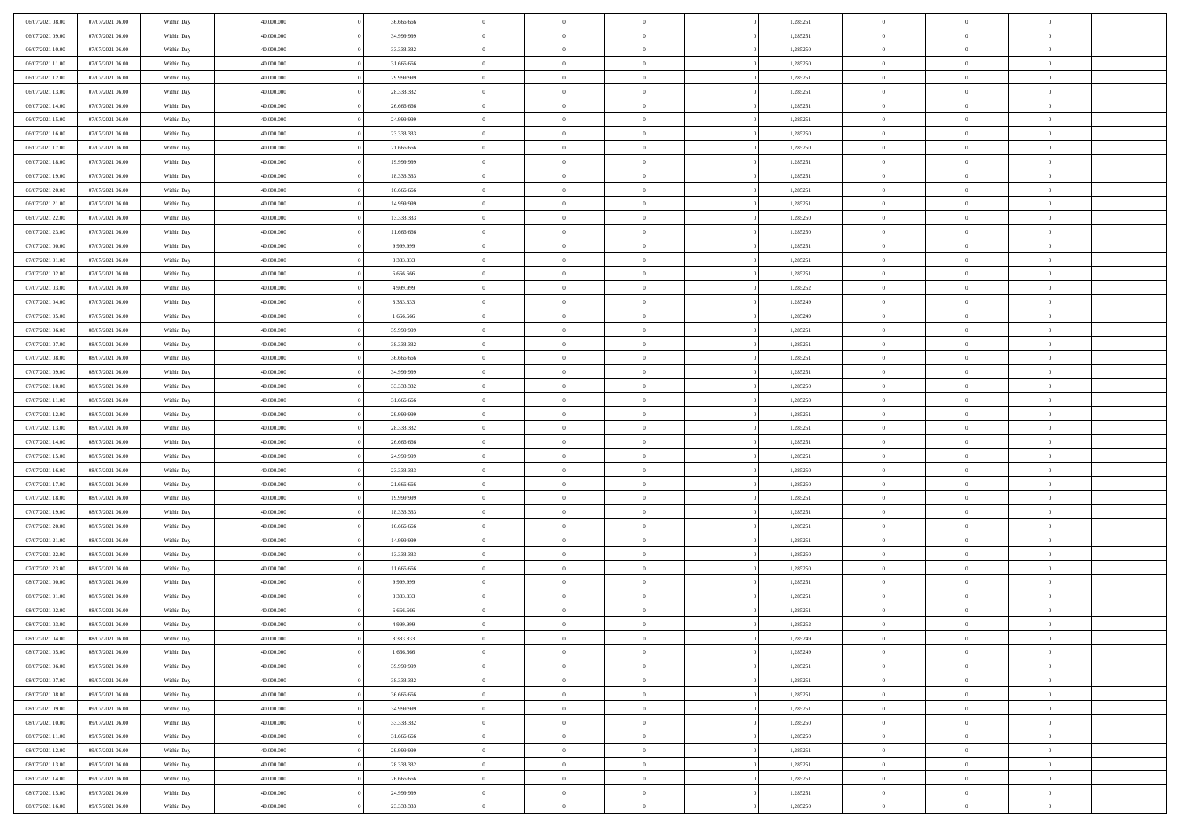| | | | | | | | | | | | | | | | |
|---|---|---|---|---|---|---|---|---|---|---|---|---|---|---|---|
| 06/07/2021 08:00 | 07/07/2021 06:00 | Within Day | 40.000.000 | 0 | 36.666.666 | 0 | 0 | 0 | | 0 | 1,285251 | 0 | 0 | 0 | |
| 06/07/2021 09:00 | 07/07/2021 06:00 | Within Day | 40.000.000 | 0 | 34.999.999 | 0 | 0 | 0 | | 0 | 1,285251 | 0 | 0 | 0 | |
| 06/07/2021 10:00 | 07/07/2021 06:00 | Within Day | 40.000.000 | 0 | 33.333.332 | 0 | 0 | 0 | | 0 | 1,285250 | 0 | 0 | 0 | |
| 06/07/2021 11:00 | 07/07/2021 06:00 | Within Day | 40.000.000 | 0 | 31.666.666 | 0 | 0 | 0 | | 0 | 1,285250 | 0 | 0 | 0 | |
| 06/07/2021 12:00 | 07/07/2021 06:00 | Within Day | 40.000.000 | 0 | 29.999.999 | 0 | 0 | 0 | | 0 | 1,285251 | 0 | 0 | 0 | |
| 06/07/2021 13:00 | 07/07/2021 06:00 | Within Day | 40.000.000 | 0 | 28.333.332 | 0 | 0 | 0 | | 0 | 1,285251 | 0 | 0 | 0 | |
| 06/07/2021 14:00 | 07/07/2021 06:00 | Within Day | 40.000.000 | 0 | 26.666.666 | 0 | 0 | 0 | | 0 | 1,285251 | 0 | 0 | 0 | |
| 06/07/2021 15:00 | 07/07/2021 06:00 | Within Day | 40.000.000 | 0 | 24.999.999 | 0 | 0 | 0 | | 0 | 1,285251 | 0 | 0 | 0 | |
| 06/07/2021 16:00 | 07/07/2021 06:00 | Within Day | 40.000.000 | 0 | 23.333.333 | 0 | 0 | 0 | | 0 | 1,285250 | 0 | 0 | 0 | |
| 06/07/2021 17:00 | 07/07/2021 06:00 | Within Day | 40.000.000 | 0 | 21.666.666 | 0 | 0 | 0 | | 0 | 1,285250 | 0 | 0 | 0 | |
| 06/07/2021 18:00 | 07/07/2021 06:00 | Within Day | 40.000.000 | 0 | 19.999.999 | 0 | 0 | 0 | | 0 | 1,285251 | 0 | 0 | 0 | |
| 06/07/2021 19:00 | 07/07/2021 06:00 | Within Day | 40.000.000 | 0 | 18.333.333 | 0 | 0 | 0 | | 0 | 1,285251 | 0 | 0 | 0 | |
| 06/07/2021 20:00 | 07/07/2021 06:00 | Within Day | 40.000.000 | 0 | 16.666.666 | 0 | 0 | 0 | | 0 | 1,285251 | 0 | 0 | 0 | |
| 06/07/2021 21:00 | 07/07/2021 06:00 | Within Day | 40.000.000 | 0 | 14.999.999 | 0 | 0 | 0 | | 0 | 1,285251 | 0 | 0 | 0 | |
| 06/07/2021 22:00 | 07/07/2021 06:00 | Within Day | 40.000.000 | 0 | 13.333.333 | 0 | 0 | 0 | | 0 | 1,285250 | 0 | 0 | 0 | |
| 06/07/2021 23:00 | 07/07/2021 06:00 | Within Day | 40.000.000 | 0 | 11.666.666 | 0 | 0 | 0 | | 0 | 1,285250 | 0 | 0 | 0 | |
| 07/07/2021 00:00 | 07/07/2021 06:00 | Within Day | 40.000.000 | 0 | 9.999.999 | 0 | 0 | 0 | | 0 | 1,285251 | 0 | 0 | 0 | |
| 07/07/2021 01:00 | 07/07/2021 06:00 | Within Day | 40.000.000 | 0 | 8.333.333 | 0 | 0 | 0 | | 0 | 1,285251 | 0 | 0 | 0 | |
| 07/07/2021 02:00 | 07/07/2021 06:00 | Within Day | 40.000.000 | 0 | 6.666.666 | 0 | 0 | 0 | | 0 | 1,285251 | 0 | 0 | 0 | |
| 07/07/2021 03:00 | 07/07/2021 06:00 | Within Day | 40.000.000 | 0 | 4.999.999 | 0 | 0 | 0 | | 0 | 1,285252 | 0 | 0 | 0 | |
| 07/07/2021 04:00 | 07/07/2021 06:00 | Within Day | 40.000.000 | 0 | 3.333.333 | 0 | 0 | 0 | | 0 | 1,285249 | 0 | 0 | 0 | |
| 07/07/2021 05:00 | 07/07/2021 06:00 | Within Day | 40.000.000 | 0 | 1.666.666 | 0 | 0 | 0 | | 0 | 1,285249 | 0 | 0 | 0 | |
| 07/07/2021 06:00 | 08/07/2021 06:00 | Within Day | 40.000.000 | 0 | 39.999.999 | 0 | 0 | 0 | | 0 | 1,285251 | 0 | 0 | 0 | |
| 07/07/2021 07:00 | 08/07/2021 06:00 | Within Day | 40.000.000 | 0 | 38.333.332 | 0 | 0 | 0 | | 0 | 1,285251 | 0 | 0 | 0 | |
| 07/07/2021 08:00 | 08/07/2021 06:00 | Within Day | 40.000.000 | 0 | 36.666.666 | 0 | 0 | 0 | | 0 | 1,285251 | 0 | 0 | 0 | |
| 07/07/2021 09:00 | 08/07/2021 06:00 | Within Day | 40.000.000 | 0 | 34.999.999 | 0 | 0 | 0 | | 0 | 1,285251 | 0 | 0 | 0 | |
| 07/07/2021 10:00 | 08/07/2021 06:00 | Within Day | 40.000.000 | 0 | 33.333.332 | 0 | 0 | 0 | | 0 | 1,285250 | 0 | 0 | 0 | |
| 07/07/2021 11:00 | 08/07/2021 06:00 | Within Day | 40.000.000 | 0 | 31.666.666 | 0 | 0 | 0 | | 0 | 1,285250 | 0 | 0 | 0 | |
| 07/07/2021 12:00 | 08/07/2021 06:00 | Within Day | 40.000.000 | 0 | 29.999.999 | 0 | 0 | 0 | | 0 | 1,285251 | 0 | 0 | 0 | |
| 07/07/2021 13:00 | 08/07/2021 06:00 | Within Day | 40.000.000 | 0 | 28.333.332 | 0 | 0 | 0 | | 0 | 1,285251 | 0 | 0 | 0 | |
| 07/07/2021 14:00 | 08/07/2021 06:00 | Within Day | 40.000.000 | 0 | 26.666.666 | 0 | 0 | 0 | | 0 | 1,285251 | 0 | 0 | 0 | |
| 07/07/2021 15:00 | 08/07/2021 06:00 | Within Day | 40.000.000 | 0 | 24.999.999 | 0 | 0 | 0 | | 0 | 1,285251 | 0 | 0 | 0 | |
| 07/07/2021 16:00 | 08/07/2021 06:00 | Within Day | 40.000.000 | 0 | 23.333.333 | 0 | 0 | 0 | | 0 | 1,285250 | 0 | 0 | 0 | |
| 07/07/2021 17:00 | 08/07/2021 06:00 | Within Day | 40.000.000 | 0 | 21.666.666 | 0 | 0 | 0 | | 0 | 1,285250 | 0 | 0 | 0 | |
| 07/07/2021 18:00 | 08/07/2021 06:00 | Within Day | 40.000.000 | 0 | 19.999.999 | 0 | 0 | 0 | | 0 | 1,285251 | 0 | 0 | 0 | |
| 07/07/2021 19:00 | 08/07/2021 06:00 | Within Day | 40.000.000 | 0 | 18.333.333 | 0 | 0 | 0 | | 0 | 1,285251 | 0 | 0 | 0 | |
| 07/07/2021 20:00 | 08/07/2021 06:00 | Within Day | 40.000.000 | 0 | 16.666.666 | 0 | 0 | 0 | | 0 | 1,285251 | 0 | 0 | 0 | |
| 07/07/2021 21:00 | 08/07/2021 06:00 | Within Day | 40.000.000 | 0 | 14.999.999 | 0 | 0 | 0 | | 0 | 1,285251 | 0 | 0 | 0 | |
| 07/07/2021 22:00 | 08/07/2021 06:00 | Within Day | 40.000.000 | 0 | 13.333.333 | 0 | 0 | 0 | | 0 | 1,285250 | 0 | 0 | 0 | |
| 07/07/2021 23:00 | 08/07/2021 06:00 | Within Day | 40.000.000 | 0 | 11.666.666 | 0 | 0 | 0 | | 0 | 1,285250 | 0 | 0 | 0 | |
| 08/07/2021 00:00 | 08/07/2021 06:00 | Within Day | 40.000.000 | 0 | 9.999.999 | 0 | 0 | 0 | | 0 | 1,285251 | 0 | 0 | 0 | |
| 08/07/2021 01:00 | 08/07/2021 06:00 | Within Day | 40.000.000 | 0 | 8.333.333 | 0 | 0 | 0 | | 0 | 1,285251 | 0 | 0 | 0 | |
| 08/07/2021 02:00 | 08/07/2021 06:00 | Within Day | 40.000.000 | 0 | 6.666.666 | 0 | 0 | 0 | | 0 | 1,285251 | 0 | 0 | 0 | |
| 08/07/2021 03:00 | 08/07/2021 06:00 | Within Day | 40.000.000 | 0 | 4.999.999 | 0 | 0 | 0 | | 0 | 1,285252 | 0 | 0 | 0 | |
| 08/07/2021 04:00 | 08/07/2021 06:00 | Within Day | 40.000.000 | 0 | 3.333.333 | 0 | 0 | 0 | | 0 | 1,285249 | 0 | 0 | 0 | |
| 08/07/2021 05:00 | 08/07/2021 06:00 | Within Day | 40.000.000 | 0 | 1.666.666 | 0 | 0 | 0 | | 0 | 1,285249 | 0 | 0 | 0 | |
| 08/07/2021 06:00 | 09/07/2021 06:00 | Within Day | 40.000.000 | 0 | 39.999.999 | 0 | 0 | 0 | | 0 | 1,285251 | 0 | 0 | 0 | |
| 08/07/2021 07:00 | 09/07/2021 06:00 | Within Day | 40.000.000 | 0 | 38.333.332 | 0 | 0 | 0 | | 0 | 1,285251 | 0 | 0 | 0 | |
| 08/07/2021 08:00 | 09/07/2021 06:00 | Within Day | 40.000.000 | 0 | 36.666.666 | 0 | 0 | 0 | | 0 | 1,285251 | 0 | 0 | 0 | |
| 08/07/2021 09:00 | 09/07/2021 06:00 | Within Day | 40.000.000 | 0 | 34.999.999 | 0 | 0 | 0 | | 0 | 1,285251 | 0 | 0 | 0 | |
| 08/07/2021 10:00 | 09/07/2021 06:00 | Within Day | 40.000.000 | 0 | 33.333.332 | 0 | 0 | 0 | | 0 | 1,285250 | 0 | 0 | 0 | |
| 08/07/2021 11:00 | 09/07/2021 06:00 | Within Day | 40.000.000 | 0 | 31.666.666 | 0 | 0 | 0 | | 0 | 1,285250 | 0 | 0 | 0 | |
| 08/07/2021 12:00 | 09/07/2021 06:00 | Within Day | 40.000.000 | 0 | 29.999.999 | 0 | 0 | 0 | | 0 | 1,285251 | 0 | 0 | 0 | |
| 08/07/2021 13:00 | 09/07/2021 06:00 | Within Day | 40.000.000 | 0 | 28.333.332 | 0 | 0 | 0 | | 0 | 1,285251 | 0 | 0 | 0 | |
| 08/07/2021 14:00 | 09/07/2021 06:00 | Within Day | 40.000.000 | 0 | 26.666.666 | 0 | 0 | 0 | | 0 | 1,285251 | 0 | 0 | 0 | |
| 08/07/2021 15:00 | 09/07/2021 06:00 | Within Day | 40.000.000 | 0 | 24.999.999 | 0 | 0 | 0 | | 0 | 1,285251 | 0 | 0 | 0 | |
| 08/07/2021 16:00 | 09/07/2021 06:00 | Within Day | 40.000.000 | 0 | 23.333.333 | 0 | 0 | 0 | | 0 | 1,285250 | 0 | 0 | 0 | |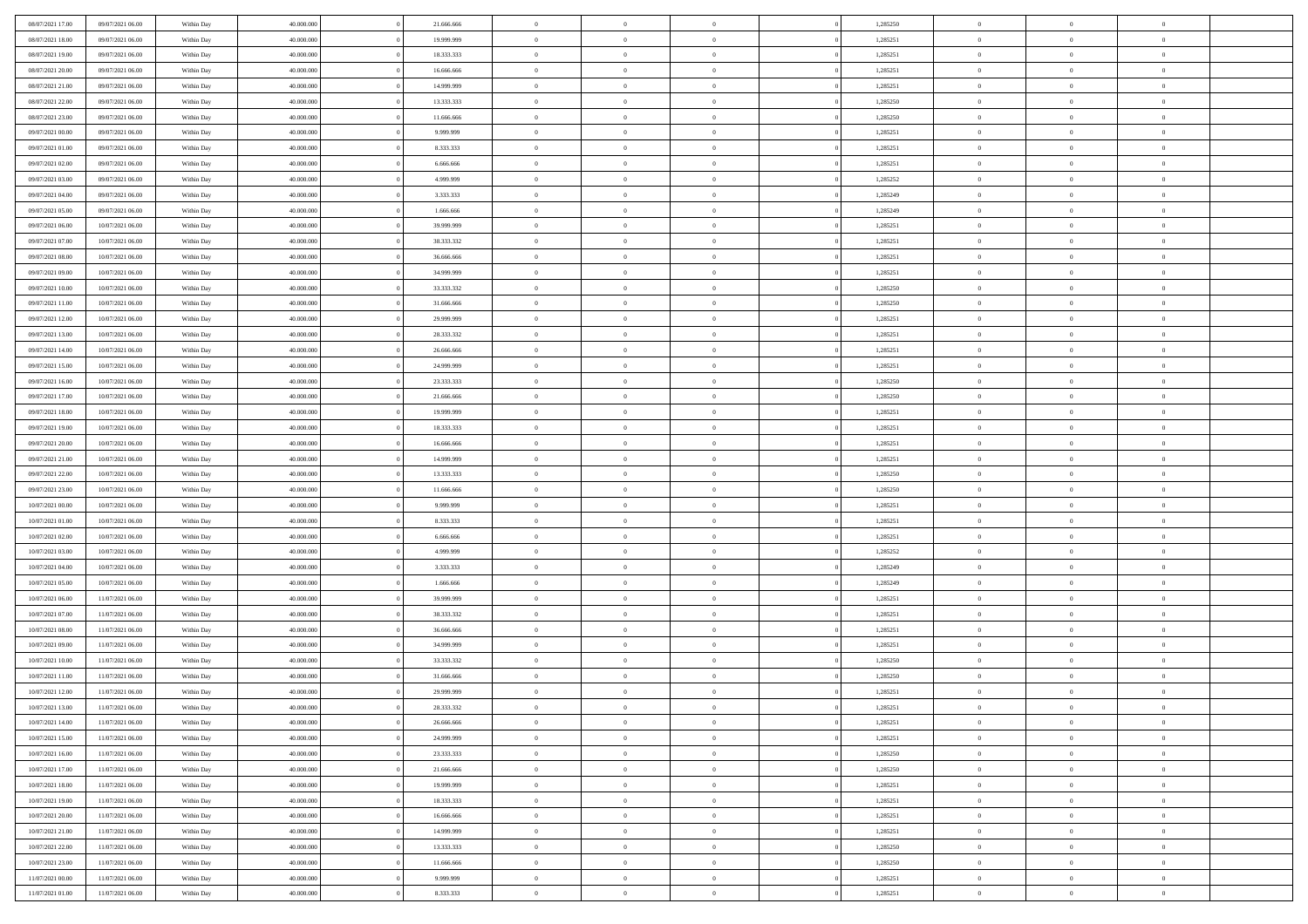| | | | | | | | | | | | | | | |
|---|---|---|---|---|---|---|---|---|---|---|---|---|---|---|
| 08/07/2021 17:00 | 09/07/2021 06:00 | Within Day | 40.000.000 | 0 | 21.666.666 | 0 | 0 | 0 | 0 | 1,285250 | 0 | 0 | 0 | |
| 08/07/2021 18:00 | 09/07/2021 06:00 | Within Day | 40.000.000 | 0 | 19.999.999 | 0 | 0 | 0 | 0 | 1,285251 | 0 | 0 | 0 | |
| 08/07/2021 19:00 | 09/07/2021 06:00 | Within Day | 40.000.000 | 0 | 18.333.333 | 0 | 0 | 0 | 0 | 1,285251 | 0 | 0 | 0 | |
| 08/07/2021 20:00 | 09/07/2021 06:00 | Within Day | 40.000.000 | 0 | 16.666.666 | 0 | 0 | 0 | 0 | 1,285251 | 0 | 0 | 0 | |
| 08/07/2021 21:00 | 09/07/2021 06:00 | Within Day | 40.000.000 | 0 | 14.999.999 | 0 | 0 | 0 | 0 | 1,285251 | 0 | 0 | 0 | |
| 08/07/2021 22:00 | 09/07/2021 06:00 | Within Day | 40.000.000 | 0 | 13.333.333 | 0 | 0 | 0 | 0 | 1,285250 | 0 | 0 | 0 | |
| 08/07/2021 23:00 | 09/07/2021 06:00 | Within Day | 40.000.000 | 0 | 11.666.666 | 0 | 0 | 0 | 0 | 1,285250 | 0 | 0 | 0 | |
| 09/07/2021 00:00 | 09/07/2021 06:00 | Within Day | 40.000.000 | 0 | 9.999.999 | 0 | 0 | 0 | 0 | 1,285251 | 0 | 0 | 0 | |
| 09/07/2021 01:00 | 09/07/2021 06:00 | Within Day | 40.000.000 | 0 | 8.333.333 | 0 | 0 | 0 | 0 | 1,285251 | 0 | 0 | 0 | |
| 09/07/2021 02:00 | 09/07/2021 06:00 | Within Day | 40.000.000 | 0 | 6.666.666 | 0 | 0 | 0 | 0 | 1,285251 | 0 | 0 | 0 | |
| 09/07/2021 03:00 | 09/07/2021 06:00 | Within Day | 40.000.000 | 0 | 4.999.999 | 0 | 0 | 0 | 0 | 1,285252 | 0 | 0 | 0 | |
| 09/07/2021 04:00 | 09/07/2021 06:00 | Within Day | 40.000.000 | 0 | 3.333.333 | 0 | 0 | 0 | 0 | 1,285249 | 0 | 0 | 0 | |
| 09/07/2021 05:00 | 09/07/2021 06:00 | Within Day | 40.000.000 | 0 | 1.666.666 | 0 | 0 | 0 | 0 | 1,285249 | 0 | 0 | 0 | |
| 09/07/2021 06:00 | 10/07/2021 06:00 | Within Day | 40.000.000 | 0 | 39.999.999 | 0 | 0 | 0 | 0 | 1,285251 | 0 | 0 | 0 | |
| 09/07/2021 07:00 | 10/07/2021 06:00 | Within Day | 40.000.000 | 0 | 38.333.332 | 0 | 0 | 0 | 0 | 1,285251 | 0 | 0 | 0 | |
| 09/07/2021 08:00 | 10/07/2021 06:00 | Within Day | 40.000.000 | 0 | 36.666.666 | 0 | 0 | 0 | 0 | 1,285251 | 0 | 0 | 0 | |
| 09/07/2021 09:00 | 10/07/2021 06:00 | Within Day | 40.000.000 | 0 | 34.999.999 | 0 | 0 | 0 | 0 | 1,285251 | 0 | 0 | 0 | |
| 09/07/2021 10:00 | 10/07/2021 06:00 | Within Day | 40.000.000 | 0 | 33.333.332 | 0 | 0 | 0 | 0 | 1,285250 | 0 | 0 | 0 | |
| 09/07/2021 11:00 | 10/07/2021 06:00 | Within Day | 40.000.000 | 0 | 31.666.666 | 0 | 0 | 0 | 0 | 1,285250 | 0 | 0 | 0 | |
| 09/07/2021 12:00 | 10/07/2021 06:00 | Within Day | 40.000.000 | 0 | 29.999.999 | 0 | 0 | 0 | 0 | 1,285251 | 0 | 0 | 0 | |
| 09/07/2021 13:00 | 10/07/2021 06:00 | Within Day | 40.000.000 | 0 | 28.333.332 | 0 | 0 | 0 | 0 | 1,285251 | 0 | 0 | 0 | |
| 09/07/2021 14:00 | 10/07/2021 06:00 | Within Day | 40.000.000 | 0 | 26.666.666 | 0 | 0 | 0 | 0 | 1,285251 | 0 | 0 | 0 | |
| 09/07/2021 15:00 | 10/07/2021 06:00 | Within Day | 40.000.000 | 0 | 24.999.999 | 0 | 0 | 0 | 0 | 1,285251 | 0 | 0 | 0 | |
| 09/07/2021 16:00 | 10/07/2021 06:00 | Within Day | 40.000.000 | 0 | 23.333.333 | 0 | 0 | 0 | 0 | 1,285250 | 0 | 0 | 0 | |
| 09/07/2021 17:00 | 10/07/2021 06:00 | Within Day | 40.000.000 | 0 | 21.666.666 | 0 | 0 | 0 | 0 | 1,285250 | 0 | 0 | 0 | |
| 09/07/2021 18:00 | 10/07/2021 06:00 | Within Day | 40.000.000 | 0 | 19.999.999 | 0 | 0 | 0 | 0 | 1,285251 | 0 | 0 | 0 | |
| 09/07/2021 19:00 | 10/07/2021 06:00 | Within Day | 40.000.000 | 0 | 18.333.333 | 0 | 0 | 0 | 0 | 1,285251 | 0 | 0 | 0 | |
| 09/07/2021 20:00 | 10/07/2021 06:00 | Within Day | 40.000.000 | 0 | 16.666.666 | 0 | 0 | 0 | 0 | 1,285251 | 0 | 0 | 0 | |
| 09/07/2021 21:00 | 10/07/2021 06:00 | Within Day | 40.000.000 | 0 | 14.999.999 | 0 | 0 | 0 | 0 | 1,285251 | 0 | 0 | 0 | |
| 09/07/2021 22:00 | 10/07/2021 06:00 | Within Day | 40.000.000 | 0 | 13.333.333 | 0 | 0 | 0 | 0 | 1,285250 | 0 | 0 | 0 | |
| 09/07/2021 23:00 | 10/07/2021 06:00 | Within Day | 40.000.000 | 0 | 11.666.666 | 0 | 0 | 0 | 0 | 1,285250 | 0 | 0 | 0 | |
| 10/07/2021 00:00 | 10/07/2021 06:00 | Within Day | 40.000.000 | 0 | 9.999.999 | 0 | 0 | 0 | 0 | 1,285251 | 0 | 0 | 0 | |
| 10/07/2021 01:00 | 10/07/2021 06:00 | Within Day | 40.000.000 | 0 | 8.333.333 | 0 | 0 | 0 | 0 | 1,285251 | 0 | 0 | 0 | |
| 10/07/2021 02:00 | 10/07/2021 06:00 | Within Day | 40.000.000 | 0 | 6.666.666 | 0 | 0 | 0 | 0 | 1,285251 | 0 | 0 | 0 | |
| 10/07/2021 03:00 | 10/07/2021 06:00 | Within Day | 40.000.000 | 0 | 4.999.999 | 0 | 0 | 0 | 0 | 1,285252 | 0 | 0 | 0 | |
| 10/07/2021 04:00 | 10/07/2021 06:00 | Within Day | 40.000.000 | 0 | 3.333.333 | 0 | 0 | 0 | 0 | 1,285249 | 0 | 0 | 0 | |
| 10/07/2021 05:00 | 10/07/2021 06:00 | Within Day | 40.000.000 | 0 | 1.666.666 | 0 | 0 | 0 | 0 | 1,285249 | 0 | 0 | 0 | |
| 10/07/2021 06:00 | 11/07/2021 06:00 | Within Day | 40.000.000 | 0 | 39.999.999 | 0 | 0 | 0 | 0 | 1,285251 | 0 | 0 | 0 | |
| 10/07/2021 07:00 | 11/07/2021 06:00 | Within Day | 40.000.000 | 0 | 38.333.332 | 0 | 0 | 0 | 0 | 1,285251 | 0 | 0 | 0 | |
| 10/07/2021 08:00 | 11/07/2021 06:00 | Within Day | 40.000.000 | 0 | 36.666.666 | 0 | 0 | 0 | 0 | 1,285251 | 0 | 0 | 0 | |
| 10/07/2021 09:00 | 11/07/2021 06:00 | Within Day | 40.000.000 | 0 | 34.999.999 | 0 | 0 | 0 | 0 | 1,285251 | 0 | 0 | 0 | |
| 10/07/2021 10:00 | 11/07/2021 06:00 | Within Day | 40.000.000 | 0 | 33.333.332 | 0 | 0 | 0 | 0 | 1,285250 | 0 | 0 | 0 | |
| 10/07/2021 11:00 | 11/07/2021 06:00 | Within Day | 40.000.000 | 0 | 31.666.666 | 0 | 0 | 0 | 0 | 1,285250 | 0 | 0 | 0 | |
| 10/07/2021 12:00 | 11/07/2021 06:00 | Within Day | 40.000.000 | 0 | 29.999.999 | 0 | 0 | 0 | 0 | 1,285251 | 0 | 0 | 0 | |
| 10/07/2021 13:00 | 11/07/2021 06:00 | Within Day | 40.000.000 | 0 | 28.333.332 | 0 | 0 | 0 | 0 | 1,285251 | 0 | 0 | 0 | |
| 10/07/2021 14:00 | 11/07/2021 06:00 | Within Day | 40.000.000 | 0 | 26.666.666 | 0 | 0 | 0 | 0 | 1,285251 | 0 | 0 | 0 | |
| 10/07/2021 15:00 | 11/07/2021 06:00 | Within Day | 40.000.000 | 0 | 24.999.999 | 0 | 0 | 0 | 0 | 1,285251 | 0 | 0 | 0 | |
| 10/07/2021 16:00 | 11/07/2021 06:00 | Within Day | 40.000.000 | 0 | 23.333.333 | 0 | 0 | 0 | 0 | 1,285250 | 0 | 0 | 0 | |
| 10/07/2021 17:00 | 11/07/2021 06:00 | Within Day | 40.000.000 | 0 | 21.666.666 | 0 | 0 | 0 | 0 | 1,285250 | 0 | 0 | 0 | |
| 10/07/2021 18:00 | 11/07/2021 06:00 | Within Day | 40.000.000 | 0 | 19.999.999 | 0 | 0 | 0 | 0 | 1,285251 | 0 | 0 | 0 | |
| 10/07/2021 19:00 | 11/07/2021 06:00 | Within Day | 40.000.000 | 0 | 18.333.333 | 0 | 0 | 0 | 0 | 1,285251 | 0 | 0 | 0 | |
| 10/07/2021 20:00 | 11/07/2021 06:00 | Within Day | 40.000.000 | 0 | 16.666.666 | 0 | 0 | 0 | 0 | 1,285251 | 0 | 0 | 0 | |
| 10/07/2021 21:00 | 11/07/2021 06:00 | Within Day | 40.000.000 | 0 | 14.999.999 | 0 | 0 | 0 | 0 | 1,285251 | 0 | 0 | 0 | |
| 10/07/2021 22:00 | 11/07/2021 06:00 | Within Day | 40.000.000 | 0 | 13.333.333 | 0 | 0 | 0 | 0 | 1,285250 | 0 | 0 | 0 | |
| 10/07/2021 23:00 | 11/07/2021 06:00 | Within Day | 40.000.000 | 0 | 11.666.666 | 0 | 0 | 0 | 0 | 1,285250 | 0 | 0 | 0 | |
| 11/07/2021 00:00 | 11/07/2021 06:00 | Within Day | 40.000.000 | 0 | 9.999.999 | 0 | 0 | 0 | 0 | 1,285251 | 0 | 0 | 0 | |
| 11/07/2021 01:00 | 11/07/2021 06:00 | Within Day | 40.000.000 | 0 | 8.333.333 | 0 | 0 | 0 | 0 | 1,285251 | 0 | 0 | 0 | |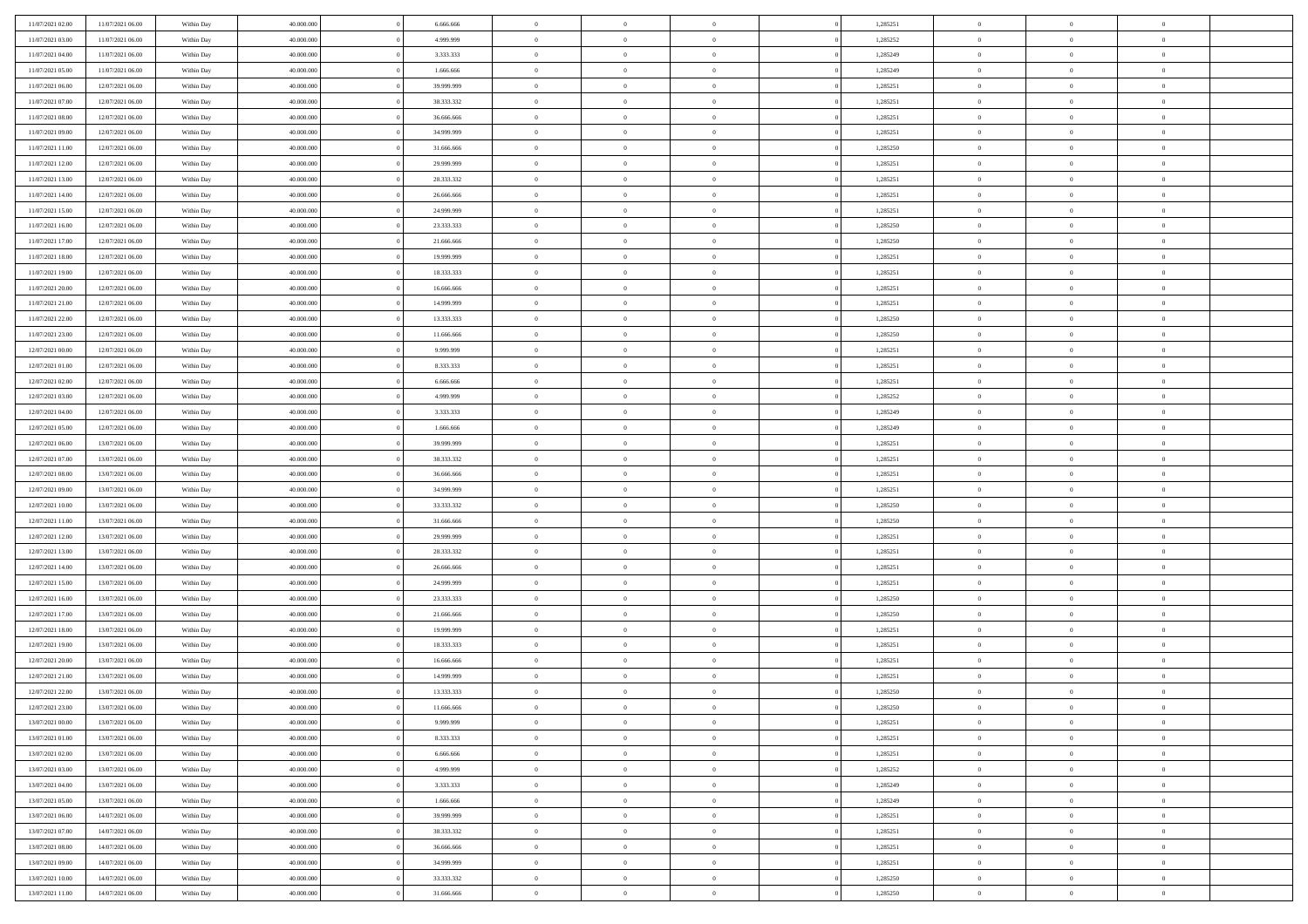| | | | | | | | | | | | | | | |
|---|---|---|---|---|---|---|---|---|---|---|---|---|---|---|
| 11/07/2021 02:00 | 11/07/2021 06:00 | Within Day | 40.000.000 | 0 | 6.666.666 | 0 | 0 | 0 | | 0 | 1,285251 | 0 | 0 | 0 |
| 11/07/2021 03:00 | 11/07/2021 06:00 | Within Day | 40.000.000 | 0 | 4.999.999 | 0 | 0 | 0 | | 0 | 1,285252 | 0 | 0 | 0 |
| 11/07/2021 04:00 | 11/07/2021 06:00 | Within Day | 40.000.000 | 0 | 3.333.333 | 0 | 0 | 0 | | 0 | 1,285249 | 0 | 0 | 0 |
| 11/07/2021 05:00 | 11/07/2021 06:00 | Within Day | 40.000.000 | 0 | 1.666.666 | 0 | 0 | 0 | | 0 | 1,285249 | 0 | 0 | 0 |
| 11/07/2021 06:00 | 12/07/2021 06:00 | Within Day | 40.000.000 | 0 | 39.999.999 | 0 | 0 | 0 | | 0 | 1,285251 | 0 | 0 | 0 |
| 11/07/2021 07:00 | 12/07/2021 06:00 | Within Day | 40.000.000 | 0 | 38.333.332 | 0 | 0 | 0 | | 0 | 1,285251 | 0 | 0 | 0 |
| 11/07/2021 08:00 | 12/07/2021 06:00 | Within Day | 40.000.000 | 0 | 36.666.666 | 0 | 0 | 0 | | 0 | 1,285251 | 0 | 0 | 0 |
| 11/07/2021 09:00 | 12/07/2021 06:00 | Within Day | 40.000.000 | 0 | 34.999.999 | 0 | 0 | 0 | | 0 | 1,285251 | 0 | 0 | 0 |
| 11/07/2021 11:00 | 12/07/2021 06:00 | Within Day | 40.000.000 | 0 | 31.666.666 | 0 | 0 | 0 | | 0 | 1,285250 | 0 | 0 | 0 |
| 11/07/2021 12:00 | 12/07/2021 06:00 | Within Day | 40.000.000 | 0 | 29.999.999 | 0 | 0 | 0 | | 0 | 1,285251 | 0 | 0 | 0 |
| 11/07/2021 13:00 | 12/07/2021 06:00 | Within Day | 40.000.000 | 0 | 28.333.332 | 0 | 0 | 0 | | 0 | 1,285251 | 0 | 0 | 0 |
| 11/07/2021 14:00 | 12/07/2021 06:00 | Within Day | 40.000.000 | 0 | 26.666.666 | 0 | 0 | 0 | | 0 | 1,285251 | 0 | 0 | 0 |
| 11/07/2021 15:00 | 12/07/2021 06:00 | Within Day | 40.000.000 | 0 | 24.999.999 | 0 | 0 | 0 | | 0 | 1,285251 | 0 | 0 | 0 |
| 11/07/2021 16:00 | 12/07/2021 06:00 | Within Day | 40.000.000 | 0 | 23.333.333 | 0 | 0 | 0 | | 0 | 1,285250 | 0 | 0 | 0 |
| 11/07/2021 17:00 | 12/07/2021 06:00 | Within Day | 40.000.000 | 0 | 21.666.666 | 0 | 0 | 0 | | 0 | 1,285250 | 0 | 0 | 0 |
| 11/07/2021 18:00 | 12/07/2021 06:00 | Within Day | 40.000.000 | 0 | 19.999.999 | 0 | 0 | 0 | | 0 | 1,285251 | 0 | 0 | 0 |
| 11/07/2021 19:00 | 12/07/2021 06:00 | Within Day | 40.000.000 | 0 | 18.333.333 | 0 | 0 | 0 | | 0 | 1,285251 | 0 | 0 | 0 |
| 11/07/2021 20:00 | 12/07/2021 06:00 | Within Day | 40.000.000 | 0 | 16.666.666 | 0 | 0 | 0 | | 0 | 1,285251 | 0 | 0 | 0 |
| 11/07/2021 21:00 | 12/07/2021 06:00 | Within Day | 40.000.000 | 0 | 14.999.999 | 0 | 0 | 0 | | 0 | 1,285251 | 0 | 0 | 0 |
| 11/07/2021 22:00 | 12/07/2021 06:00 | Within Day | 40.000.000 | 0 | 13.333.333 | 0 | 0 | 0 | | 0 | 1,285250 | 0 | 0 | 0 |
| 11/07/2021 23:00 | 12/07/2021 06:00 | Within Day | 40.000.000 | 0 | 11.666.666 | 0 | 0 | 0 | | 0 | 1,285250 | 0 | 0 | 0 |
| 12/07/2021 00:00 | 12/07/2021 06:00 | Within Day | 40.000.000 | 0 | 9.999.999 | 0 | 0 | 0 | | 0 | 1,285251 | 0 | 0 | 0 |
| 12/07/2021 01:00 | 12/07/2021 06:00 | Within Day | 40.000.000 | 0 | 8.333.333 | 0 | 0 | 0 | | 0 | 1,285251 | 0 | 0 | 0 |
| 12/07/2021 02:00 | 12/07/2021 06:00 | Within Day | 40.000.000 | 0 | 6.666.666 | 0 | 0 | 0 | | 0 | 1,285251 | 0 | 0 | 0 |
| 12/07/2021 03:00 | 12/07/2021 06:00 | Within Day | 40.000.000 | 0 | 4.999.999 | 0 | 0 | 0 | | 0 | 1,285252 | 0 | 0 | 0 |
| 12/07/2021 04:00 | 12/07/2021 06:00 | Within Day | 40.000.000 | 0 | 3.333.333 | 0 | 0 | 0 | | 0 | 1,285249 | 0 | 0 | 0 |
| 12/07/2021 05:00 | 12/07/2021 06:00 | Within Day | 40.000.000 | 0 | 1.666.666 | 0 | 0 | 0 | | 0 | 1,285249 | 0 | 0 | 0 |
| 12/07/2021 06:00 | 13/07/2021 06:00 | Within Day | 40.000.000 | 0 | 39.999.999 | 0 | 0 | 0 | | 0 | 1,285251 | 0 | 0 | 0 |
| 12/07/2021 07:00 | 13/07/2021 06:00 | Within Day | 40.000.000 | 0 | 38.333.332 | 0 | 0 | 0 | | 0 | 1,285251 | 0 | 0 | 0 |
| 12/07/2021 08:00 | 13/07/2021 06:00 | Within Day | 40.000.000 | 0 | 36.666.666 | 0 | 0 | 0 | | 0 | 1,285251 | 0 | 0 | 0 |
| 12/07/2021 09:00 | 13/07/2021 06:00 | Within Day | 40.000.000 | 0 | 34.999.999 | 0 | 0 | 0 | | 0 | 1,285251 | 0 | 0 | 0 |
| 12/07/2021 10:00 | 13/07/2021 06:00 | Within Day | 40.000.000 | 0 | 33.333.332 | 0 | 0 | 0 | | 0 | 1,285250 | 0 | 0 | 0 |
| 12/07/2021 11:00 | 13/07/2021 06:00 | Within Day | 40.000.000 | 0 | 31.666.666 | 0 | 0 | 0 | | 0 | 1,285250 | 0 | 0 | 0 |
| 12/07/2021 12:00 | 13/07/2021 06:00 | Within Day | 40.000.000 | 0 | 29.999.999 | 0 | 0 | 0 | | 0 | 1,285251 | 0 | 0 | 0 |
| 12/07/2021 13:00 | 13/07/2021 06:00 | Within Day | 40.000.000 | 0 | 28.333.332 | 0 | 0 | 0 | | 0 | 1,285251 | 0 | 0 | 0 |
| 12/07/2021 14:00 | 13/07/2021 06:00 | Within Day | 40.000.000 | 0 | 26.666.666 | 0 | 0 | 0 | | 0 | 1,285251 | 0 | 0 | 0 |
| 12/07/2021 15:00 | 13/07/2021 06:00 | Within Day | 40.000.000 | 0 | 24.999.999 | 0 | 0 | 0 | | 0 | 1,285251 | 0 | 0 | 0 |
| 12/07/2021 16:00 | 13/07/2021 06:00 | Within Day | 40.000.000 | 0 | 23.333.333 | 0 | 0 | 0 | | 0 | 1,285250 | 0 | 0 | 0 |
| 12/07/2021 17:00 | 13/07/2021 06:00 | Within Day | 40.000.000 | 0 | 21.666.666 | 0 | 0 | 0 | | 0 | 1,285250 | 0 | 0 | 0 |
| 12/07/2021 18:00 | 13/07/2021 06:00 | Within Day | 40.000.000 | 0 | 19.999.999 | 0 | 0 | 0 | | 0 | 1,285251 | 0 | 0 | 0 |
| 12/07/2021 19:00 | 13/07/2021 06:00 | Within Day | 40.000.000 | 0 | 18.333.333 | 0 | 0 | 0 | | 0 | 1,285251 | 0 | 0 | 0 |
| 12/07/2021 20:00 | 13/07/2021 06:00 | Within Day | 40.000.000 | 0 | 16.666.666 | 0 | 0 | 0 | | 0 | 1,285251 | 0 | 0 | 0 |
| 12/07/2021 21:00 | 13/07/2021 06:00 | Within Day | 40.000.000 | 0 | 14.999.999 | 0 | 0 | 0 | | 0 | 1,285251 | 0 | 0 | 0 |
| 12/07/2021 22:00 | 13/07/2021 06:00 | Within Day | 40.000.000 | 0 | 13.333.333 | 0 | 0 | 0 | | 0 | 1,285250 | 0 | 0 | 0 |
| 12/07/2021 23:00 | 13/07/2021 06:00 | Within Day | 40.000.000 | 0 | 11.666.666 | 0 | 0 | 0 | | 0 | 1,285250 | 0 | 0 | 0 |
| 13/07/2021 00:00 | 13/07/2021 06:00 | Within Day | 40.000.000 | 0 | 9.999.999 | 0 | 0 | 0 | | 0 | 1,285251 | 0 | 0 | 0 |
| 13/07/2021 01:00 | 13/07/2021 06:00 | Within Day | 40.000.000 | 0 | 8.333.333 | 0 | 0 | 0 | | 0 | 1,285251 | 0 | 0 | 0 |
| 13/07/2021 02:00 | 13/07/2021 06:00 | Within Day | 40.000.000 | 0 | 6.666.666 | 0 | 0 | 0 | | 0 | 1,285251 | 0 | 0 | 0 |
| 13/07/2021 03:00 | 13/07/2021 06:00 | Within Day | 40.000.000 | 0 | 4.999.999 | 0 | 0 | 0 | | 0 | 1,285252 | 0 | 0 | 0 |
| 13/07/2021 04:00 | 13/07/2021 06:00 | Within Day | 40.000.000 | 0 | 3.333.333 | 0 | 0 | 0 | | 0 | 1,285249 | 0 | 0 | 0 |
| 13/07/2021 05:00 | 13/07/2021 06:00 | Within Day | 40.000.000 | 0 | 1.666.666 | 0 | 0 | 0 | | 0 | 1,285249 | 0 | 0 | 0 |
| 13/07/2021 06:00 | 14/07/2021 06:00 | Within Day | 40.000.000 | 0 | 39.999.999 | 0 | 0 | 0 | | 0 | 1,285251 | 0 | 0 | 0 |
| 13/07/2021 07:00 | 14/07/2021 06:00 | Within Day | 40.000.000 | 0 | 38.333.332 | 0 | 0 | 0 | | 0 | 1,285251 | 0 | 0 | 0 |
| 13/07/2021 08:00 | 14/07/2021 06:00 | Within Day | 40.000.000 | 0 | 36.666.666 | 0 | 0 | 0 | | 0 | 1,285251 | 0 | 0 | 0 |
| 13/07/2021 09:00 | 14/07/2021 06:00 | Within Day | 40.000.000 | 0 | 34.999.999 | 0 | 0 | 0 | | 0 | 1,285251 | 0 | 0 | 0 |
| 13/07/2021 10:00 | 14/07/2021 06:00 | Within Day | 40.000.000 | 0 | 33.333.332 | 0 | 0 | 0 | | 0 | 1,285250 | 0 | 0 | 0 |
| 13/07/2021 11:00 | 14/07/2021 06:00 | Within Day | 40.000.000 | 0 | 31.666.666 | 0 | 0 | 0 | | 0 | 1,285250 | 0 | 0 | 0 |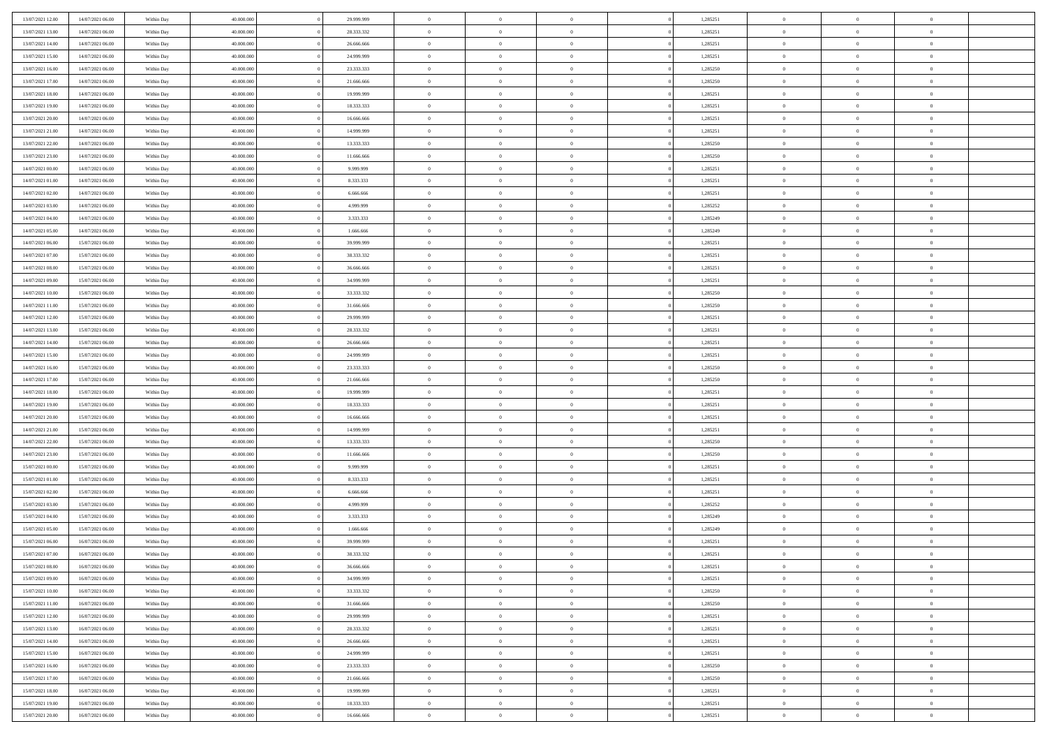| | | | | | | | | | | | | | | |
|---|---|---|---|---|---|---|---|---|---|---|---|---|---|---|
| 13/07/2021 12:00 | 14/07/2021 06:00 | Within Day | 40.000.000 | 0 | 29.999.999 | 0 | 0 | 0 | 0 | 1,285251 | 0 | 0 | 0 | |
| 13/07/2021 13:00 | 14/07/2021 06:00 | Within Day | 40.000.000 | 0 | 28.333.332 | 0 | 0 | 0 | 0 | 1,285251 | 0 | 0 | 0 | |
| 13/07/2021 14:00 | 14/07/2021 06:00 | Within Day | 40.000.000 | 0 | 26.666.666 | 0 | 0 | 0 | 0 | 1,285251 | 0 | 0 | 0 | |
| 13/07/2021 15:00 | 14/07/2021 06:00 | Within Day | 40.000.000 | 0 | 24.999.999 | 0 | 0 | 0 | 0 | 1,285251 | 0 | 0 | 0 | |
| 13/07/2021 16:00 | 14/07/2021 06:00 | Within Day | 40.000.000 | 0 | 23.333.333 | 0 | 0 | 0 | 0 | 1,285250 | 0 | 0 | 0 | |
| 13/07/2021 17:00 | 14/07/2021 06:00 | Within Day | 40.000.000 | 0 | 21.666.666 | 0 | 0 | 0 | 0 | 1,285250 | 0 | 0 | 0 | |
| 13/07/2021 18:00 | 14/07/2021 06:00 | Within Day | 40.000.000 | 0 | 19.999.999 | 0 | 0 | 0 | 0 | 1,285251 | 0 | 0 | 0 | |
| 13/07/2021 19:00 | 14/07/2021 06:00 | Within Day | 40.000.000 | 0 | 18.333.333 | 0 | 0 | 0 | 0 | 1,285251 | 0 | 0 | 0 | |
| 13/07/2021 20:00 | 14/07/2021 06:00 | Within Day | 40.000.000 | 0 | 16.666.666 | 0 | 0 | 0 | 0 | 1,285251 | 0 | 0 | 0 | |
| 13/07/2021 21:00 | 14/07/2021 06:00 | Within Day | 40.000.000 | 0 | 14.999.999 | 0 | 0 | 0 | 0 | 1,285251 | 0 | 0 | 0 | |
| 13/07/2021 22:00 | 14/07/2021 06:00 | Within Day | 40.000.000 | 0 | 13.333.333 | 0 | 0 | 0 | 0 | 1,285250 | 0 | 0 | 0 | |
| 13/07/2021 23:00 | 14/07/2021 06:00 | Within Day | 40.000.000 | 0 | 11.666.666 | 0 | 0 | 0 | 0 | 1,285250 | 0 | 0 | 0 | |
| 14/07/2021 00:00 | 14/07/2021 06:00 | Within Day | 40.000.000 | 0 | 9.999.999 | 0 | 0 | 0 | 0 | 1,285251 | 0 | 0 | 0 | |
| 14/07/2021 01:00 | 14/07/2021 06:00 | Within Day | 40.000.000 | 0 | 8.333.333 | 0 | 0 | 0 | 0 | 1,285251 | 0 | 0 | 0 | |
| 14/07/2021 02:00 | 14/07/2021 06:00 | Within Day | 40.000.000 | 0 | 6.666.666 | 0 | 0 | 0 | 0 | 1,285251 | 0 | 0 | 0 | |
| 14/07/2021 03:00 | 14/07/2021 06:00 | Within Day | 40.000.000 | 0 | 4.999.999 | 0 | 0 | 0 | 0 | 1,285252 | 0 | 0 | 0 | |
| 14/07/2021 04:00 | 14/07/2021 06:00 | Within Day | 40.000.000 | 0 | 3.333.333 | 0 | 0 | 0 | 0 | 1,285249 | 0 | 0 | 0 | |
| 14/07/2021 05:00 | 14/07/2021 06:00 | Within Day | 40.000.000 | 0 | 1.666.666 | 0 | 0 | 0 | 0 | 1,285249 | 0 | 0 | 0 | |
| 14/07/2021 06:00 | 15/07/2021 06:00 | Within Day | 40.000.000 | 0 | 39.999.999 | 0 | 0 | 0 | 0 | 1,285251 | 0 | 0 | 0 | |
| 14/07/2021 07:00 | 15/07/2021 06:00 | Within Day | 40.000.000 | 0 | 38.333.332 | 0 | 0 | 0 | 0 | 1,285251 | 0 | 0 | 0 | |
| 14/07/2021 08:00 | 15/07/2021 06:00 | Within Day | 40.000.000 | 0 | 36.666.666 | 0 | 0 | 0 | 0 | 1,285251 | 0 | 0 | 0 | |
| 14/07/2021 09:00 | 15/07/2021 06:00 | Within Day | 40.000.000 | 0 | 34.999.999 | 0 | 0 | 0 | 0 | 1,285251 | 0 | 0 | 0 | |
| 14/07/2021 10:00 | 15/07/2021 06:00 | Within Day | 40.000.000 | 0 | 33.333.332 | 0 | 0 | 0 | 0 | 1,285250 | 0 | 0 | 0 | |
| 14/07/2021 11:00 | 15/07/2021 06:00 | Within Day | 40.000.000 | 0 | 31.666.666 | 0 | 0 | 0 | 0 | 1,285250 | 0 | 0 | 0 | |
| 14/07/2021 12:00 | 15/07/2021 06:00 | Within Day | 40.000.000 | 0 | 29.999.999 | 0 | 0 | 0 | 0 | 1,285251 | 0 | 0 | 0 | |
| 14/07/2021 13:00 | 15/07/2021 06:00 | Within Day | 40.000.000 | 0 | 28.333.332 | 0 | 0 | 0 | 0 | 1,285251 | 0 | 0 | 0 | |
| 14/07/2021 14:00 | 15/07/2021 06:00 | Within Day | 40.000.000 | 0 | 26.666.666 | 0 | 0 | 0 | 0 | 1,285251 | 0 | 0 | 0 | |
| 14/07/2021 15:00 | 15/07/2021 06:00 | Within Day | 40.000.000 | 0 | 24.999.999 | 0 | 0 | 0 | 0 | 1,285251 | 0 | 0 | 0 | |
| 14/07/2021 16:00 | 15/07/2021 06:00 | Within Day | 40.000.000 | 0 | 23.333.333 | 0 | 0 | 0 | 0 | 1,285250 | 0 | 0 | 0 | |
| 14/07/2021 17:00 | 15/07/2021 06:00 | Within Day | 40.000.000 | 0 | 21.666.666 | 0 | 0 | 0 | 0 | 1,285250 | 0 | 0 | 0 | |
| 14/07/2021 18:00 | 15/07/2021 06:00 | Within Day | 40.000.000 | 0 | 19.999.999 | 0 | 0 | 0 | 0 | 1,285251 | 0 | 0 | 0 | |
| 14/07/2021 19:00 | 15/07/2021 06:00 | Within Day | 40.000.000 | 0 | 18.333.333 | 0 | 0 | 0 | 0 | 1,285251 | 0 | 0 | 0 | |
| 14/07/2021 20:00 | 15/07/2021 06:00 | Within Day | 40.000.000 | 0 | 16.666.666 | 0 | 0 | 0 | 0 | 1,285251 | 0 | 0 | 0 | |
| 14/07/2021 21:00 | 15/07/2021 06:00 | Within Day | 40.000.000 | 0 | 14.999.999 | 0 | 0 | 0 | 0 | 1,285251 | 0 | 0 | 0 | |
| 14/07/2021 22:00 | 15/07/2021 06:00 | Within Day | 40.000.000 | 0 | 13.333.333 | 0 | 0 | 0 | 0 | 1,285250 | 0 | 0 | 0 | |
| 14/07/2021 23:00 | 15/07/2021 06:00 | Within Day | 40.000.000 | 0 | 11.666.666 | 0 | 0 | 0 | 0 | 1,285250 | 0 | 0 | 0 | |
| 15/07/2021 00:00 | 15/07/2021 06:00 | Within Day | 40.000.000 | 0 | 9.999.999 | 0 | 0 | 0 | 0 | 1,285251 | 0 | 0 | 0 | |
| 15/07/2021 01:00 | 15/07/2021 06:00 | Within Day | 40.000.000 | 0 | 8.333.333 | 0 | 0 | 0 | 0 | 1,285251 | 0 | 0 | 0 | |
| 15/07/2021 02:00 | 15/07/2021 06:00 | Within Day | 40.000.000 | 0 | 6.666.666 | 0 | 0 | 0 | 0 | 1,285251 | 0 | 0 | 0 | |
| 15/07/2021 03:00 | 15/07/2021 06:00 | Within Day | 40.000.000 | 0 | 4.999.999 | 0 | 0 | 0 | 0 | 1,285252 | 0 | 0 | 0 | |
| 15/07/2021 04:00 | 15/07/2021 06:00 | Within Day | 40.000.000 | 0 | 3.333.333 | 0 | 0 | 0 | 0 | 1,285249 | 0 | 0 | 0 | |
| 15/07/2021 05:00 | 15/07/2021 06:00 | Within Day | 40.000.000 | 0 | 1.666.666 | 0 | 0 | 0 | 0 | 1,285249 | 0 | 0 | 0 | |
| 15/07/2021 06:00 | 16/07/2021 06:00 | Within Day | 40.000.000 | 0 | 39.999.999 | 0 | 0 | 0 | 0 | 1,285251 | 0 | 0 | 0 | |
| 15/07/2021 07:00 | 16/07/2021 06:00 | Within Day | 40.000.000 | 0 | 38.333.332 | 0 | 0 | 0 | 0 | 1,285251 | 0 | 0 | 0 | |
| 15/07/2021 08:00 | 16/07/2021 06:00 | Within Day | 40.000.000 | 0 | 36.666.666 | 0 | 0 | 0 | 0 | 1,285251 | 0 | 0 | 0 | |
| 15/07/2021 09:00 | 16/07/2021 06:00 | Within Day | 40.000.000 | 0 | 34.999.999 | 0 | 0 | 0 | 0 | 1,285251 | 0 | 0 | 0 | |
| 15/07/2021 10:00 | 16/07/2021 06:00 | Within Day | 40.000.000 | 0 | 33.333.332 | 0 | 0 | 0 | 0 | 1,285250 | 0 | 0 | 0 | |
| 15/07/2021 11:00 | 16/07/2021 06:00 | Within Day | 40.000.000 | 0 | 31.666.666 | 0 | 0 | 0 | 0 | 1,285250 | 0 | 0 | 0 | |
| 15/07/2021 12:00 | 16/07/2021 06:00 | Within Day | 40.000.000 | 0 | 29.999.999 | 0 | 0 | 0 | 0 | 1,285251 | 0 | 0 | 0 | |
| 15/07/2021 13:00 | 16/07/2021 06:00 | Within Day | 40.000.000 | 0 | 28.333.332 | 0 | 0 | 0 | 0 | 1,285251 | 0 | 0 | 0 | |
| 15/07/2021 14:00 | 16/07/2021 06:00 | Within Day | 40.000.000 | 0 | 26.666.666 | 0 | 0 | 0 | 0 | 1,285251 | 0 | 0 | 0 | |
| 15/07/2021 15:00 | 16/07/2021 06:00 | Within Day | 40.000.000 | 0 | 24.999.999 | 0 | 0 | 0 | 0 | 1,285251 | 0 | 0 | 0 | |
| 15/07/2021 16:00 | 16/07/2021 06:00 | Within Day | 40.000.000 | 0 | 23.333.333 | 0 | 0 | 0 | 0 | 1,285250 | 0 | 0 | 0 | |
| 15/07/2021 17:00 | 16/07/2021 06:00 | Within Day | 40.000.000 | 0 | 21.666.666 | 0 | 0 | 0 | 0 | 1,285250 | 0 | 0 | 0 | |
| 15/07/2021 18:00 | 16/07/2021 06:00 | Within Day | 40.000.000 | 0 | 19.999.999 | 0 | 0 | 0 | 0 | 1,285251 | 0 | 0 | 0 | |
| 15/07/2021 19:00 | 16/07/2021 06:00 | Within Day | 40.000.000 | 0 | 18.333.333 | 0 | 0 | 0 | 0 | 1,285251 | 0 | 0 | 0 | |
| 15/07/2021 20:00 | 16/07/2021 06:00 | Within Day | 40.000.000 | 0 | 16.666.666 | 0 | 0 | 0 | 0 | 1,285251 | 0 | 0 | 0 | |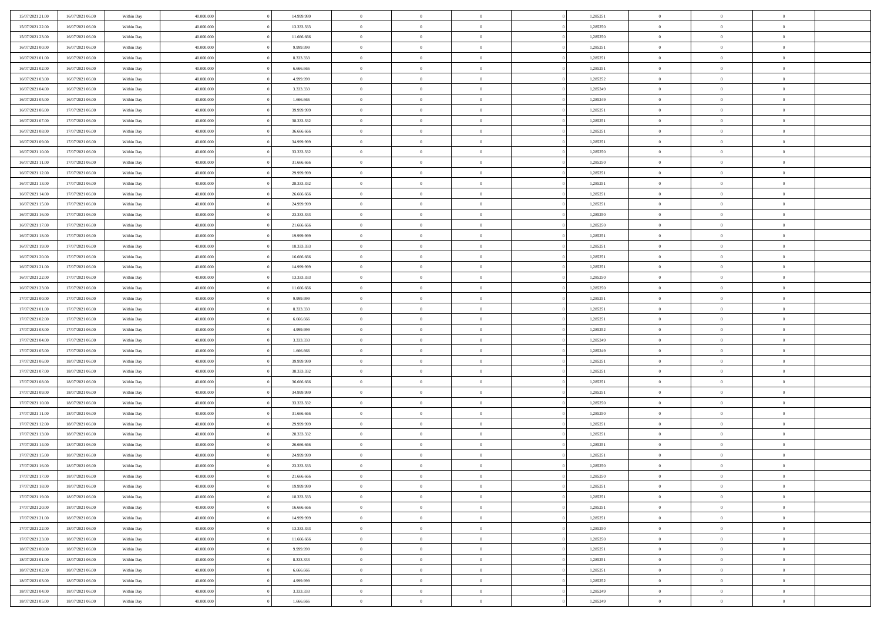| | | | | | | | | | | | | | | |
|---|---|---|---|---|---|---|---|---|---|---|---|---|---|---|
| 15/07/2021 21:00 | 16/07/2021 06:00 | Within Day | 40.000.000 | 0 | 14.999.999 | 0 | 0 | 0 | 0 | 1,285251 | 0 | 0 | 0 | |
| 15/07/2021 22:00 | 16/07/2021 06:00 | Within Day | 40.000.000 | 0 | 13.333.333 | 0 | 0 | 0 | 0 | 1,285250 | 0 | 0 | 0 | |
| 15/07/2021 23:00 | 16/07/2021 06:00 | Within Day | 40.000.000 | 0 | 11.666.666 | 0 | 0 | 0 | 0 | 1,285250 | 0 | 0 | 0 | |
| 16/07/2021 00:00 | 16/07/2021 06:00 | Within Day | 40.000.000 | 0 | 9.999.999 | 0 | 0 | 0 | 0 | 1,285251 | 0 | 0 | 0 | |
| 16/07/2021 01:00 | 16/07/2021 06:00 | Within Day | 40.000.000 | 0 | 8.333.333 | 0 | 0 | 0 | 0 | 1,285251 | 0 | 0 | 0 | |
| 16/07/2021 02:00 | 16/07/2021 06:00 | Within Day | 40.000.000 | 0 | 6.666.666 | 0 | 0 | 0 | 0 | 1,285251 | 0 | 0 | 0 | |
| 16/07/2021 03:00 | 16/07/2021 06:00 | Within Day | 40.000.000 | 0 | 4.999.999 | 0 | 0 | 0 | 0 | 1,285252 | 0 | 0 | 0 | |
| 16/07/2021 04:00 | 16/07/2021 06:00 | Within Day | 40.000.000 | 0 | 3.333.333 | 0 | 0 | 0 | 0 | 1,285249 | 0 | 0 | 0 | |
| 16/07/2021 05:00 | 16/07/2021 06:00 | Within Day | 40.000.000 | 0 | 1.666.666 | 0 | 0 | 0 | 0 | 1,285249 | 0 | 0 | 0 | |
| 16/07/2021 06:00 | 17/07/2021 06:00 | Within Day | 40.000.000 | 0 | 39.999.999 | 0 | 0 | 0 | 0 | 1,285251 | 0 | 0 | 0 | |
| 16/07/2021 07:00 | 17/07/2021 06:00 | Within Day | 40.000.000 | 0 | 38.333.332 | 0 | 0 | 0 | 0 | 1,285251 | 0 | 0 | 0 | |
| 16/07/2021 08:00 | 17/07/2021 06:00 | Within Day | 40.000.000 | 0 | 36.666.666 | 0 | 0 | 0 | 0 | 1,285251 | 0 | 0 | 0 | |
| 16/07/2021 09:00 | 17/07/2021 06:00 | Within Day | 40.000.000 | 0 | 34.999.999 | 0 | 0 | 0 | 0 | 1,285251 | 0 | 0 | 0 | |
| 16/07/2021 10:00 | 17/07/2021 06:00 | Within Day | 40.000.000 | 0 | 33.333.332 | 0 | 0 | 0 | 0 | 1,285250 | 0 | 0 | 0 | |
| 16/07/2021 11:00 | 17/07/2021 06:00 | Within Day | 40.000.000 | 0 | 31.666.666 | 0 | 0 | 0 | 0 | 1,285250 | 0 | 0 | 0 | |
| 16/07/2021 12:00 | 17/07/2021 06:00 | Within Day | 40.000.000 | 0 | 29.999.999 | 0 | 0 | 0 | 0 | 1,285251 | 0 | 0 | 0 | |
| 16/07/2021 13:00 | 17/07/2021 06:00 | Within Day | 40.000.000 | 0 | 28.333.332 | 0 | 0 | 0 | 0 | 1,285251 | 0 | 0 | 0 | |
| 16/07/2021 14:00 | 17/07/2021 06:00 | Within Day | 40.000.000 | 0 | 26.666.666 | 0 | 0 | 0 | 0 | 1,285251 | 0 | 0 | 0 | |
| 16/07/2021 15:00 | 17/07/2021 06:00 | Within Day | 40.000.000 | 0 | 24.999.999 | 0 | 0 | 0 | 0 | 1,285251 | 0 | 0 | 0 | |
| 16/07/2021 16:00 | 17/07/2021 06:00 | Within Day | 40.000.000 | 0 | 23.333.333 | 0 | 0 | 0 | 0 | 1,285250 | 0 | 0 | 0 | |
| 16/07/2021 17:00 | 17/07/2021 06:00 | Within Day | 40.000.000 | 0 | 21.666.666 | 0 | 0 | 0 | 0 | 1,285250 | 0 | 0 | 0 | |
| 16/07/2021 18:00 | 17/07/2021 06:00 | Within Day | 40.000.000 | 0 | 19.999.999 | 0 | 0 | 0 | 0 | 1,285251 | 0 | 0 | 0 | |
| 16/07/2021 19:00 | 17/07/2021 06:00 | Within Day | 40.000.000 | 0 | 18.333.333 | 0 | 0 | 0 | 0 | 1,285251 | 0 | 0 | 0 | |
| 16/07/2021 20:00 | 17/07/2021 06:00 | Within Day | 40.000.000 | 0 | 16.666.666 | 0 | 0 | 0 | 0 | 1,285251 | 0 | 0 | 0 | |
| 16/07/2021 21:00 | 17/07/2021 06:00 | Within Day | 40.000.000 | 0 | 14.999.999 | 0 | 0 | 0 | 0 | 1,285251 | 0 | 0 | 0 | |
| 16/07/2021 22:00 | 17/07/2021 06:00 | Within Day | 40.000.000 | 0 | 13.333.333 | 0 | 0 | 0 | 0 | 1,285250 | 0 | 0 | 0 | |
| 16/07/2021 23:00 | 17/07/2021 06:00 | Within Day | 40.000.000 | 0 | 11.666.666 | 0 | 0 | 0 | 0 | 1,285250 | 0 | 0 | 0 | |
| 17/07/2021 00:00 | 17/07/2021 06:00 | Within Day | 40.000.000 | 0 | 9.999.999 | 0 | 0 | 0 | 0 | 1,285251 | 0 | 0 | 0 | |
| 17/07/2021 01:00 | 17/07/2021 06:00 | Within Day | 40.000.000 | 0 | 8.333.333 | 0 | 0 | 0 | 0 | 1,285251 | 0 | 0 | 0 | |
| 17/07/2021 02:00 | 17/07/2021 06:00 | Within Day | 40.000.000 | 0 | 6.666.666 | 0 | 0 | 0 | 0 | 1,285251 | 0 | 0 | 0 | |
| 17/07/2021 03:00 | 17/07/2021 06:00 | Within Day | 40.000.000 | 0 | 4.999.999 | 0 | 0 | 0 | 0 | 1,285252 | 0 | 0 | 0 | |
| 17/07/2021 04:00 | 17/07/2021 06:00 | Within Day | 40.000.000 | 0 | 3.333.333 | 0 | 0 | 0 | 0 | 1,285249 | 0 | 0 | 0 | |
| 17/07/2021 05:00 | 17/07/2021 06:00 | Within Day | 40.000.000 | 0 | 1.666.666 | 0 | 0 | 0 | 0 | 1,285249 | 0 | 0 | 0 | |
| 17/07/2021 06:00 | 18/07/2021 06:00 | Within Day | 40.000.000 | 0 | 39.999.999 | 0 | 0 | 0 | 0 | 1,285251 | 0 | 0 | 0 | |
| 17/07/2021 07:00 | 18/07/2021 06:00 | Within Day | 40.000.000 | 0 | 38.333.332 | 0 | 0 | 0 | 0 | 1,285251 | 0 | 0 | 0 | |
| 17/07/2021 08:00 | 18/07/2021 06:00 | Within Day | 40.000.000 | 0 | 36.666.666 | 0 | 0 | 0 | 0 | 1,285251 | 0 | 0 | 0 | |
| 17/07/2021 09:00 | 18/07/2021 06:00 | Within Day | 40.000.000 | 0 | 34.999.999 | 0 | 0 | 0 | 0 | 1,285251 | 0 | 0 | 0 | |
| 17/07/2021 10:00 | 18/07/2021 06:00 | Within Day | 40.000.000 | 0 | 33.333.332 | 0 | 0 | 0 | 0 | 1,285250 | 0 | 0 | 0 | |
| 17/07/2021 11:00 | 18/07/2021 06:00 | Within Day | 40.000.000 | 0 | 31.666.666 | 0 | 0 | 0 | 0 | 1,285250 | 0 | 0 | 0 | |
| 17/07/2021 12:00 | 18/07/2021 06:00 | Within Day | 40.000.000 | 0 | 29.999.999 | 0 | 0 | 0 | 0 | 1,285251 | 0 | 0 | 0 | |
| 17/07/2021 13:00 | 18/07/2021 06:00 | Within Day | 40.000.000 | 0 | 28.333.332 | 0 | 0 | 0 | 0 | 1,285251 | 0 | 0 | 0 | |
| 17/07/2021 14:00 | 18/07/2021 06:00 | Within Day | 40.000.000 | 0 | 26.666.666 | 0 | 0 | 0 | 0 | 1,285251 | 0 | 0 | 0 | |
| 17/07/2021 15:00 | 18/07/2021 06:00 | Within Day | 40.000.000 | 0 | 24.999.999 | 0 | 0 | 0 | 0 | 1,285251 | 0 | 0 | 0 | |
| 17/07/2021 16:00 | 18/07/2021 06:00 | Within Day | 40.000.000 | 0 | 23.333.333 | 0 | 0 | 0 | 0 | 1,285250 | 0 | 0 | 0 | |
| 17/07/2021 17:00 | 18/07/2021 06:00 | Within Day | 40.000.000 | 0 | 21.666.666 | 0 | 0 | 0 | 0 | 1,285250 | 0 | 0 | 0 | |
| 17/07/2021 18:00 | 18/07/2021 06:00 | Within Day | 40.000.000 | 0 | 19.999.999 | 0 | 0 | 0 | 0 | 1,285251 | 0 | 0 | 0 | |
| 17/07/2021 19:00 | 18/07/2021 06:00 | Within Day | 40.000.000 | 0 | 18.333.333 | 0 | 0 | 0 | 0 | 1,285251 | 0 | 0 | 0 | |
| 17/07/2021 20:00 | 18/07/2021 06:00 | Within Day | 40.000.000 | 0 | 16.666.666 | 0 | 0 | 0 | 0 | 1,285251 | 0 | 0 | 0 | |
| 17/07/2021 21:00 | 18/07/2021 06:00 | Within Day | 40.000.000 | 0 | 14.999.999 | 0 | 0 | 0 | 0 | 1,285251 | 0 | 0 | 0 | |
| 17/07/2021 22:00 | 18/07/2021 06:00 | Within Day | 40.000.000 | 0 | 13.333.333 | 0 | 0 | 0 | 0 | 1,285250 | 0 | 0 | 0 | |
| 17/07/2021 23:00 | 18/07/2021 06:00 | Within Day | 40.000.000 | 0 | 11.666.666 | 0 | 0 | 0 | 0 | 1,285250 | 0 | 0 | 0 | |
| 18/07/2021 00:00 | 18/07/2021 06:00 | Within Day | 40.000.000 | 0 | 9.999.999 | 0 | 0 | 0 | 0 | 1,285251 | 0 | 0 | 0 | |
| 18/07/2021 01:00 | 18/07/2021 06:00 | Within Day | 40.000.000 | 0 | 8.333.333 | 0 | 0 | 0 | 0 | 1,285251 | 0 | 0 | 0 | |
| 18/07/2021 02:00 | 18/07/2021 06:00 | Within Day | 40.000.000 | 0 | 6.666.666 | 0 | 0 | 0 | 0 | 1,285251 | 0 | 0 | 0 | |
| 18/07/2021 03:00 | 18/07/2021 06:00 | Within Day | 40.000.000 | 0 | 4.999.999 | 0 | 0 | 0 | 0 | 1,285252 | 0 | 0 | 0 | |
| 18/07/2021 04:00 | 18/07/2021 06:00 | Within Day | 40.000.000 | 0 | 3.333.333 | 0 | 0 | 0 | 0 | 1,285249 | 0 | 0 | 0 | |
| 18/07/2021 05:00 | 18/07/2021 06:00 | Within Day | 40.000.000 | 0 | 1.666.666 | 0 | 0 | 0 | 0 | 1,285249 | 0 | 0 | 0 | |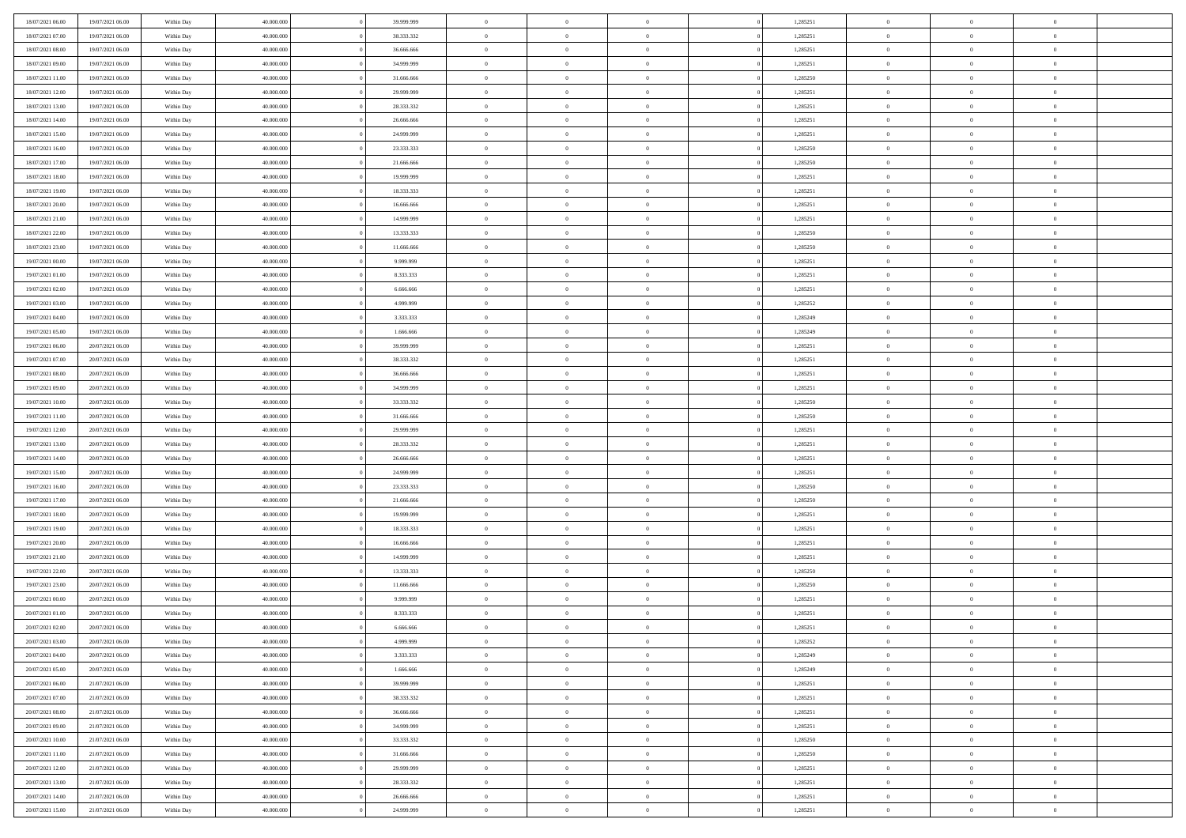| | | | | | | | | | | | | | | | |
|---|---|---|---|---|---|---|---|---|---|---|---|---|---|---|---|
| 18/07/2021 06:00 | 19/07/2021 06:00 | Within Day | 40.000.000 | 0 | 39.999.999 | 0 | 0 | 0 | | 0 | 1,285251 | 0 | 0 | 0 | |
| 18/07/2021 07:00 | 19/07/2021 06:00 | Within Day | 40.000.000 | 0 | 38.333.332 | 0 | 0 | 0 | | 0 | 1,285251 | 0 | 0 | 0 | |
| 18/07/2021 08:00 | 19/07/2021 06:00 | Within Day | 40.000.000 | 0 | 36.666.666 | 0 | 0 | 0 | | 0 | 1,285251 | 0 | 0 | 0 | |
| 18/07/2021 09:00 | 19/07/2021 06:00 | Within Day | 40.000.000 | 0 | 34.999.999 | 0 | 0 | 0 | | 0 | 1,285251 | 0 | 0 | 0 | |
| 18/07/2021 11:00 | 19/07/2021 06:00 | Within Day | 40.000.000 | 0 | 31.666.666 | 0 | 0 | 0 | | 0 | 1,285250 | 0 | 0 | 0 | |
| 18/07/2021 12:00 | 19/07/2021 06:00 | Within Day | 40.000.000 | 0 | 29.999.999 | 0 | 0 | 0 | | 0 | 1,285251 | 0 | 0 | 0 | |
| 18/07/2021 13:00 | 19/07/2021 06:00 | Within Day | 40.000.000 | 0 | 28.333.332 | 0 | 0 | 0 | | 0 | 1,285251 | 0 | 0 | 0 | |
| 18/07/2021 14:00 | 19/07/2021 06:00 | Within Day | 40.000.000 | 0 | 26.666.666 | 0 | 0 | 0 | | 0 | 1,285251 | 0 | 0 | 0 | |
| 18/07/2021 15:00 | 19/07/2021 06:00 | Within Day | 40.000.000 | 0 | 24.999.999 | 0 | 0 | 0 | | 0 | 1,285251 | 0 | 0 | 0 | |
| 18/07/2021 16:00 | 19/07/2021 06:00 | Within Day | 40.000.000 | 0 | 23.333.333 | 0 | 0 | 0 | | 0 | 1,285250 | 0 | 0 | 0 | |
| 18/07/2021 17:00 | 19/07/2021 06:00 | Within Day | 40.000.000 | 0 | 21.666.666 | 0 | 0 | 0 | | 0 | 1,285250 | 0 | 0 | 0 | |
| 18/07/2021 18:00 | 19/07/2021 06:00 | Within Day | 40.000.000 | 0 | 19.999.999 | 0 | 0 | 0 | | 0 | 1,285251 | 0 | 0 | 0 | |
| 18/07/2021 19:00 | 19/07/2021 06:00 | Within Day | 40.000.000 | 0 | 18.333.333 | 0 | 0 | 0 | | 0 | 1,285251 | 0 | 0 | 0 | |
| 18/07/2021 20:00 | 19/07/2021 06:00 | Within Day | 40.000.000 | 0 | 16.666.666 | 0 | 0 | 0 | | 0 | 1,285251 | 0 | 0 | 0 | |
| 18/07/2021 21:00 | 19/07/2021 06:00 | Within Day | 40.000.000 | 0 | 14.999.999 | 0 | 0 | 0 | | 0 | 1,285251 | 0 | 0 | 0 | |
| 18/07/2021 22:00 | 19/07/2021 06:00 | Within Day | 40.000.000 | 0 | 13.333.333 | 0 | 0 | 0 | | 0 | 1,285250 | 0 | 0 | 0 | |
| 18/07/2021 23:00 | 19/07/2021 06:00 | Within Day | 40.000.000 | 0 | 11.666.666 | 0 | 0 | 0 | | 0 | 1,285250 | 0 | 0 | 0 | |
| 19/07/2021 00:00 | 19/07/2021 06:00 | Within Day | 40.000.000 | 0 | 9.999.999 | 0 | 0 | 0 | | 0 | 1,285251 | 0 | 0 | 0 | |
| 19/07/2021 01:00 | 19/07/2021 06:00 | Within Day | 40.000.000 | 0 | 8.333.333 | 0 | 0 | 0 | | 0 | 1,285251 | 0 | 0 | 0 | |
| 19/07/2021 02:00 | 19/07/2021 06:00 | Within Day | 40.000.000 | 0 | 6.666.666 | 0 | 0 | 0 | | 0 | 1,285251 | 0 | 0 | 0 | |
| 19/07/2021 03:00 | 19/07/2021 06:00 | Within Day | 40.000.000 | 0 | 4.999.999 | 0 | 0 | 0 | | 0 | 1,285252 | 0 | 0 | 0 | |
| 19/07/2021 04:00 | 19/07/2021 06:00 | Within Day | 40.000.000 | 0 | 3.333.333 | 0 | 0 | 0 | | 0 | 1,285249 | 0 | 0 | 0 | |
| 19/07/2021 05:00 | 19/07/2021 06:00 | Within Day | 40.000.000 | 0 | 1.666.666 | 0 | 0 | 0 | | 0 | 1,285249 | 0 | 0 | 0 | |
| 19/07/2021 06:00 | 20/07/2021 06:00 | Within Day | 40.000.000 | 0 | 39.999.999 | 0 | 0 | 0 | | 0 | 1,285251 | 0 | 0 | 0 | |
| 19/07/2021 07:00 | 20/07/2021 06:00 | Within Day | 40.000.000 | 0 | 38.333.332 | 0 | 0 | 0 | | 0 | 1,285251 | 0 | 0 | 0 | |
| 19/07/2021 08:00 | 20/07/2021 06:00 | Within Day | 40.000.000 | 0 | 36.666.666 | 0 | 0 | 0 | | 0 | 1,285251 | 0 | 0 | 0 | |
| 19/07/2021 09:00 | 20/07/2021 06:00 | Within Day | 40.000.000 | 0 | 34.999.999 | 0 | 0 | 0 | | 0 | 1,285251 | 0 | 0 | 0 | |
| 19/07/2021 10:00 | 20/07/2021 06:00 | Within Day | 40.000.000 | 0 | 33.333.332 | 0 | 0 | 0 | | 0 | 1,285250 | 0 | 0 | 0 | |
| 19/07/2021 11:00 | 20/07/2021 06:00 | Within Day | 40.000.000 | 0 | 31.666.666 | 0 | 0 | 0 | | 0 | 1,285250 | 0 | 0 | 0 | |
| 19/07/2021 12:00 | 20/07/2021 06:00 | Within Day | 40.000.000 | 0 | 29.999.999 | 0 | 0 | 0 | | 0 | 1,285251 | 0 | 0 | 0 | |
| 19/07/2021 13:00 | 20/07/2021 06:00 | Within Day | 40.000.000 | 0 | 28.333.332 | 0 | 0 | 0 | | 0 | 1,285251 | 0 | 0 | 0 | |
| 19/07/2021 14:00 | 20/07/2021 06:00 | Within Day | 40.000.000 | 0 | 26.666.666 | 0 | 0 | 0 | | 0 | 1,285251 | 0 | 0 | 0 | |
| 19/07/2021 15:00 | 20/07/2021 06:00 | Within Day | 40.000.000 | 0 | 24.999.999 | 0 | 0 | 0 | | 0 | 1,285251 | 0 | 0 | 0 | |
| 19/07/2021 16:00 | 20/07/2021 06:00 | Within Day | 40.000.000 | 0 | 23.333.333 | 0 | 0 | 0 | | 0 | 1,285250 | 0 | 0 | 0 | |
| 19/07/2021 17:00 | 20/07/2021 06:00 | Within Day | 40.000.000 | 0 | 21.666.666 | 0 | 0 | 0 | | 0 | 1,285250 | 0 | 0 | 0 | |
| 19/07/2021 18:00 | 20/07/2021 06:00 | Within Day | 40.000.000 | 0 | 19.999.999 | 0 | 0 | 0 | | 0 | 1,285251 | 0 | 0 | 0 | |
| 19/07/2021 19:00 | 20/07/2021 06:00 | Within Day | 40.000.000 | 0 | 18.333.333 | 0 | 0 | 0 | | 0 | 1,285251 | 0 | 0 | 0 | |
| 19/07/2021 20:00 | 20/07/2021 06:00 | Within Day | 40.000.000 | 0 | 16.666.666 | 0 | 0 | 0 | | 0 | 1,285251 | 0 | 0 | 0 | |
| 19/07/2021 21:00 | 20/07/2021 06:00 | Within Day | 40.000.000 | 0 | 14.999.999 | 0 | 0 | 0 | | 0 | 1,285251 | 0 | 0 | 0 | |
| 19/07/2021 22:00 | 20/07/2021 06:00 | Within Day | 40.000.000 | 0 | 13.333.333 | 0 | 0 | 0 | | 0 | 1,285250 | 0 | 0 | 0 | |
| 19/07/2021 23:00 | 20/07/2021 06:00 | Within Day | 40.000.000 | 0 | 11.666.666 | 0 | 0 | 0 | | 0 | 1,285250 | 0 | 0 | 0 | |
| 20/07/2021 00:00 | 20/07/2021 06:00 | Within Day | 40.000.000 | 0 | 9.999.999 | 0 | 0 | 0 | | 0 | 1,285251 | 0 | 0 | 0 | |
| 20/07/2021 01:00 | 20/07/2021 06:00 | Within Day | 40.000.000 | 0 | 8.333.333 | 0 | 0 | 0 | | 0 | 1,285251 | 0 | 0 | 0 | |
| 20/07/2021 02:00 | 20/07/2021 06:00 | Within Day | 40.000.000 | 0 | 6.666.666 | 0 | 0 | 0 | | 0 | 1,285251 | 0 | 0 | 0 | |
| 20/07/2021 03:00 | 20/07/2021 06:00 | Within Day | 40.000.000 | 0 | 4.999.999 | 0 | 0 | 0 | | 0 | 1,285252 | 0 | 0 | 0 | |
| 20/07/2021 04:00 | 20/07/2021 06:00 | Within Day | 40.000.000 | 0 | 3.333.333 | 0 | 0 | 0 | | 0 | 1,285249 | 0 | 0 | 0 | |
| 20/07/2021 05:00 | 20/07/2021 06:00 | Within Day | 40.000.000 | 0 | 1.666.666 | 0 | 0 | 0 | | 0 | 1,285249 | 0 | 0 | 0 | |
| 20/07/2021 06:00 | 21/07/2021 06:00 | Within Day | 40.000.000 | 0 | 39.999.999 | 0 | 0 | 0 | | 0 | 1,285251 | 0 | 0 | 0 | |
| 20/07/2021 07:00 | 21/07/2021 06:00 | Within Day | 40.000.000 | 0 | 38.333.332 | 0 | 0 | 0 | | 0 | 1,285251 | 0 | 0 | 0 | |
| 20/07/2021 08:00 | 21/07/2021 06:00 | Within Day | 40.000.000 | 0 | 36.666.666 | 0 | 0 | 0 | | 0 | 1,285251 | 0 | 0 | 0 | |
| 20/07/2021 09:00 | 21/07/2021 06:00 | Within Day | 40.000.000 | 0 | 34.999.999 | 0 | 0 | 0 | | 0 | 1,285251 | 0 | 0 | 0 | |
| 20/07/2021 10:00 | 21/07/2021 06:00 | Within Day | 40.000.000 | 0 | 33.333.332 | 0 | 0 | 0 | | 0 | 1,285250 | 0 | 0 | 0 | |
| 20/07/2021 11:00 | 21/07/2021 06:00 | Within Day | 40.000.000 | 0 | 31.666.666 | 0 | 0 | 0 | | 0 | 1,285250 | 0 | 0 | 0 | |
| 20/07/2021 12:00 | 21/07/2021 06:00 | Within Day | 40.000.000 | 0 | 29.999.999 | 0 | 0 | 0 | | 0 | 1,285251 | 0 | 0 | 0 | |
| 20/07/2021 13:00 | 21/07/2021 06:00 | Within Day | 40.000.000 | 0 | 28.333.332 | 0 | 0 | 0 | | 0 | 1,285251 | 0 | 0 | 0 | |
| 20/07/2021 14:00 | 21/07/2021 06:00 | Within Day | 40.000.000 | 0 | 26.666.666 | 0 | 0 | 0 | | 0 | 1,285251 | 0 | 0 | 0 | |
| 20/07/2021 15:00 | 21/07/2021 06:00 | Within Day | 40.000.000 | 0 | 24.999.999 | 0 | 0 | 0 | | 0 | 1,285251 | 0 | 0 | 0 | |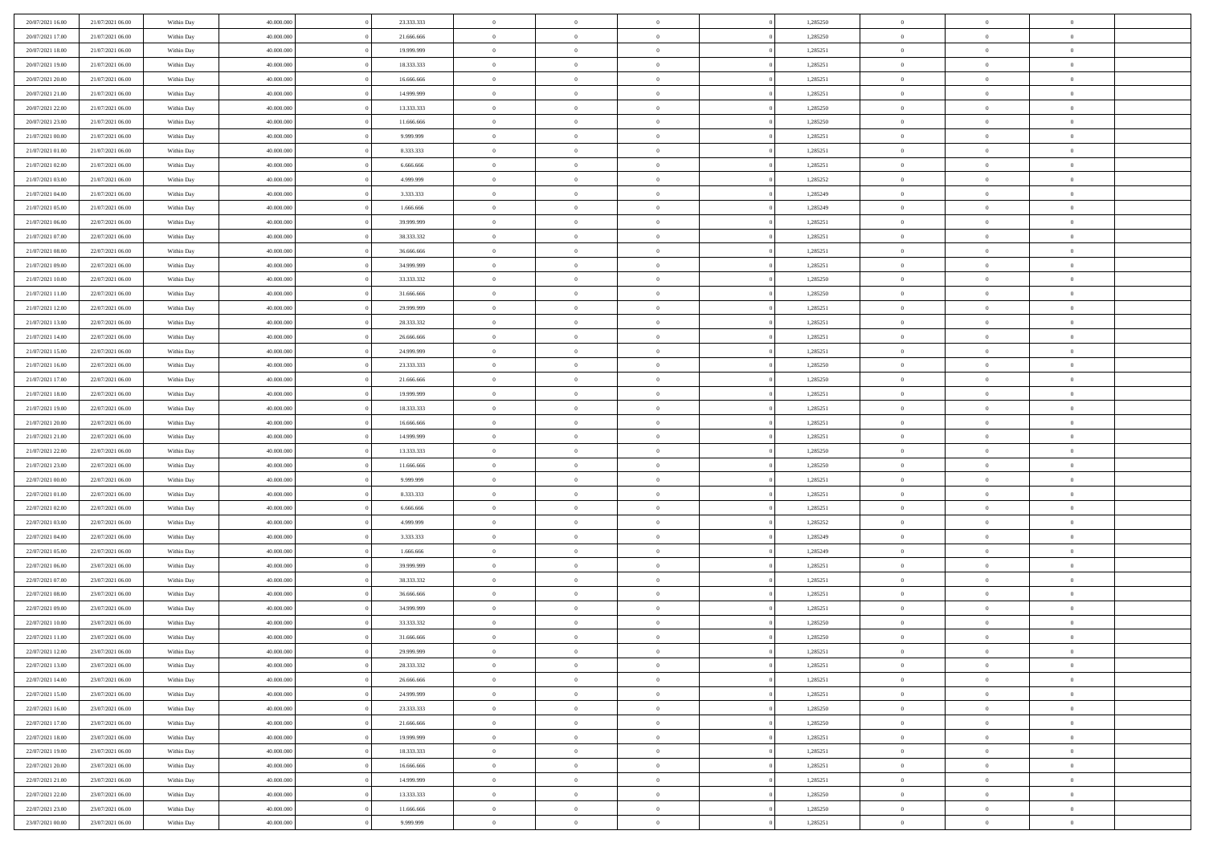| | | | | | | | | | | | | | | |
|---|---|---|---|---|---|---|---|---|---|---|---|---|---|---|
| 20/07/2021 16.00 | 21/07/2021 06.00 | Within Day | 40.000.000 | 0 | 23.333.333 | 0 | 0 | 0 | 0 | 1,285250 | 0 | 0 | 0 | |
| 20/07/2021 17.00 | 21/07/2021 06.00 | Within Day | 40.000.000 | 0 | 21.666.666 | 0 | 0 | 0 | 0 | 1,285250 | 0 | 0 | 0 | |
| 20/07/2021 18.00 | 21/07/2021 06.00 | Within Day | 40.000.000 | 0 | 19.999.999 | 0 | 0 | 0 | 0 | 1,285251 | 0 | 0 | 0 | |
| 20/07/2021 19.00 | 21/07/2021 06.00 | Within Day | 40.000.000 | 0 | 18.333.333 | 0 | 0 | 0 | 0 | 1,285251 | 0 | 0 | 0 | |
| 20/07/2021 20.00 | 21/07/2021 06.00 | Within Day | 40.000.000 | 0 | 16.666.666 | 0 | 0 | 0 | 0 | 1,285251 | 0 | 0 | 0 | |
| 20/07/2021 21.00 | 21/07/2021 06.00 | Within Day | 40.000.000 | 0 | 14.999.999 | 0 | 0 | 0 | 0 | 1,285251 | 0 | 0 | 0 | |
| 20/07/2021 22.00 | 21/07/2021 06.00 | Within Day | 40.000.000 | 0 | 13.333.333 | 0 | 0 | 0 | 0 | 1,285250 | 0 | 0 | 0 | |
| 20/07/2021 23.00 | 21/07/2021 06.00 | Within Day | 40.000.000 | 0 | 11.666.666 | 0 | 0 | 0 | 0 | 1,285250 | 0 | 0 | 0 | |
| 21/07/2021 00.00 | 21/07/2021 06.00 | Within Day | 40.000.000 | 0 | 9.999.999 | 0 | 0 | 0 | 0 | 1,285251 | 0 | 0 | 0 | |
| 21/07/2021 01.00 | 21/07/2021 06.00 | Within Day | 40.000.000 | 0 | 8.333.333 | 0 | 0 | 0 | 0 | 1,285251 | 0 | 0 | 0 | |
| 21/07/2021 02.00 | 21/07/2021 06.00 | Within Day | 40.000.000 | 0 | 6.666.666 | 0 | 0 | 0 | 0 | 1,285251 | 0 | 0 | 0 | |
| 21/07/2021 03.00 | 21/07/2021 06.00 | Within Day | 40.000.000 | 0 | 4.999.999 | 0 | 0 | 0 | 0 | 1,285252 | 0 | 0 | 0 | |
| 21/07/2021 04.00 | 21/07/2021 06.00 | Within Day | 40.000.000 | 0 | 3.333.333 | 0 | 0 | 0 | 0 | 1,285249 | 0 | 0 | 0 | |
| 21/07/2021 05.00 | 21/07/2021 06.00 | Within Day | 40.000.000 | 0 | 1.666.666 | 0 | 0 | 0 | 0 | 1,285249 | 0 | 0 | 0 | |
| 21/07/2021 06.00 | 22/07/2021 06.00 | Within Day | 40.000.000 | 0 | 39.999.999 | 0 | 0 | 0 | 0 | 1,285251 | 0 | 0 | 0 | |
| 21/07/2021 07.00 | 22/07/2021 06.00 | Within Day | 40.000.000 | 0 | 38.333.332 | 0 | 0 | 0 | 0 | 1,285251 | 0 | 0 | 0 | |
| 21/07/2021 08.00 | 22/07/2021 06.00 | Within Day | 40.000.000 | 0 | 36.666.666 | 0 | 0 | 0 | 0 | 1,285251 | 0 | 0 | 0 | |
| 21/07/2021 09.00 | 22/07/2021 06.00 | Within Day | 40.000.000 | 0 | 34.999.999 | 0 | 0 | 0 | 0 | 1,285251 | 0 | 0 | 0 | |
| 21/07/2021 10.00 | 22/07/2021 06.00 | Within Day | 40.000.000 | 0 | 33.333.332 | 0 | 0 | 0 | 0 | 1,285250 | 0 | 0 | 0 | |
| 21/07/2021 11.00 | 22/07/2021 06.00 | Within Day | 40.000.000 | 0 | 31.666.666 | 0 | 0 | 0 | 0 | 1,285250 | 0 | 0 | 0 | |
| 21/07/2021 12.00 | 22/07/2021 06.00 | Within Day | 40.000.000 | 0 | 29.999.999 | 0 | 0 | 0 | 0 | 1,285251 | 0 | 0 | 0 | |
| 21/07/2021 13.00 | 22/07/2021 06.00 | Within Day | 40.000.000 | 0 | 28.333.332 | 0 | 0 | 0 | 0 | 1,285251 | 0 | 0 | 0 | |
| 21/07/2021 14.00 | 22/07/2021 06.00 | Within Day | 40.000.000 | 0 | 26.666.666 | 0 | 0 | 0 | 0 | 1,285251 | 0 | 0 | 0 | |
| 21/07/2021 15.00 | 22/07/2021 06.00 | Within Day | 40.000.000 | 0 | 24.999.999 | 0 | 0 | 0 | 0 | 1,285251 | 0 | 0 | 0 | |
| 21/07/2021 16.00 | 22/07/2021 06.00 | Within Day | 40.000.000 | 0 | 23.333.333 | 0 | 0 | 0 | 0 | 1,285250 | 0 | 0 | 0 | |
| 21/07/2021 17.00 | 22/07/2021 06.00 | Within Day | 40.000.000 | 0 | 21.666.666 | 0 | 0 | 0 | 0 | 1,285250 | 0 | 0 | 0 | |
| 21/07/2021 18.00 | 22/07/2021 06.00 | Within Day | 40.000.000 | 0 | 19.999.999 | 0 | 0 | 0 | 0 | 1,285251 | 0 | 0 | 0 | |
| 21/07/2021 19.00 | 22/07/2021 06.00 | Within Day | 40.000.000 | 0 | 18.333.333 | 0 | 0 | 0 | 0 | 1,285251 | 0 | 0 | 0 | |
| 21/07/2021 20.00 | 22/07/2021 06.00 | Within Day | 40.000.000 | 0 | 16.666.666 | 0 | 0 | 0 | 0 | 1,285251 | 0 | 0 | 0 | |
| 21/07/2021 21.00 | 22/07/2021 06.00 | Within Day | 40.000.000 | 0 | 14.999.999 | 0 | 0 | 0 | 0 | 1,285251 | 0 | 0 | 0 | |
| 21/07/2021 22.00 | 22/07/2021 06.00 | Within Day | 40.000.000 | 0 | 13.333.333 | 0 | 0 | 0 | 0 | 1,285250 | 0 | 0 | 0 | |
| 21/07/2021 23.00 | 22/07/2021 06.00 | Within Day | 40.000.000 | 0 | 11.666.666 | 0 | 0 | 0 | 0 | 1,285250 | 0 | 0 | 0 | |
| 22/07/2021 00.00 | 22/07/2021 06.00 | Within Day | 40.000.000 | 0 | 9.999.999 | 0 | 0 | 0 | 0 | 1,285251 | 0 | 0 | 0 | |
| 22/07/2021 01.00 | 22/07/2021 06.00 | Within Day | 40.000.000 | 0 | 8.333.333 | 0 | 0 | 0 | 0 | 1,285251 | 0 | 0 | 0 | |
| 22/07/2021 02.00 | 22/07/2021 06.00 | Within Day | 40.000.000 | 0 | 6.666.666 | 0 | 0 | 0 | 0 | 1,285251 | 0 | 0 | 0 | |
| 22/07/2021 03.00 | 22/07/2021 06.00 | Within Day | 40.000.000 | 0 | 4.999.999 | 0 | 0 | 0 | 0 | 1,285252 | 0 | 0 | 0 | |
| 22/07/2021 04.00 | 22/07/2021 06.00 | Within Day | 40.000.000 | 0 | 3.333.333 | 0 | 0 | 0 | 0 | 1,285249 | 0 | 0 | 0 | |
| 22/07/2021 05.00 | 22/07/2021 06.00 | Within Day | 40.000.000 | 0 | 1.666.666 | 0 | 0 | 0 | 0 | 1,285249 | 0 | 0 | 0 | |
| 22/07/2021 06.00 | 23/07/2021 06.00 | Within Day | 40.000.000 | 0 | 39.999.999 | 0 | 0 | 0 | 0 | 1,285251 | 0 | 0 | 0 | |
| 22/07/2021 07.00 | 23/07/2021 06.00 | Within Day | 40.000.000 | 0 | 38.333.332 | 0 | 0 | 0 | 0 | 1,285251 | 0 | 0 | 0 | |
| 22/07/2021 08.00 | 23/07/2021 06.00 | Within Day | 40.000.000 | 0 | 36.666.666 | 0 | 0 | 0 | 0 | 1,285251 | 0 | 0 | 0 | |
| 22/07/2021 09.00 | 23/07/2021 06.00 | Within Day | 40.000.000 | 0 | 34.999.999 | 0 | 0 | 0 | 0 | 1,285251 | 0 | 0 | 0 | |
| 22/07/2021 10.00 | 23/07/2021 06.00 | Within Day | 40.000.000 | 0 | 33.333.332 | 0 | 0 | 0 | 0 | 1,285250 | 0 | 0 | 0 | |
| 22/07/2021 11.00 | 23/07/2021 06.00 | Within Day | 40.000.000 | 0 | 31.666.666 | 0 | 0 | 0 | 0 | 1,285250 | 0 | 0 | 0 | |
| 22/07/2021 12.00 | 23/07/2021 06.00 | Within Day | 40.000.000 | 0 | 29.999.999 | 0 | 0 | 0 | 0 | 1,285251 | 0 | 0 | 0 | |
| 22/07/2021 13.00 | 23/07/2021 06.00 | Within Day | 40.000.000 | 0 | 28.333.332 | 0 | 0 | 0 | 0 | 1,285251 | 0 | 0 | 0 | |
| 22/07/2021 14.00 | 23/07/2021 06.00 | Within Day | 40.000.000 | 0 | 26.666.666 | 0 | 0 | 0 | 0 | 1,285251 | 0 | 0 | 0 | |
| 22/07/2021 15.00 | 23/07/2021 06.00 | Within Day | 40.000.000 | 0 | 24.999.999 | 0 | 0 | 0 | 0 | 1,285251 | 0 | 0 | 0 | |
| 22/07/2021 16.00 | 23/07/2021 06.00 | Within Day | 40.000.000 | 0 | 23.333.333 | 0 | 0 | 0 | 0 | 1,285250 | 0 | 0 | 0 | |
| 22/07/2021 17.00 | 23/07/2021 06.00 | Within Day | 40.000.000 | 0 | 21.666.666 | 0 | 0 | 0 | 0 | 1,285250 | 0 | 0 | 0 | |
| 22/07/2021 18.00 | 23/07/2021 06.00 | Within Day | 40.000.000 | 0 | 19.999.999 | 0 | 0 | 0 | 0 | 1,285251 | 0 | 0 | 0 | |
| 22/07/2021 19.00 | 23/07/2021 06.00 | Within Day | 40.000.000 | 0 | 18.333.333 | 0 | 0 | 0 | 0 | 1,285251 | 0 | 0 | 0 | |
| 22/07/2021 20.00 | 23/07/2021 06.00 | Within Day | 40.000.000 | 0 | 16.666.666 | 0 | 0 | 0 | 0 | 1,285251 | 0 | 0 | 0 | |
| 22/07/2021 21.00 | 23/07/2021 06.00 | Within Day | 40.000.000 | 0 | 14.999.999 | 0 | 0 | 0 | 0 | 1,285251 | 0 | 0 | 0 | |
| 22/07/2021 22.00 | 23/07/2021 06.00 | Within Day | 40.000.000 | 0 | 13.333.333 | 0 | 0 | 0 | 0 | 1,285250 | 0 | 0 | 0 | |
| 22/07/2021 23.00 | 23/07/2021 06.00 | Within Day | 40.000.000 | 0 | 11.666.666 | 0 | 0 | 0 | 0 | 1,285250 | 0 | 0 | 0 | |
| 23/07/2021 00.00 | 23/07/2021 06.00 | Within Day | 40.000.000 | 0 | 9.999.999 | 0 | 0 | 0 | 0 | 1,285251 | 0 | 0 | 0 | |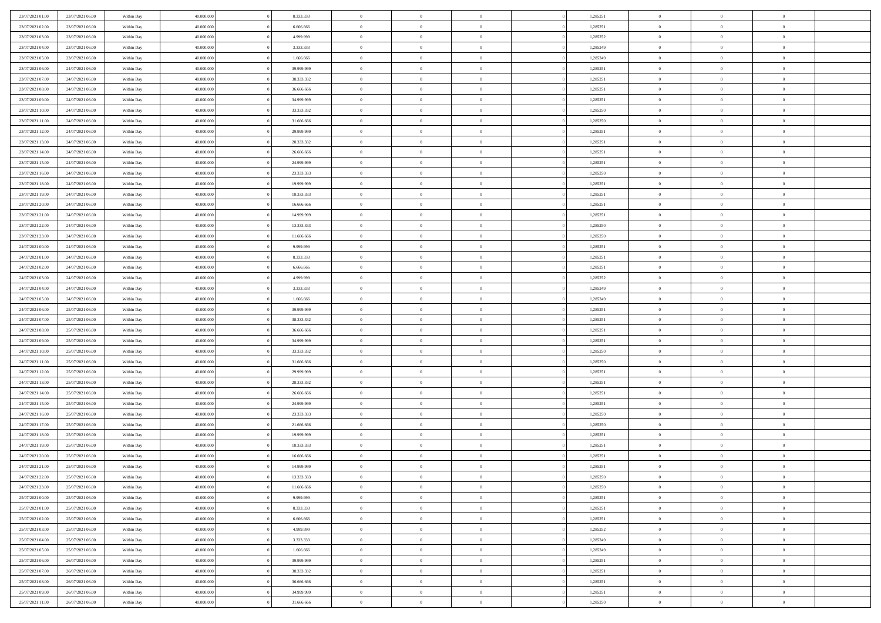| | | | | | | | | | | | | | | | |
|---|---|---|---|---|---|---|---|---|---|---|---|---|---|---|---|
| 23/07/2021 01:00 | 23/07/2021 06:00 | Within Day | 40.000.000 | 0 | 8.333.333 | 0 | 0 | 0 | | 0 | 1,285251 | 0 | 0 | 0 | |
| 23/07/2021 02:00 | 23/07/2021 06:00 | Within Day | 40.000.000 | 0 | 6.666.666 | 0 | 0 | 0 | | 0 | 1,285251 | 0 | 0 | 0 | |
| 23/07/2021 03:00 | 23/07/2021 06:00 | Within Day | 40.000.000 | 0 | 4.999.999 | 0 | 0 | 0 | | 0 | 1,285252 | 0 | 0 | 0 | |
| 23/07/2021 04:00 | 23/07/2021 06:00 | Within Day | 40.000.000 | 0 | 3.333.333 | 0 | 0 | 0 | | 0 | 1,285249 | 0 | 0 | 0 | |
| 23/07/2021 05:00 | 23/07/2021 06:00 | Within Day | 40.000.000 | 0 | 1.666.666 | 0 | 0 | 0 | | 0 | 1,285249 | 0 | 0 | 0 | |
| 23/07/2021 06:00 | 24/07/2021 06:00 | Within Day | 40.000.000 | 0 | 39.999.999 | 0 | 0 | 0 | | 0 | 1,285251 | 0 | 0 | 0 | |
| 23/07/2021 07:00 | 24/07/2021 06:00 | Within Day | 40.000.000 | 0 | 38.333.332 | 0 | 0 | 0 | | 0 | 1,285251 | 0 | 0 | 0 | |
| 23/07/2021 08:00 | 24/07/2021 06:00 | Within Day | 40.000.000 | 0 | 36.666.666 | 0 | 0 | 0 | | 0 | 1,285251 | 0 | 0 | 0 | |
| 23/07/2021 09:00 | 24/07/2021 06:00 | Within Day | 40.000.000 | 0 | 34.999.999 | 0 | 0 | 0 | | 0 | 1,285251 | 0 | 0 | 0 | |
| 23/07/2021 10:00 | 24/07/2021 06:00 | Within Day | 40.000.000 | 0 | 33.333.332 | 0 | 0 | 0 | | 0 | 1,285250 | 0 | 0 | 0 | |
| 23/07/2021 11:00 | 24/07/2021 06:00 | Within Day | 40.000.000 | 0 | 31.666.666 | 0 | 0 | 0 | | 0 | 1,285250 | 0 | 0 | 0 | |
| 23/07/2021 12:00 | 24/07/2021 06:00 | Within Day | 40.000.000 | 0 | 29.999.999 | 0 | 0 | 0 | | 0 | 1,285251 | 0 | 0 | 0 | |
| 23/07/2021 13:00 | 24/07/2021 06:00 | Within Day | 40.000.000 | 0 | 28.333.332 | 0 | 0 | 0 | | 0 | 1,285251 | 0 | 0 | 0 | |
| 23/07/2021 14:00 | 24/07/2021 06:00 | Within Day | 40.000.000 | 0 | 26.666.666 | 0 | 0 | 0 | | 0 | 1,285251 | 0 | 0 | 0 | |
| 23/07/2021 15:00 | 24/07/2021 06:00 | Within Day | 40.000.000 | 0 | 24.999.999 | 0 | 0 | 0 | | 0 | 1,285251 | 0 | 0 | 0 | |
| 23/07/2021 16:00 | 24/07/2021 06:00 | Within Day | 40.000.000 | 0 | 23.333.333 | 0 | 0 | 0 | | 0 | 1,285250 | 0 | 0 | 0 | |
| 23/07/2021 18:00 | 24/07/2021 06:00 | Within Day | 40.000.000 | 0 | 19.999.999 | 0 | 0 | 0 | | 0 | 1,285251 | 0 | 0 | 0 | |
| 23/07/2021 19:00 | 24/07/2021 06:00 | Within Day | 40.000.000 | 0 | 18.333.333 | 0 | 0 | 0 | | 0 | 1,285251 | 0 | 0 | 0 | |
| 23/07/2021 20:00 | 24/07/2021 06:00 | Within Day | 40.000.000 | 0 | 16.666.666 | 0 | 0 | 0 | | 0 | 1,285251 | 0 | 0 | 0 | |
| 23/07/2021 21:00 | 24/07/2021 06:00 | Within Day | 40.000.000 | 0 | 14.999.999 | 0 | 0 | 0 | | 0 | 1,285251 | 0 | 0 | 0 | |
| 23/07/2021 22:00 | 24/07/2021 06:00 | Within Day | 40.000.000 | 0 | 13.333.333 | 0 | 0 | 0 | | 0 | 1,285250 | 0 | 0 | 0 | |
| 23/07/2021 23:00 | 24/07/2021 06:00 | Within Day | 40.000.000 | 0 | 11.666.666 | 0 | 0 | 0 | | 0 | 1,285250 | 0 | 0 | 0 | |
| 24/07/2021 00:00 | 24/07/2021 06:00 | Within Day | 40.000.000 | 0 | 9.999.999 | 0 | 0 | 0 | | 0 | 1,285251 | 0 | 0 | 0 | |
| 24/07/2021 01:00 | 24/07/2021 06:00 | Within Day | 40.000.000 | 0 | 8.333.333 | 0 | 0 | 0 | | 0 | 1,285251 | 0 | 0 | 0 | |
| 24/07/2021 02:00 | 24/07/2021 06:00 | Within Day | 40.000.000 | 0 | 6.666.666 | 0 | 0 | 0 | | 0 | 1,285251 | 0 | 0 | 0 | |
| 24/07/2021 03:00 | 24/07/2021 06:00 | Within Day | 40.000.000 | 0 | 4.999.999 | 0 | 0 | 0 | | 0 | 1,285252 | 0 | 0 | 0 | |
| 24/07/2021 04:00 | 24/07/2021 06:00 | Within Day | 40.000.000 | 0 | 3.333.333 | 0 | 0 | 0 | | 0 | 1,285249 | 0 | 0 | 0 | |
| 24/07/2021 05:00 | 24/07/2021 06:00 | Within Day | 40.000.000 | 0 | 1.666.666 | 0 | 0 | 0 | | 0 | 1,285249 | 0 | 0 | 0 | |
| 24/07/2021 06:00 | 25/07/2021 06:00 | Within Day | 40.000.000 | 0 | 39.999.999 | 0 | 0 | 0 | | 0 | 1,285251 | 0 | 0 | 0 | |
| 24/07/2021 07:00 | 25/07/2021 06:00 | Within Day | 40.000.000 | 0 | 38.333.332 | 0 | 0 | 0 | | 0 | 1,285251 | 0 | 0 | 0 | |
| 24/07/2021 08:00 | 25/07/2021 06:00 | Within Day | 40.000.000 | 0 | 36.666.666 | 0 | 0 | 0 | | 0 | 1,285251 | 0 | 0 | 0 | |
| 24/07/2021 09:00 | 25/07/2021 06:00 | Within Day | 40.000.000 | 0 | 34.999.999 | 0 | 0 | 0 | | 0 | 1,285251 | 0 | 0 | 0 | |
| 24/07/2021 10:00 | 25/07/2021 06:00 | Within Day | 40.000.000 | 0 | 33.333.332 | 0 | 0 | 0 | | 0 | 1,285250 | 0 | 0 | 0 | |
| 24/07/2021 11:00 | 25/07/2021 06:00 | Within Day | 40.000.000 | 0 | 31.666.666 | 0 | 0 | 0 | | 0 | 1,285250 | 0 | 0 | 0 | |
| 24/07/2021 12:00 | 25/07/2021 06:00 | Within Day | 40.000.000 | 0 | 29.999.999 | 0 | 0 | 0 | | 0 | 1,285251 | 0 | 0 | 0 | |
| 24/07/2021 13:00 | 25/07/2021 06:00 | Within Day | 40.000.000 | 0 | 28.333.332 | 0 | 0 | 0 | | 0 | 1,285251 | 0 | 0 | 0 | |
| 24/07/2021 14:00 | 25/07/2021 06:00 | Within Day | 40.000.000 | 0 | 26.666.666 | 0 | 0 | 0 | | 0 | 1,285251 | 0 | 0 | 0 | |
| 24/07/2021 15:00 | 25/07/2021 06:00 | Within Day | 40.000.000 | 0 | 24.999.999 | 0 | 0 | 0 | | 0 | 1,285251 | 0 | 0 | 0 | |
| 24/07/2021 16:00 | 25/07/2021 06:00 | Within Day | 40.000.000 | 0 | 23.333.333 | 0 | 0 | 0 | | 0 | 1,285250 | 0 | 0 | 0 | |
| 24/07/2021 17:00 | 25/07/2021 06:00 | Within Day | 40.000.000 | 0 | 21.666.666 | 0 | 0 | 0 | | 0 | 1,285250 | 0 | 0 | 0 | |
| 24/07/2021 18:00 | 25/07/2021 06:00 | Within Day | 40.000.000 | 0 | 19.999.999 | 0 | 0 | 0 | | 0 | 1,285251 | 0 | 0 | 0 | |
| 24/07/2021 19:00 | 25/07/2021 06:00 | Within Day | 40.000.000 | 0 | 18.333.333 | 0 | 0 | 0 | | 0 | 1,285251 | 0 | 0 | 0 | |
| 24/07/2021 20:00 | 25/07/2021 06:00 | Within Day | 40.000.000 | 0 | 16.666.666 | 0 | 0 | 0 | | 0 | 1,285251 | 0 | 0 | 0 | |
| 24/07/2021 21:00 | 25/07/2021 06:00 | Within Day | 40.000.000 | 0 | 14.999.999 | 0 | 0 | 0 | | 0 | 1,285251 | 0 | 0 | 0 | |
| 24/07/2021 22:00 | 25/07/2021 06:00 | Within Day | 40.000.000 | 0 | 13.333.333 | 0 | 0 | 0 | | 0 | 1,285250 | 0 | 0 | 0 | |
| 24/07/2021 23:00 | 25/07/2021 06:00 | Within Day | 40.000.000 | 0 | 11.666.666 | 0 | 0 | 0 | | 0 | 1,285250 | 0 | 0 | 0 | |
| 25/07/2021 00:00 | 25/07/2021 06:00 | Within Day | 40.000.000 | 0 | 9.999.999 | 0 | 0 | 0 | | 0 | 1,285251 | 0 | 0 | 0 | |
| 25/07/2021 01:00 | 25/07/2021 06:00 | Within Day | 40.000.000 | 0 | 8.333.333 | 0 | 0 | 0 | | 0 | 1,285251 | 0 | 0 | 0 | |
| 25/07/2021 02:00 | 25/07/2021 06:00 | Within Day | 40.000.000 | 0 | 6.666.666 | 0 | 0 | 0 | | 0 | 1,285251 | 0 | 0 | 0 | |
| 25/07/2021 03:00 | 25/07/2021 06:00 | Within Day | 40.000.000 | 0 | 4.999.999 | 0 | 0 | 0 | | 0 | 1,285252 | 0 | 0 | 0 | |
| 25/07/2021 04:00 | 25/07/2021 06:00 | Within Day | 40.000.000 | 0 | 3.333.333 | 0 | 0 | 0 | | 0 | 1,285249 | 0 | 0 | 0 | |
| 25/07/2021 05:00 | 25/07/2021 06:00 | Within Day | 40.000.000 | 0 | 1.666.666 | 0 | 0 | 0 | | 0 | 1,285249 | 0 | 0 | 0 | |
| 25/07/2021 06:00 | 26/07/2021 06:00 | Within Day | 40.000.000 | 0 | 39.999.999 | 0 | 0 | 0 | | 0 | 1,285251 | 0 | 0 | 0 | |
| 25/07/2021 07:00 | 26/07/2021 06:00 | Within Day | 40.000.000 | 0 | 38.333.332 | 0 | 0 | 0 | | 0 | 1,285251 | 0 | 0 | 0 | |
| 25/07/2021 08:00 | 26/07/2021 06:00 | Within Day | 40.000.000 | 0 | 36.666.666 | 0 | 0 | 0 | | 0 | 1,285251 | 0 | 0 | 0 | |
| 25/07/2021 09:00 | 26/07/2021 06:00 | Within Day | 40.000.000 | 0 | 34.999.999 | 0 | 0 | 0 | | 0 | 1,285251 | 0 | 0 | 0 | |
| 25/07/2021 11:00 | 26/07/2021 06:00 | Within Day | 40.000.000 | 0 | 31.666.666 | 0 | 0 | 0 | | 0 | 1,285250 | 0 | 0 | 0 | |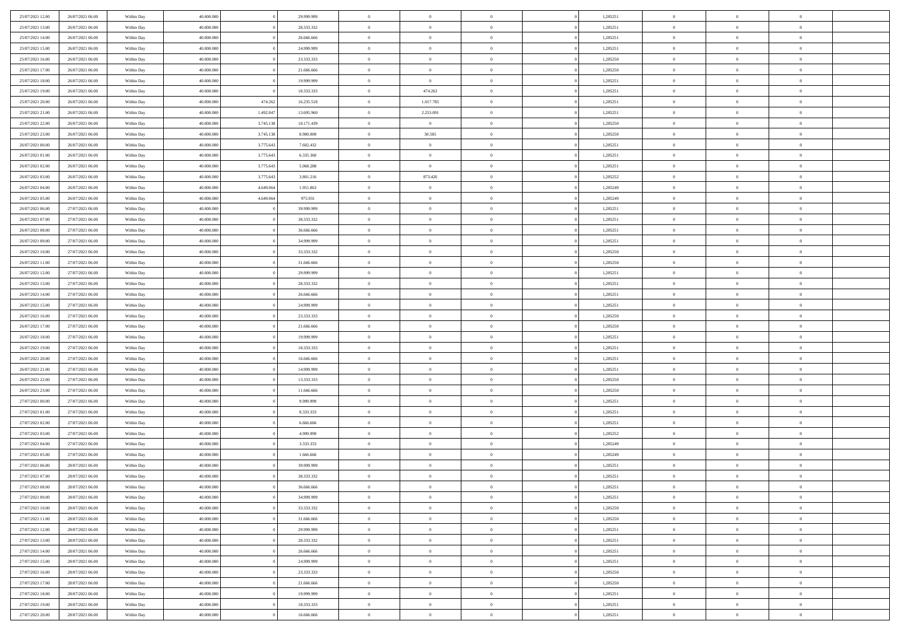| | | | | | | | | | | | | | | |
|---|---|---|---|---|---|---|---|---|---|---|---|---|---|---|
| 25/07/2021 12:00 | 26/07/2021 06:00 | Within Day | 40.000.000 | 0 | 29.999.999 | 0 | 0 | 0 | | 0 | 1,285251 | 0 | 0 | 0 |
| 25/07/2021 13:00 | 26/07/2021 06:00 | Within Day | 40.000.000 | 0 | 28.333.332 | 0 | 0 | 0 | | 0 | 1,285251 | 0 | 0 | 0 |
| 25/07/2021 14:00 | 26/07/2021 06:00 | Within Day | 40.000.000 | 0 | 26.666.666 | 0 | 0 | 0 | | 0 | 1,285251 | 0 | 0 | 0 |
| 25/07/2021 15:00 | 26/07/2021 06:00 | Within Day | 40.000.000 | 0 | 24.999.999 | 0 | 0 | 0 | | 0 | 1,285251 | 0 | 0 | 0 |
| 25/07/2021 16:00 | 26/07/2021 06:00 | Within Day | 40.000.000 | 0 | 23.333.333 | 0 | 0 | 0 | | 0 | 1,285250 | 0 | 0 | 0 |
| 25/07/2021 17:00 | 26/07/2021 06:00 | Within Day | 40.000.000 | 0 | 21.666.666 | 0 | 0 | 0 | | 0 | 1,285250 | 0 | 0 | 0 |
| 25/07/2021 18:00 | 26/07/2021 06:00 | Within Day | 40.000.000 | 0 | 19.999.999 | 0 | 0 | 0 | | 0 | 1,285251 | 0 | 0 | 0 |
| 25/07/2021 19:00 | 26/07/2021 06:00 | Within Day | 40.000.000 | 0 | 18.333.333 | 0 | 474.263 | 0 | | 0 | 1,285251 | 0 | 0 | 0 |
| 25/07/2021 20:00 | 26/07/2021 06:00 | Within Day | 40.000.000 | 474.262 | 16.235.518 | 0 | 1.017.785 | 0 | | 0 | 1,285251 | 0 | 0 | 0 |
| 25/07/2021 21:00 | 26/07/2021 06:00 | Within Day | 40.000.000 | 1.492.047 | 13.695.960 | 0 | 2.253.091 | 0 | | 0 | 1,285251 | 0 | 0 | 0 |
| 25/07/2021 22:00 | 26/07/2021 06:00 | Within Day | 40.000.000 | 3.745.138 | 10.171.439 | 0 | 0 | 0 | | 0 | 1,285250 | 0 | 0 | 0 |
| 25/07/2021 23:00 | 26/07/2021 06:00 | Within Day | 40.000.000 | 3.745.138 | 8.900.009 | 0 | 30.505 | 0 | | 0 | 1,285250 | 0 | 0 | 0 |
| 26/07/2021 00:00 | 26/07/2021 06:00 | Within Day | 40.000.000 | 3.775.643 | 7.602.432 | 0 | 0 | 0 | | 0 | 1,285251 | 0 | 0 | 0 |
| 26/07/2021 01:00 | 26/07/2021 06:00 | Within Day | 40.000.000 | 3.775.643 | 6.335.360 | 0 | 0 | 0 | | 0 | 1,285251 | 0 | 0 | 0 |
| 26/07/2021 02:00 | 26/07/2021 06:00 | Within Day | 40.000.000 | 3.775.643 | 5.068.288 | 0 | 0 | 0 | | 0 | 1,285251 | 0 | 0 | 0 |
| 26/07/2021 03:00 | 26/07/2021 06:00 | Within Day | 40.000.000 | 3.775.643 | 3.801.216 | 0 | 873.420 | 0 | | 0 | 1,285252 | 0 | 0 | 0 |
| 26/07/2021 04:00 | 26/07/2021 06:00 | Within Day | 40.000.000 | 4.649.064 | 1.951.863 | 0 | 0 | 0 | | 0 | 1,285249 | 0 | 0 | 0 |
| 26/07/2021 05:00 | 26/07/2021 06:00 | Within Day | 40.000.000 | 4.649.064 | 975.931 | 0 | 0 | 0 | | 0 | 1,285249 | 0 | 0 | 0 |
| 26/07/2021 06:00 | 27/07/2021 06:00 | Within Day | 40.000.000 | 0 | 39.999.999 | 0 | 0 | 0 | | 0 | 1,285251 | 0 | 0 | 0 |
| 26/07/2021 07:00 | 27/07/2021 06:00 | Within Day | 40.000.000 | 0 | 38.333.332 | 0 | 0 | 0 | | 0 | 1,285251 | 0 | 0 | 0 |
| 26/07/2021 08:00 | 27/07/2021 06:00 | Within Day | 40.000.000 | 0 | 36.666.666 | 0 | 0 | 0 | | 0 | 1,285251 | 0 | 0 | 0 |
| 26/07/2021 09:00 | 27/07/2021 06:00 | Within Day | 40.000.000 | 0 | 34.999.999 | 0 | 0 | 0 | | 0 | 1,285251 | 0 | 0 | 0 |
| 26/07/2021 10:00 | 27/07/2021 06:00 | Within Day | 40.000.000 | 0 | 33.333.332 | 0 | 0 | 0 | | 0 | 1,285250 | 0 | 0 | 0 |
| 26/07/2021 11:00 | 27/07/2021 06:00 | Within Day | 40.000.000 | 0 | 31.666.666 | 0 | 0 | 0 | | 0 | 1,285250 | 0 | 0 | 0 |
| 26/07/2021 12:00 | 27/07/2021 06:00 | Within Day | 40.000.000 | 0 | 29.999.999 | 0 | 0 | 0 | | 0 | 1,285251 | 0 | 0 | 0 |
| 26/07/2021 13:00 | 27/07/2021 06:00 | Within Day | 40.000.000 | 0 | 28.333.332 | 0 | 0 | 0 | | 0 | 1,285251 | 0 | 0 | 0 |
| 26/07/2021 14:00 | 27/07/2021 06:00 | Within Day | 40.000.000 | 0 | 26.666.666 | 0 | 0 | 0 | | 0 | 1,285251 | 0 | 0 | 0 |
| 26/07/2021 15:00 | 27/07/2021 06:00 | Within Day | 40.000.000 | 0 | 24.999.999 | 0 | 0 | 0 | | 0 | 1,285251 | 0 | 0 | 0 |
| 26/07/2021 16:00 | 27/07/2021 06:00 | Within Day | 40.000.000 | 0 | 23.333.333 | 0 | 0 | 0 | | 0 | 1,285250 | 0 | 0 | 0 |
| 26/07/2021 17:00 | 27/07/2021 06:00 | Within Day | 40.000.000 | 0 | 21.666.666 | 0 | 0 | 0 | | 0 | 1,285250 | 0 | 0 | 0 |
| 26/07/2021 18:00 | 27/07/2021 06:00 | Within Day | 40.000.000 | 0 | 19.999.999 | 0 | 0 | 0 | | 0 | 1,285251 | 0 | 0 | 0 |
| 26/07/2021 19:00 | 27/07/2021 06:00 | Within Day | 40.000.000 | 0 | 18.333.333 | 0 | 0 | 0 | | 0 | 1,285251 | 0 | 0 | 0 |
| 26/07/2021 20:00 | 27/07/2021 06:00 | Within Day | 40.000.000 | 0 | 16.666.666 | 0 | 0 | 0 | | 0 | 1,285251 | 0 | 0 | 0 |
| 26/07/2021 21:00 | 27/07/2021 06:00 | Within Day | 40.000.000 | 0 | 14.999.999 | 0 | 0 | 0 | | 0 | 1,285251 | 0 | 0 | 0 |
| 26/07/2021 22:00 | 27/07/2021 06:00 | Within Day | 40.000.000 | 0 | 13.333.333 | 0 | 0 | 0 | | 0 | 1,285250 | 0 | 0 | 0 |
| 26/07/2021 23:00 | 27/07/2021 06:00 | Within Day | 40.000.000 | 0 | 11.666.666 | 0 | 0 | 0 | | 0 | 1,285250 | 0 | 0 | 0 |
| 27/07/2021 00:00 | 27/07/2021 06:00 | Within Day | 40.000.000 | 0 | 9.999.999 | 0 | 0 | 0 | | 0 | 1,285251 | 0 | 0 | 0 |
| 27/07/2021 01:00 | 27/07/2021 06:00 | Within Day | 40.000.000 | 0 | 8.333.333 | 0 | 0 | 0 | | 0 | 1,285251 | 0 | 0 | 0 |
| 27/07/2021 02:00 | 27/07/2021 06:00 | Within Day | 40.000.000 | 0 | 6.666.666 | 0 | 0 | 0 | | 0 | 1,285251 | 0 | 0 | 0 |
| 27/07/2021 03:00 | 27/07/2021 06:00 | Within Day | 40.000.000 | 0 | 4.999.999 | 0 | 0 | 0 | | 0 | 1,285252 | 0 | 0 | 0 |
| 27/07/2021 04:00 | 27/07/2021 06:00 | Within Day | 40.000.000 | 0 | 3.333.333 | 0 | 0 | 0 | | 0 | 1,285249 | 0 | 0 | 0 |
| 27/07/2021 05:00 | 27/07/2021 06:00 | Within Day | 40.000.000 | 0 | 1.666.666 | 0 | 0 | 0 | | 0 | 1,285249 | 0 | 0 | 0 |
| 27/07/2021 06:00 | 28/07/2021 06:00 | Within Day | 40.000.000 | 0 | 39.999.999 | 0 | 0 | 0 | | 0 | 1,285251 | 0 | 0 | 0 |
| 27/07/2021 07:00 | 28/07/2021 06:00 | Within Day | 40.000.000 | 0 | 38.333.332 | 0 | 0 | 0 | | 0 | 1,285251 | 0 | 0 | 0 |
| 27/07/2021 08:00 | 28/07/2021 06:00 | Within Day | 40.000.000 | 0 | 36.666.666 | 0 | 0 | 0 | | 0 | 1,285251 | 0 | 0 | 0 |
| 27/07/2021 09:00 | 28/07/2021 06:00 | Within Day | 40.000.000 | 0 | 34.999.999 | 0 | 0 | 0 | | 0 | 1,285251 | 0 | 0 | 0 |
| 27/07/2021 10:00 | 28/07/2021 06:00 | Within Day | 40.000.000 | 0 | 33.333.332 | 0 | 0 | 0 | | 0 | 1,285250 | 0 | 0 | 0 |
| 27/07/2021 11:00 | 28/07/2021 06:00 | Within Day | 40.000.000 | 0 | 31.666.666 | 0 | 0 | 0 | | 0 | 1,285250 | 0 | 0 | 0 |
| 27/07/2021 12:00 | 28/07/2021 06:00 | Within Day | 40.000.000 | 0 | 29.999.999 | 0 | 0 | 0 | | 0 | 1,285251 | 0 | 0 | 0 |
| 27/07/2021 13:00 | 28/07/2021 06:00 | Within Day | 40.000.000 | 0 | 28.333.332 | 0 | 0 | 0 | | 0 | 1,285251 | 0 | 0 | 0 |
| 27/07/2021 14:00 | 28/07/2021 06:00 | Within Day | 40.000.000 | 0 | 26.666.666 | 0 | 0 | 0 | | 0 | 1,285251 | 0 | 0 | 0 |
| 27/07/2021 15:00 | 28/07/2021 06:00 | Within Day | 40.000.000 | 0 | 24.999.999 | 0 | 0 | 0 | | 0 | 1,285251 | 0 | 0 | 0 |
| 27/07/2021 16:00 | 28/07/2021 06:00 | Within Day | 40.000.000 | 0 | 23.333.333 | 0 | 0 | 0 | | 0 | 1,285250 | 0 | 0 | 0 |
| 27/07/2021 17:00 | 28/07/2021 06:00 | Within Day | 40.000.000 | 0 | 21.666.666 | 0 | 0 | 0 | | 0 | 1,285250 | 0 | 0 | 0 |
| 27/07/2021 18:00 | 28/07/2021 06:00 | Within Day | 40.000.000 | 0 | 19.999.999 | 0 | 0 | 0 | | 0 | 1,285251 | 0 | 0 | 0 |
| 27/07/2021 19:00 | 28/07/2021 06:00 | Within Day | 40.000.000 | 0 | 18.333.333 | 0 | 0 | 0 | | 0 | 1,285251 | 0 | 0 | 0 |
| 27/07/2021 20:00 | 28/07/2021 06:00 | Within Day | 40.000.000 | 0 | 16.666.666 | 0 | 0 | 0 | | 0 | 1,285251 | 0 | 0 | 0 |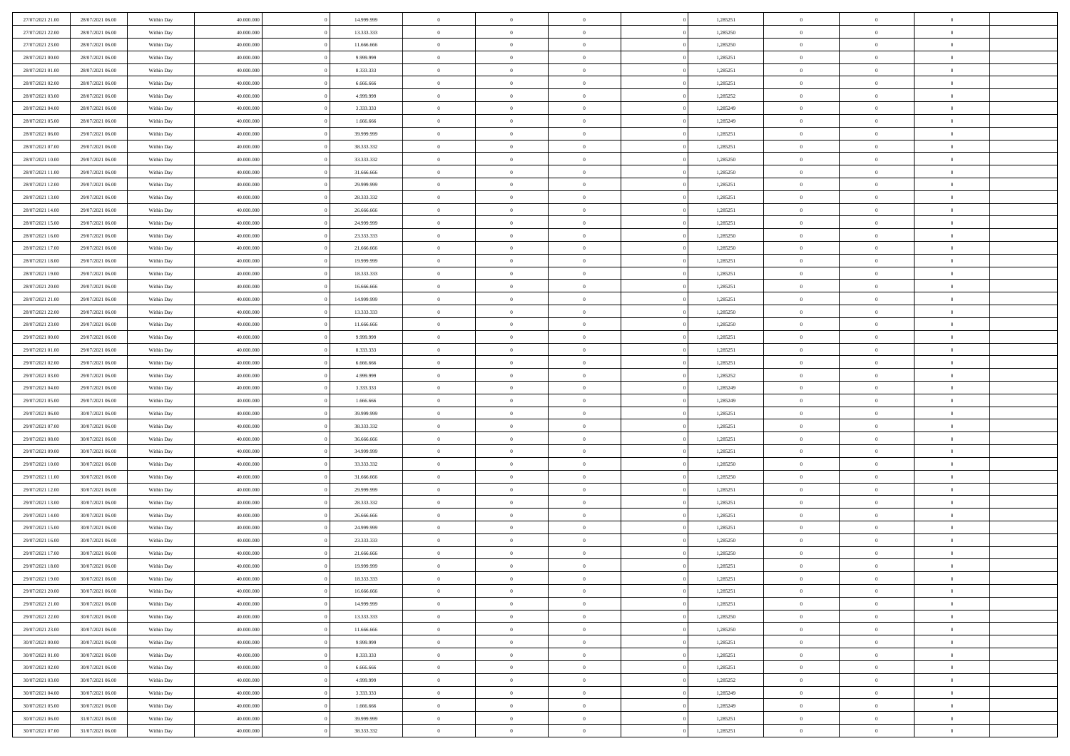| | | | | | | | | | | | | | | | |
|---|---|---|---|---|---|---|---|---|---|---|---|---|---|---|---|
| 27/07/2021 21:00 | 28/07/2021 06:00 | Within Day | 40.000.000 | 0 | 14.999.999 | 0 | 0 | 0 | | 0 | 1,285251 | 0 | 0 | 0 | |
| 27/07/2021 22:00 | 28/07/2021 06:00 | Within Day | 40.000.000 | 0 | 13.333.333 | 0 | 0 | 0 | | 0 | 1,285250 | 0 | 0 | 0 | |
| 27/07/2021 23:00 | 28/07/2021 06:00 | Within Day | 40.000.000 | 0 | 11.666.666 | 0 | 0 | 0 | | 0 | 1,285250 | 0 | 0 | 0 | |
| 28/07/2021 00:00 | 28/07/2021 06:00 | Within Day | 40.000.000 | 0 | 9.999.999 | 0 | 0 | 0 | | 0 | 1,285251 | 0 | 0 | 0 | |
| 28/07/2021 01:00 | 28/07/2021 06:00 | Within Day | 40.000.000 | 0 | 8.333.333 | 0 | 0 | 0 | | 0 | 1,285251 | 0 | 0 | 0 | |
| 28/07/2021 02:00 | 28/07/2021 06:00 | Within Day | 40.000.000 | 0 | 6.666.666 | 0 | 0 | 0 | | 0 | 1,285251 | 0 | 0 | 0 | |
| 28/07/2021 03:00 | 28/07/2021 06:00 | Within Day | 40.000.000 | 0 | 4.999.999 | 0 | 0 | 0 | | 0 | 1,285252 | 0 | 0 | 0 | |
| 28/07/2021 04:00 | 28/07/2021 06:00 | Within Day | 40.000.000 | 0 | 3.333.333 | 0 | 0 | 0 | | 0 | 1,285249 | 0 | 0 | 0 | |
| 28/07/2021 05:00 | 28/07/2021 06:00 | Within Day | 40.000.000 | 0 | 1.666.666 | 0 | 0 | 0 | | 0 | 1,285249 | 0 | 0 | 0 | |
| 28/07/2021 06:00 | 29/07/2021 06:00 | Within Day | 40.000.000 | 0 | 39.999.999 | 0 | 0 | 0 | | 0 | 1,285251 | 0 | 0 | 0 | |
| 28/07/2021 07:00 | 29/07/2021 06:00 | Within Day | 40.000.000 | 0 | 38.333.332 | 0 | 0 | 0 | | 0 | 1,285251 | 0 | 0 | 0 | |
| 28/07/2021 10:00 | 29/07/2021 06:00 | Within Day | 40.000.000 | 0 | 33.333.332 | 0 | 0 | 0 | | 0 | 1,285250 | 0 | 0 | 0 | |
| 28/07/2021 11:00 | 29/07/2021 06:00 | Within Day | 40.000.000 | 0 | 31.666.666 | 0 | 0 | 0 | | 0 | 1,285250 | 0 | 0 | 0 | |
| 28/07/2021 12:00 | 29/07/2021 06:00 | Within Day | 40.000.000 | 0 | 29.999.999 | 0 | 0 | 0 | | 0 | 1,285251 | 0 | 0 | 0 | |
| 28/07/2021 13:00 | 29/07/2021 06:00 | Within Day | 40.000.000 | 0 | 28.333.332 | 0 | 0 | 0 | | 0 | 1,285251 | 0 | 0 | 0 | |
| 28/07/2021 14:00 | 29/07/2021 06:00 | Within Day | 40.000.000 | 0 | 26.666.666 | 0 | 0 | 0 | | 0 | 1,285251 | 0 | 0 | 0 | |
| 28/07/2021 15:00 | 29/07/2021 06:00 | Within Day | 40.000.000 | 0 | 24.999.999 | 0 | 0 | 0 | | 0 | 1,285251 | 0 | 0 | 0 | |
| 28/07/2021 16:00 | 29/07/2021 06:00 | Within Day | 40.000.000 | 0 | 23.333.333 | 0 | 0 | 0 | | 0 | 1,285250 | 0 | 0 | 0 | |
| 28/07/2021 17:00 | 29/07/2021 06:00 | Within Day | 40.000.000 | 0 | 21.666.666 | 0 | 0 | 0 | | 0 | 1,285250 | 0 | 0 | 0 | |
| 28/07/2021 18:00 | 29/07/2021 06:00 | Within Day | 40.000.000 | 0 | 19.999.999 | 0 | 0 | 0 | | 0 | 1,285251 | 0 | 0 | 0 | |
| 28/07/2021 19:00 | 29/07/2021 06:00 | Within Day | 40.000.000 | 0 | 18.333.333 | 0 | 0 | 0 | | 0 | 1,285251 | 0 | 0 | 0 | |
| 28/07/2021 20:00 | 29/07/2021 06:00 | Within Day | 40.000.000 | 0 | 16.666.666 | 0 | 0 | 0 | | 0 | 1,285251 | 0 | 0 | 0 | |
| 28/07/2021 21:00 | 29/07/2021 06:00 | Within Day | 40.000.000 | 0 | 14.999.999 | 0 | 0 | 0 | | 0 | 1,285251 | 0 | 0 | 0 | |
| 28/07/2021 22:00 | 29/07/2021 06:00 | Within Day | 40.000.000 | 0 | 13.333.333 | 0 | 0 | 0 | | 0 | 1,285250 | 0 | 0 | 0 | |
| 28/07/2021 23:00 | 29/07/2021 06:00 | Within Day | 40.000.000 | 0 | 11.666.666 | 0 | 0 | 0 | | 0 | 1,285250 | 0 | 0 | 0 | |
| 29/07/2021 00:00 | 29/07/2021 06:00 | Within Day | 40.000.000 | 0 | 9.999.999 | 0 | 0 | 0 | | 0 | 1,285251 | 0 | 0 | 0 | |
| 29/07/2021 01:00 | 29/07/2021 06:00 | Within Day | 40.000.000 | 0 | 8.333.333 | 0 | 0 | 0 | | 0 | 1,285251 | 0 | 0 | 0 | |
| 29/07/2021 02:00 | 29/07/2021 06:00 | Within Day | 40.000.000 | 0 | 6.666.666 | 0 | 0 | 0 | | 0 | 1,285251 | 0 | 0 | 0 | |
| 29/07/2021 03:00 | 29/07/2021 06:00 | Within Day | 40.000.000 | 0 | 4.999.999 | 0 | 0 | 0 | | 0 | 1,285252 | 0 | 0 | 0 | |
| 29/07/2021 04:00 | 29/07/2021 06:00 | Within Day | 40.000.000 | 0 | 3.333.333 | 0 | 0 | 0 | | 0 | 1,285249 | 0 | 0 | 0 | |
| 29/07/2021 05:00 | 29/07/2021 06:00 | Within Day | 40.000.000 | 0 | 1.666.666 | 0 | 0 | 0 | | 0 | 1,285249 | 0 | 0 | 0 | |
| 29/07/2021 06:00 | 30/07/2021 06:00 | Within Day | 40.000.000 | 0 | 39.999.999 | 0 | 0 | 0 | | 0 | 1,285251 | 0 | 0 | 0 | |
| 29/07/2021 07:00 | 30/07/2021 06:00 | Within Day | 40.000.000 | 0 | 38.333.332 | 0 | 0 | 0 | | 0 | 1,285251 | 0 | 0 | 0 | |
| 29/07/2021 08:00 | 30/07/2021 06:00 | Within Day | 40.000.000 | 0 | 36.666.666 | 0 | 0 | 0 | | 0 | 1,285251 | 0 | 0 | 0 | |
| 29/07/2021 09:00 | 30/07/2021 06:00 | Within Day | 40.000.000 | 0 | 34.999.999 | 0 | 0 | 0 | | 0 | 1,285251 | 0 | 0 | 0 | |
| 29/07/2021 10:00 | 30/07/2021 06:00 | Within Day | 40.000.000 | 0 | 33.333.332 | 0 | 0 | 0 | | 0 | 1,285250 | 0 | 0 | 0 | |
| 29/07/2021 11:00 | 30/07/2021 06:00 | Within Day | 40.000.000 | 0 | 31.666.666 | 0 | 0 | 0 | | 0 | 1,285250 | 0 | 0 | 0 | |
| 29/07/2021 12:00 | 30/07/2021 06:00 | Within Day | 40.000.000 | 0 | 29.999.999 | 0 | 0 | 0 | | 0 | 1,285251 | 0 | 0 | 0 | |
| 29/07/2021 13:00 | 30/07/2021 06:00 | Within Day | 40.000.000 | 0 | 28.333.332 | 0 | 0 | 0 | | 0 | 1,285251 | 0 | 0 | 0 | |
| 29/07/2021 14:00 | 30/07/2021 06:00 | Within Day | 40.000.000 | 0 | 26.666.666 | 0 | 0 | 0 | | 0 | 1,285251 | 0 | 0 | 0 | |
| 29/07/2021 15:00 | 30/07/2021 06:00 | Within Day | 40.000.000 | 0 | 24.999.999 | 0 | 0 | 0 | | 0 | 1,285251 | 0 | 0 | 0 | |
| 29/07/2021 16:00 | 30/07/2021 06:00 | Within Day | 40.000.000 | 0 | 23.333.333 | 0 | 0 | 0 | | 0 | 1,285250 | 0 | 0 | 0 | |
| 29/07/2021 17:00 | 30/07/2021 06:00 | Within Day | 40.000.000 | 0 | 21.666.666 | 0 | 0 | 0 | | 0 | 1,285250 | 0 | 0 | 0 | |
| 29/07/2021 18:00 | 30/07/2021 06:00 | Within Day | 40.000.000 | 0 | 19.999.999 | 0 | 0 | 0 | | 0 | 1,285251 | 0 | 0 | 0 | |
| 29/07/2021 19:00 | 30/07/2021 06:00 | Within Day | 40.000.000 | 0 | 18.333.333 | 0 | 0 | 0 | | 0 | 1,285251 | 0 | 0 | 0 | |
| 29/07/2021 20:00 | 30/07/2021 06:00 | Within Day | 40.000.000 | 0 | 16.666.666 | 0 | 0 | 0 | | 0 | 1,285251 | 0 | 0 | 0 | |
| 29/07/2021 21:00 | 30/07/2021 06:00 | Within Day | 40.000.000 | 0 | 14.999.999 | 0 | 0 | 0 | | 0 | 1,285251 | 0 | 0 | 0 | |
| 29/07/2021 22:00 | 30/07/2021 06:00 | Within Day | 40.000.000 | 0 | 13.333.333 | 0 | 0 | 0 | | 0 | 1,285250 | 0 | 0 | 0 | |
| 29/07/2021 23:00 | 30/07/2021 06:00 | Within Day | 40.000.000 | 0 | 11.666.666 | 0 | 0 | 0 | | 0 | 1,285250 | 0 | 0 | 0 | |
| 30/07/2021 00:00 | 30/07/2021 06:00 | Within Day | 40.000.000 | 0 | 9.999.999 | 0 | 0 | 0 | | 0 | 1,285251 | 0 | 0 | 0 | |
| 30/07/2021 01:00 | 30/07/2021 06:00 | Within Day | 40.000.000 | 0 | 8.333.333 | 0 | 0 | 0 | | 0 | 1,285251 | 0 | 0 | 0 | |
| 30/07/2021 02:00 | 30/07/2021 06:00 | Within Day | 40.000.000 | 0 | 6.666.666 | 0 | 0 | 0 | | 0 | 1,285251 | 0 | 0 | 0 | |
| 30/07/2021 03:00 | 30/07/2021 06:00 | Within Day | 40.000.000 | 0 | 4.999.999 | 0 | 0 | 0 | | 0 | 1,285252 | 0 | 0 | 0 | |
| 30/07/2021 04:00 | 30/07/2021 06:00 | Within Day | 40.000.000 | 0 | 3.333.333 | 0 | 0 | 0 | | 0 | 1,285249 | 0 | 0 | 0 | |
| 30/07/2021 05:00 | 30/07/2021 06:00 | Within Day | 40.000.000 | 0 | 1.666.666 | 0 | 0 | 0 | | 0 | 1,285249 | 0 | 0 | 0 | |
| 30/07/2021 06:00 | 31/07/2021 06:00 | Within Day | 40.000.000 | 0 | 39.999.999 | 0 | 0 | 0 | | 0 | 1,285251 | 0 | 0 | 0 | |
| 30/07/2021 07:00 | 31/07/2021 06:00 | Within Day | 40.000.000 | 0 | 38.333.332 | 0 | 0 | 0 | | 0 | 1,285251 | 0 | 0 | 0 | |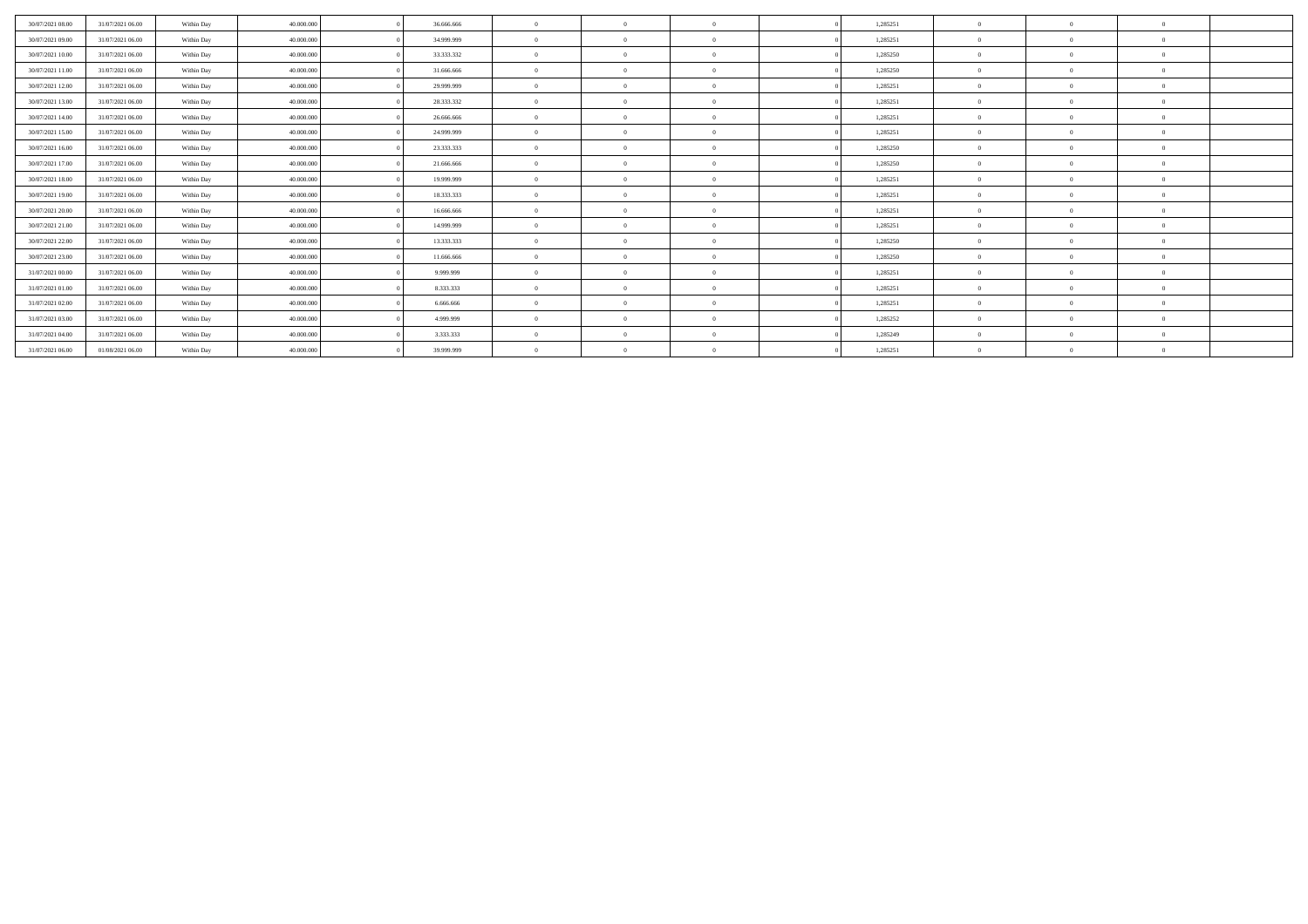| | | | | | | | | | | | | | | | |
|---|---|---|---|---|---|---|---|---|---|---|---|---|---|---|---|
| 30/07/2021 08:00 | 31/07/2021 06:00 | Within Day | 40.000.000 | 0 | 36.666.666 | 0 | 0 | 0 | | 0 | 1,285251 | 0 | 0 | 0 | |
| 30/07/2021 09:00 | 31/07/2021 06:00 | Within Day | 40.000.000 | 0 | 34.999.999 | 0 | 0 | 0 | | 0 | 1,285251 | 0 | 0 | 0 | |
| 30/07/2021 10:00 | 31/07/2021 06:00 | Within Day | 40.000.000 | 0 | 33.333.332 | 0 | 0 | 0 | | 0 | 1,285250 | 0 | 0 | 0 | |
| 30/07/2021 11:00 | 31/07/2021 06:00 | Within Day | 40.000.000 | 0 | 31.666.666 | 0 | 0 | 0 | | 0 | 1,285250 | 0 | 0 | 0 | |
| 30/07/2021 12:00 | 31/07/2021 06:00 | Within Day | 40.000.000 | 0 | 29.999.999 | 0 | 0 | 0 | | 0 | 1,285251 | 0 | 0 | 0 | |
| 30/07/2021 13:00 | 31/07/2021 06:00 | Within Day | 40.000.000 | 0 | 28.333.332 | 0 | 0 | 0 | | 0 | 1,285251 | 0 | 0 | 0 | |
| 30/07/2021 14:00 | 31/07/2021 06:00 | Within Day | 40.000.000 | 0 | 26.666.666 | 0 | 0 | 0 | | 0 | 1,285251 | 0 | 0 | 0 | |
| 30/07/2021 15:00 | 31/07/2021 06:00 | Within Day | 40.000.000 | 0 | 24.999.999 | 0 | 0 | 0 | | 0 | 1,285251 | 0 | 0 | 0 | |
| 30/07/2021 16:00 | 31/07/2021 06:00 | Within Day | 40.000.000 | 0 | 23.333.333 | 0 | 0 | 0 | | 0 | 1,285250 | 0 | 0 | 0 | |
| 30/07/2021 17:00 | 31/07/2021 06:00 | Within Day | 40.000.000 | 0 | 21.666.666 | 0 | 0 | 0 | | 0 | 1,285250 | 0 | 0 | 0 | |
| 30/07/2021 18:00 | 31/07/2021 06:00 | Within Day | 40.000.000 | 0 | 19.999.999 | 0 | 0 | 0 | | 0 | 1,285251 | 0 | 0 | 0 | |
| 30/07/2021 19:00 | 31/07/2021 06:00 | Within Day | 40.000.000 | 0 | 18.333.333 | 0 | 0 | 0 | | 0 | 1,285251 | 0 | 0 | 0 | |
| 30/07/2021 20:00 | 31/07/2021 06:00 | Within Day | 40.000.000 | 0 | 16.666.666 | 0 | 0 | 0 | | 0 | 1,285251 | 0 | 0 | 0 | |
| 30/07/2021 21:00 | 31/07/2021 06:00 | Within Day | 40.000.000 | 0 | 14.999.999 | 0 | 0 | 0 | | 0 | 1,285251 | 0 | 0 | 0 | |
| 30/07/2021 22:00 | 31/07/2021 06:00 | Within Day | 40.000.000 | 0 | 13.333.333 | 0 | 0 | 0 | | 0 | 1,285250 | 0 | 0 | 0 | |
| 30/07/2021 23:00 | 31/07/2021 06:00 | Within Day | 40.000.000 | 0 | 11.666.666 | 0 | 0 | 0 | | 0 | 1,285250 | 0 | 0 | 0 | |
| 31/07/2021 00:00 | 31/07/2021 06:00 | Within Day | 40.000.000 | 0 | 9.999.999 | 0 | 0 | 0 | | 0 | 1,285251 | 0 | 0 | 0 | |
| 31/07/2021 01:00 | 31/07/2021 06:00 | Within Day | 40.000.000 | 0 | 8.333.333 | 0 | 0 | 0 | | 0 | 1,285251 | 0 | 0 | 0 | |
| 31/07/2021 02:00 | 31/07/2021 06:00 | Within Day | 40.000.000 | 0 | 6.666.666 | 0 | 0 | 0 | | 0 | 1,285251 | 0 | 0 | 0 | |
| 31/07/2021 03:00 | 31/07/2021 06:00 | Within Day | 40.000.000 | 0 | 4.999.999 | 0 | 0 | 0 | | 0 | 1,285252 | 0 | 0 | 0 | |
| 31/07/2021 04:00 | 31/07/2021 06:00 | Within Day | 40.000.000 | 0 | 3.333.333 | 0 | 0 | 0 | | 0 | 1,285249 | 0 | 0 | 0 | |
| 31/07/2021 06:00 | 01/08/2021 06:00 | Within Day | 40.000.000 | 0 | 39.999.999 | 0 | 0 | 0 | | 0 | 1,285251 | 0 | 0 | 0 | |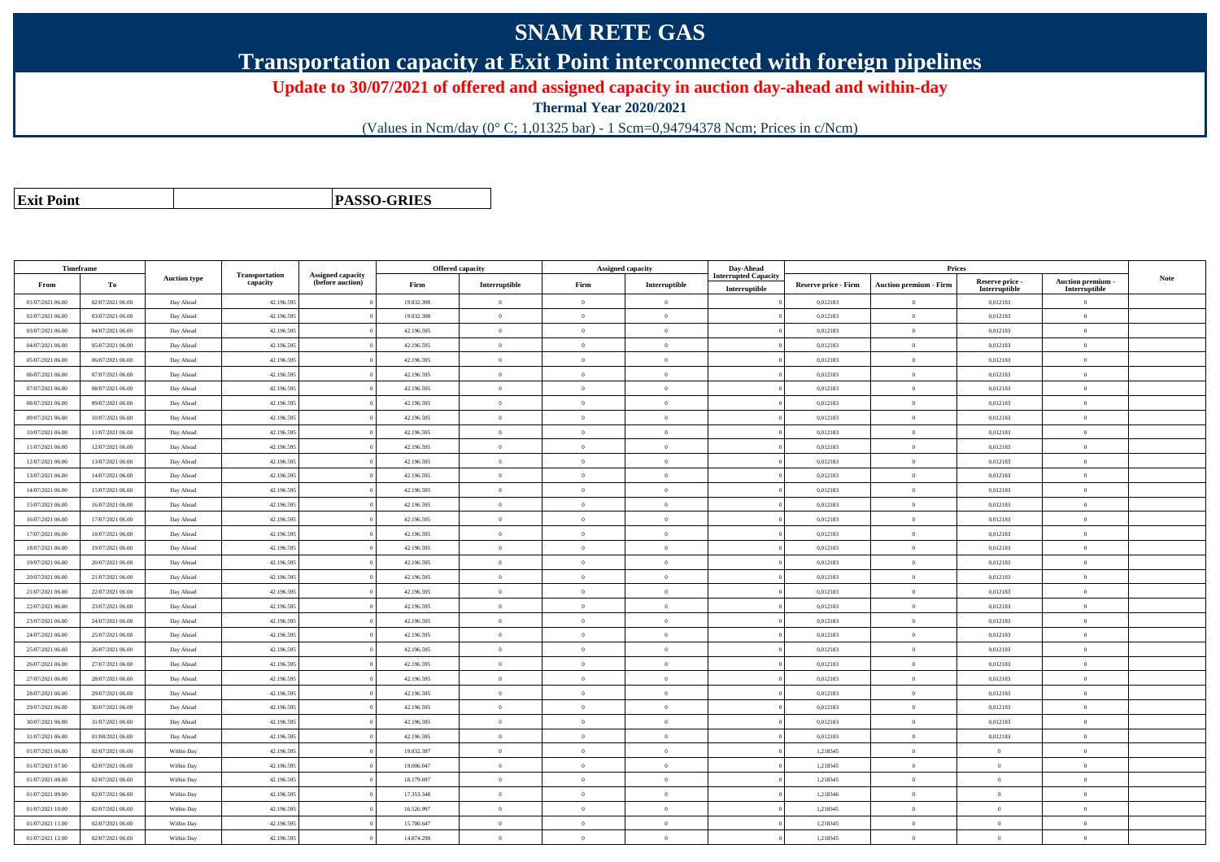# SNAM RETE GAS

## Transportation capacity at Exit Point interconnected with foreign pipelines

**Update to 30/07/2021 of offered and assigned capacity in auction day-ahead and within-day**

**Thermal Year 2020/2021**

(Values in Ncm/day (0° C; 1,01325 bar) - 1 Scm=0,94794378 Ncm; Prices in c/Ncm)

| **Exit Point** | | **PASSO-GRIES** |
|---|---|---|

| Timeframe | | Auction type | Transportation capacity | Assigned capacity (before auction) | Offered capacity | | Assigned capacity | | Day-Ahead Interrupted Capacity | Prices | | | | Note |
|---|---|---|---|---|---|---|---|---|---|---|---|---|---|---|
| From | To | | | | Firm | Interruptible | Firm | Interruptible | Interruptible | Reserve price - Firm | Auction premium - Firm | Reserve price - Interruptible | Auction premium - Interruptible | |
| 01/07/2021 06.00 | 02/07/2021 06.00 | Day Ahead | 42.196.595 | 0 | 19.832.398 | 0 | 0 | 0 | 0 | 0,012183 | 0 | 0,012183 | 0 | |
| 02/07/2021 06.00 | 03/07/2021 06.00 | Day Ahead | 42.196.595 | 0 | 19.832.398 | 0 | 0 | 0 | 0 | 0,012183 | 0 | 0,012183 | 0 | |
| 03/07/2021 06.00 | 04/07/2021 06.00 | Day Ahead | 42.196.595 | 0 | 42.196.595 | 0 | 0 | 0 | 0 | 0,012183 | 0 | 0,012183 | 0 | |
| 04/07/2021 06.00 | 05/07/2021 06.00 | Day Ahead | 42.196.595 | 0 | 42.196.595 | 0 | 0 | 0 | 0 | 0,012183 | 0 | 0,012183 | 0 | |
| 05/07/2021 06.00 | 06/07/2021 06.00 | Day Ahead | 42.196.595 | 0 | 42.196.595 | 0 | 0 | 0 | 0 | 0,012183 | 0 | 0,012183 | 0 | |
| 06/07/2021 06.00 | 07/07/2021 06.00 | Day Ahead | 42.196.595 | 0 | 42.196.595 | 0 | 0 | 0 | 0 | 0,012183 | 0 | 0,012183 | 0 | |
| 07/07/2021 06.00 | 08/07/2021 06.00 | Day Ahead | 42.196.595 | 0 | 42.196.595 | 0 | 0 | 0 | 0 | 0,012183 | 0 | 0,012183 | 0 | |
| 08/07/2021 06.00 | 09/07/2021 06.00 | Day Ahead | 42.196.595 | 0 | 42.196.595 | 0 | 0 | 0 | 0 | 0,012183 | 0 | 0,012183 | 0 | |
| 09/07/2021 06.00 | 10/07/2021 06.00 | Day Ahead | 42.196.595 | 0 | 42.196.595 | 0 | 0 | 0 | 0 | 0,012183 | 0 | 0,012183 | 0 | |
| 10/07/2021 06.00 | 11/07/2021 06.00 | Day Ahead | 42.196.595 | 0 | 42.196.595 | 0 | 0 | 0 | 0 | 0,012183 | 0 | 0,012183 | 0 | |
| 11/07/2021 06.00 | 12/07/2021 06.00 | Day Ahead | 42.196.595 | 0 | 42.196.595 | 0 | 0 | 0 | 0 | 0,012183 | 0 | 0,012183 | 0 | |
| 12/07/2021 06.00 | 13/07/2021 06.00 | Day Ahead | 42.196.595 | 0 | 42.196.595 | 0 | 0 | 0 | 0 | 0,012183 | 0 | 0,012183 | 0 | |
| 13/07/2021 06.00 | 14/07/2021 06.00 | Day Ahead | 42.196.595 | 0 | 42.196.595 | 0 | 0 | 0 | 0 | 0,012183 | 0 | 0,012183 | 0 | |
| 14/07/2021 06.00 | 15/07/2021 06.00 | Day Ahead | 42.196.595 | 0 | 42.196.595 | 0 | 0 | 0 | 0 | 0,012183 | 0 | 0,012183 | 0 | |
| 15/07/2021 06.00 | 16/07/2021 06.00 | Day Ahead | 42.196.595 | 0 | 42.196.595 | 0 | 0 | 0 | 0 | 0,012183 | 0 | 0,012183 | 0 | |
| 16/07/2021 06.00 | 17/07/2021 06.00 | Day Ahead | 42.196.595 | 0 | 42.196.595 | 0 | 0 | 0 | 0 | 0,012183 | 0 | 0,012183 | 0 | |
| 17/07/2021 06.00 | 18/07/2021 06.00 | Day Ahead | 42.196.595 | 0 | 42.196.595 | 0 | 0 | 0 | 0 | 0,012183 | 0 | 0,012183 | 0 | |
| 18/07/2021 06.00 | 19/07/2021 06.00 | Day Ahead | 42.196.595 | 0 | 42.196.595 | 0 | 0 | 0 | 0 | 0,012183 | 0 | 0,012183 | 0 | |
| 19/07/2021 06.00 | 20/07/2021 06.00 | Day Ahead | 42.196.595 | 0 | 42.196.595 | 0 | 0 | 0 | 0 | 0,012183 | 0 | 0,012183 | 0 | |
| 20/07/2021 06.00 | 21/07/2021 06.00 | Day Ahead | 42.196.595 | 0 | 42.196.595 | 0 | 0 | 0 | 0 | 0,012183 | 0 | 0,012183 | 0 | |
| 21/07/2021 06.00 | 22/07/2021 06.00 | Day Ahead | 42.196.595 | 0 | 42.196.595 | 0 | 0 | 0 | 0 | 0,012183 | 0 | 0,012183 | 0 | |
| 22/07/2021 06.00 | 23/07/2021 06.00 | Day Ahead | 42.196.595 | 0 | 42.196.595 | 0 | 0 | 0 | 0 | 0,012183 | 0 | 0,012183 | 0 | |
| 23/07/2021 06.00 | 24/07/2021 06.00 | Day Ahead | 42.196.595 | 0 | 42.196.595 | 0 | 0 | 0 | 0 | 0,012183 | 0 | 0,012183 | 0 | |
| 24/07/2021 06.00 | 25/07/2021 06.00 | Day Ahead | 42.196.595 | 0 | 42.196.595 | 0 | 0 | 0 | 0 | 0,012183 | 0 | 0,012183 | 0 | |
| 25/07/2021 06.00 | 26/07/2021 06.00 | Day Ahead | 42.196.595 | 0 | 42.196.595 | 0 | 0 | 0 | 0 | 0,012183 | 0 | 0,012183 | 0 | |
| 26/07/2021 06.00 | 27/07/2021 06.00 | Day Ahead | 42.196.595 | 0 | 42.196.595 | 0 | 0 | 0 | 0 | 0,012183 | 0 | 0,012183 | 0 | |
| 27/07/2021 06.00 | 28/07/2021 06.00 | Day Ahead | 42.196.595 | 0 | 42.196.595 | 0 | 0 | 0 | 0 | 0,012183 | 0 | 0,012183 | 0 | |
| 28/07/2021 06.00 | 29/07/2021 06.00 | Day Ahead | 42.196.595 | 0 | 42.196.595 | 0 | 0 | 0 | 0 | 0,012183 | 0 | 0,012183 | 0 | |
| 29/07/2021 06.00 | 30/07/2021 06.00 | Day Ahead | 42.196.595 | 0 | 42.196.595 | 0 | 0 | 0 | 0 | 0,012183 | 0 | 0,012183 | 0 | |
| 30/07/2021 06.00 | 31/07/2021 06.00 | Day Ahead | 42.196.595 | 0 | 42.196.595 | 0 | 0 | 0 | 0 | 0,012183 | 0 | 0,012183 | 0 | |
| 31/07/2021 06.00 | 01/08/2021 06.00 | Day Ahead | 42.196.595 | 0 | 42.196.595 | 0 | 0 | 0 | 0 | 0,012183 | 0 | 0,012183 | 0 | |
| 01/07/2021 06.00 | 02/07/2021 06.00 | Within Day | 42.196.595 | 0 | 19.832.397 | 0 | 0 | 0 | 0 | 1,218345 | 0 | 0 | 0 | |
| 01/07/2021 07.00 | 02/07/2021 06.00 | Within Day | 42.196.595 | 0 | 19.006.047 | 0 | 0 | 0 | 0 | 1,218345 | 0 | 0 | 0 | |
| 01/07/2021 08.00 | 02/07/2021 06.00 | Within Day | 42.196.595 | 0 | 18.179.697 | 0 | 0 | 0 | 0 | 1,218345 | 0 | 0 | 0 | |
| 01/07/2021 09.00 | 02/07/2021 06.00 | Within Day | 42.196.595 | 0 | 17.353.348 | 0 | 0 | 0 | 0 | 1,218346 | 0 | 0 | 0 | |
| 01/07/2021 10.00 | 02/07/2021 06.00 | Within Day | 42.196.595 | 0 | 16.526.997 | 0 | 0 | 0 | 0 | 1,218345 | 0 | 0 | 0 | |
| 01/07/2021 11.00 | 02/07/2021 06.00 | Within Day | 42.196.595 | 0 | 15.700.647 | 0 | 0 | 0 | 0 | 1,218345 | 0 | 0 | 0 | |
| 01/07/2021 12.00 | 02/07/2021 06.00 | Within Day | 42.196.595 | 0 | 14.874.298 | 0 | 0 | 0 | 0 | 1,218345 | 0 | 0 | 0 | |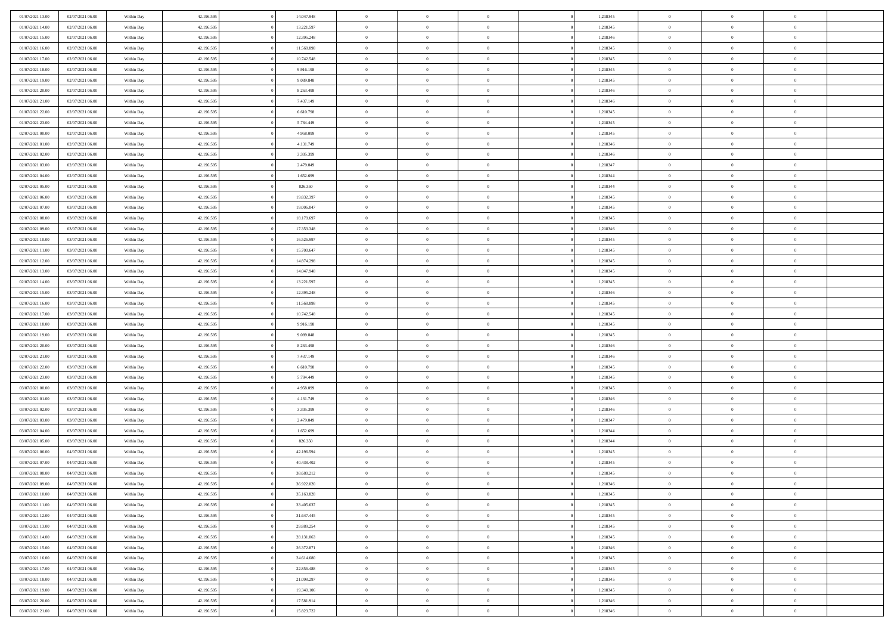| | | | | | | | | | | | | | | | |
|---|---|---|---|---|---|---|---|---|---|---|---|---|---|---|---|
| 01/07/2021 13:00 | 02/07/2021 06:00 | Within Day | 42.196.595 | 0 | 14.047.948 | 0 | 0 | 0 | | 0 | 1,218345 | 0 | 0 | 0 | |
| 01/07/2021 14:00 | 02/07/2021 06:00 | Within Day | 42.196.595 | 0 | 13.221.597 | 0 | 0 | 0 | | 0 | 1,218345 | 0 | 0 | 0 | |
| 01/07/2021 15:00 | 02/07/2021 06:00 | Within Day | 42.196.595 | 0 | 12.395.248 | 0 | 0 | 0 | | 0 | 1,218346 | 0 | 0 | 0 | |
| 01/07/2021 16:00 | 02/07/2021 06:00 | Within Day | 42.196.595 | 0 | 11.568.898 | 0 | 0 | 0 | | 0 | 1,218345 | 0 | 0 | 0 | |
| 01/07/2021 17:00 | 02/07/2021 06:00 | Within Day | 42.196.595 | 0 | 10.742.548 | 0 | 0 | 0 | | 0 | 1,218345 | 0 | 0 | 0 | |
| 01/07/2021 18:00 | 02/07/2021 06:00 | Within Day | 42.196.595 | 0 | 9.916.198 | 0 | 0 | 0 | | 0 | 1,218345 | 0 | 0 | 0 | |
| 01/07/2021 19:00 | 02/07/2021 06:00 | Within Day | 42.196.595 | 0 | 9.089.848 | 0 | 0 | 0 | | 0 | 1,218345 | 0 | 0 | 0 | |
| 01/07/2021 20:00 | 02/07/2021 06:00 | Within Day | 42.196.595 | 0 | 8.263.498 | 0 | 0 | 0 | | 0 | 1,218346 | 0 | 0 | 0 | |
| 01/07/2021 21:00 | 02/07/2021 06:00 | Within Day | 42.196.595 | 0 | 7.437.149 | 0 | 0 | 0 | | 0 | 1,218346 | 0 | 0 | 0 | |
| 01/07/2021 22:00 | 02/07/2021 06:00 | Within Day | 42.196.595 | 0 | 6.610.798 | 0 | 0 | 0 | | 0 | 1,218345 | 0 | 0 | 0 | |
| 01/07/2021 23:00 | 02/07/2021 06:00 | Within Day | 42.196.595 | 0 | 5.784.449 | 0 | 0 | 0 | | 0 | 1,218345 | 0 | 0 | 0 | |
| 02/07/2021 00:00 | 02/07/2021 06:00 | Within Day | 42.196.595 | 0 | 4.958.099 | 0 | 0 | 0 | | 0 | 1,218345 | 0 | 0 | 0 | |
| 02/07/2021 01:00 | 02/07/2021 06:00 | Within Day | 42.196.595 | 0 | 4.131.749 | 0 | 0 | 0 | | 0 | 1,218346 | 0 | 0 | 0 | |
| 02/07/2021 02:00 | 02/07/2021 06:00 | Within Day | 42.196.595 | 0 | 3.305.399 | 0 | 0 | 0 | | 0 | 1,218346 | 0 | 0 | 0 | |
| 02/07/2021 03:00 | 02/07/2021 06:00 | Within Day | 42.196.595 | 0 | 2.479.049 | 0 | 0 | 0 | | 0 | 1,218347 | 0 | 0 | 0 | |
| 02/07/2021 04:00 | 02/07/2021 06:00 | Within Day | 42.196.595 | 0 | 1.652.699 | 0 | 0 | 0 | | 0 | 1,218344 | 0 | 0 | 0 | |
| 02/07/2021 05:00 | 02/07/2021 06:00 | Within Day | 42.196.595 | 0 | 826.350 | 0 | 0 | 0 | | 0 | 1,218344 | 0 | 0 | 0 | |
| 02/07/2021 06:00 | 03/07/2021 06:00 | Within Day | 42.196.595 | 0 | 19.832.397 | 0 | 0 | 0 | | 0 | 1,218345 | 0 | 0 | 0 | |
| 02/07/2021 07:00 | 03/07/2021 06:00 | Within Day | 42.196.595 | 0 | 19.006.047 | 0 | 0 | 0 | | 0 | 1,218345 | 0 | 0 | 0 | |
| 02/07/2021 08:00 | 03/07/2021 06:00 | Within Day | 42.196.595 | 0 | 18.179.697 | 0 | 0 | 0 | | 0 | 1,218345 | 0 | 0 | 0 | |
| 02/07/2021 09:00 | 03/07/2021 06:00 | Within Day | 42.196.595 | 0 | 17.353.348 | 0 | 0 | 0 | | 0 | 1,218346 | 0 | 0 | 0 | |
| 02/07/2021 10:00 | 03/07/2021 06:00 | Within Day | 42.196.595 | 0 | 16.526.997 | 0 | 0 | 0 | | 0 | 1,218345 | 0 | 0 | 0 | |
| 02/07/2021 11:00 | 03/07/2021 06:00 | Within Day | 42.196.595 | 0 | 15.700.647 | 0 | 0 | 0 | | 0 | 1,218345 | 0 | 0 | 0 | |
| 02/07/2021 12:00 | 03/07/2021 06:00 | Within Day | 42.196.595 | 0 | 14.874.298 | 0 | 0 | 0 | | 0 | 1,218345 | 0 | 0 | 0 | |
| 02/07/2021 13:00 | 03/07/2021 06:00 | Within Day | 42.196.595 | 0 | 14.047.948 | 0 | 0 | 0 | | 0 | 1,218345 | 0 | 0 | 0 | |
| 02/07/2021 14:00 | 03/07/2021 06:00 | Within Day | 42.196.595 | 0 | 13.221.597 | 0 | 0 | 0 | | 0 | 1,218345 | 0 | 0 | 0 | |
| 02/07/2021 15:00 | 03/07/2021 06:00 | Within Day | 42.196.595 | 0 | 12.395.248 | 0 | 0 | 0 | | 0 | 1,218346 | 0 | 0 | 0 | |
| 02/07/2021 16:00 | 03/07/2021 06:00 | Within Day | 42.196.595 | 0 | 11.568.898 | 0 | 0 | 0 | | 0 | 1,218345 | 0 | 0 | 0 | |
| 02/07/2021 17:00 | 03/07/2021 06:00 | Within Day | 42.196.595 | 0 | 10.742.548 | 0 | 0 | 0 | | 0 | 1,218345 | 0 | 0 | 0 | |
| 02/07/2021 18:00 | 03/07/2021 06:00 | Within Day | 42.196.595 | 0 | 9.916.198 | 0 | 0 | 0 | | 0 | 1,218345 | 0 | 0 | 0 | |
| 02/07/2021 19:00 | 03/07/2021 06:00 | Within Day | 42.196.595 | 0 | 9.089.848 | 0 | 0 | 0 | | 0 | 1,218345 | 0 | 0 | 0 | |
| 02/07/2021 20:00 | 03/07/2021 06:00 | Within Day | 42.196.595 | 0 | 8.263.498 | 0 | 0 | 0 | | 0 | 1,218346 | 0 | 0 | 0 | |
| 02/07/2021 21:00 | 03/07/2021 06:00 | Within Day | 42.196.595 | 0 | 7.437.149 | 0 | 0 | 0 | | 0 | 1,218346 | 0 | 0 | 0 | |
| 02/07/2021 22:00 | 03/07/2021 06:00 | Within Day | 42.196.595 | 0 | 6.610.798 | 0 | 0 | 0 | | 0 | 1,218345 | 0 | 0 | 0 | |
| 02/07/2021 23:00 | 03/07/2021 06:00 | Within Day | 42.196.595 | 0 | 5.784.449 | 0 | 0 | 0 | | 0 | 1,218345 | 0 | 0 | 0 | |
| 03/07/2021 00:00 | 03/07/2021 06:00 | Within Day | 42.196.595 | 0 | 4.958.099 | 0 | 0 | 0 | | 0 | 1,218345 | 0 | 0 | 0 | |
| 03/07/2021 01:00 | 03/07/2021 06:00 | Within Day | 42.196.595 | 0 | 4.131.749 | 0 | 0 | 0 | | 0 | 1,218346 | 0 | 0 | 0 | |
| 03/07/2021 02:00 | 03/07/2021 06:00 | Within Day | 42.196.595 | 0 | 3.305.399 | 0 | 0 | 0 | | 0 | 1,218346 | 0 | 0 | 0 | |
| 03/07/2021 03:00 | 03/07/2021 06:00 | Within Day | 42.196.595 | 0 | 2.479.049 | 0 | 0 | 0 | | 0 | 1,218347 | 0 | 0 | 0 | |
| 03/07/2021 04:00 | 03/07/2021 06:00 | Within Day | 42.196.595 | 0 | 1.652.699 | 0 | 0 | 0 | | 0 | 1,218344 | 0 | 0 | 0 | |
| 03/07/2021 05:00 | 03/07/2021 06:00 | Within Day | 42.196.595 | 0 | 826.350 | 0 | 0 | 0 | | 0 | 1,218344 | 0 | 0 | 0 | |
| 03/07/2021 06:00 | 04/07/2021 06:00 | Within Day | 42.196.595 | 0 | 42.196.594 | 0 | 0 | 0 | | 0 | 1,218345 | 0 | 0 | 0 | |
| 03/07/2021 07:00 | 04/07/2021 06:00 | Within Day | 42.196.595 | 0 | 40.438.402 | 0 | 0 | 0 | | 0 | 1,218345 | 0 | 0 | 0 | |
| 03/07/2021 08:00 | 04/07/2021 06:00 | Within Day | 42.196.595 | 0 | 38.680.212 | 0 | 0 | 0 | | 0 | 1,218345 | 0 | 0 | 0 | |
| 03/07/2021 09:00 | 04/07/2021 06:00 | Within Day | 42.196.595 | 0 | 36.922.020 | 0 | 0 | 0 | | 0 | 1,218346 | 0 | 0 | 0 | |
| 03/07/2021 10:00 | 04/07/2021 06:00 | Within Day | 42.196.595 | 0 | 35.163.828 | 0 | 0 | 0 | | 0 | 1,218345 | 0 | 0 | 0 | |
| 03/07/2021 11:00 | 04/07/2021 06:00 | Within Day | 42.196.595 | 0 | 33.405.637 | 0 | 0 | 0 | | 0 | 1,218345 | 0 | 0 | 0 | |
| 03/07/2021 12:00 | 04/07/2021 06:00 | Within Day | 42.196.595 | 0 | 31.647.445 | 0 | 0 | 0 | | 0 | 1,218345 | 0 | 0 | 0 | |
| 03/07/2021 13:00 | 04/07/2021 06:00 | Within Day | 42.196.595 | 0 | 29.889.254 | 0 | 0 | 0 | | 0 | 1,218345 | 0 | 0 | 0 | |
| 03/07/2021 14:00 | 04/07/2021 06:00 | Within Day | 42.196.595 | 0 | 28.131.063 | 0 | 0 | 0 | | 0 | 1,218345 | 0 | 0 | 0 | |
| 03/07/2021 15:00 | 04/07/2021 06:00 | Within Day | 42.196.595 | 0 | 26.372.871 | 0 | 0 | 0 | | 0 | 1,218346 | 0 | 0 | 0 | |
| 03/07/2021 16:00 | 04/07/2021 06:00 | Within Day | 42.196.595 | 0 | 24.614.680 | 0 | 0 | 0 | | 0 | 1,218345 | 0 | 0 | 0 | |
| 03/07/2021 17:00 | 04/07/2021 06:00 | Within Day | 42.196.595 | 0 | 22.856.488 | 0 | 0 | 0 | | 0 | 1,218345 | 0 | 0 | 0 | |
| 03/07/2021 18:00 | 04/07/2021 06:00 | Within Day | 42.196.595 | 0 | 21.098.297 | 0 | 0 | 0 | | 0 | 1,218345 | 0 | 0 | 0 | |
| 03/07/2021 19:00 | 04/07/2021 06:00 | Within Day | 42.196.595 | 0 | 19.340.106 | 0 | 0 | 0 | | 0 | 1,218345 | 0 | 0 | 0 | |
| 03/07/2021 20:00 | 04/07/2021 06:00 | Within Day | 42.196.595 | 0 | 17.581.914 | 0 | 0 | 0 | | 0 | 1,218346 | 0 | 0 | 0 | |
| 03/07/2021 21:00 | 04/07/2021 06:00 | Within Day | 42.196.595 | 0 | 15.823.722 | 0 | 0 | 0 | | 0 | 1,218346 | 0 | 0 | 0 | |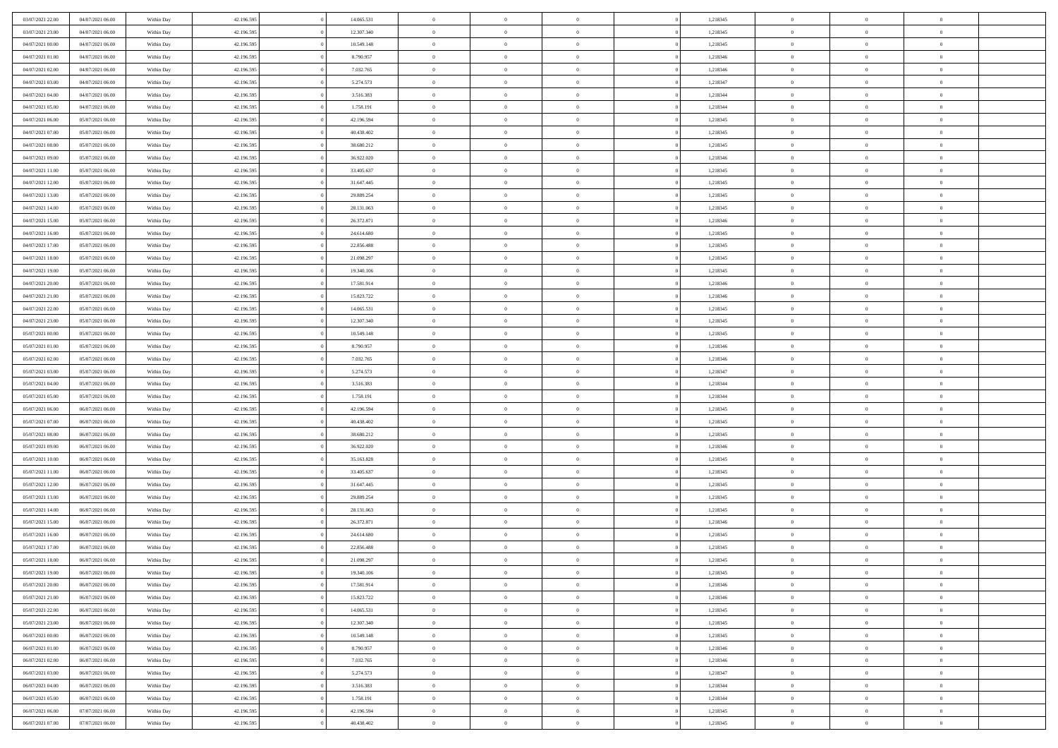| | | | | | | | | | | | | | | | |
|---|---|---|---|---|---|---|---|---|---|---|---|---|---|---|---|
| 03/07/2021 22:00 | 04/07/2021 06:00 | Within Day | 42.196.595 | 0 | 14.065.531 | 0 | 0 | 0 | | 0 | 1,218345 | 0 | 0 | 0 | |
| 03/07/2021 23:00 | 04/07/2021 06:00 | Within Day | 42.196.595 | 0 | 12.307.340 | 0 | 0 | 0 | | 0 | 1,218345 | 0 | 0 | 0 | |
| 04/07/2021 00:00 | 04/07/2021 06:00 | Within Day | 42.196.595 | 0 | 10.549.148 | 0 | 0 | 0 | | 0 | 1,218345 | 0 | 0 | 0 | |
| 04/07/2021 01:00 | 04/07/2021 06:00 | Within Day | 42.196.595 | 0 | 8.790.957 | 0 | 0 | 0 | | 0 | 1,218346 | 0 | 0 | 0 | |
| 04/07/2021 02:00 | 04/07/2021 06:00 | Within Day | 42.196.595 | 0 | 7.032.765 | 0 | 0 | 0 | | 0 | 1,218346 | 0 | 0 | 0 | |
| 04/07/2021 03:00 | 04/07/2021 06:00 | Within Day | 42.196.595 | 0 | 5.274.573 | 0 | 0 | 0 | | 0 | 1,218347 | 0 | 0 | 0 | |
| 04/07/2021 04:00 | 04/07/2021 06:00 | Within Day | 42.196.595 | 0 | 3.516.383 | 0 | 0 | 0 | | 0 | 1,218344 | 0 | 0 | 0 | |
| 04/07/2021 05:00 | 04/07/2021 06:00 | Within Day | 42.196.595 | 0 | 1.758.191 | 0 | 0 | 0 | | 0 | 1,218344 | 0 | 0 | 0 | |
| 04/07/2021 06:00 | 05/07/2021 06:00 | Within Day | 42.196.595 | 0 | 42.196.594 | 0 | 0 | 0 | | 0 | 1,218345 | 0 | 0 | 0 | |
| 04/07/2021 07:00 | 05/07/2021 06:00 | Within Day | 42.196.595 | 0 | 40.438.402 | 0 | 0 | 0 | | 0 | 1,218345 | 0 | 0 | 0 | |
| 04/07/2021 08:00 | 05/07/2021 06:00 | Within Day | 42.196.595 | 0 | 38.680.212 | 0 | 0 | 0 | | 0 | 1,218345 | 0 | 0 | 0 | |
| 04/07/2021 09:00 | 05/07/2021 06:00 | Within Day | 42.196.595 | 0 | 36.922.020 | 0 | 0 | 0 | | 0 | 1,218346 | 0 | 0 | 0 | |
| 04/07/2021 11:00 | 05/07/2021 06:00 | Within Day | 42.196.595 | 0 | 33.405.637 | 0 | 0 | 0 | | 0 | 1,218345 | 0 | 0 | 0 | |
| 04/07/2021 12:00 | 05/07/2021 06:00 | Within Day | 42.196.595 | 0 | 31.647.445 | 0 | 0 | 0 | | 0 | 1,218345 | 0 | 0 | 0 | |
| 04/07/2021 13:00 | 05/07/2021 06:00 | Within Day | 42.196.595 | 0 | 29.889.254 | 0 | 0 | 0 | | 0 | 1,218345 | 0 | 0 | 0 | |
| 04/07/2021 14:00 | 05/07/2021 06:00 | Within Day | 42.196.595 | 0 | 28.131.063 | 0 | 0 | 0 | | 0 | 1,218345 | 0 | 0 | 0 | |
| 04/07/2021 15:00 | 05/07/2021 06:00 | Within Day | 42.196.595 | 0 | 26.372.871 | 0 | 0 | 0 | | 0 | 1,218346 | 0 | 0 | 0 | |
| 04/07/2021 16:00 | 05/07/2021 06:00 | Within Day | 42.196.595 | 0 | 24.614.680 | 0 | 0 | 0 | | 0 | 1,218345 | 0 | 0 | 0 | |
| 04/07/2021 17:00 | 05/07/2021 06:00 | Within Day | 42.196.595 | 0 | 22.856.488 | 0 | 0 | 0 | | 0 | 1,218345 | 0 | 0 | 0 | |
| 04/07/2021 18:00 | 05/07/2021 06:00 | Within Day | 42.196.595 | 0 | 21.098.297 | 0 | 0 | 0 | | 0 | 1,218345 | 0 | 0 | 0 | |
| 04/07/2021 19:00 | 05/07/2021 06:00 | Within Day | 42.196.595 | 0 | 19.340.106 | 0 | 0 | 0 | | 0 | 1,218345 | 0 | 0 | 0 | |
| 04/07/2021 20:00 | 05/07/2021 06:00 | Within Day | 42.196.595 | 0 | 17.581.914 | 0 | 0 | 0 | | 0 | 1,218346 | 0 | 0 | 0 | |
| 04/07/2021 21:00 | 05/07/2021 06:00 | Within Day | 42.196.595 | 0 | 15.823.722 | 0 | 0 | 0 | | 0 | 1,218346 | 0 | 0 | 0 | |
| 04/07/2021 22:00 | 05/07/2021 06:00 | Within Day | 42.196.595 | 0 | 14.065.531 | 0 | 0 | 0 | | 0 | 1,218345 | 0 | 0 | 0 | |
| 04/07/2021 23:00 | 05/07/2021 06:00 | Within Day | 42.196.595 | 0 | 12.307.340 | 0 | 0 | 0 | | 0 | 1,218345 | 0 | 0 | 0 | |
| 05/07/2021 00:00 | 05/07/2021 06:00 | Within Day | 42.196.595 | 0 | 10.549.148 | 0 | 0 | 0 | | 0 | 1,218345 | 0 | 0 | 0 | |
| 05/07/2021 01:00 | 05/07/2021 06:00 | Within Day | 42.196.595 | 0 | 8.790.957 | 0 | 0 | 0 | | 0 | 1,218346 | 0 | 0 | 0 | |
| 05/07/2021 02:00 | 05/07/2021 06:00 | Within Day | 42.196.595 | 0 | 7.032.765 | 0 | 0 | 0 | | 0 | 1,218346 | 0 | 0 | 0 | |
| 05/07/2021 03:00 | 05/07/2021 06:00 | Within Day | 42.196.595 | 0 | 5.274.573 | 0 | 0 | 0 | | 0 | 1,218347 | 0 | 0 | 0 | |
| 05/07/2021 04:00 | 05/07/2021 06:00 | Within Day | 42.196.595 | 0 | 3.516.383 | 0 | 0 | 0 | | 0 | 1,218344 | 0 | 0 | 0 | |
| 05/07/2021 05:00 | 05/07/2021 06:00 | Within Day | 42.196.595 | 0 | 1.758.191 | 0 | 0 | 0 | | 0 | 1,218344 | 0 | 0 | 0 | |
| 05/07/2021 06:00 | 06/07/2021 06:00 | Within Day | 42.196.595 | 0 | 42.196.594 | 0 | 0 | 0 | | 0 | 1,218345 | 0 | 0 | 0 | |
| 05/07/2021 07:00 | 06/07/2021 06:00 | Within Day | 42.196.595 | 0 | 40.438.402 | 0 | 0 | 0 | | 0 | 1,218345 | 0 | 0 | 0 | |
| 05/07/2021 08:00 | 06/07/2021 06:00 | Within Day | 42.196.595 | 0 | 38.680.212 | 0 | 0 | 0 | | 0 | 1,218345 | 0 | 0 | 0 | |
| 05/07/2021 09:00 | 06/07/2021 06:00 | Within Day | 42.196.595 | 0 | 36.922.020 | 0 | 0 | 0 | | 0 | 1,218346 | 0 | 0 | 0 | |
| 05/07/2021 10:00 | 06/07/2021 06:00 | Within Day | 42.196.595 | 0 | 35.163.828 | 0 | 0 | 0 | | 0 | 1,218345 | 0 | 0 | 0 | |
| 05/07/2021 11:00 | 06/07/2021 06:00 | Within Day | 42.196.595 | 0 | 33.405.637 | 0 | 0 | 0 | | 0 | 1,218345 | 0 | 0 | 0 | |
| 05/07/2021 12:00 | 06/07/2021 06:00 | Within Day | 42.196.595 | 0 | 31.647.445 | 0 | 0 | 0 | | 0 | 1,218345 | 0 | 0 | 0 | |
| 05/07/2021 13:00 | 06/07/2021 06:00 | Within Day | 42.196.595 | 0 | 29.889.254 | 0 | 0 | 0 | | 0 | 1,218345 | 0 | 0 | 0 | |
| 05/07/2021 14:00 | 06/07/2021 06:00 | Within Day | 42.196.595 | 0 | 28.131.063 | 0 | 0 | 0 | | 0 | 1,218345 | 0 | 0 | 0 | |
| 05/07/2021 15:00 | 06/07/2021 06:00 | Within Day | 42.196.595 | 0 | 26.372.871 | 0 | 0 | 0 | | 0 | 1,218346 | 0 | 0 | 0 | |
| 05/07/2021 16:00 | 06/07/2021 06:00 | Within Day | 42.196.595 | 0 | 24.614.680 | 0 | 0 | 0 | | 0 | 1,218345 | 0 | 0 | 0 | |
| 05/07/2021 17:00 | 06/07/2021 06:00 | Within Day | 42.196.595 | 0 | 22.856.488 | 0 | 0 | 0 | | 0 | 1,218345 | 0 | 0 | 0 | |
| 05/07/2021 18:00 | 06/07/2021 06:00 | Within Day | 42.196.595 | 0 | 21.098.297 | 0 | 0 | 0 | | 0 | 1,218345 | 0 | 0 | 0 | |
| 05/07/2021 19:00 | 06/07/2021 06:00 | Within Day | 42.196.595 | 0 | 19.340.106 | 0 | 0 | 0 | | 0 | 1,218345 | 0 | 0 | 0 | |
| 05/07/2021 20:00 | 06/07/2021 06:00 | Within Day | 42.196.595 | 0 | 17.581.914 | 0 | 0 | 0 | | 0 | 1,218346 | 0 | 0 | 0 | |
| 05/07/2021 21:00 | 06/07/2021 06:00 | Within Day | 42.196.595 | 0 | 15.823.722 | 0 | 0 | 0 | | 0 | 1,218346 | 0 | 0 | 0 | |
| 05/07/2021 22:00 | 06/07/2021 06:00 | Within Day | 42.196.595 | 0 | 14.065.531 | 0 | 0 | 0 | | 0 | 1,218345 | 0 | 0 | 0 | |
| 05/07/2021 23:00 | 06/07/2021 06:00 | Within Day | 42.196.595 | 0 | 12.307.340 | 0 | 0 | 0 | | 0 | 1,218345 | 0 | 0 | 0 | |
| 06/07/2021 00:00 | 06/07/2021 06:00 | Within Day | 42.196.595 | 0 | 10.549.148 | 0 | 0 | 0 | | 0 | 1,218345 | 0 | 0 | 0 | |
| 06/07/2021 01:00 | 06/07/2021 06:00 | Within Day | 42.196.595 | 0 | 8.790.957 | 0 | 0 | 0 | | 0 | 1,218346 | 0 | 0 | 0 | |
| 06/07/2021 02:00 | 06/07/2021 06:00 | Within Day | 42.196.595 | 0 | 7.032.765 | 0 | 0 | 0 | | 0 | 1,218346 | 0 | 0 | 0 | |
| 06/07/2021 03:00 | 06/07/2021 06:00 | Within Day | 42.196.595 | 0 | 5.274.573 | 0 | 0 | 0 | | 0 | 1,218347 | 0 | 0 | 0 | |
| 06/07/2021 04:00 | 06/07/2021 06:00 | Within Day | 42.196.595 | 0 | 3.516.383 | 0 | 0 | 0 | | 0 | 1,218344 | 0 | 0 | 0 | |
| 06/07/2021 05:00 | 06/07/2021 06:00 | Within Day | 42.196.595 | 0 | 1.758.191 | 0 | 0 | 0 | | 0 | 1,218344 | 0 | 0 | 0 | |
| 06/07/2021 06:00 | 07/07/2021 06:00 | Within Day | 42.196.595 | 0 | 42.196.594 | 0 | 0 | 0 | | 0 | 1,218345 | 0 | 0 | 0 | |
| 06/07/2021 07:00 | 07/07/2021 06:00 | Within Day | 42.196.595 | 0 | 40.438.402 | 0 | 0 | 0 | | 0 | 1,218345 | 0 | 0 | 0 | |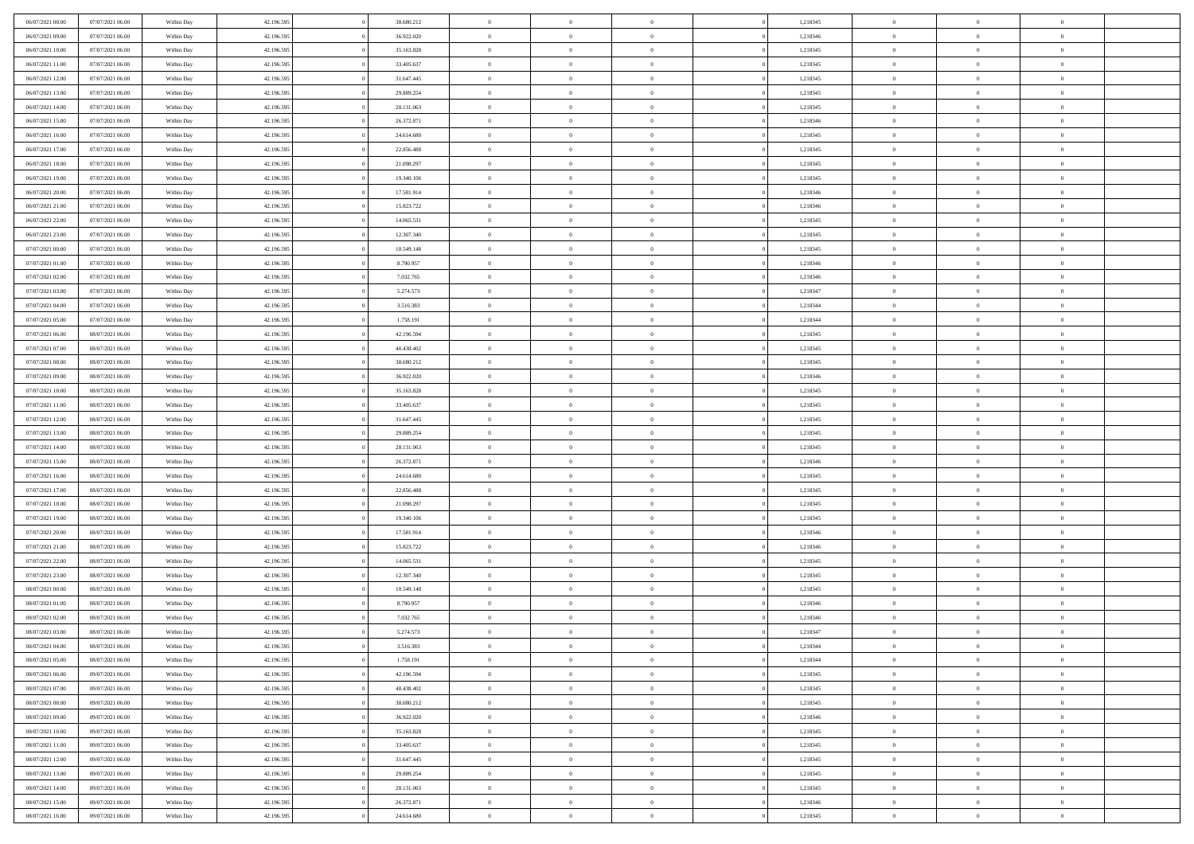| | | | | | | | | | | | | | | |
|---|---|---|---|---|---|---|---|---|---|---|---|---|---|---|
| 06/07/2021 08:00 | 07/07/2021 06:00 | Within Day | 42.196.595 | 0 | 38.680.212 | 0 | 0 | 0 | 0 | 1,218345 | 0 | 0 | 0 | |
| 06/07/2021 09:00 | 07/07/2021 06:00 | Within Day | 42.196.595 | 0 | 36.922.020 | 0 | 0 | 0 | 0 | 1,218346 | 0 | 0 | 0 | |
| 06/07/2021 10:00 | 07/07/2021 06:00 | Within Day | 42.196.595 | 0 | 35.163.828 | 0 | 0 | 0 | 0 | 1,218345 | 0 | 0 | 0 | |
| 06/07/2021 11:00 | 07/07/2021 06:00 | Within Day | 42.196.595 | 0 | 33.405.637 | 0 | 0 | 0 | 0 | 1,218345 | 0 | 0 | 0 | |
| 06/07/2021 12:00 | 07/07/2021 06:00 | Within Day | 42.196.595 | 0 | 31.647.445 | 0 | 0 | 0 | 0 | 1,218345 | 0 | 0 | 0 | |
| 06/07/2021 13:00 | 07/07/2021 06:00 | Within Day | 42.196.595 | 0 | 29.889.254 | 0 | 0 | 0 | 0 | 1,218345 | 0 | 0 | 0 | |
| 06/07/2021 14:00 | 07/07/2021 06:00 | Within Day | 42.196.595 | 0 | 28.131.063 | 0 | 0 | 0 | 0 | 1,218345 | 0 | 0 | 0 | |
| 06/07/2021 15:00 | 07/07/2021 06:00 | Within Day | 42.196.595 | 0 | 26.372.871 | 0 | 0 | 0 | 0 | 1,218346 | 0 | 0 | 0 | |
| 06/07/2021 16:00 | 07/07/2021 06:00 | Within Day | 42.196.595 | 0 | 24.614.680 | 0 | 0 | 0 | 0 | 1,218345 | 0 | 0 | 0 | |
| 06/07/2021 17:00 | 07/07/2021 06:00 | Within Day | 42.196.595 | 0 | 22.856.488 | 0 | 0 | 0 | 0 | 1,218345 | 0 | 0 | 0 | |
| 06/07/2021 18:00 | 07/07/2021 06:00 | Within Day | 42.196.595 | 0 | 21.098.297 | 0 | 0 | 0 | 0 | 1,218345 | 0 | 0 | 0 | |
| 06/07/2021 19:00 | 07/07/2021 06:00 | Within Day | 42.196.595 | 0 | 19.340.106 | 0 | 0 | 0 | 0 | 1,218345 | 0 | 0 | 0 | |
| 06/07/2021 20:00 | 07/07/2021 06:00 | Within Day | 42.196.595 | 0 | 17.581.914 | 0 | 0 | 0 | 0 | 1,218346 | 0 | 0 | 0 | |
| 06/07/2021 21:00 | 07/07/2021 06:00 | Within Day | 42.196.595 | 0 | 15.823.722 | 0 | 0 | 0 | 0 | 1,218346 | 0 | 0 | 0 | |
| 06/07/2021 22:00 | 07/07/2021 06:00 | Within Day | 42.196.595 | 0 | 14.065.531 | 0 | 0 | 0 | 0 | 1,218345 | 0 | 0 | 0 | |
| 06/07/2021 23:00 | 07/07/2021 06:00 | Within Day | 42.196.595 | 0 | 12.307.340 | 0 | 0 | 0 | 0 | 1,218345 | 0 | 0 | 0 | |
| 07/07/2021 00:00 | 07/07/2021 06:00 | Within Day | 42.196.595 | 0 | 10.549.148 | 0 | 0 | 0 | 0 | 1,218345 | 0 | 0 | 0 | |
| 07/07/2021 01:00 | 07/07/2021 06:00 | Within Day | 42.196.595 | 0 | 8.790.957 | 0 | 0 | 0 | 0 | 1,218346 | 0 | 0 | 0 | |
| 07/07/2021 02:00 | 07/07/2021 06:00 | Within Day | 42.196.595 | 0 | 7.032.765 | 0 | 0 | 0 | 0 | 1,218346 | 0 | 0 | 0 | |
| 07/07/2021 03:00 | 07/07/2021 06:00 | Within Day | 42.196.595 | 0 | 5.274.573 | 0 | 0 | 0 | 0 | 1,218347 | 0 | 0 | 0 | |
| 07/07/2021 04:00 | 07/07/2021 06:00 | Within Day | 42.196.595 | 0 | 3.516.383 | 0 | 0 | 0 | 0 | 1,218344 | 0 | 0 | 0 | |
| 07/07/2021 05:00 | 07/07/2021 06:00 | Within Day | 42.196.595 | 0 | 1.758.191 | 0 | 0 | 0 | 0 | 1,218344 | 0 | 0 | 0 | |
| 07/07/2021 06:00 | 08/07/2021 06:00 | Within Day | 42.196.595 | 0 | 42.196.594 | 0 | 0 | 0 | 0 | 1,218345 | 0 | 0 | 0 | |
| 07/07/2021 07:00 | 08/07/2021 06:00 | Within Day | 42.196.595 | 0 | 40.438.402 | 0 | 0 | 0 | 0 | 1,218345 | 0 | 0 | 0 | |
| 07/07/2021 08:00 | 08/07/2021 06:00 | Within Day | 42.196.595 | 0 | 38.680.212 | 0 | 0 | 0 | 0 | 1,218345 | 0 | 0 | 0 | |
| 07/07/2021 09:00 | 08/07/2021 06:00 | Within Day | 42.196.595 | 0 | 36.922.020 | 0 | 0 | 0 | 0 | 1,218346 | 0 | 0 | 0 | |
| 07/07/2021 10:00 | 08/07/2021 06:00 | Within Day | 42.196.595 | 0 | 35.163.828 | 0 | 0 | 0 | 0 | 1,218345 | 0 | 0 | 0 | |
| 07/07/2021 11:00 | 08/07/2021 06:00 | Within Day | 42.196.595 | 0 | 33.405.637 | 0 | 0 | 0 | 0 | 1,218345 | 0 | 0 | 0 | |
| 07/07/2021 12:00 | 08/07/2021 06:00 | Within Day | 42.196.595 | 0 | 31.647.445 | 0 | 0 | 0 | 0 | 1,218345 | 0 | 0 | 0 | |
| 07/07/2021 13:00 | 08/07/2021 06:00 | Within Day | 42.196.595 | 0 | 29.889.254 | 0 | 0 | 0 | 0 | 1,218345 | 0 | 0 | 0 | |
| 07/07/2021 14:00 | 08/07/2021 06:00 | Within Day | 42.196.595 | 0 | 28.131.063 | 0 | 0 | 0 | 0 | 1,218345 | 0 | 0 | 0 | |
| 07/07/2021 15:00 | 08/07/2021 06:00 | Within Day | 42.196.595 | 0 | 26.372.871 | 0 | 0 | 0 | 0 | 1,218346 | 0 | 0 | 0 | |
| 07/07/2021 16:00 | 08/07/2021 06:00 | Within Day | 42.196.595 | 0 | 24.614.680 | 0 | 0 | 0 | 0 | 1,218345 | 0 | 0 | 0 | |
| 07/07/2021 17:00 | 08/07/2021 06:00 | Within Day | 42.196.595 | 0 | 22.856.488 | 0 | 0 | 0 | 0 | 1,218345 | 0 | 0 | 0 | |
| 07/07/2021 18:00 | 08/07/2021 06:00 | Within Day | 42.196.595 | 0 | 21.098.297 | 0 | 0 | 0 | 0 | 1,218345 | 0 | 0 | 0 | |
| 07/07/2021 19:00 | 08/07/2021 06:00 | Within Day | 42.196.595 | 0 | 19.340.106 | 0 | 0 | 0 | 0 | 1,218345 | 0 | 0 | 0 | |
| 07/07/2021 20:00 | 08/07/2021 06:00 | Within Day | 42.196.595 | 0 | 17.581.914 | 0 | 0 | 0 | 0 | 1,218346 | 0 | 0 | 0 | |
| 07/07/2021 21:00 | 08/07/2021 06:00 | Within Day | 42.196.595 | 0 | 15.823.722 | 0 | 0 | 0 | 0 | 1,218346 | 0 | 0 | 0 | |
| 07/07/2021 22:00 | 08/07/2021 06:00 | Within Day | 42.196.595 | 0 | 14.065.531 | 0 | 0 | 0 | 0 | 1,218345 | 0 | 0 | 0 | |
| 07/07/2021 23:00 | 08/07/2021 06:00 | Within Day | 42.196.595 | 0 | 12.307.340 | 0 | 0 | 0 | 0 | 1,218345 | 0 | 0 | 0 | |
| 08/07/2021 00:00 | 08/07/2021 06:00 | Within Day | 42.196.595 | 0 | 10.549.148 | 0 | 0 | 0 | 0 | 1,218345 | 0 | 0 | 0 | |
| 08/07/2021 01:00 | 08/07/2021 06:00 | Within Day | 42.196.595 | 0 | 8.790.957 | 0 | 0 | 0 | 0 | 1,218346 | 0 | 0 | 0 | |
| 08/07/2021 02:00 | 08/07/2021 06:00 | Within Day | 42.196.595 | 0 | 7.032.765 | 0 | 0 | 0 | 0 | 1,218346 | 0 | 0 | 0 | |
| 08/07/2021 03:00 | 08/07/2021 06:00 | Within Day | 42.196.595 | 0 | 5.274.573 | 0 | 0 | 0 | 0 | 1,218347 | 0 | 0 | 0 | |
| 08/07/2021 04:00 | 08/07/2021 06:00 | Within Day | 42.196.595 | 0 | 3.516.383 | 0 | 0 | 0 | 0 | 1,218344 | 0 | 0 | 0 | |
| 08/07/2021 05:00 | 08/07/2021 06:00 | Within Day | 42.196.595 | 0 | 1.758.191 | 0 | 0 | 0 | 0 | 1,218344 | 0 | 0 | 0 | |
| 08/07/2021 06:00 | 09/07/2021 06:00 | Within Day | 42.196.595 | 0 | 42.196.594 | 0 | 0 | 0 | 0 | 1,218345 | 0 | 0 | 0 | |
| 08/07/2021 07:00 | 09/07/2021 06:00 | Within Day | 42.196.595 | 0 | 40.438.402 | 0 | 0 | 0 | 0 | 1,218345 | 0 | 0 | 0 | |
| 08/07/2021 08:00 | 09/07/2021 06:00 | Within Day | 42.196.595 | 0 | 38.680.212 | 0 | 0 | 0 | 0 | 1,218345 | 0 | 0 | 0 | |
| 08/07/2021 09:00 | 09/07/2021 06:00 | Within Day | 42.196.595 | 0 | 36.922.020 | 0 | 0 | 0 | 0 | 1,218346 | 0 | 0 | 0 | |
| 08/07/2021 10:00 | 09/07/2021 06:00 | Within Day | 42.196.595 | 0 | 35.163.828 | 0 | 0 | 0 | 0 | 1,218345 | 0 | 0 | 0 | |
| 08/07/2021 11:00 | 09/07/2021 06:00 | Within Day | 42.196.595 | 0 | 33.405.637 | 0 | 0 | 0 | 0 | 1,218345 | 0 | 0 | 0 | |
| 08/07/2021 12:00 | 09/07/2021 06:00 | Within Day | 42.196.595 | 0 | 31.647.445 | 0 | 0 | 0 | 0 | 1,218345 | 0 | 0 | 0 | |
| 08/07/2021 13:00 | 09/07/2021 06:00 | Within Day | 42.196.595 | 0 | 29.889.254 | 0 | 0 | 0 | 0 | 1,218345 | 0 | 0 | 0 | |
| 08/07/2021 14:00 | 09/07/2021 06:00 | Within Day | 42.196.595 | 0 | 28.131.063 | 0 | 0 | 0 | 0 | 1,218345 | 0 | 0 | 0 | |
| 08/07/2021 15:00 | 09/07/2021 06:00 | Within Day | 42.196.595 | 0 | 26.372.871 | 0 | 0 | 0 | 0 | 1,218346 | 0 | 0 | 0 | |
| 08/07/2021 16:00 | 09/07/2021 06:00 | Within Day | 42.196.595 | 0 | 24.614.680 | 0 | 0 | 0 | 0 | 1,218345 | 0 | 0 | 0 | |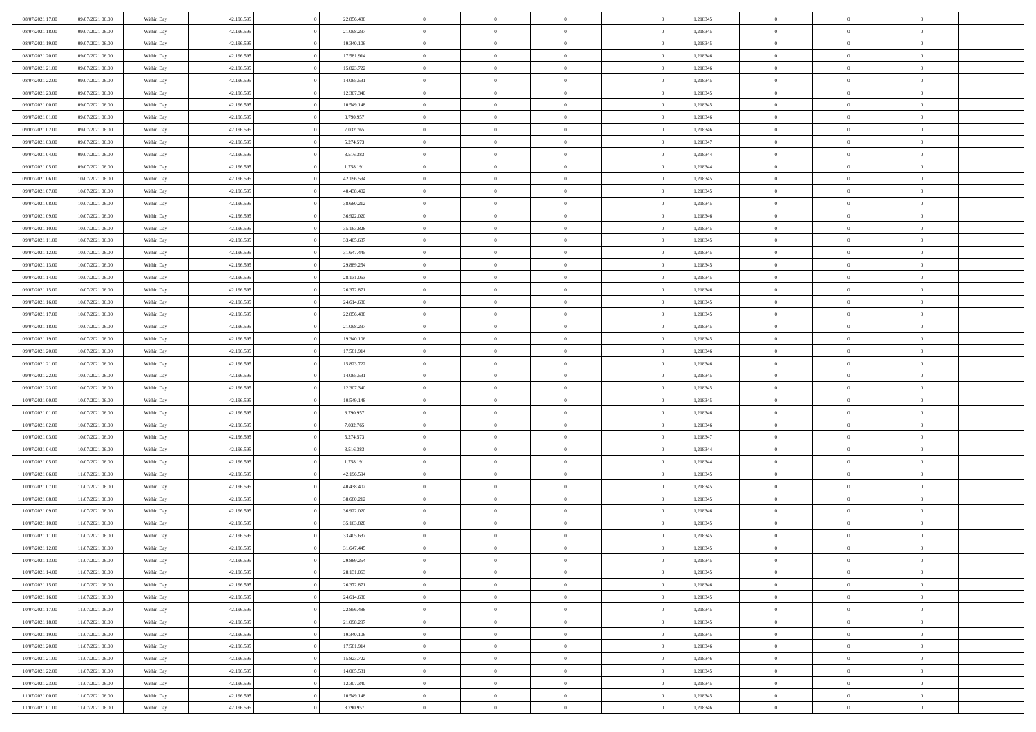| | | | | | | | | | | | | | | |
|---|---|---|---|---|---|---|---|---|---|---|---|---|---|---|
| 08/07/2021 17:00 | 09/07/2021 06:00 | Within Day | 42.196.595 | 0 | 22.856.488 | 0 | 0 | 0 | | 0 | 1,218345 | 0 | 0 | 0 |
| 08/07/2021 18:00 | 09/07/2021 06:00 | Within Day | 42.196.595 | 0 | 21.098.297 | 0 | 0 | 0 | | 0 | 1,218345 | 0 | 0 | 0 |
| 08/07/2021 19:00 | 09/07/2021 06:00 | Within Day | 42.196.595 | 0 | 19.340.106 | 0 | 0 | 0 | | 0 | 1,218345 | 0 | 0 | 0 |
| 08/07/2021 20:00 | 09/07/2021 06:00 | Within Day | 42.196.595 | 0 | 17.581.914 | 0 | 0 | 0 | | 0 | 1,218346 | 0 | 0 | 0 |
| 08/07/2021 21:00 | 09/07/2021 06:00 | Within Day | 42.196.595 | 0 | 15.823.722 | 0 | 0 | 0 | | 0 | 1,218346 | 0 | 0 | 0 |
| 08/07/2021 22:00 | 09/07/2021 06:00 | Within Day | 42.196.595 | 0 | 14.065.531 | 0 | 0 | 0 | | 0 | 1,218345 | 0 | 0 | 0 |
| 08/07/2021 23:00 | 09/07/2021 06:00 | Within Day | 42.196.595 | 0 | 12.307.340 | 0 | 0 | 0 | | 0 | 1,218345 | 0 | 0 | 0 |
| 09/07/2021 00:00 | 09/07/2021 06:00 | Within Day | 42.196.595 | 0 | 10.549.148 | 0 | 0 | 0 | | 0 | 1,218345 | 0 | 0 | 0 |
| 09/07/2021 01:00 | 09/07/2021 06:00 | Within Day | 42.196.595 | 0 | 8.790.957 | 0 | 0 | 0 | | 0 | 1,218346 | 0 | 0 | 0 |
| 09/07/2021 02:00 | 09/07/2021 06:00 | Within Day | 42.196.595 | 0 | 7.032.765 | 0 | 0 | 0 | | 0 | 1,218346 | 0 | 0 | 0 |
| 09/07/2021 03:00 | 09/07/2021 06:00 | Within Day | 42.196.595 | 0 | 5.274.573 | 0 | 0 | 0 | | 0 | 1,218347 | 0 | 0 | 0 |
| 09/07/2021 04:00 | 09/07/2021 06:00 | Within Day | 42.196.595 | 0 | 3.516.383 | 0 | 0 | 0 | | 0 | 1,218344 | 0 | 0 | 0 |
| 09/07/2021 05:00 | 09/07/2021 06:00 | Within Day | 42.196.595 | 0 | 1.758.191 | 0 | 0 | 0 | | 0 | 1,218344 | 0 | 0 | 0 |
| 09/07/2021 06:00 | 10/07/2021 06:00 | Within Day | 42.196.595 | 0 | 42.196.594 | 0 | 0 | 0 | | 0 | 1,218345 | 0 | 0 | 0 |
| 09/07/2021 07:00 | 10/07/2021 06:00 | Within Day | 42.196.595 | 0 | 40.438.402 | 0 | 0 | 0 | | 0 | 1,218345 | 0 | 0 | 0 |
| 09/07/2021 08:00 | 10/07/2021 06:00 | Within Day | 42.196.595 | 0 | 38.680.212 | 0 | 0 | 0 | | 0 | 1,218345 | 0 | 0 | 0 |
| 09/07/2021 09:00 | 10/07/2021 06:00 | Within Day | 42.196.595 | 0 | 36.922.020 | 0 | 0 | 0 | | 0 | 1,218346 | 0 | 0 | 0 |
| 09/07/2021 10:00 | 10/07/2021 06:00 | Within Day | 42.196.595 | 0 | 35.163.828 | 0 | 0 | 0 | | 0 | 1,218345 | 0 | 0 | 0 |
| 09/07/2021 11:00 | 10/07/2021 06:00 | Within Day | 42.196.595 | 0 | 33.405.637 | 0 | 0 | 0 | | 0 | 1,218345 | 0 | 0 | 0 |
| 09/07/2021 12:00 | 10/07/2021 06:00 | Within Day | 42.196.595 | 0 | 31.647.445 | 0 | 0 | 0 | | 0 | 1,218345 | 0 | 0 | 0 |
| 09/07/2021 13:00 | 10/07/2021 06:00 | Within Day | 42.196.595 | 0 | 29.889.254 | 0 | 0 | 0 | | 0 | 1,218345 | 0 | 0 | 0 |
| 09/07/2021 14:00 | 10/07/2021 06:00 | Within Day | 42.196.595 | 0 | 28.131.063 | 0 | 0 | 0 | | 0 | 1,218345 | 0 | 0 | 0 |
| 09/07/2021 15:00 | 10/07/2021 06:00 | Within Day | 42.196.595 | 0 | 26.372.871 | 0 | 0 | 0 | | 0 | 1,218346 | 0 | 0 | 0 |
| 09/07/2021 16:00 | 10/07/2021 06:00 | Within Day | 42.196.595 | 0 | 24.614.680 | 0 | 0 | 0 | | 0 | 1,218345 | 0 | 0 | 0 |
| 09/07/2021 17:00 | 10/07/2021 06:00 | Within Day | 42.196.595 | 0 | 22.856.488 | 0 | 0 | 0 | | 0 | 1,218345 | 0 | 0 | 0 |
| 09/07/2021 18:00 | 10/07/2021 06:00 | Within Day | 42.196.595 | 0 | 21.098.297 | 0 | 0 | 0 | | 0 | 1,218345 | 0 | 0 | 0 |
| 09/07/2021 19:00 | 10/07/2021 06:00 | Within Day | 42.196.595 | 0 | 19.340.106 | 0 | 0 | 0 | | 0 | 1,218345 | 0 | 0 | 0 |
| 09/07/2021 20:00 | 10/07/2021 06:00 | Within Day | 42.196.595 | 0 | 17.581.914 | 0 | 0 | 0 | | 0 | 1,218346 | 0 | 0 | 0 |
| 09/07/2021 21:00 | 10/07/2021 06:00 | Within Day | 42.196.595 | 0 | 15.823.722 | 0 | 0 | 0 | | 0 | 1,218346 | 0 | 0 | 0 |
| 09/07/2021 22:00 | 10/07/2021 06:00 | Within Day | 42.196.595 | 0 | 14.065.531 | 0 | 0 | 0 | | 0 | 1,218345 | 0 | 0 | 0 |
| 09/07/2021 23:00 | 10/07/2021 06:00 | Within Day | 42.196.595 | 0 | 12.307.340 | 0 | 0 | 0 | | 0 | 1,218345 | 0 | 0 | 0 |
| 10/07/2021 00:00 | 10/07/2021 06:00 | Within Day | 42.196.595 | 0 | 10.549.148 | 0 | 0 | 0 | | 0 | 1,218345 | 0 | 0 | 0 |
| 10/07/2021 01:00 | 10/07/2021 06:00 | Within Day | 42.196.595 | 0 | 8.790.957 | 0 | 0 | 0 | | 0 | 1,218346 | 0 | 0 | 0 |
| 10/07/2021 02:00 | 10/07/2021 06:00 | Within Day | 42.196.595 | 0 | 7.032.765 | 0 | 0 | 0 | | 0 | 1,218346 | 0 | 0 | 0 |
| 10/07/2021 03:00 | 10/07/2021 06:00 | Within Day | 42.196.595 | 0 | 5.274.573 | 0 | 0 | 0 | | 0 | 1,218347 | 0 | 0 | 0 |
| 10/07/2021 04:00 | 10/07/2021 06:00 | Within Day | 42.196.595 | 0 | 3.516.383 | 0 | 0 | 0 | | 0 | 1,218344 | 0 | 0 | 0 |
| 10/07/2021 05:00 | 10/07/2021 06:00 | Within Day | 42.196.595 | 0 | 1.758.191 | 0 | 0 | 0 | | 0 | 1,218344 | 0 | 0 | 0 |
| 10/07/2021 06:00 | 11/07/2021 06:00 | Within Day | 42.196.595 | 0 | 42.196.594 | 0 | 0 | 0 | | 0 | 1,218345 | 0 | 0 | 0 |
| 10/07/2021 07:00 | 11/07/2021 06:00 | Within Day | 42.196.595 | 0 | 40.438.402 | 0 | 0 | 0 | | 0 | 1,218345 | 0 | 0 | 0 |
| 10/07/2021 08:00 | 11/07/2021 06:00 | Within Day | 42.196.595 | 0 | 38.680.212 | 0 | 0 | 0 | | 0 | 1,218345 | 0 | 0 | 0 |
| 10/07/2021 09:00 | 11/07/2021 06:00 | Within Day | 42.196.595 | 0 | 36.922.020 | 0 | 0 | 0 | | 0 | 1,218346 | 0 | 0 | 0 |
| 10/07/2021 10:00 | 11/07/2021 06:00 | Within Day | 42.196.595 | 0 | 35.163.828 | 0 | 0 | 0 | | 0 | 1,218345 | 0 | 0 | 0 |
| 10/07/2021 11:00 | 11/07/2021 06:00 | Within Day | 42.196.595 | 0 | 33.405.637 | 0 | 0 | 0 | | 0 | 1,218345 | 0 | 0 | 0 |
| 10/07/2021 12:00 | 11/07/2021 06:00 | Within Day | 42.196.595 | 0 | 31.647.445 | 0 | 0 | 0 | | 0 | 1,218345 | 0 | 0 | 0 |
| 10/07/2021 13:00 | 11/07/2021 06:00 | Within Day | 42.196.595 | 0 | 29.889.254 | 0 | 0 | 0 | | 0 | 1,218345 | 0 | 0 | 0 |
| 10/07/2021 14:00 | 11/07/2021 06:00 | Within Day | 42.196.595 | 0 | 28.131.063 | 0 | 0 | 0 | | 0 | 1,218345 | 0 | 0 | 0 |
| 10/07/2021 15:00 | 11/07/2021 06:00 | Within Day | 42.196.595 | 0 | 26.372.871 | 0 | 0 | 0 | | 0 | 1,218346 | 0 | 0 | 0 |
| 10/07/2021 16:00 | 11/07/2021 06:00 | Within Day | 42.196.595 | 0 | 24.614.680 | 0 | 0 | 0 | | 0 | 1,218345 | 0 | 0 | 0 |
| 10/07/2021 17:00 | 11/07/2021 06:00 | Within Day | 42.196.595 | 0 | 22.856.488 | 0 | 0 | 0 | | 0 | 1,218345 | 0 | 0 | 0 |
| 10/07/2021 18:00 | 11/07/2021 06:00 | Within Day | 42.196.595 | 0 | 21.098.297 | 0 | 0 | 0 | | 0 | 1,218345 | 0 | 0 | 0 |
| 10/07/2021 19:00 | 11/07/2021 06:00 | Within Day | 42.196.595 | 0 | 19.340.106 | 0 | 0 | 0 | | 0 | 1,218345 | 0 | 0 | 0 |
| 10/07/2021 20:00 | 11/07/2021 06:00 | Within Day | 42.196.595 | 0 | 17.581.914 | 0 | 0 | 0 | | 0 | 1,218346 | 0 | 0 | 0 |
| 10/07/2021 21:00 | 11/07/2021 06:00 | Within Day | 42.196.595 | 0 | 15.823.722 | 0 | 0 | 0 | | 0 | 1,218346 | 0 | 0 | 0 |
| 10/07/2021 22:00 | 11/07/2021 06:00 | Within Day | 42.196.595 | 0 | 14.065.531 | 0 | 0 | 0 | | 0 | 1,218345 | 0 | 0 | 0 |
| 10/07/2021 23:00 | 11/07/2021 06:00 | Within Day | 42.196.595 | 0 | 12.307.340 | 0 | 0 | 0 | | 0 | 1,218345 | 0 | 0 | 0 |
| 11/07/2021 00:00 | 11/07/2021 06:00 | Within Day | 42.196.595 | 0 | 10.549.148 | 0 | 0 | 0 | | 0 | 1,218345 | 0 | 0 | 0 |
| 11/07/2021 01:00 | 11/07/2021 06:00 | Within Day | 42.196.595 | 0 | 8.790.957 | 0 | 0 | 0 | | 0 | 1,218346 | 0 | 0 | 0 |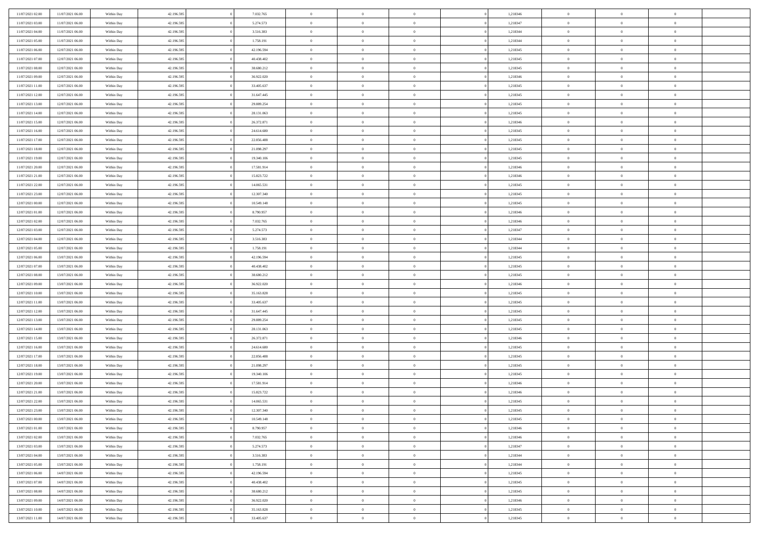| | | | | | | | | | | | | | | |
|---|---|---|---|---|---|---|---|---|---|---|---|---|---|---|
| 11/07/2021 02:00 | 11/07/2021 06:00 | Within Day | 42.196.595 | 0 | 7.032.765 | 0 | 0 | 0 | | 0 | 1,218346 | 0 | 0 | 0 |
| 11/07/2021 03:00 | 11/07/2021 06:00 | Within Day | 42.196.595 | 0 | 5.274.573 | 0 | 0 | 0 | | 0 | 1,218347 | 0 | 0 | 0 |
| 11/07/2021 04:00 | 11/07/2021 06:00 | Within Day | 42.196.595 | 0 | 3.516.383 | 0 | 0 | 0 | | 0 | 1,218344 | 0 | 0 | 0 |
| 11/07/2021 05:00 | 11/07/2021 06:00 | Within Day | 42.196.595 | 0 | 1.758.191 | 0 | 0 | 0 | | 0 | 1,218344 | 0 | 0 | 0 |
| 11/07/2021 06:00 | 12/07/2021 06:00 | Within Day | 42.196.595 | 0 | 42.196.594 | 0 | 0 | 0 | | 0 | 1,218345 | 0 | 0 | 0 |
| 11/07/2021 07:00 | 12/07/2021 06:00 | Within Day | 42.196.595 | 0 | 40.438.402 | 0 | 0 | 0 | | 0 | 1,218345 | 0 | 0 | 0 |
| 11/07/2021 08:00 | 12/07/2021 06:00 | Within Day | 42.196.595 | 0 | 38.680.212 | 0 | 0 | 0 | | 0 | 1,218345 | 0 | 0 | 0 |
| 11/07/2021 09:00 | 12/07/2021 06:00 | Within Day | 42.196.595 | 0 | 36.922.020 | 0 | 0 | 0 | | 0 | 1,218346 | 0 | 0 | 0 |
| 11/07/2021 11:00 | 12/07/2021 06:00 | Within Day | 42.196.595 | 0 | 33.405.637 | 0 | 0 | 0 | | 0 | 1,218345 | 0 | 0 | 0 |
| 11/07/2021 12:00 | 12/07/2021 06:00 | Within Day | 42.196.595 | 0 | 31.647.445 | 0 | 0 | 0 | | 0 | 1,218345 | 0 | 0 | 0 |
| 11/07/2021 13:00 | 12/07/2021 06:00 | Within Day | 42.196.595 | 0 | 29.889.254 | 0 | 0 | 0 | | 0 | 1,218345 | 0 | 0 | 0 |
| 11/07/2021 14:00 | 12/07/2021 06:00 | Within Day | 42.196.595 | 0 | 28.131.063 | 0 | 0 | 0 | | 0 | 1,218345 | 0 | 0 | 0 |
| 11/07/2021 15:00 | 12/07/2021 06:00 | Within Day | 42.196.595 | 0 | 26.372.871 | 0 | 0 | 0 | | 0 | 1,218346 | 0 | 0 | 0 |
| 11/07/2021 16:00 | 12/07/2021 06:00 | Within Day | 42.196.595 | 0 | 24.614.680 | 0 | 0 | 0 | | 0 | 1,218345 | 0 | 0 | 0 |
| 11/07/2021 17:00 | 12/07/2021 06:00 | Within Day | 42.196.595 | 0 | 22.856.488 | 0 | 0 | 0 | | 0 | 1,218345 | 0 | 0 | 0 |
| 11/07/2021 18:00 | 12/07/2021 06:00 | Within Day | 42.196.595 | 0 | 21.098.297 | 0 | 0 | 0 | | 0 | 1,218345 | 0 | 0 | 0 |
| 11/07/2021 19:00 | 12/07/2021 06:00 | Within Day | 42.196.595 | 0 | 19.340.106 | 0 | 0 | 0 | | 0 | 1,218345 | 0 | 0 | 0 |
| 11/07/2021 20:00 | 12/07/2021 06:00 | Within Day | 42.196.595 | 0 | 17.581.914 | 0 | 0 | 0 | | 0 | 1,218346 | 0 | 0 | 0 |
| 11/07/2021 21:00 | 12/07/2021 06:00 | Within Day | 42.196.595 | 0 | 15.823.722 | 0 | 0 | 0 | | 0 | 1,218346 | 0 | 0 | 0 |
| 11/07/2021 22:00 | 12/07/2021 06:00 | Within Day | 42.196.595 | 0 | 14.065.531 | 0 | 0 | 0 | | 0 | 1,218345 | 0 | 0 | 0 |
| 11/07/2021 23:00 | 12/07/2021 06:00 | Within Day | 42.196.595 | 0 | 12.307.340 | 0 | 0 | 0 | | 0 | 1,218345 | 0 | 0 | 0 |
| 12/07/2021 00:00 | 12/07/2021 06:00 | Within Day | 42.196.595 | 0 | 10.549.148 | 0 | 0 | 0 | | 0 | 1,218345 | 0 | 0 | 0 |
| 12/07/2021 01:00 | 12/07/2021 06:00 | Within Day | 42.196.595 | 0 | 8.790.957 | 0 | 0 | 0 | | 0 | 1,218346 | 0 | 0 | 0 |
| 12/07/2021 02:00 | 12/07/2021 06:00 | Within Day | 42.196.595 | 0 | 7.032.765 | 0 | 0 | 0 | | 0 | 1,218346 | 0 | 0 | 0 |
| 12/07/2021 03:00 | 12/07/2021 06:00 | Within Day | 42.196.595 | 0 | 5.274.573 | 0 | 0 | 0 | | 0 | 1,218347 | 0 | 0 | 0 |
| 12/07/2021 04:00 | 12/07/2021 06:00 | Within Day | 42.196.595 | 0 | 3.516.383 | 0 | 0 | 0 | | 0 | 1,218344 | 0 | 0 | 0 |
| 12/07/2021 05:00 | 12/07/2021 06:00 | Within Day | 42.196.595 | 0 | 1.758.191 | 0 | 0 | 0 | | 0 | 1,218344 | 0 | 0 | 0 |
| 12/07/2021 06:00 | 13/07/2021 06:00 | Within Day | 42.196.595 | 0 | 42.196.594 | 0 | 0 | 0 | | 0 | 1,218345 | 0 | 0 | 0 |
| 12/07/2021 07:00 | 13/07/2021 06:00 | Within Day | 42.196.595 | 0 | 40.438.402 | 0 | 0 | 0 | | 0 | 1,218345 | 0 | 0 | 0 |
| 12/07/2021 08:00 | 13/07/2021 06:00 | Within Day | 42.196.595 | 0 | 38.680.212 | 0 | 0 | 0 | | 0 | 1,218345 | 0 | 0 | 0 |
| 12/07/2021 09:00 | 13/07/2021 06:00 | Within Day | 42.196.595 | 0 | 36.922.020 | 0 | 0 | 0 | | 0 | 1,218346 | 0 | 0 | 0 |
| 12/07/2021 10:00 | 13/07/2021 06:00 | Within Day | 42.196.595 | 0 | 35.163.828 | 0 | 0 | 0 | | 0 | 1,218345 | 0 | 0 | 0 |
| 12/07/2021 11:00 | 13/07/2021 06:00 | Within Day | 42.196.595 | 0 | 33.405.637 | 0 | 0 | 0 | | 0 | 1,218345 | 0 | 0 | 0 |
| 12/07/2021 12:00 | 13/07/2021 06:00 | Within Day | 42.196.595 | 0 | 31.647.445 | 0 | 0 | 0 | | 0 | 1,218345 | 0 | 0 | 0 |
| 12/07/2021 13:00 | 13/07/2021 06:00 | Within Day | 42.196.595 | 0 | 29.889.254 | 0 | 0 | 0 | | 0 | 1,218345 | 0 | 0 | 0 |
| 12/07/2021 14:00 | 13/07/2021 06:00 | Within Day | 42.196.595 | 0 | 28.131.063 | 0 | 0 | 0 | | 0 | 1,218345 | 0 | 0 | 0 |
| 12/07/2021 15:00 | 13/07/2021 06:00 | Within Day | 42.196.595 | 0 | 26.372.871 | 0 | 0 | 0 | | 0 | 1,218346 | 0 | 0 | 0 |
| 12/07/2021 16:00 | 13/07/2021 06:00 | Within Day | 42.196.595 | 0 | 24.614.680 | 0 | 0 | 0 | | 0 | 1,218345 | 0 | 0 | 0 |
| 12/07/2021 17:00 | 13/07/2021 06:00 | Within Day | 42.196.595 | 0 | 22.856.488 | 0 | 0 | 0 | | 0 | 1,218345 | 0 | 0 | 0 |
| 12/07/2021 18:00 | 13/07/2021 06:00 | Within Day | 42.196.595 | 0 | 21.098.297 | 0 | 0 | 0 | | 0 | 1,218345 | 0 | 0 | 0 |
| 12/07/2021 19:00 | 13/07/2021 06:00 | Within Day | 42.196.595 | 0 | 19.340.106 | 0 | 0 | 0 | | 0 | 1,218345 | 0 | 0 | 0 |
| 12/07/2021 20:00 | 13/07/2021 06:00 | Within Day | 42.196.595 | 0 | 17.581.914 | 0 | 0 | 0 | | 0 | 1,218346 | 0 | 0 | 0 |
| 12/07/2021 21:00 | 13/07/2021 06:00 | Within Day | 42.196.595 | 0 | 15.823.722 | 0 | 0 | 0 | | 0 | 1,218346 | 0 | 0 | 0 |
| 12/07/2021 22:00 | 13/07/2021 06:00 | Within Day | 42.196.595 | 0 | 14.065.531 | 0 | 0 | 0 | | 0 | 1,218345 | 0 | 0 | 0 |
| 12/07/2021 23:00 | 13/07/2021 06:00 | Within Day | 42.196.595 | 0 | 12.307.340 | 0 | 0 | 0 | | 0 | 1,218345 | 0 | 0 | 0 |
| 13/07/2021 00:00 | 13/07/2021 06:00 | Within Day | 42.196.595 | 0 | 10.549.148 | 0 | 0 | 0 | | 0 | 1,218345 | 0 | 0 | 0 |
| 13/07/2021 01:00 | 13/07/2021 06:00 | Within Day | 42.196.595 | 0 | 8.790.957 | 0 | 0 | 0 | | 0 | 1,218346 | 0 | 0 | 0 |
| 13/07/2021 02:00 | 13/07/2021 06:00 | Within Day | 42.196.595 | 0 | 7.032.765 | 0 | 0 | 0 | | 0 | 1,218346 | 0 | 0 | 0 |
| 13/07/2021 03:00 | 13/07/2021 06:00 | Within Day | 42.196.595 | 0 | 5.274.573 | 0 | 0 | 0 | | 0 | 1,218347 | 0 | 0 | 0 |
| 13/07/2021 04:00 | 13/07/2021 06:00 | Within Day | 42.196.595 | 0 | 3.516.383 | 0 | 0 | 0 | | 0 | 1,218344 | 0 | 0 | 0 |
| 13/07/2021 05:00 | 13/07/2021 06:00 | Within Day | 42.196.595 | 0 | 1.758.191 | 0 | 0 | 0 | | 0 | 1,218344 | 0 | 0 | 0 |
| 13/07/2021 06:00 | 14/07/2021 06:00 | Within Day | 42.196.595 | 0 | 42.196.594 | 0 | 0 | 0 | | 0 | 1,218345 | 0 | 0 | 0 |
| 13/07/2021 07:00 | 14/07/2021 06:00 | Within Day | 42.196.595 | 0 | 40.438.402 | 0 | 0 | 0 | | 0 | 1,218345 | 0 | 0 | 0 |
| 13/07/2021 08:00 | 14/07/2021 06:00 | Within Day | 42.196.595 | 0 | 38.680.212 | 0 | 0 | 0 | | 0 | 1,218345 | 0 | 0 | 0 |
| 13/07/2021 09:00 | 14/07/2021 06:00 | Within Day | 42.196.595 | 0 | 36.922.020 | 0 | 0 | 0 | | 0 | 1,218346 | 0 | 0 | 0 |
| 13/07/2021 10:00 | 14/07/2021 06:00 | Within Day | 42.196.595 | 0 | 35.163.828 | 0 | 0 | 0 | | 0 | 1,218345 | 0 | 0 | 0 |
| 13/07/2021 11:00 | 14/07/2021 06:00 | Within Day | 42.196.595 | 0 | 33.405.637 | 0 | 0 | 0 | | 0 | 1,218345 | 0 | 0 | 0 |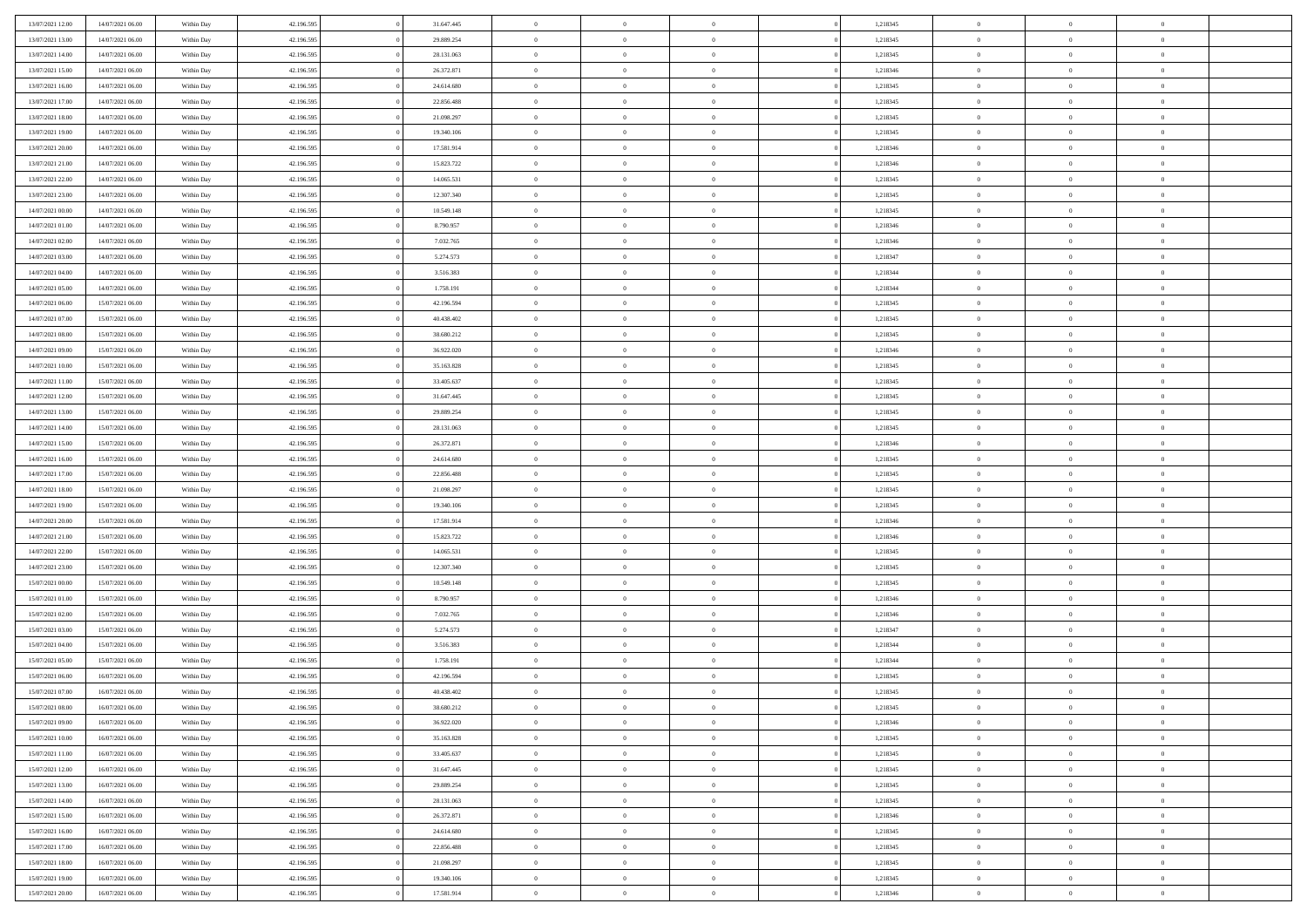| | | | | | | | | | | | | | | |
|---|---|---|---|---|---|---|---|---|---|---|---|---|---|---|
| 13/07/2021 12:00 | 14/07/2021 06:00 | Within Day | 42.196.595 | 0 | 31.647.445 | 0 | 0 | 0 | | 0 | 1,218345 | 0 | 0 | 0 |
| 13/07/2021 13:00 | 14/07/2021 06:00 | Within Day | 42.196.595 | 0 | 29.889.254 | 0 | 0 | 0 | | 0 | 1,218345 | 0 | 0 | 0 |
| 13/07/2021 14:00 | 14/07/2021 06:00 | Within Day | 42.196.595 | 0 | 28.131.063 | 0 | 0 | 0 | | 0 | 1,218345 | 0 | 0 | 0 |
| 13/07/2021 15:00 | 14/07/2021 06:00 | Within Day | 42.196.595 | 0 | 26.372.871 | 0 | 0 | 0 | | 0 | 1,218346 | 0 | 0 | 0 |
| 13/07/2021 16:00 | 14/07/2021 06:00 | Within Day | 42.196.595 | 0 | 24.614.680 | 0 | 0 | 0 | | 0 | 1,218345 | 0 | 0 | 0 |
| 13/07/2021 17:00 | 14/07/2021 06:00 | Within Day | 42.196.595 | 0 | 22.856.488 | 0 | 0 | 0 | | 0 | 1,218345 | 0 | 0 | 0 |
| 13/07/2021 18:00 | 14/07/2021 06:00 | Within Day | 42.196.595 | 0 | 21.098.297 | 0 | 0 | 0 | | 0 | 1,218345 | 0 | 0 | 0 |
| 13/07/2021 19:00 | 14/07/2021 06:00 | Within Day | 42.196.595 | 0 | 19.340.106 | 0 | 0 | 0 | | 0 | 1,218345 | 0 | 0 | 0 |
| 13/07/2021 20:00 | 14/07/2021 06:00 | Within Day | 42.196.595 | 0 | 17.581.914 | 0 | 0 | 0 | | 0 | 1,218346 | 0 | 0 | 0 |
| 13/07/2021 21:00 | 14/07/2021 06:00 | Within Day | 42.196.595 | 0 | 15.823.722 | 0 | 0 | 0 | | 0 | 1,218346 | 0 | 0 | 0 |
| 13/07/2021 22:00 | 14/07/2021 06:00 | Within Day | 42.196.595 | 0 | 14.065.531 | 0 | 0 | 0 | | 0 | 1,218345 | 0 | 0 | 0 |
| 13/07/2021 23:00 | 14/07/2021 06:00 | Within Day | 42.196.595 | 0 | 12.307.340 | 0 | 0 | 0 | | 0 | 1,218345 | 0 | 0 | 0 |
| 14/07/2021 00:00 | 14/07/2021 06:00 | Within Day | 42.196.595 | 0 | 10.549.148 | 0 | 0 | 0 | | 0 | 1,218345 | 0 | 0 | 0 |
| 14/07/2021 01:00 | 14/07/2021 06:00 | Within Day | 42.196.595 | 0 | 8.790.957 | 0 | 0 | 0 | | 0 | 1,218346 | 0 | 0 | 0 |
| 14/07/2021 02:00 | 14/07/2021 06:00 | Within Day | 42.196.595 | 0 | 7.032.765 | 0 | 0 | 0 | | 0 | 1,218346 | 0 | 0 | 0 |
| 14/07/2021 03:00 | 14/07/2021 06:00 | Within Day | 42.196.595 | 0 | 5.274.573 | 0 | 0 | 0 | | 0 | 1,218347 | 0 | 0 | 0 |
| 14/07/2021 04:00 | 14/07/2021 06:00 | Within Day | 42.196.595 | 0 | 3.516.383 | 0 | 0 | 0 | | 0 | 1,218344 | 0 | 0 | 0 |
| 14/07/2021 05:00 | 14/07/2021 06:00 | Within Day | 42.196.595 | 0 | 1.758.191 | 0 | 0 | 0 | | 0 | 1,218344 | 0 | 0 | 0 |
| 14/07/2021 06:00 | 15/07/2021 06:00 | Within Day | 42.196.595 | 0 | 42.196.594 | 0 | 0 | 0 | | 0 | 1,218345 | 0 | 0 | 0 |
| 14/07/2021 07:00 | 15/07/2021 06:00 | Within Day | 42.196.595 | 0 | 40.438.402 | 0 | 0 | 0 | | 0 | 1,218345 | 0 | 0 | 0 |
| 14/07/2021 08:00 | 15/07/2021 06:00 | Within Day | 42.196.595 | 0 | 38.680.212 | 0 | 0 | 0 | | 0 | 1,218345 | 0 | 0 | 0 |
| 14/07/2021 09:00 | 15/07/2021 06:00 | Within Day | 42.196.595 | 0 | 36.922.020 | 0 | 0 | 0 | | 0 | 1,218346 | 0 | 0 | 0 |
| 14/07/2021 10:00 | 15/07/2021 06:00 | Within Day | 42.196.595 | 0 | 35.163.828 | 0 | 0 | 0 | | 0 | 1,218345 | 0 | 0 | 0 |
| 14/07/2021 11:00 | 15/07/2021 06:00 | Within Day | 42.196.595 | 0 | 33.405.637 | 0 | 0 | 0 | | 0 | 1,218345 | 0 | 0 | 0 |
| 14/07/2021 12:00 | 15/07/2021 06:00 | Within Day | 42.196.595 | 0 | 31.647.445 | 0 | 0 | 0 | | 0 | 1,218345 | 0 | 0 | 0 |
| 14/07/2021 13:00 | 15/07/2021 06:00 | Within Day | 42.196.595 | 0 | 29.889.254 | 0 | 0 | 0 | | 0 | 1,218345 | 0 | 0 | 0 |
| 14/07/2021 14:00 | 15/07/2021 06:00 | Within Day | 42.196.595 | 0 | 28.131.063 | 0 | 0 | 0 | | 0 | 1,218345 | 0 | 0 | 0 |
| 14/07/2021 15:00 | 15/07/2021 06:00 | Within Day | 42.196.595 | 0 | 26.372.871 | 0 | 0 | 0 | | 0 | 1,218346 | 0 | 0 | 0 |
| 14/07/2021 16:00 | 15/07/2021 06:00 | Within Day | 42.196.595 | 0 | 24.614.680 | 0 | 0 | 0 | | 0 | 1,218345 | 0 | 0 | 0 |
| 14/07/2021 17:00 | 15/07/2021 06:00 | Within Day | 42.196.595 | 0 | 22.856.488 | 0 | 0 | 0 | | 0 | 1,218345 | 0 | 0 | 0 |
| 14/07/2021 18:00 | 15/07/2021 06:00 | Within Day | 42.196.595 | 0 | 21.098.297 | 0 | 0 | 0 | | 0 | 1,218345 | 0 | 0 | 0 |
| 14/07/2021 19:00 | 15/07/2021 06:00 | Within Day | 42.196.595 | 0 | 19.340.106 | 0 | 0 | 0 | | 0 | 1,218345 | 0 | 0 | 0 |
| 14/07/2021 20:00 | 15/07/2021 06:00 | Within Day | 42.196.595 | 0 | 17.581.914 | 0 | 0 | 0 | | 0 | 1,218346 | 0 | 0 | 0 |
| 14/07/2021 21:00 | 15/07/2021 06:00 | Within Day | 42.196.595 | 0 | 15.823.722 | 0 | 0 | 0 | | 0 | 1,218346 | 0 | 0 | 0 |
| 14/07/2021 22:00 | 15/07/2021 06:00 | Within Day | 42.196.595 | 0 | 14.065.531 | 0 | 0 | 0 | | 0 | 1,218345 | 0 | 0 | 0 |
| 14/07/2021 23:00 | 15/07/2021 06:00 | Within Day | 42.196.595 | 0 | 12.307.340 | 0 | 0 | 0 | | 0 | 1,218345 | 0 | 0 | 0 |
| 15/07/2021 00:00 | 15/07/2021 06:00 | Within Day | 42.196.595 | 0 | 10.549.148 | 0 | 0 | 0 | | 0 | 1,218345 | 0 | 0 | 0 |
| 15/07/2021 01:00 | 15/07/2021 06:00 | Within Day | 42.196.595 | 0 | 8.790.957 | 0 | 0 | 0 | | 0 | 1,218346 | 0 | 0 | 0 |
| 15/07/2021 02:00 | 15/07/2021 06:00 | Within Day | 42.196.595 | 0 | 7.032.765 | 0 | 0 | 0 | | 0 | 1,218346 | 0 | 0 | 0 |
| 15/07/2021 03:00 | 15/07/2021 06:00 | Within Day | 42.196.595 | 0 | 5.274.573 | 0 | 0 | 0 | | 0 | 1,218347 | 0 | 0 | 0 |
| 15/07/2021 04:00 | 15/07/2021 06:00 | Within Day | 42.196.595 | 0 | 3.516.383 | 0 | 0 | 0 | | 0 | 1,218344 | 0 | 0 | 0 |
| 15/07/2021 05:00 | 15/07/2021 06:00 | Within Day | 42.196.595 | 0 | 1.758.191 | 0 | 0 | 0 | | 0 | 1,218344 | 0 | 0 | 0 |
| 15/07/2021 06:00 | 16/07/2021 06:00 | Within Day | 42.196.595 | 0 | 42.196.594 | 0 | 0 | 0 | | 0 | 1,218345 | 0 | 0 | 0 |
| 15/07/2021 07:00 | 16/07/2021 06:00 | Within Day | 42.196.595 | 0 | 40.438.402 | 0 | 0 | 0 | | 0 | 1,218345 | 0 | 0 | 0 |
| 15/07/2021 08:00 | 16/07/2021 06:00 | Within Day | 42.196.595 | 0 | 38.680.212 | 0 | 0 | 0 | | 0 | 1,218345 | 0 | 0 | 0 |
| 15/07/2021 09:00 | 16/07/2021 06:00 | Within Day | 42.196.595 | 0 | 36.922.020 | 0 | 0 | 0 | | 0 | 1,218346 | 0 | 0 | 0 |
| 15/07/2021 10:00 | 16/07/2021 06:00 | Within Day | 42.196.595 | 0 | 35.163.828 | 0 | 0 | 0 | | 0 | 1,218345 | 0 | 0 | 0 |
| 15/07/2021 11:00 | 16/07/2021 06:00 | Within Day | 42.196.595 | 0 | 33.405.637 | 0 | 0 | 0 | | 0 | 1,218345 | 0 | 0 | 0 |
| 15/07/2021 12:00 | 16/07/2021 06:00 | Within Day | 42.196.595 | 0 | 31.647.445 | 0 | 0 | 0 | | 0 | 1,218345 | 0 | 0 | 0 |
| 15/07/2021 13:00 | 16/07/2021 06:00 | Within Day | 42.196.595 | 0 | 29.889.254 | 0 | 0 | 0 | | 0 | 1,218345 | 0 | 0 | 0 |
| 15/07/2021 14:00 | 16/07/2021 06:00 | Within Day | 42.196.595 | 0 | 28.131.063 | 0 | 0 | 0 | | 0 | 1,218345 | 0 | 0 | 0 |
| 15/07/2021 15:00 | 16/07/2021 06:00 | Within Day | 42.196.595 | 0 | 26.372.871 | 0 | 0 | 0 | | 0 | 1,218346 | 0 | 0 | 0 |
| 15/07/2021 16:00 | 16/07/2021 06:00 | Within Day | 42.196.595 | 0 | 24.614.680 | 0 | 0 | 0 | | 0 | 1,218345 | 0 | 0 | 0 |
| 15/07/2021 17:00 | 16/07/2021 06:00 | Within Day | 42.196.595 | 0 | 22.856.488 | 0 | 0 | 0 | | 0 | 1,218345 | 0 | 0 | 0 |
| 15/07/2021 18:00 | 16/07/2021 06:00 | Within Day | 42.196.595 | 0 | 21.098.297 | 0 | 0 | 0 | | 0 | 1,218345 | 0 | 0 | 0 |
| 15/07/2021 19:00 | 16/07/2021 06:00 | Within Day | 42.196.595 | 0 | 19.340.106 | 0 | 0 | 0 | | 0 | 1,218345 | 0 | 0 | 0 |
| 15/07/2021 20:00 | 16/07/2021 06:00 | Within Day | 42.196.595 | 0 | 17.581.914 | 0 | 0 | 0 | | 0 | 1,218346 | 0 | 0 | 0 |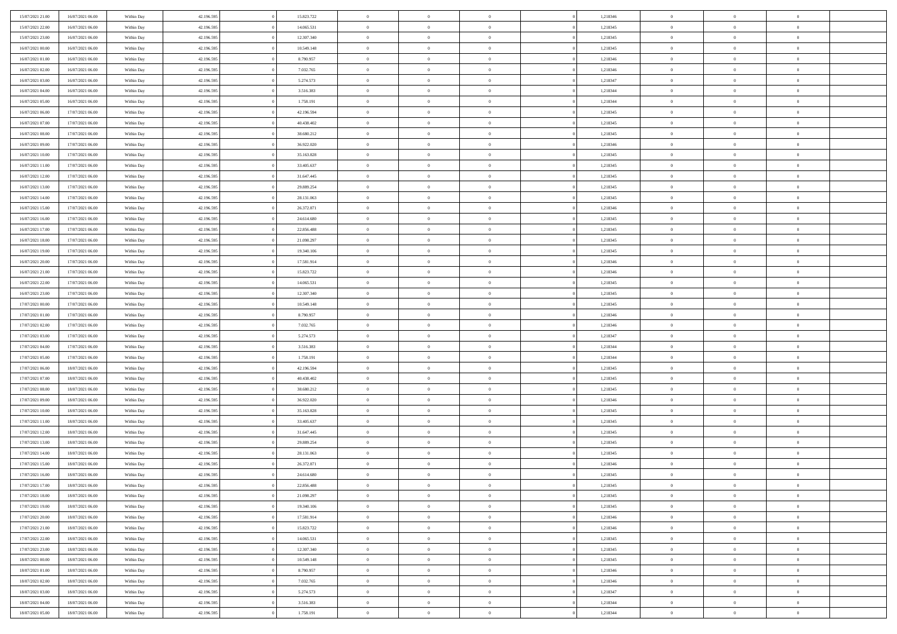| | | | | | | | | | | | | | | | |
|---|---|---|---|---|---|---|---|---|---|---|---|---|---|---|---|
| 15/07/2021 21:00 | 16/07/2021 06:00 | Within Day | 42.196.595 | 0 | 15.823.722 | 0 | 0 | 0 | | 0 | 1,218346 | 0 | 0 | 0 | |
| 15/07/2021 22:00 | 16/07/2021 06:00 | Within Day | 42.196.595 | 0 | 14.065.531 | 0 | 0 | 0 | | 0 | 1,218345 | 0 | 0 | 0 | |
| 15/07/2021 23:00 | 16/07/2021 06:00 | Within Day | 42.196.595 | 0 | 12.307.340 | 0 | 0 | 0 | | 0 | 1,218345 | 0 | 0 | 0 | |
| 16/07/2021 00:00 | 16/07/2021 06:00 | Within Day | 42.196.595 | 0 | 10.549.148 | 0 | 0 | 0 | | 0 | 1,218345 | 0 | 0 | 0 | |
| 16/07/2021 01:00 | 16/07/2021 06:00 | Within Day | 42.196.595 | 0 | 8.790.957 | 0 | 0 | 0 | | 0 | 1,218346 | 0 | 0 | 0 | |
| 16/07/2021 02:00 | 16/07/2021 06:00 | Within Day | 42.196.595 | 0 | 7.032.765 | 0 | 0 | 0 | | 0 | 1,218346 | 0 | 0 | 0 | |
| 16/07/2021 03:00 | 16/07/2021 06:00 | Within Day | 42.196.595 | 0 | 5.274.573 | 0 | 0 | 0 | | 0 | 1,218347 | 0 | 0 | 0 | |
| 16/07/2021 04:00 | 16/07/2021 06:00 | Within Day | 42.196.595 | 0 | 3.516.383 | 0 | 0 | 0 | | 0 | 1,218344 | 0 | 0 | 0 | |
| 16/07/2021 05:00 | 16/07/2021 06:00 | Within Day | 42.196.595 | 0 | 1.758.191 | 0 | 0 | 0 | | 0 | 1,218344 | 0 | 0 | 0 | |
| 16/07/2021 06:00 | 17/07/2021 06:00 | Within Day | 42.196.595 | 0 | 42.196.594 | 0 | 0 | 0 | | 0 | 1,218345 | 0 | 0 | 0 | |
| 16/07/2021 07:00 | 17/07/2021 06:00 | Within Day | 42.196.595 | 0 | 40.438.402 | 0 | 0 | 0 | | 0 | 1,218345 | 0 | 0 | 0 | |
| 16/07/2021 08:00 | 17/07/2021 06:00 | Within Day | 42.196.595 | 0 | 38.680.212 | 0 | 0 | 0 | | 0 | 1,218345 | 0 | 0 | 0 | |
| 16/07/2021 09:00 | 17/07/2021 06:00 | Within Day | 42.196.595 | 0 | 36.922.020 | 0 | 0 | 0 | | 0 | 1,218346 | 0 | 0 | 0 | |
| 16/07/2021 10:00 | 17/07/2021 06:00 | Within Day | 42.196.595 | 0 | 35.163.828 | 0 | 0 | 0 | | 0 | 1,218345 | 0 | 0 | 0 | |
| 16/07/2021 11:00 | 17/07/2021 06:00 | Within Day | 42.196.595 | 0 | 33.405.637 | 0 | 0 | 0 | | 0 | 1,218345 | 0 | 0 | 0 | |
| 16/07/2021 12:00 | 17/07/2021 06:00 | Within Day | 42.196.595 | 0 | 31.647.445 | 0 | 0 | 0 | | 0 | 1,218345 | 0 | 0 | 0 | |
| 16/07/2021 13:00 | 17/07/2021 06:00 | Within Day | 42.196.595 | 0 | 29.889.254 | 0 | 0 | 0 | | 0 | 1,218345 | 0 | 0 | 0 | |
| 16/07/2021 14:00 | 17/07/2021 06:00 | Within Day | 42.196.595 | 0 | 28.131.063 | 0 | 0 | 0 | | 0 | 1,218345 | 0 | 0 | 0 | |
| 16/07/2021 15:00 | 17/07/2021 06:00 | Within Day | 42.196.595 | 0 | 26.372.871 | 0 | 0 | 0 | | 0 | 1,218346 | 0 | 0 | 0 | |
| 16/07/2021 16:00 | 17/07/2021 06:00 | Within Day | 42.196.595 | 0 | 24.614.680 | 0 | 0 | 0 | | 0 | 1,218345 | 0 | 0 | 0 | |
| 16/07/2021 17:00 | 17/07/2021 06:00 | Within Day | 42.196.595 | 0 | 22.856.488 | 0 | 0 | 0 | | 0 | 1,218345 | 0 | 0 | 0 | |
| 16/07/2021 18:00 | 17/07/2021 06:00 | Within Day | 42.196.595 | 0 | 21.098.297 | 0 | 0 | 0 | | 0 | 1,218345 | 0 | 0 | 0 | |
| 16/07/2021 19:00 | 17/07/2021 06:00 | Within Day | 42.196.595 | 0 | 19.340.106 | 0 | 0 | 0 | | 0 | 1,218345 | 0 | 0 | 0 | |
| 16/07/2021 20:00 | 17/07/2021 06:00 | Within Day | 42.196.595 | 0 | 17.581.914 | 0 | 0 | 0 | | 0 | 1,218346 | 0 | 0 | 0 | |
| 16/07/2021 21:00 | 17/07/2021 06:00 | Within Day | 42.196.595 | 0 | 15.823.722 | 0 | 0 | 0 | | 0 | 1,218346 | 0 | 0 | 0 | |
| 16/07/2021 22:00 | 17/07/2021 06:00 | Within Day | 42.196.595 | 0 | 14.065.531 | 0 | 0 | 0 | | 0 | 1,218345 | 0 | 0 | 0 | |
| 16/07/2021 23:00 | 17/07/2021 06:00 | Within Day | 42.196.595 | 0 | 12.307.340 | 0 | 0 | 0 | | 0 | 1,218345 | 0 | 0 | 0 | |
| 17/07/2021 00:00 | 17/07/2021 06:00 | Within Day | 42.196.595 | 0 | 10.549.148 | 0 | 0 | 0 | | 0 | 1,218345 | 0 | 0 | 0 | |
| 17/07/2021 01:00 | 17/07/2021 06:00 | Within Day | 42.196.595 | 0 | 8.790.957 | 0 | 0 | 0 | | 0 | 1,218346 | 0 | 0 | 0 | |
| 17/07/2021 02:00 | 17/07/2021 06:00 | Within Day | 42.196.595 | 0 | 7.032.765 | 0 | 0 | 0 | | 0 | 1,218346 | 0 | 0 | 0 | |
| 17/07/2021 03:00 | 17/07/2021 06:00 | Within Day | 42.196.595 | 0 | 5.274.573 | 0 | 0 | 0 | | 0 | 1,218347 | 0 | 0 | 0 | |
| 17/07/2021 04:00 | 17/07/2021 06:00 | Within Day | 42.196.595 | 0 | 3.516.383 | 0 | 0 | 0 | | 0 | 1,218344 | 0 | 0 | 0 | |
| 17/07/2021 05:00 | 17/07/2021 06:00 | Within Day | 42.196.595 | 0 | 1.758.191 | 0 | 0 | 0 | | 0 | 1,218344 | 0 | 0 | 0 | |
| 17/07/2021 06:00 | 18/07/2021 06:00 | Within Day | 42.196.595 | 0 | 42.196.594 | 0 | 0 | 0 | | 0 | 1,218345 | 0 | 0 | 0 | |
| 17/07/2021 07:00 | 18/07/2021 06:00 | Within Day | 42.196.595 | 0 | 40.438.402 | 0 | 0 | 0 | | 0 | 1,218345 | 0 | 0 | 0 | |
| 17/07/2021 08:00 | 18/07/2021 06:00 | Within Day | 42.196.595 | 0 | 38.680.212 | 0 | 0 | 0 | | 0 | 1,218345 | 0 | 0 | 0 | |
| 17/07/2021 09:00 | 18/07/2021 06:00 | Within Day | 42.196.595 | 0 | 36.922.020 | 0 | 0 | 0 | | 0 | 1,218346 | 0 | 0 | 0 | |
| 17/07/2021 10:00 | 18/07/2021 06:00 | Within Day | 42.196.595 | 0 | 35.163.828 | 0 | 0 | 0 | | 0 | 1,218345 | 0 | 0 | 0 | |
| 17/07/2021 11:00 | 18/07/2021 06:00 | Within Day | 42.196.595 | 0 | 33.405.637 | 0 | 0 | 0 | | 0 | 1,218345 | 0 | 0 | 0 | |
| 17/07/2021 12:00 | 18/07/2021 06:00 | Within Day | 42.196.595 | 0 | 31.647.445 | 0 | 0 | 0 | | 0 | 1,218345 | 0 | 0 | 0 | |
| 17/07/2021 13:00 | 18/07/2021 06:00 | Within Day | 42.196.595 | 0 | 29.889.254 | 0 | 0 | 0 | | 0 | 1,218345 | 0 | 0 | 0 | |
| 17/07/2021 14:00 | 18/07/2021 06:00 | Within Day | 42.196.595 | 0 | 28.131.063 | 0 | 0 | 0 | | 0 | 1,218345 | 0 | 0 | 0 | |
| 17/07/2021 15:00 | 18/07/2021 06:00 | Within Day | 42.196.595 | 0 | 26.372.871 | 0 | 0 | 0 | | 0 | 1,218346 | 0 | 0 | 0 | |
| 17/07/2021 16:00 | 18/07/2021 06:00 | Within Day | 42.196.595 | 0 | 24.614.680 | 0 | 0 | 0 | | 0 | 1,218345 | 0 | 0 | 0 | |
| 17/07/2021 17:00 | 18/07/2021 06:00 | Within Day | 42.196.595 | 0 | 22.856.488 | 0 | 0 | 0 | | 0 | 1,218345 | 0 | 0 | 0 | |
| 17/07/2021 18:00 | 18/07/2021 06:00 | Within Day | 42.196.595 | 0 | 21.098.297 | 0 | 0 | 0 | | 0 | 1,218345 | 0 | 0 | 0 | |
| 17/07/2021 19:00 | 18/07/2021 06:00 | Within Day | 42.196.595 | 0 | 19.340.106 | 0 | 0 | 0 | | 0 | 1,218345 | 0 | 0 | 0 | |
| 17/07/2021 20:00 | 18/07/2021 06:00 | Within Day | 42.196.595 | 0 | 17.581.914 | 0 | 0 | 0 | | 0 | 1,218346 | 0 | 0 | 0 | |
| 17/07/2021 21:00 | 18/07/2021 06:00 | Within Day | 42.196.595 | 0 | 15.823.722 | 0 | 0 | 0 | | 0 | 1,218346 | 0 | 0 | 0 | |
| 17/07/2021 22:00 | 18/07/2021 06:00 | Within Day | 42.196.595 | 0 | 14.065.531 | 0 | 0 | 0 | | 0 | 1,218345 | 0 | 0 | 0 | |
| 17/07/2021 23:00 | 18/07/2021 06:00 | Within Day | 42.196.595 | 0 | 12.307.340 | 0 | 0 | 0 | | 0 | 1,218345 | 0 | 0 | 0 | |
| 18/07/2021 00:00 | 18/07/2021 06:00 | Within Day | 42.196.595 | 0 | 10.549.148 | 0 | 0 | 0 | | 0 | 1,218345 | 0 | 0 | 0 | |
| 18/07/2021 01:00 | 18/07/2021 06:00 | Within Day | 42.196.595 | 0 | 8.790.957 | 0 | 0 | 0 | | 0 | 1,218346 | 0 | 0 | 0 | |
| 18/07/2021 02:00 | 18/07/2021 06:00 | Within Day | 42.196.595 | 0 | 7.032.765 | 0 | 0 | 0 | | 0 | 1,218346 | 0 | 0 | 0 | |
| 18/07/2021 03:00 | 18/07/2021 06:00 | Within Day | 42.196.595 | 0 | 5.274.573 | 0 | 0 | 0 | | 0 | 1,218347 | 0 | 0 | 0 | |
| 18/07/2021 04:00 | 18/07/2021 06:00 | Within Day | 42.196.595 | 0 | 3.516.383 | 0 | 0 | 0 | | 0 | 1,218344 | 0 | 0 | 0 | |
| 18/07/2021 05:00 | 18/07/2021 06:00 | Within Day | 42.196.595 | 0 | 1.758.191 | 0 | 0 | 0 | | 0 | 1,218344 | 0 | 0 | 0 | |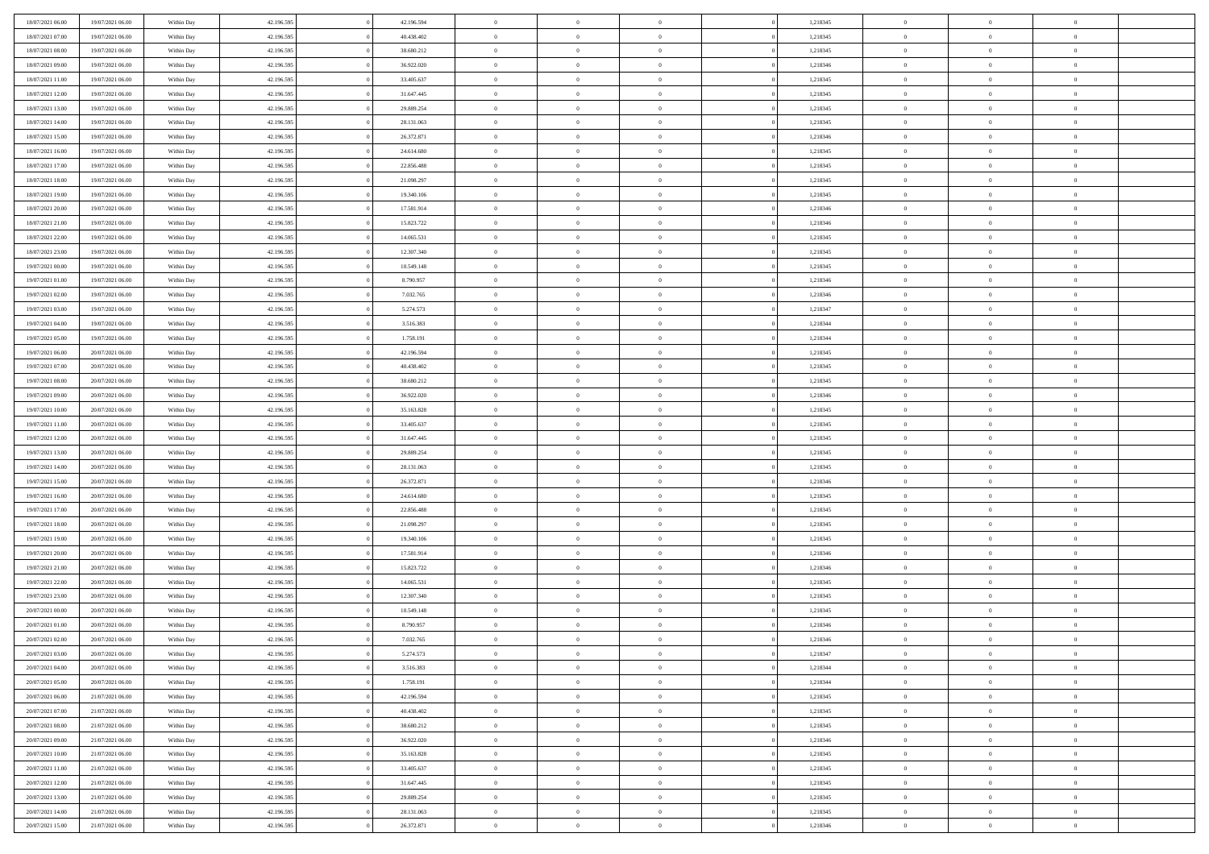| | | | | | | | | | | | | | | |
|---|---|---|---|---|---|---|---|---|---|---|---|---|---|---|
| 18/07/2021 06:00 | 19/07/2021 06:00 | Within Day | 42.196.595 | 0 | 42.196.594 | 0 | 0 | 0 | | 0 | 1,218345 | 0 | 0 | 0 |
| 18/07/2021 07:00 | 19/07/2021 06:00 | Within Day | 42.196.595 | 0 | 40.438.402 | 0 | 0 | 0 | | 0 | 1,218345 | 0 | 0 | 0 |
| 18/07/2021 08:00 | 19/07/2021 06:00 | Within Day | 42.196.595 | 0 | 38.680.212 | 0 | 0 | 0 | | 0 | 1,218345 | 0 | 0 | 0 |
| 18/07/2021 09:00 | 19/07/2021 06:00 | Within Day | 42.196.595 | 0 | 36.922.020 | 0 | 0 | 0 | | 0 | 1,218346 | 0 | 0 | 0 |
| 18/07/2021 11:00 | 19/07/2021 06:00 | Within Day | 42.196.595 | 0 | 33.405.637 | 0 | 0 | 0 | | 0 | 1,218345 | 0 | 0 | 0 |
| 18/07/2021 12:00 | 19/07/2021 06:00 | Within Day | 42.196.595 | 0 | 31.647.445 | 0 | 0 | 0 | | 0 | 1,218345 | 0 | 0 | 0 |
| 18/07/2021 13:00 | 19/07/2021 06:00 | Within Day | 42.196.595 | 0 | 29.889.254 | 0 | 0 | 0 | | 0 | 1,218345 | 0 | 0 | 0 |
| 18/07/2021 14:00 | 19/07/2021 06:00 | Within Day | 42.196.595 | 0 | 28.131.063 | 0 | 0 | 0 | | 0 | 1,218345 | 0 | 0 | 0 |
| 18/07/2021 15:00 | 19/07/2021 06:00 | Within Day | 42.196.595 | 0 | 26.372.871 | 0 | 0 | 0 | | 0 | 1,218346 | 0 | 0 | 0 |
| 18/07/2021 16:00 | 19/07/2021 06:00 | Within Day | 42.196.595 | 0 | 24.614.680 | 0 | 0 | 0 | | 0 | 1,218345 | 0 | 0 | 0 |
| 18/07/2021 17:00 | 19/07/2021 06:00 | Within Day | 42.196.595 | 0 | 22.856.488 | 0 | 0 | 0 | | 0 | 1,218345 | 0 | 0 | 0 |
| 18/07/2021 18:00 | 19/07/2021 06:00 | Within Day | 42.196.595 | 0 | 21.098.297 | 0 | 0 | 0 | | 0 | 1,218345 | 0 | 0 | 0 |
| 18/07/2021 19:00 | 19/07/2021 06:00 | Within Day | 42.196.595 | 0 | 19.340.106 | 0 | 0 | 0 | | 0 | 1,218345 | 0 | 0 | 0 |
| 18/07/2021 20:00 | 19/07/2021 06:00 | Within Day | 42.196.595 | 0 | 17.581.914 | 0 | 0 | 0 | | 0 | 1,218346 | 0 | 0 | 0 |
| 18/07/2021 21:00 | 19/07/2021 06:00 | Within Day | 42.196.595 | 0 | 15.823.722 | 0 | 0 | 0 | | 0 | 1,218346 | 0 | 0 | 0 |
| 18/07/2021 22:00 | 19/07/2021 06:00 | Within Day | 42.196.595 | 0 | 14.065.531 | 0 | 0 | 0 | | 0 | 1,218345 | 0 | 0 | 0 |
| 18/07/2021 23:00 | 19/07/2021 06:00 | Within Day | 42.196.595 | 0 | 12.307.340 | 0 | 0 | 0 | | 0 | 1,218345 | 0 | 0 | 0 |
| 19/07/2021 00:00 | 19/07/2021 06:00 | Within Day | 42.196.595 | 0 | 10.549.148 | 0 | 0 | 0 | | 0 | 1,218345 | 0 | 0 | 0 |
| 19/07/2021 01:00 | 19/07/2021 06:00 | Within Day | 42.196.595 | 0 | 8.790.957 | 0 | 0 | 0 | | 0 | 1,218346 | 0 | 0 | 0 |
| 19/07/2021 02:00 | 19/07/2021 06:00 | Within Day | 42.196.595 | 0 | 7.032.765 | 0 | 0 | 0 | | 0 | 1,218346 | 0 | 0 | 0 |
| 19/07/2021 03:00 | 19/07/2021 06:00 | Within Day | 42.196.595 | 0 | 5.274.573 | 0 | 0 | 0 | | 0 | 1,218347 | 0 | 0 | 0 |
| 19/07/2021 04:00 | 19/07/2021 06:00 | Within Day | 42.196.595 | 0 | 3.516.383 | 0 | 0 | 0 | | 0 | 1,218344 | 0 | 0 | 0 |
| 19/07/2021 05:00 | 19/07/2021 06:00 | Within Day | 42.196.595 | 0 | 1.758.191 | 0 | 0 | 0 | | 0 | 1,218344 | 0 | 0 | 0 |
| 19/07/2021 06:00 | 20/07/2021 06:00 | Within Day | 42.196.595 | 0 | 42.196.594 | 0 | 0 | 0 | | 0 | 1,218345 | 0 | 0 | 0 |
| 19/07/2021 07:00 | 20/07/2021 06:00 | Within Day | 42.196.595 | 0 | 40.438.402 | 0 | 0 | 0 | | 0 | 1,218345 | 0 | 0 | 0 |
| 19/07/2021 08:00 | 20/07/2021 06:00 | Within Day | 42.196.595 | 0 | 38.680.212 | 0 | 0 | 0 | | 0 | 1,218345 | 0 | 0 | 0 |
| 19/07/2021 09:00 | 20/07/2021 06:00 | Within Day | 42.196.595 | 0 | 36.922.020 | 0 | 0 | 0 | | 0 | 1,218346 | 0 | 0 | 0 |
| 19/07/2021 10:00 | 20/07/2021 06:00 | Within Day | 42.196.595 | 0 | 35.163.828 | 0 | 0 | 0 | | 0 | 1,218345 | 0 | 0 | 0 |
| 19/07/2021 11:00 | 20/07/2021 06:00 | Within Day | 42.196.595 | 0 | 33.405.637 | 0 | 0 | 0 | | 0 | 1,218345 | 0 | 0 | 0 |
| 19/07/2021 12:00 | 20/07/2021 06:00 | Within Day | 42.196.595 | 0 | 31.647.445 | 0 | 0 | 0 | | 0 | 1,218345 | 0 | 0 | 0 |
| 19/07/2021 13:00 | 20/07/2021 06:00 | Within Day | 42.196.595 | 0 | 29.889.254 | 0 | 0 | 0 | | 0 | 1,218345 | 0 | 0 | 0 |
| 19/07/2021 14:00 | 20/07/2021 06:00 | Within Day | 42.196.595 | 0 | 28.131.063 | 0 | 0 | 0 | | 0 | 1,218345 | 0 | 0 | 0 |
| 19/07/2021 15:00 | 20/07/2021 06:00 | Within Day | 42.196.595 | 0 | 26.372.871 | 0 | 0 | 0 | | 0 | 1,218346 | 0 | 0 | 0 |
| 19/07/2021 16:00 | 20/07/2021 06:00 | Within Day | 42.196.595 | 0 | 24.614.680 | 0 | 0 | 0 | | 0 | 1,218345 | 0 | 0 | 0 |
| 19/07/2021 17:00 | 20/07/2021 06:00 | Within Day | 42.196.595 | 0 | 22.856.488 | 0 | 0 | 0 | | 0 | 1,218345 | 0 | 0 | 0 |
| 19/07/2021 18:00 | 20/07/2021 06:00 | Within Day | 42.196.595 | 0 | 21.098.297 | 0 | 0 | 0 | | 0 | 1,218345 | 0 | 0 | 0 |
| 19/07/2021 19:00 | 20/07/2021 06:00 | Within Day | 42.196.595 | 0 | 19.340.106 | 0 | 0 | 0 | | 0 | 1,218345 | 0 | 0 | 0 |
| 19/07/2021 20:00 | 20/07/2021 06:00 | Within Day | 42.196.595 | 0 | 17.581.914 | 0 | 0 | 0 | | 0 | 1,218346 | 0 | 0 | 0 |
| 19/07/2021 21:00 | 20/07/2021 06:00 | Within Day | 42.196.595 | 0 | 15.823.722 | 0 | 0 | 0 | | 0 | 1,218346 | 0 | 0 | 0 |
| 19/07/2021 22:00 | 20/07/2021 06:00 | Within Day | 42.196.595 | 0 | 14.065.531 | 0 | 0 | 0 | | 0 | 1,218345 | 0 | 0 | 0 |
| 19/07/2021 23:00 | 20/07/2021 06:00 | Within Day | 42.196.595 | 0 | 12.307.340 | 0 | 0 | 0 | | 0 | 1,218345 | 0 | 0 | 0 |
| 20/07/2021 00:00 | 20/07/2021 06:00 | Within Day | 42.196.595 | 0 | 10.549.148 | 0 | 0 | 0 | | 0 | 1,218345 | 0 | 0 | 0 |
| 20/07/2021 01:00 | 20/07/2021 06:00 | Within Day | 42.196.595 | 0 | 8.790.957 | 0 | 0 | 0 | | 0 | 1,218346 | 0 | 0 | 0 |
| 20/07/2021 02:00 | 20/07/2021 06:00 | Within Day | 42.196.595 | 0 | 7.032.765 | 0 | 0 | 0 | | 0 | 1,218346 | 0 | 0 | 0 |
| 20/07/2021 03:00 | 20/07/2021 06:00 | Within Day | 42.196.595 | 0 | 5.274.573 | 0 | 0 | 0 | | 0 | 1,218347 | 0 | 0 | 0 |
| 20/07/2021 04:00 | 20/07/2021 06:00 | Within Day | 42.196.595 | 0 | 3.516.383 | 0 | 0 | 0 | | 0 | 1,218344 | 0 | 0 | 0 |
| 20/07/2021 05:00 | 20/07/2021 06:00 | Within Day | 42.196.595 | 0 | 1.758.191 | 0 | 0 | 0 | | 0 | 1,218344 | 0 | 0 | 0 |
| 20/07/2021 06:00 | 21/07/2021 06:00 | Within Day | 42.196.595 | 0 | 42.196.594 | 0 | 0 | 0 | | 0 | 1,218345 | 0 | 0 | 0 |
| 20/07/2021 07:00 | 21/07/2021 06:00 | Within Day | 42.196.595 | 0 | 40.438.402 | 0 | 0 | 0 | | 0 | 1,218345 | 0 | 0 | 0 |
| 20/07/2021 08:00 | 21/07/2021 06:00 | Within Day | 42.196.595 | 0 | 38.680.212 | 0 | 0 | 0 | | 0 | 1,218345 | 0 | 0 | 0 |
| 20/07/2021 09:00 | 21/07/2021 06:00 | Within Day | 42.196.595 | 0 | 36.922.020 | 0 | 0 | 0 | | 0 | 1,218346 | 0 | 0 | 0 |
| 20/07/2021 10:00 | 21/07/2021 06:00 | Within Day | 42.196.595 | 0 | 35.163.828 | 0 | 0 | 0 | | 0 | 1,218345 | 0 | 0 | 0 |
| 20/07/2021 11:00 | 21/07/2021 06:00 | Within Day | 42.196.595 | 0 | 33.405.637 | 0 | 0 | 0 | | 0 | 1,218345 | 0 | 0 | 0 |
| 20/07/2021 12:00 | 21/07/2021 06:00 | Within Day | 42.196.595 | 0 | 31.647.445 | 0 | 0 | 0 | | 0 | 1,218345 | 0 | 0 | 0 |
| 20/07/2021 13:00 | 21/07/2021 06:00 | Within Day | 42.196.595 | 0 | 29.889.254 | 0 | 0 | 0 | | 0 | 1,218345 | 0 | 0 | 0 |
| 20/07/2021 14:00 | 21/07/2021 06:00 | Within Day | 42.196.595 | 0 | 28.131.063 | 0 | 0 | 0 | | 0 | 1,218345 | 0 | 0 | 0 |
| 20/07/2021 15:00 | 21/07/2021 06:00 | Within Day | 42.196.595 | 0 | 26.372.871 | 0 | 0 | 0 | | 0 | 1,218346 | 0 | 0 | 0 |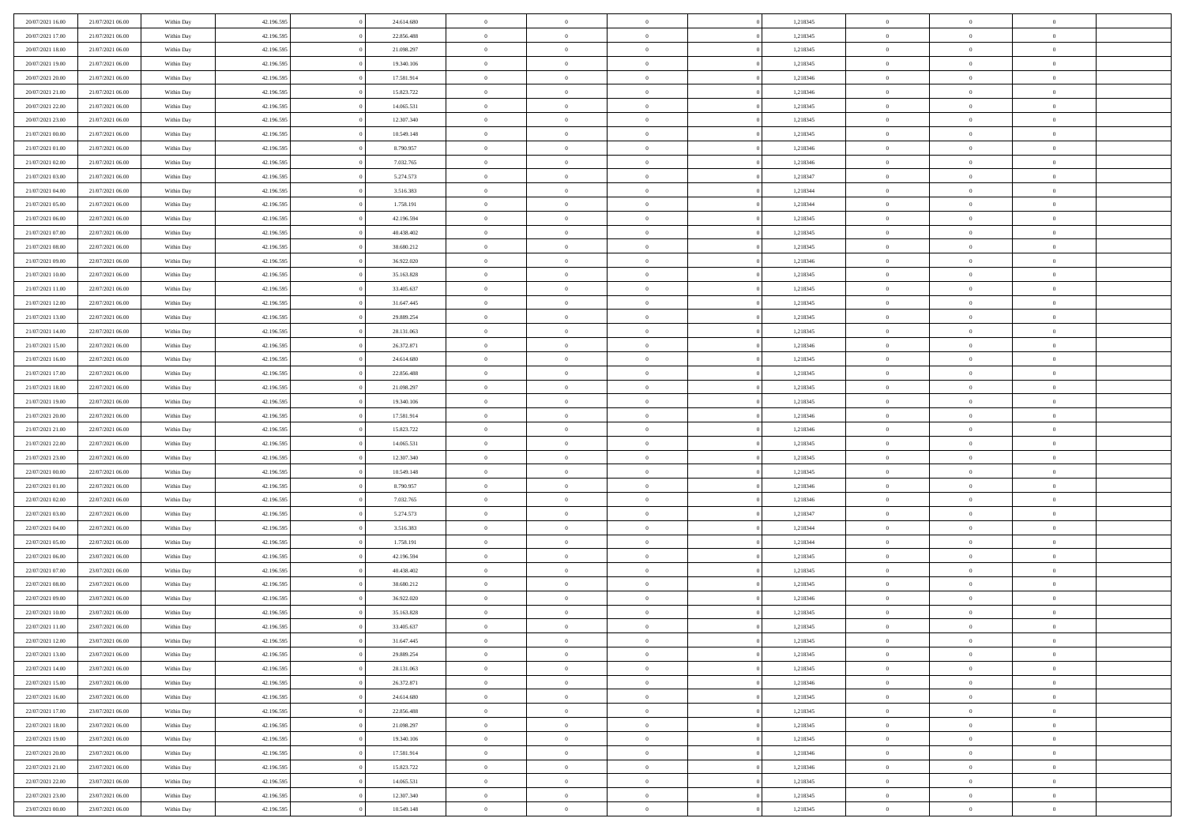| | | | | | | | | | | | | | | |
|---|---|---|---|---|---|---|---|---|---|---|---|---|---|---|
| 20/07/2021 16:00 | 21/07/2021 06:00 | Within Day | 42.196.595 | 0 | 24.614.680 | 0 | 0 | 0 | | 0 | 1,218345 | 0 | 0 | 0 |
| 20/07/2021 17:00 | 21/07/2021 06:00 | Within Day | 42.196.595 | 0 | 22.856.488 | 0 | 0 | 0 | | 0 | 1,218345 | 0 | 0 | 0 |
| 20/07/2021 18:00 | 21/07/2021 06:00 | Within Day | 42.196.595 | 0 | 21.098.297 | 0 | 0 | 0 | | 0 | 1,218345 | 0 | 0 | 0 |
| 20/07/2021 19:00 | 21/07/2021 06:00 | Within Day | 42.196.595 | 0 | 19.340.106 | 0 | 0 | 0 | | 0 | 1,218345 | 0 | 0 | 0 |
| 20/07/2021 20:00 | 21/07/2021 06:00 | Within Day | 42.196.595 | 0 | 17.581.914 | 0 | 0 | 0 | | 0 | 1,218346 | 0 | 0 | 0 |
| 20/07/2021 21:00 | 21/07/2021 06:00 | Within Day | 42.196.595 | 0 | 15.823.722 | 0 | 0 | 0 | | 0 | 1,218346 | 0 | 0 | 0 |
| 20/07/2021 22:00 | 21/07/2021 06:00 | Within Day | 42.196.595 | 0 | 14.065.531 | 0 | 0 | 0 | | 0 | 1,218345 | 0 | 0 | 0 |
| 20/07/2021 23:00 | 21/07/2021 06:00 | Within Day | 42.196.595 | 0 | 12.307.340 | 0 | 0 | 0 | | 0 | 1,218345 | 0 | 0 | 0 |
| 21/07/2021 00:00 | 21/07/2021 06:00 | Within Day | 42.196.595 | 0 | 10.549.148 | 0 | 0 | 0 | | 0 | 1,218345 | 0 | 0 | 0 |
| 21/07/2021 01:00 | 21/07/2021 06:00 | Within Day | 42.196.595 | 0 | 8.790.957 | 0 | 0 | 0 | | 0 | 1,218346 | 0 | 0 | 0 |
| 21/07/2021 02:00 | 21/07/2021 06:00 | Within Day | 42.196.595 | 0 | 7.032.765 | 0 | 0 | 0 | | 0 | 1,218346 | 0 | 0 | 0 |
| 21/07/2021 03:00 | 21/07/2021 06:00 | Within Day | 42.196.595 | 0 | 5.274.573 | 0 | 0 | 0 | | 0 | 1,218347 | 0 | 0 | 0 |
| 21/07/2021 04:00 | 21/07/2021 06:00 | Within Day | 42.196.595 | 0 | 3.516.383 | 0 | 0 | 0 | | 0 | 1,218344 | 0 | 0 | 0 |
| 21/07/2021 05:00 | 21/07/2021 06:00 | Within Day | 42.196.595 | 0 | 1.758.191 | 0 | 0 | 0 | | 0 | 1,218344 | 0 | 0 | 0 |
| 21/07/2021 06:00 | 22/07/2021 06:00 | Within Day | 42.196.595 | 0 | 42.196.594 | 0 | 0 | 0 | | 0 | 1,218345 | 0 | 0 | 0 |
| 21/07/2021 07:00 | 22/07/2021 06:00 | Within Day | 42.196.595 | 0 | 40.438.402 | 0 | 0 | 0 | | 0 | 1,218345 | 0 | 0 | 0 |
| 21/07/2021 08:00 | 22/07/2021 06:00 | Within Day | 42.196.595 | 0 | 38.680.212 | 0 | 0 | 0 | | 0 | 1,218345 | 0 | 0 | 0 |
| 21/07/2021 09:00 | 22/07/2021 06:00 | Within Day | 42.196.595 | 0 | 36.922.020 | 0 | 0 | 0 | | 0 | 1,218346 | 0 | 0 | 0 |
| 21/07/2021 10:00 | 22/07/2021 06:00 | Within Day | 42.196.595 | 0 | 35.163.828 | 0 | 0 | 0 | | 0 | 1,218345 | 0 | 0 | 0 |
| 21/07/2021 11:00 | 22/07/2021 06:00 | Within Day | 42.196.595 | 0 | 33.405.637 | 0 | 0 | 0 | | 0 | 1,218345 | 0 | 0 | 0 |
| 21/07/2021 12:00 | 22/07/2021 06:00 | Within Day | 42.196.595 | 0 | 31.647.445 | 0 | 0 | 0 | | 0 | 1,218345 | 0 | 0 | 0 |
| 21/07/2021 13:00 | 22/07/2021 06:00 | Within Day | 42.196.595 | 0 | 29.889.254 | 0 | 0 | 0 | | 0 | 1,218345 | 0 | 0 | 0 |
| 21/07/2021 14:00 | 22/07/2021 06:00 | Within Day | 42.196.595 | 0 | 28.131.063 | 0 | 0 | 0 | | 0 | 1,218345 | 0 | 0 | 0 |
| 21/07/2021 15:00 | 22/07/2021 06:00 | Within Day | 42.196.595 | 0 | 26.372.871 | 0 | 0 | 0 | | 0 | 1,218346 | 0 | 0 | 0 |
| 21/07/2021 16:00 | 22/07/2021 06:00 | Within Day | 42.196.595 | 0 | 24.614.680 | 0 | 0 | 0 | | 0 | 1,218345 | 0 | 0 | 0 |
| 21/07/2021 17:00 | 22/07/2021 06:00 | Within Day | 42.196.595 | 0 | 22.856.488 | 0 | 0 | 0 | | 0 | 1,218345 | 0 | 0 | 0 |
| 21/07/2021 18:00 | 22/07/2021 06:00 | Within Day | 42.196.595 | 0 | 21.098.297 | 0 | 0 | 0 | | 0 | 1,218345 | 0 | 0 | 0 |
| 21/07/2021 19:00 | 22/07/2021 06:00 | Within Day | 42.196.595 | 0 | 19.340.106 | 0 | 0 | 0 | | 0 | 1,218345 | 0 | 0 | 0 |
| 21/07/2021 20:00 | 22/07/2021 06:00 | Within Day | 42.196.595 | 0 | 17.581.914 | 0 | 0 | 0 | | 0 | 1,218346 | 0 | 0 | 0 |
| 21/07/2021 21:00 | 22/07/2021 06:00 | Within Day | 42.196.595 | 0 | 15.823.722 | 0 | 0 | 0 | | 0 | 1,218346 | 0 | 0 | 0 |
| 21/07/2021 22:00 | 22/07/2021 06:00 | Within Day | 42.196.595 | 0 | 14.065.531 | 0 | 0 | 0 | | 0 | 1,218345 | 0 | 0 | 0 |
| 21/07/2021 23:00 | 22/07/2021 06:00 | Within Day | 42.196.595 | 0 | 12.307.340 | 0 | 0 | 0 | | 0 | 1,218345 | 0 | 0 | 0 |
| 22/07/2021 00:00 | 22/07/2021 06:00 | Within Day | 42.196.595 | 0 | 10.549.148 | 0 | 0 | 0 | | 0 | 1,218345 | 0 | 0 | 0 |
| 22/07/2021 01:00 | 22/07/2021 06:00 | Within Day | 42.196.595 | 0 | 8.790.957 | 0 | 0 | 0 | | 0 | 1,218346 | 0 | 0 | 0 |
| 22/07/2021 02:00 | 22/07/2021 06:00 | Within Day | 42.196.595 | 0 | 7.032.765 | 0 | 0 | 0 | | 0 | 1,218346 | 0 | 0 | 0 |
| 22/07/2021 03:00 | 22/07/2021 06:00 | Within Day | 42.196.595 | 0 | 5.274.573 | 0 | 0 | 0 | | 0 | 1,218347 | 0 | 0 | 0 |
| 22/07/2021 04:00 | 22/07/2021 06:00 | Within Day | 42.196.595 | 0 | 3.516.383 | 0 | 0 | 0 | | 0 | 1,218344 | 0 | 0 | 0 |
| 22/07/2021 05:00 | 22/07/2021 06:00 | Within Day | 42.196.595 | 0 | 1.758.191 | 0 | 0 | 0 | | 0 | 1,218344 | 0 | 0 | 0 |
| 22/07/2021 06:00 | 23/07/2021 06:00 | Within Day | 42.196.595 | 0 | 42.196.594 | 0 | 0 | 0 | | 0 | 1,218345 | 0 | 0 | 0 |
| 22/07/2021 07:00 | 23/07/2021 06:00 | Within Day | 42.196.595 | 0 | 40.438.402 | 0 | 0 | 0 | | 0 | 1,218345 | 0 | 0 | 0 |
| 22/07/2021 08:00 | 23/07/2021 06:00 | Within Day | 42.196.595 | 0 | 38.680.212 | 0 | 0 | 0 | | 0 | 1,218345 | 0 | 0 | 0 |
| 22/07/2021 09:00 | 23/07/2021 06:00 | Within Day | 42.196.595 | 0 | 36.922.020 | 0 | 0 | 0 | | 0 | 1,218346 | 0 | 0 | 0 |
| 22/07/2021 10:00 | 23/07/2021 06:00 | Within Day | 42.196.595 | 0 | 35.163.828 | 0 | 0 | 0 | | 0 | 1,218345 | 0 | 0 | 0 |
| 22/07/2021 11:00 | 23/07/2021 06:00 | Within Day | 42.196.595 | 0 | 33.405.637 | 0 | 0 | 0 | | 0 | 1,218345 | 0 | 0 | 0 |
| 22/07/2021 12:00 | 23/07/2021 06:00 | Within Day | 42.196.595 | 0 | 31.647.445 | 0 | 0 | 0 | | 0 | 1,218345 | 0 | 0 | 0 |
| 22/07/2021 13:00 | 23/07/2021 06:00 | Within Day | 42.196.595 | 0 | 29.889.254 | 0 | 0 | 0 | | 0 | 1,218345 | 0 | 0 | 0 |
| 22/07/2021 14:00 | 23/07/2021 06:00 | Within Day | 42.196.595 | 0 | 28.131.063 | 0 | 0 | 0 | | 0 | 1,218345 | 0 | 0 | 0 |
| 22/07/2021 15:00 | 23/07/2021 06:00 | Within Day | 42.196.595 | 0 | 26.372.871 | 0 | 0 | 0 | | 0 | 1,218346 | 0 | 0 | 0 |
| 22/07/2021 16:00 | 23/07/2021 06:00 | Within Day | 42.196.595 | 0 | 24.614.680 | 0 | 0 | 0 | | 0 | 1,218345 | 0 | 0 | 0 |
| 22/07/2021 17:00 | 23/07/2021 06:00 | Within Day | 42.196.595 | 0 | 22.856.488 | 0 | 0 | 0 | | 0 | 1,218345 | 0 | 0 | 0 |
| 22/07/2021 18:00 | 23/07/2021 06:00 | Within Day | 42.196.595 | 0 | 21.098.297 | 0 | 0 | 0 | | 0 | 1,218345 | 0 | 0 | 0 |
| 22/07/2021 19:00 | 23/07/2021 06:00 | Within Day | 42.196.595 | 0 | 19.340.106 | 0 | 0 | 0 | | 0 | 1,218345 | 0 | 0 | 0 |
| 22/07/2021 20:00 | 23/07/2021 06:00 | Within Day | 42.196.595 | 0 | 17.581.914 | 0 | 0 | 0 | | 0 | 1,218346 | 0 | 0 | 0 |
| 22/07/2021 21:00 | 23/07/2021 06:00 | Within Day | 42.196.595 | 0 | 15.823.722 | 0 | 0 | 0 | | 0 | 1,218346 | 0 | 0 | 0 |
| 22/07/2021 22:00 | 23/07/2021 06:00 | Within Day | 42.196.595 | 0 | 14.065.531 | 0 | 0 | 0 | | 0 | 1,218345 | 0 | 0 | 0 |
| 22/07/2021 23:00 | 23/07/2021 06:00 | Within Day | 42.196.595 | 0 | 12.307.340 | 0 | 0 | 0 | | 0 | 1,218345 | 0 | 0 | 0 |
| 23/07/2021 00:00 | 23/07/2021 06:00 | Within Day | 42.196.595 | 0 | 10.549.148 | 0 | 0 | 0 | | 0 | 1,218345 | 0 | 0 | 0 |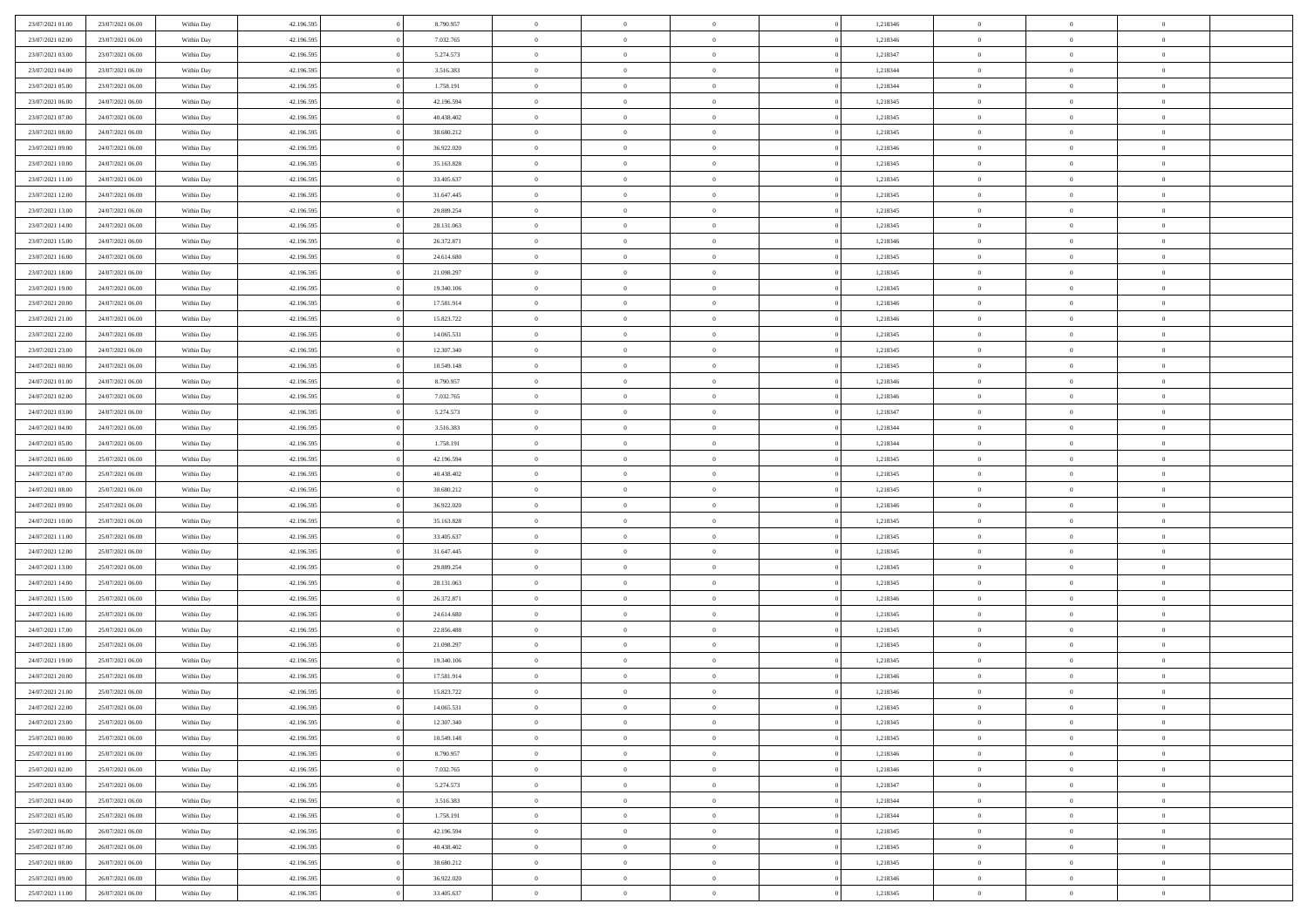| | | | | | | | | | | | | | | |
|---|---|---|---|---|---|---|---|---|---|---|---|---|---|---|
| 23/07/2021 01:00 | 23/07/2021 06:00 | Within Day | 42.196.595 | 0 | 8.790.957 | 0 | 0 | 0 | | 0 | 1,218346 | 0 | 0 | 0 |
| 23/07/2021 02:00 | 23/07/2021 06:00 | Within Day | 42.196.595 | 0 | 7.032.765 | 0 | 0 | 0 | | 0 | 1,218346 | 0 | 0 | 0 |
| 23/07/2021 03:00 | 23/07/2021 06:00 | Within Day | 42.196.595 | 0 | 5.274.573 | 0 | 0 | 0 | | 0 | 1,218347 | 0 | 0 | 0 |
| 23/07/2021 04:00 | 23/07/2021 06:00 | Within Day | 42.196.595 | 0 | 3.516.383 | 0 | 0 | 0 | | 0 | 1,218344 | 0 | 0 | 0 |
| 23/07/2021 05:00 | 23/07/2021 06:00 | Within Day | 42.196.595 | 0 | 1.758.191 | 0 | 0 | 0 | | 0 | 1,218344 | 0 | 0 | 0 |
| 23/07/2021 06:00 | 24/07/2021 06:00 | Within Day | 42.196.595 | 0 | 42.196.594 | 0 | 0 | 0 | | 0 | 1,218345 | 0 | 0 | 0 |
| 23/07/2021 07:00 | 24/07/2021 06:00 | Within Day | 42.196.595 | 0 | 40.438.402 | 0 | 0 | 0 | | 0 | 1,218345 | 0 | 0 | 0 |
| 23/07/2021 08:00 | 24/07/2021 06:00 | Within Day | 42.196.595 | 0 | 38.680.212 | 0 | 0 | 0 | | 0 | 1,218345 | 0 | 0 | 0 |
| 23/07/2021 09:00 | 24/07/2021 06:00 | Within Day | 42.196.595 | 0 | 36.922.020 | 0 | 0 | 0 | | 0 | 1,218346 | 0 | 0 | 0 |
| 23/07/2021 10:00 | 24/07/2021 06:00 | Within Day | 42.196.595 | 0 | 35.163.828 | 0 | 0 | 0 | | 0 | 1,218345 | 0 | 0 | 0 |
| 23/07/2021 11:00 | 24/07/2021 06:00 | Within Day | 42.196.595 | 0 | 33.405.637 | 0 | 0 | 0 | | 0 | 1,218345 | 0 | 0 | 0 |
| 23/07/2021 12:00 | 24/07/2021 06:00 | Within Day | 42.196.595 | 0 | 31.647.445 | 0 | 0 | 0 | | 0 | 1,218345 | 0 | 0 | 0 |
| 23/07/2021 13:00 | 24/07/2021 06:00 | Within Day | 42.196.595 | 0 | 29.889.254 | 0 | 0 | 0 | | 0 | 1,218345 | 0 | 0 | 0 |
| 23/07/2021 14:00 | 24/07/2021 06:00 | Within Day | 42.196.595 | 0 | 28.131.063 | 0 | 0 | 0 | | 0 | 1,218345 | 0 | 0 | 0 |
| 23/07/2021 15:00 | 24/07/2021 06:00 | Within Day | 42.196.595 | 0 | 26.372.871 | 0 | 0 | 0 | | 0 | 1,218346 | 0 | 0 | 0 |
| 23/07/2021 16:00 | 24/07/2021 06:00 | Within Day | 42.196.595 | 0 | 24.614.680 | 0 | 0 | 0 | | 0 | 1,218345 | 0 | 0 | 0 |
| 23/07/2021 18:00 | 24/07/2021 06:00 | Within Day | 42.196.595 | 0 | 21.098.297 | 0 | 0 | 0 | | 0 | 1,218345 | 0 | 0 | 0 |
| 23/07/2021 19:00 | 24/07/2021 06:00 | Within Day | 42.196.595 | 0 | 19.340.106 | 0 | 0 | 0 | | 0 | 1,218345 | 0 | 0 | 0 |
| 23/07/2021 20:00 | 24/07/2021 06:00 | Within Day | 42.196.595 | 0 | 17.581.914 | 0 | 0 | 0 | | 0 | 1,218346 | 0 | 0 | 0 |
| 23/07/2021 21:00 | 24/07/2021 06:00 | Within Day | 42.196.595 | 0 | 15.823.722 | 0 | 0 | 0 | | 0 | 1,218346 | 0 | 0 | 0 |
| 23/07/2021 22:00 | 24/07/2021 06:00 | Within Day | 42.196.595 | 0 | 14.065.531 | 0 | 0 | 0 | | 0 | 1,218345 | 0 | 0 | 0 |
| 23/07/2021 23:00 | 24/07/2021 06:00 | Within Day | 42.196.595 | 0 | 12.307.340 | 0 | 0 | 0 | | 0 | 1,218345 | 0 | 0 | 0 |
| 24/07/2021 00:00 | 24/07/2021 06:00 | Within Day | 42.196.595 | 0 | 10.549.148 | 0 | 0 | 0 | | 0 | 1,218345 | 0 | 0 | 0 |
| 24/07/2021 01:00 | 24/07/2021 06:00 | Within Day | 42.196.595 | 0 | 8.790.957 | 0 | 0 | 0 | | 0 | 1,218346 | 0 | 0 | 0 |
| 24/07/2021 02:00 | 24/07/2021 06:00 | Within Day | 42.196.595 | 0 | 7.032.765 | 0 | 0 | 0 | | 0 | 1,218346 | 0 | 0 | 0 |
| 24/07/2021 03:00 | 24/07/2021 06:00 | Within Day | 42.196.595 | 0 | 5.274.573 | 0 | 0 | 0 | | 0 | 1,218347 | 0 | 0 | 0 |
| 24/07/2021 04:00 | 24/07/2021 06:00 | Within Day | 42.196.595 | 0 | 3.516.383 | 0 | 0 | 0 | | 0 | 1,218344 | 0 | 0 | 0 |
| 24/07/2021 05:00 | 24/07/2021 06:00 | Within Day | 42.196.595 | 0 | 1.758.191 | 0 | 0 | 0 | | 0 | 1,218344 | 0 | 0 | 0 |
| 24/07/2021 06:00 | 25/07/2021 06:00 | Within Day | 42.196.595 | 0 | 42.196.594 | 0 | 0 | 0 | | 0 | 1,218345 | 0 | 0 | 0 |
| 24/07/2021 07:00 | 25/07/2021 06:00 | Within Day | 42.196.595 | 0 | 40.438.402 | 0 | 0 | 0 | | 0 | 1,218345 | 0 | 0 | 0 |
| 24/07/2021 08:00 | 25/07/2021 06:00 | Within Day | 42.196.595 | 0 | 38.680.212 | 0 | 0 | 0 | | 0 | 1,218345 | 0 | 0 | 0 |
| 24/07/2021 09:00 | 25/07/2021 06:00 | Within Day | 42.196.595 | 0 | 36.922.020 | 0 | 0 | 0 | | 0 | 1,218346 | 0 | 0 | 0 |
| 24/07/2021 10:00 | 25/07/2021 06:00 | Within Day | 42.196.595 | 0 | 35.163.828 | 0 | 0 | 0 | | 0 | 1,218345 | 0 | 0 | 0 |
| 24/07/2021 11:00 | 25/07/2021 06:00 | Within Day | 42.196.595 | 0 | 33.405.637 | 0 | 0 | 0 | | 0 | 1,218345 | 0 | 0 | 0 |
| 24/07/2021 12:00 | 25/07/2021 06:00 | Within Day | 42.196.595 | 0 | 31.647.445 | 0 | 0 | 0 | | 0 | 1,218345 | 0 | 0 | 0 |
| 24/07/2021 13:00 | 25/07/2021 06:00 | Within Day | 42.196.595 | 0 | 29.889.254 | 0 | 0 | 0 | | 0 | 1,218345 | 0 | 0 | 0 |
| 24/07/2021 14:00 | 25/07/2021 06:00 | Within Day | 42.196.595 | 0 | 28.131.063 | 0 | 0 | 0 | | 0 | 1,218345 | 0 | 0 | 0 |
| 24/07/2021 15:00 | 25/07/2021 06:00 | Within Day | 42.196.595 | 0 | 26.372.871 | 0 | 0 | 0 | | 0 | 1,218346 | 0 | 0 | 0 |
| 24/07/2021 16:00 | 25/07/2021 06:00 | Within Day | 42.196.595 | 0 | 24.614.680 | 0 | 0 | 0 | | 0 | 1,218345 | 0 | 0 | 0 |
| 24/07/2021 17:00 | 25/07/2021 06:00 | Within Day | 42.196.595 | 0 | 22.856.488 | 0 | 0 | 0 | | 0 | 1,218345 | 0 | 0 | 0 |
| 24/07/2021 18:00 | 25/07/2021 06:00 | Within Day | 42.196.595 | 0 | 21.098.297 | 0 | 0 | 0 | | 0 | 1,218345 | 0 | 0 | 0 |
| 24/07/2021 19:00 | 25/07/2021 06:00 | Within Day | 42.196.595 | 0 | 19.340.106 | 0 | 0 | 0 | | 0 | 1,218345 | 0 | 0 | 0 |
| 24/07/2021 20:00 | 25/07/2021 06:00 | Within Day | 42.196.595 | 0 | 17.581.914 | 0 | 0 | 0 | | 0 | 1,218346 | 0 | 0 | 0 |
| 24/07/2021 21:00 | 25/07/2021 06:00 | Within Day | 42.196.595 | 0 | 15.823.722 | 0 | 0 | 0 | | 0 | 1,218346 | 0 | 0 | 0 |
| 24/07/2021 22:00 | 25/07/2021 06:00 | Within Day | 42.196.595 | 0 | 14.065.531 | 0 | 0 | 0 | | 0 | 1,218345 | 0 | 0 | 0 |
| 24/07/2021 23:00 | 25/07/2021 06:00 | Within Day | 42.196.595 | 0 | 12.307.340 | 0 | 0 | 0 | | 0 | 1,218345 | 0 | 0 | 0 |
| 25/07/2021 00:00 | 25/07/2021 06:00 | Within Day | 42.196.595 | 0 | 10.549.148 | 0 | 0 | 0 | | 0 | 1,218345 | 0 | 0 | 0 |
| 25/07/2021 01:00 | 25/07/2021 06:00 | Within Day | 42.196.595 | 0 | 8.790.957 | 0 | 0 | 0 | | 0 | 1,218346 | 0 | 0 | 0 |
| 25/07/2021 02:00 | 25/07/2021 06:00 | Within Day | 42.196.595 | 0 | 7.032.765 | 0 | 0 | 0 | | 0 | 1,218346 | 0 | 0 | 0 |
| 25/07/2021 03:00 | 25/07/2021 06:00 | Within Day | 42.196.595 | 0 | 5.274.573 | 0 | 0 | 0 | | 0 | 1,218347 | 0 | 0 | 0 |
| 25/07/2021 04:00 | 25/07/2021 06:00 | Within Day | 42.196.595 | 0 | 3.516.383 | 0 | 0 | 0 | | 0 | 1,218344 | 0 | 0 | 0 |
| 25/07/2021 05:00 | 25/07/2021 06:00 | Within Day | 42.196.595 | 0 | 1.758.191 | 0 | 0 | 0 | | 0 | 1,218344 | 0 | 0 | 0 |
| 25/07/2021 06:00 | 26/07/2021 06:00 | Within Day | 42.196.595 | 0 | 42.196.594 | 0 | 0 | 0 | | 0 | 1,218345 | 0 | 0 | 0 |
| 25/07/2021 07:00 | 26/07/2021 06:00 | Within Day | 42.196.595 | 0 | 40.438.402 | 0 | 0 | 0 | | 0 | 1,218345 | 0 | 0 | 0 |
| 25/07/2021 08:00 | 26/07/2021 06:00 | Within Day | 42.196.595 | 0 | 38.680.212 | 0 | 0 | 0 | | 0 | 1,218345 | 0 | 0 | 0 |
| 25/07/2021 09:00 | 26/07/2021 06:00 | Within Day | 42.196.595 | 0 | 36.922.020 | 0 | 0 | 0 | | 0 | 1,218346 | 0 | 0 | 0 |
| 25/07/2021 11:00 | 26/07/2021 06:00 | Within Day | 42.196.595 | 0 | 33.405.637 | 0 | 0 | 0 | | 0 | 1,218345 | 0 | 0 | 0 |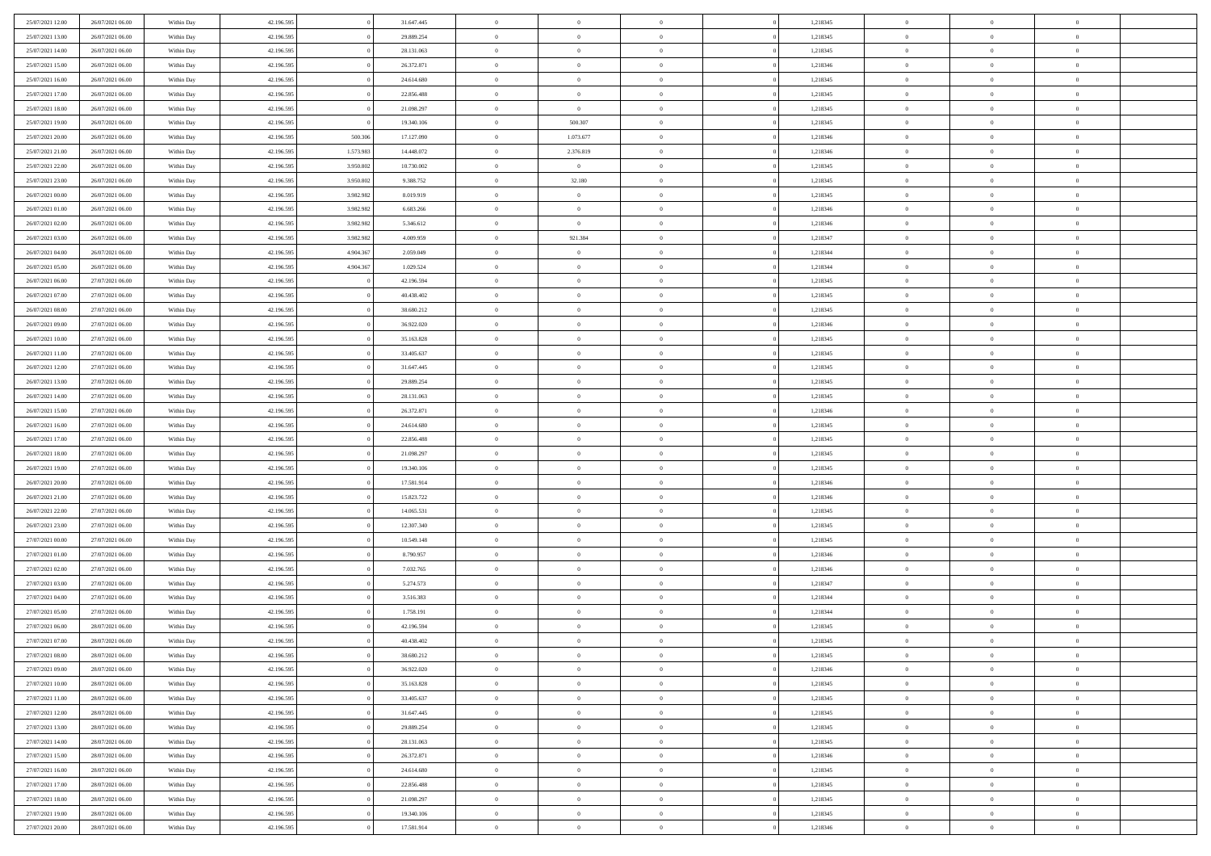| | | | | | | | | | | | | | | |
|---|---|---|---|---|---|---|---|---|---|---|---|---|---|---|
| 25/07/2021 12:00 | 26/07/2021 06:00 | Within Day | 42.196.595 | 0 | 31.647.445 | 0 | 0 | 0 | | 0 | 1,218345 | 0 | 0 | 0 |
| 25/07/2021 13:00 | 26/07/2021 06:00 | Within Day | 42.196.595 | 0 | 29.889.254 | 0 | 0 | 0 | | 0 | 1,218345 | 0 | 0 | 0 |
| 25/07/2021 14:00 | 26/07/2021 06:00 | Within Day | 42.196.595 | 0 | 28.131.063 | 0 | 0 | 0 | | 0 | 1,218345 | 0 | 0 | 0 |
| 25/07/2021 15:00 | 26/07/2021 06:00 | Within Day | 42.196.595 | 0 | 26.372.871 | 0 | 0 | 0 | | 0 | 1,218346 | 0 | 0 | 0 |
| 25/07/2021 16:00 | 26/07/2021 06:00 | Within Day | 42.196.595 | 0 | 24.614.680 | 0 | 0 | 0 | | 0 | 1,218345 | 0 | 0 | 0 |
| 25/07/2021 17:00 | 26/07/2021 06:00 | Within Day | 42.196.595 | 0 | 22.856.488 | 0 | 0 | 0 | | 0 | 1,218345 | 0 | 0 | 0 |
| 25/07/2021 18:00 | 26/07/2021 06:00 | Within Day | 42.196.595 | 0 | 21.098.297 | 0 | 0 | 0 | | 0 | 1,218345 | 0 | 0 | 0 |
| 25/07/2021 19:00 | 26/07/2021 06:00 | Within Day | 42.196.595 | 0 | 19.340.106 | 0 | 500.307 | 0 | | 0 | 1,218345 | 0 | 0 | 0 |
| 25/07/2021 20:00 | 26/07/2021 06:00 | Within Day | 42.196.595 | 500.306 | 17.127.090 | 0 | 1.073.677 | 0 | | 0 | 1,218346 | 0 | 0 | 0 |
| 25/07/2021 21:00 | 26/07/2021 06:00 | Within Day | 42.196.595 | 1.573.983 | 14.448.072 | 0 | 2.376.819 | 0 | | 0 | 1,218346 | 0 | 0 | 0 |
| 25/07/2021 22:00 | 26/07/2021 06:00 | Within Day | 42.196.595 | 3.950.802 | 10.730.002 | 0 | 0 | 0 | | 0 | 1,218345 | 0 | 0 | 0 |
| 25/07/2021 23:00 | 26/07/2021 06:00 | Within Day | 42.196.595 | 3.950.802 | 9.388.752 | 0 | 32.180 | 0 | | 0 | 1,218345 | 0 | 0 | 0 |
| 26/07/2021 00:00 | 26/07/2021 06:00 | Within Day | 42.196.595 | 3.982.982 | 8.019.919 | 0 | 0 | 0 | | 0 | 1,218345 | 0 | 0 | 0 |
| 26/07/2021 01:00 | 26/07/2021 06:00 | Within Day | 42.196.595 | 3.982.982 | 6.683.266 | 0 | 0 | 0 | | 0 | 1,218346 | 0 | 0 | 0 |
| 26/07/2021 02:00 | 26/07/2021 06:00 | Within Day | 42.196.595 | 3.982.982 | 5.346.612 | 0 | 0 | 0 | | 0 | 1,218346 | 0 | 0 | 0 |
| 26/07/2021 03:00 | 26/07/2021 06:00 | Within Day | 42.196.595 | 3.982.982 | 4.009.959 | 0 | 921.384 | 0 | | 0 | 1,218347 | 0 | 0 | 0 |
| 26/07/2021 04:00 | 26/07/2021 06:00 | Within Day | 42.196.595 | 4.904.367 | 2.059.049 | 0 | 0 | 0 | | 0 | 1,218344 | 0 | 0 | 0 |
| 26/07/2021 05:00 | 26/07/2021 06:00 | Within Day | 42.196.595 | 4.904.367 | 1.029.524 | 0 | 0 | 0 | | 0 | 1,218344 | 0 | 0 | 0 |
| 26/07/2021 06:00 | 27/07/2021 06:00 | Within Day | 42.196.595 | 0 | 42.196.594 | 0 | 0 | 0 | | 0 | 1,218345 | 0 | 0 | 0 |
| 26/07/2021 07:00 | 27/07/2021 06:00 | Within Day | 42.196.595 | 0 | 40.438.402 | 0 | 0 | 0 | | 0 | 1,218345 | 0 | 0 | 0 |
| 26/07/2021 08:00 | 27/07/2021 06:00 | Within Day | 42.196.595 | 0 | 38.680.212 | 0 | 0 | 0 | | 0 | 1,218345 | 0 | 0 | 0 |
| 26/07/2021 09:00 | 27/07/2021 06:00 | Within Day | 42.196.595 | 0 | 36.922.020 | 0 | 0 | 0 | | 0 | 1,218346 | 0 | 0 | 0 |
| 26/07/2021 10:00 | 27/07/2021 06:00 | Within Day | 42.196.595 | 0 | 35.163.828 | 0 | 0 | 0 | | 0 | 1,218345 | 0 | 0 | 0 |
| 26/07/2021 11:00 | 27/07/2021 06:00 | Within Day | 42.196.595 | 0 | 33.405.637 | 0 | 0 | 0 | | 0 | 1,218345 | 0 | 0 | 0 |
| 26/07/2021 12:00 | 27/07/2021 06:00 | Within Day | 42.196.595 | 0 | 31.647.445 | 0 | 0 | 0 | | 0 | 1,218345 | 0 | 0 | 0 |
| 26/07/2021 13:00 | 27/07/2021 06:00 | Within Day | 42.196.595 | 0 | 29.889.254 | 0 | 0 | 0 | | 0 | 1,218345 | 0 | 0 | 0 |
| 26/07/2021 14:00 | 27/07/2021 06:00 | Within Day | 42.196.595 | 0 | 28.131.063 | 0 | 0 | 0 | | 0 | 1,218345 | 0 | 0 | 0 |
| 26/07/2021 15:00 | 27/07/2021 06:00 | Within Day | 42.196.595 | 0 | 26.372.871 | 0 | 0 | 0 | | 0 | 1,218346 | 0 | 0 | 0 |
| 26/07/2021 16:00 | 27/07/2021 06:00 | Within Day | 42.196.595 | 0 | 24.614.680 | 0 | 0 | 0 | | 0 | 1,218345 | 0 | 0 | 0 |
| 26/07/2021 17:00 | 27/07/2021 06:00 | Within Day | 42.196.595 | 0 | 22.856.488 | 0 | 0 | 0 | | 0 | 1,218345 | 0 | 0 | 0 |
| 26/07/2021 18:00 | 27/07/2021 06:00 | Within Day | 42.196.595 | 0 | 21.098.297 | 0 | 0 | 0 | | 0 | 1,218345 | 0 | 0 | 0 |
| 26/07/2021 19:00 | 27/07/2021 06:00 | Within Day | 42.196.595 | 0 | 19.340.106 | 0 | 0 | 0 | | 0 | 1,218345 | 0 | 0 | 0 |
| 26/07/2021 20:00 | 27/07/2021 06:00 | Within Day | 42.196.595 | 0 | 17.581.914 | 0 | 0 | 0 | | 0 | 1,218346 | 0 | 0 | 0 |
| 26/07/2021 21:00 | 27/07/2021 06:00 | Within Day | 42.196.595 | 0 | 15.823.722 | 0 | 0 | 0 | | 0 | 1,218346 | 0 | 0 | 0 |
| 26/07/2021 22:00 | 27/07/2021 06:00 | Within Day | 42.196.595 | 0 | 14.065.531 | 0 | 0 | 0 | | 0 | 1,218345 | 0 | 0 | 0 |
| 26/07/2021 23:00 | 27/07/2021 06:00 | Within Day | 42.196.595 | 0 | 12.307.340 | 0 | 0 | 0 | | 0 | 1,218345 | 0 | 0 | 0 |
| 27/07/2021 00:00 | 27/07/2021 06:00 | Within Day | 42.196.595 | 0 | 10.549.148 | 0 | 0 | 0 | | 0 | 1,218345 | 0 | 0 | 0 |
| 27/07/2021 01:00 | 27/07/2021 06:00 | Within Day | 42.196.595 | 0 | 8.790.957 | 0 | 0 | 0 | | 0 | 1,218346 | 0 | 0 | 0 |
| 27/07/2021 02:00 | 27/07/2021 06:00 | Within Day | 42.196.595 | 0 | 7.032.765 | 0 | 0 | 0 | | 0 | 1,218346 | 0 | 0 | 0 |
| 27/07/2021 03:00 | 27/07/2021 06:00 | Within Day | 42.196.595 | 0 | 5.274.573 | 0 | 0 | 0 | | 0 | 1,218347 | 0 | 0 | 0 |
| 27/07/2021 04:00 | 27/07/2021 06:00 | Within Day | 42.196.595 | 0 | 3.516.383 | 0 | 0 | 0 | | 0 | 1,218344 | 0 | 0 | 0 |
| 27/07/2021 05:00 | 27/07/2021 06:00 | Within Day | 42.196.595 | 0 | 1.758.191 | 0 | 0 | 0 | | 0 | 1,218344 | 0 | 0 | 0 |
| 27/07/2021 06:00 | 28/07/2021 06:00 | Within Day | 42.196.595 | 0 | 42.196.594 | 0 | 0 | 0 | | 0 | 1,218345 | 0 | 0 | 0 |
| 27/07/2021 07:00 | 28/07/2021 06:00 | Within Day | 42.196.595 | 0 | 40.438.402 | 0 | 0 | 0 | | 0 | 1,218345 | 0 | 0 | 0 |
| 27/07/2021 08:00 | 28/07/2021 06:00 | Within Day | 42.196.595 | 0 | 38.680.212 | 0 | 0 | 0 | | 0 | 1,218345 | 0 | 0 | 0 |
| 27/07/2021 09:00 | 28/07/2021 06:00 | Within Day | 42.196.595 | 0 | 36.922.020 | 0 | 0 | 0 | | 0 | 1,218346 | 0 | 0 | 0 |
| 27/07/2021 10:00 | 28/07/2021 06:00 | Within Day | 42.196.595 | 0 | 35.163.828 | 0 | 0 | 0 | | 0 | 1,218345 | 0 | 0 | 0 |
| 27/07/2021 11:00 | 28/07/2021 06:00 | Within Day | 42.196.595 | 0 | 33.405.637 | 0 | 0 | 0 | | 0 | 1,218345 | 0 | 0 | 0 |
| 27/07/2021 12:00 | 28/07/2021 06:00 | Within Day | 42.196.595 | 0 | 31.647.445 | 0 | 0 | 0 | | 0 | 1,218345 | 0 | 0 | 0 |
| 27/07/2021 13:00 | 28/07/2021 06:00 | Within Day | 42.196.595 | 0 | 29.889.254 | 0 | 0 | 0 | | 0 | 1,218345 | 0 | 0 | 0 |
| 27/07/2021 14:00 | 28/07/2021 06:00 | Within Day | 42.196.595 | 0 | 28.131.063 | 0 | 0 | 0 | | 0 | 1,218345 | 0 | 0 | 0 |
| 27/07/2021 15:00 | 28/07/2021 06:00 | Within Day | 42.196.595 | 0 | 26.372.871 | 0 | 0 | 0 | | 0 | 1,218346 | 0 | 0 | 0 |
| 27/07/2021 16:00 | 28/07/2021 06:00 | Within Day | 42.196.595 | 0 | 24.614.680 | 0 | 0 | 0 | | 0 | 1,218345 | 0 | 0 | 0 |
| 27/07/2021 17:00 | 28/07/2021 06:00 | Within Day | 42.196.595 | 0 | 22.856.488 | 0 | 0 | 0 | | 0 | 1,218345 | 0 | 0 | 0 |
| 27/07/2021 18:00 | 28/07/2021 06:00 | Within Day | 42.196.595 | 0 | 21.098.297 | 0 | 0 | 0 | | 0 | 1,218345 | 0 | 0 | 0 |
| 27/07/2021 19:00 | 28/07/2021 06:00 | Within Day | 42.196.595 | 0 | 19.340.106 | 0 | 0 | 0 | | 0 | 1,218345 | 0 | 0 | 0 |
| 27/07/2021 20:00 | 28/07/2021 06:00 | Within Day | 42.196.595 | 0 | 17.581.914 | 0 | 0 | 0 | | 0 | 1,218346 | 0 | 0 | 0 |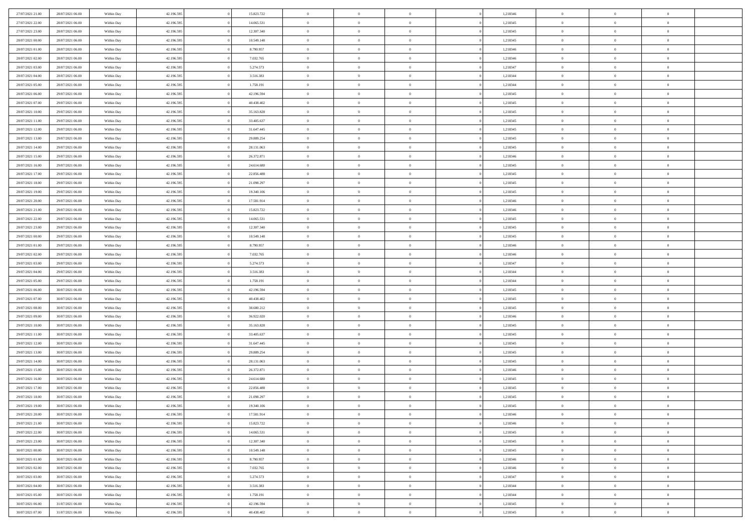| | | | | | | | | | | | | | | |
|---|---|---|---|---|---|---|---|---|---|---|---|---|---|---|
| 27/07/2021 21:00 | 28/07/2021 06:00 | Within Day | 42.196.595 | 0 | 15.823.722 | 0 | 0 | 0 | 0 | 1,218346 | 0 | 0 | 0 | |
| 27/07/2021 22:00 | 28/07/2021 06:00 | Within Day | 42.196.595 | 0 | 14.065.531 | 0 | 0 | 0 | 0 | 1,218345 | 0 | 0 | 0 | |
| 27/07/2021 23:00 | 28/07/2021 06:00 | Within Day | 42.196.595 | 0 | 12.307.340 | 0 | 0 | 0 | 0 | 1,218345 | 0 | 0 | 0 | |
| 28/07/2021 00:00 | 28/07/2021 06:00 | Within Day | 42.196.595 | 0 | 10.549.148 | 0 | 0 | 0 | 0 | 1,218345 | 0 | 0 | 0 | |
| 28/07/2021 01:00 | 28/07/2021 06:00 | Within Day | 42.196.595 | 0 | 8.790.957 | 0 | 0 | 0 | 0 | 1,218346 | 0 | 0 | 0 | |
| 28/07/2021 02:00 | 28/07/2021 06:00 | Within Day | 42.196.595 | 0 | 7.032.765 | 0 | 0 | 0 | 0 | 1,218346 | 0 | 0 | 0 | |
| 28/07/2021 03:00 | 28/07/2021 06:00 | Within Day | 42.196.595 | 0 | 5.274.573 | 0 | 0 | 0 | 0 | 1,218347 | 0 | 0 | 0 | |
| 28/07/2021 04:00 | 28/07/2021 06:00 | Within Day | 42.196.595 | 0 | 3.516.383 | 0 | 0 | 0 | 0 | 1,218344 | 0 | 0 | 0 | |
| 28/07/2021 05:00 | 28/07/2021 06:00 | Within Day | 42.196.595 | 0 | 1.758.191 | 0 | 0 | 0 | 0 | 1,218344 | 0 | 0 | 0 | |
| 28/07/2021 06:00 | 29/07/2021 06:00 | Within Day | 42.196.595 | 0 | 42.196.594 | 0 | 0 | 0 | 0 | 1,218345 | 0 | 0 | 0 | |
| 28/07/2021 07:00 | 29/07/2021 06:00 | Within Day | 42.196.595 | 0 | 40.438.402 | 0 | 0 | 0 | 0 | 1,218345 | 0 | 0 | 0 | |
| 28/07/2021 10:00 | 29/07/2021 06:00 | Within Day | 42.196.595 | 0 | 35.163.828 | 0 | 0 | 0 | 0 | 1,218345 | 0 | 0 | 0 | |
| 28/07/2021 11:00 | 29/07/2021 06:00 | Within Day | 42.196.595 | 0 | 33.405.637 | 0 | 0 | 0 | 0 | 1,218345 | 0 | 0 | 0 | |
| 28/07/2021 12:00 | 29/07/2021 06:00 | Within Day | 42.196.595 | 0 | 31.647.445 | 0 | 0 | 0 | 0 | 1,218345 | 0 | 0 | 0 | |
| 28/07/2021 13:00 | 29/07/2021 06:00 | Within Day | 42.196.595 | 0 | 29.889.254 | 0 | 0 | 0 | 0 | 1,218345 | 0 | 0 | 0 | |
| 28/07/2021 14:00 | 29/07/2021 06:00 | Within Day | 42.196.595 | 0 | 28.131.063 | 0 | 0 | 0 | 0 | 1,218345 | 0 | 0 | 0 | |
| 28/07/2021 15:00 | 29/07/2021 06:00 | Within Day | 42.196.595 | 0 | 26.372.871 | 0 | 0 | 0 | 0 | 1,218346 | 0 | 0 | 0 | |
| 28/07/2021 16:00 | 29/07/2021 06:00 | Within Day | 42.196.595 | 0 | 24.614.680 | 0 | 0 | 0 | 0 | 1,218345 | 0 | 0 | 0 | |
| 28/07/2021 17:00 | 29/07/2021 06:00 | Within Day | 42.196.595 | 0 | 22.856.488 | 0 | 0 | 0 | 0 | 1,218345 | 0 | 0 | 0 | |
| 28/07/2021 18:00 | 29/07/2021 06:00 | Within Day | 42.196.595 | 0 | 21.098.297 | 0 | 0 | 0 | 0 | 1,218345 | 0 | 0 | 0 | |
| 28/07/2021 19:00 | 29/07/2021 06:00 | Within Day | 42.196.595 | 0 | 19.340.106 | 0 | 0 | 0 | 0 | 1,218345 | 0 | 0 | 0 | |
| 28/07/2021 20:00 | 29/07/2021 06:00 | Within Day | 42.196.595 | 0 | 17.581.914 | 0 | 0 | 0 | 0 | 1,218346 | 0 | 0 | 0 | |
| 28/07/2021 21:00 | 29/07/2021 06:00 | Within Day | 42.196.595 | 0 | 15.823.722 | 0 | 0 | 0 | 0 | 1,218346 | 0 | 0 | 0 | |
| 28/07/2021 22:00 | 29/07/2021 06:00 | Within Day | 42.196.595 | 0 | 14.065.531 | 0 | 0 | 0 | 0 | 1,218345 | 0 | 0 | 0 | |
| 28/07/2021 23:00 | 29/07/2021 06:00 | Within Day | 42.196.595 | 0 | 12.307.340 | 0 | 0 | 0 | 0 | 1,218345 | 0 | 0 | 0 | |
| 29/07/2021 00:00 | 29/07/2021 06:00 | Within Day | 42.196.595 | 0 | 10.549.148 | 0 | 0 | 0 | 0 | 1,218345 | 0 | 0 | 0 | |
| 29/07/2021 01:00 | 29/07/2021 06:00 | Within Day | 42.196.595 | 0 | 8.790.957 | 0 | 0 | 0 | 0 | 1,218346 | 0 | 0 | 0 | |
| 29/07/2021 02:00 | 29/07/2021 06:00 | Within Day | 42.196.595 | 0 | 7.032.765 | 0 | 0 | 0 | 0 | 1,218346 | 0 | 0 | 0 | |
| 29/07/2021 03:00 | 29/07/2021 06:00 | Within Day | 42.196.595 | 0 | 5.274.573 | 0 | 0 | 0 | 0 | 1,218347 | 0 | 0 | 0 | |
| 29/07/2021 04:00 | 29/07/2021 06:00 | Within Day | 42.196.595 | 0 | 3.516.383 | 0 | 0 | 0 | 0 | 1,218344 | 0 | 0 | 0 | |
| 29/07/2021 05:00 | 29/07/2021 06:00 | Within Day | 42.196.595 | 0 | 1.758.191 | 0 | 0 | 0 | 0 | 1,218344 | 0 | 0 | 0 | |
| 29/07/2021 06:00 | 30/07/2021 06:00 | Within Day | 42.196.595 | 0 | 42.196.594 | 0 | 0 | 0 | 0 | 1,218345 | 0 | 0 | 0 | |
| 29/07/2021 07:00 | 30/07/2021 06:00 | Within Day | 42.196.595 | 0 | 40.438.402 | 0 | 0 | 0 | 0 | 1,218345 | 0 | 0 | 0 | |
| 29/07/2021 08:00 | 30/07/2021 06:00 | Within Day | 42.196.595 | 0 | 38.680.212 | 0 | 0 | 0 | 0 | 1,218345 | 0 | 0 | 0 | |
| 29/07/2021 09:00 | 30/07/2021 06:00 | Within Day | 42.196.595 | 0 | 36.922.020 | 0 | 0 | 0 | 0 | 1,218346 | 0 | 0 | 0 | |
| 29/07/2021 10:00 | 30/07/2021 06:00 | Within Day | 42.196.595 | 0 | 35.163.828 | 0 | 0 | 0 | 0 | 1,218345 | 0 | 0 | 0 | |
| 29/07/2021 11:00 | 30/07/2021 06:00 | Within Day | 42.196.595 | 0 | 33.405.637 | 0 | 0 | 0 | 0 | 1,218345 | 0 | 0 | 0 | |
| 29/07/2021 12:00 | 30/07/2021 06:00 | Within Day | 42.196.595 | 0 | 31.647.445 | 0 | 0 | 0 | 0 | 1,218345 | 0 | 0 | 0 | |
| 29/07/2021 13:00 | 30/07/2021 06:00 | Within Day | 42.196.595 | 0 | 29.889.254 | 0 | 0 | 0 | 0 | 1,218345 | 0 | 0 | 0 | |
| 29/07/2021 14:00 | 30/07/2021 06:00 | Within Day | 42.196.595 | 0 | 28.131.063 | 0 | 0 | 0 | 0 | 1,218345 | 0 | 0 | 0 | |
| 29/07/2021 15:00 | 30/07/2021 06:00 | Within Day | 42.196.595 | 0 | 26.372.871 | 0 | 0 | 0 | 0 | 1,218346 | 0 | 0 | 0 | |
| 29/07/2021 16:00 | 30/07/2021 06:00 | Within Day | 42.196.595 | 0 | 24.614.680 | 0 | 0 | 0 | 0 | 1,218345 | 0 | 0 | 0 | |
| 29/07/2021 17:00 | 30/07/2021 06:00 | Within Day | 42.196.595 | 0 | 22.856.488 | 0 | 0 | 0 | 0 | 1,218345 | 0 | 0 | 0 | |
| 29/07/2021 18:00 | 30/07/2021 06:00 | Within Day | 42.196.595 | 0 | 21.098.297 | 0 | 0 | 0 | 0 | 1,218345 | 0 | 0 | 0 | |
| 29/07/2021 19:00 | 30/07/2021 06:00 | Within Day | 42.196.595 | 0 | 19.340.106 | 0 | 0 | 0 | 0 | 1,218345 | 0 | 0 | 0 | |
| 29/07/2021 20:00 | 30/07/2021 06:00 | Within Day | 42.196.595 | 0 | 17.581.914 | 0 | 0 | 0 | 0 | 1,218346 | 0 | 0 | 0 | |
| 29/07/2021 21:00 | 30/07/2021 06:00 | Within Day | 42.196.595 | 0 | 15.823.722 | 0 | 0 | 0 | 0 | 1,218346 | 0 | 0 | 0 | |
| 29/07/2021 22:00 | 30/07/2021 06:00 | Within Day | 42.196.595 | 0 | 14.065.531 | 0 | 0 | 0 | 0 | 1,218345 | 0 | 0 | 0 | |
| 29/07/2021 23:00 | 30/07/2021 06:00 | Within Day | 42.196.595 | 0 | 12.307.340 | 0 | 0 | 0 | 0 | 1,218345 | 0 | 0 | 0 | |
| 30/07/2021 00:00 | 30/07/2021 06:00 | Within Day | 42.196.595 | 0 | 10.549.148 | 0 | 0 | 0 | 0 | 1,218345 | 0 | 0 | 0 | |
| 30/07/2021 01:00 | 30/07/2021 06:00 | Within Day | 42.196.595 | 0 | 8.790.957 | 0 | 0 | 0 | 0 | 1,218346 | 0 | 0 | 0 | |
| 30/07/2021 02:00 | 30/07/2021 06:00 | Within Day | 42.196.595 | 0 | 7.032.765 | 0 | 0 | 0 | 0 | 1,218346 | 0 | 0 | 0 | |
| 30/07/2021 03:00 | 30/07/2021 06:00 | Within Day | 42.196.595 | 0 | 5.274.573 | 0 | 0 | 0 | 0 | 1,218347 | 0 | 0 | 0 | |
| 30/07/2021 04:00 | 30/07/2021 06:00 | Within Day | 42.196.595 | 0 | 3.516.383 | 0 | 0 | 0 | 0 | 1,218344 | 0 | 0 | 0 | |
| 30/07/2021 05:00 | 30/07/2021 06:00 | Within Day | 42.196.595 | 0 | 1.758.191 | 0 | 0 | 0 | 0 | 1,218344 | 0 | 0 | 0 | |
| 30/07/2021 06:00 | 31/07/2021 06:00 | Within Day | 42.196.595 | 0 | 42.196.594 | 0 | 0 | 0 | 0 | 1,218345 | 0 | 0 | 0 | |
| 30/07/2021 07:00 | 31/07/2021 06:00 | Within Day | 42.196.595 | 0 | 40.438.402 | 0 | 0 | 0 | 0 | 1,218345 | 0 | 0 | 0 | |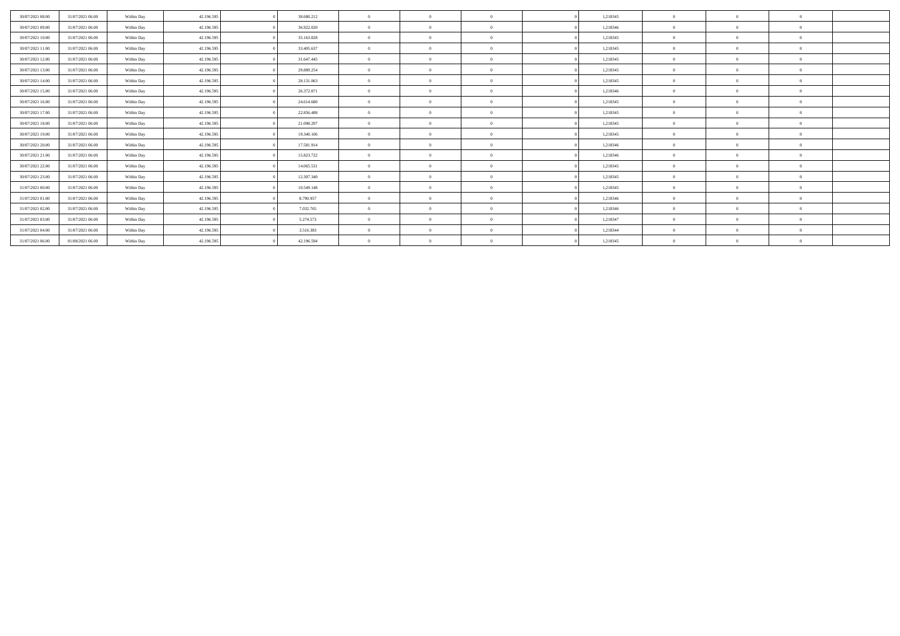| | | | | | | | | | | | | | | |
|---|---|---|---|---|---|---|---|---|---|---|---|---|---|---|
| 30/07/2021 08:00 | 31/07/2021 06:00 | Within Day | 42.196.595 | 0 | 38.680.212 | 0 | 0 | 0 | 0 | 1,218345 | 0 | 0 | 0 | |
| 30/07/2021 09:00 | 31/07/2021 06:00 | Within Day | 42.196.595 | 0 | 36.922.020 | 0 | 0 | 0 | 0 | 1,218346 | 0 | 0 | 0 | |
| 30/07/2021 10:00 | 31/07/2021 06:00 | Within Day | 42.196.595 | 0 | 35.163.828 | 0 | 0 | 0 | 0 | 1,218345 | 0 | 0 | 0 | |
| 30/07/2021 11:00 | 31/07/2021 06:00 | Within Day | 42.196.595 | 0 | 33.405.637 | 0 | 0 | 0 | 0 | 1,218345 | 0 | 0 | 0 | |
| 30/07/2021 12:00 | 31/07/2021 06:00 | Within Day | 42.196.595 | 0 | 31.647.445 | 0 | 0 | 0 | 0 | 1,218345 | 0 | 0 | 0 | |
| 30/07/2021 13:00 | 31/07/2021 06:00 | Within Day | 42.196.595 | 0 | 29.889.254 | 0 | 0 | 0 | 0 | 1,218345 | 0 | 0 | 0 | |
| 30/07/2021 14:00 | 31/07/2021 06:00 | Within Day | 42.196.595 | 0 | 28.131.063 | 0 | 0 | 0 | 0 | 1,218345 | 0 | 0 | 0 | |
| 30/07/2021 15:00 | 31/07/2021 06:00 | Within Day | 42.196.595 | 0 | 26.372.871 | 0 | 0 | 0 | 0 | 1,218346 | 0 | 0 | 0 | |
| 30/07/2021 16:00 | 31/07/2021 06:00 | Within Day | 42.196.595 | 0 | 24.614.680 | 0 | 0 | 0 | 0 | 1,218345 | 0 | 0 | 0 | |
| 30/07/2021 17:00 | 31/07/2021 06:00 | Within Day | 42.196.595 | 0 | 22.856.488 | 0 | 0 | 0 | 0 | 1,218345 | 0 | 0 | 0 | |
| 30/07/2021 18:00 | 31/07/2021 06:00 | Within Day | 42.196.595 | 0 | 21.098.297 | 0 | 0 | 0 | 0 | 1,218345 | 0 | 0 | 0 | |
| 30/07/2021 19:00 | 31/07/2021 06:00 | Within Day | 42.196.595 | 0 | 19.340.106 | 0 | 0 | 0 | 0 | 1,218345 | 0 | 0 | 0 | |
| 30/07/2021 20:00 | 31/07/2021 06:00 | Within Day | 42.196.595 | 0 | 17.581.914 | 0 | 0 | 0 | 0 | 1,218346 | 0 | 0 | 0 | |
| 30/07/2021 21:00 | 31/07/2021 06:00 | Within Day | 42.196.595 | 0 | 15.823.722 | 0 | 0 | 0 | 0 | 1,218346 | 0 | 0 | 0 | |
| 30/07/2021 22:00 | 31/07/2021 06:00 | Within Day | 42.196.595 | 0 | 14.065.531 | 0 | 0 | 0 | 0 | 1,218345 | 0 | 0 | 0 | |
| 30/07/2021 23:00 | 31/07/2021 06:00 | Within Day | 42.196.595 | 0 | 12.307.340 | 0 | 0 | 0 | 0 | 1,218345 | 0 | 0 | 0 | |
| 31/07/2021 00:00 | 31/07/2021 06:00 | Within Day | 42.196.595 | 0 | 10.549.148 | 0 | 0 | 0 | 0 | 1,218345 | 0 | 0 | 0 | |
| 31/07/2021 01:00 | 31/07/2021 06:00 | Within Day | 42.196.595 | 0 | 8.790.957 | 0 | 0 | 0 | 0 | 1,218346 | 0 | 0 | 0 | |
| 31/07/2021 02:00 | 31/07/2021 06:00 | Within Day | 42.196.595 | 0 | 7.032.765 | 0 | 0 | 0 | 0 | 1,218346 | 0 | 0 | 0 | |
| 31/07/2021 03:00 | 31/07/2021 06:00 | Within Day | 42.196.595 | 0 | 5.274.573 | 0 | 0 | 0 | 0 | 1,218347 | 0 | 0 | 0 | |
| 31/07/2021 04:00 | 31/07/2021 06:00 | Within Day | 42.196.595 | 0 | 3.516.383 | 0 | 0 | 0 | 0 | 1,218344 | 0 | 0 | 0 | |
| 31/07/2021 06:00 | 01/08/2021 06:00 | Within Day | 42.196.595 | 0 | 42.196.594 | 0 | 0 | 0 | 0 | 1,218345 | 0 | 0 | 0 | |